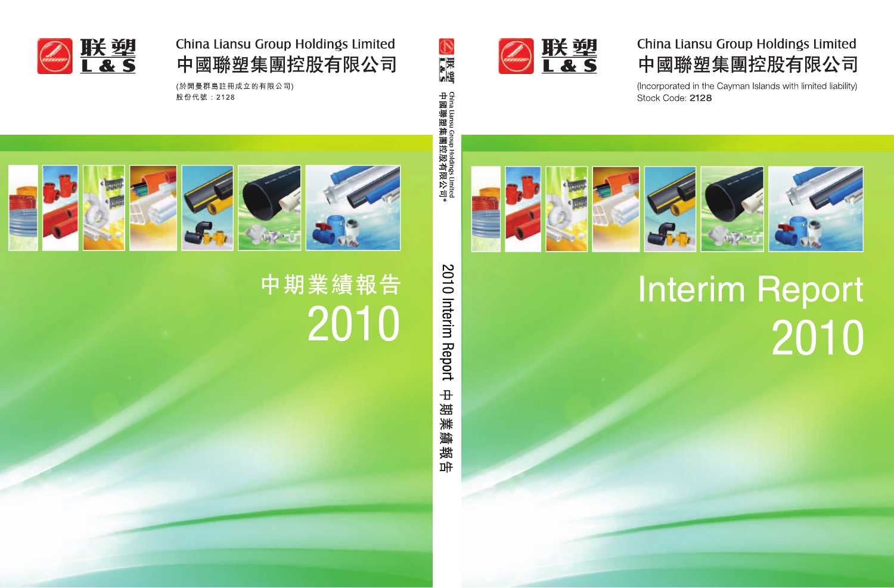联塑 L & S

China Liansu Group Holdings Limited

中國聯塑集團控股有限公司

(於開曼群島註冊成立的有限公司)
股份代號：2128

# 中期業績報告 2010

China Liansu Group Holdings Limited 中國聯塑集團控股有限公司*

2010 Interim Report 中期業績報告

联塑 L & S

China Liansu Group Holdings Limited

中國聯塑集團控股有限公司

(Incorporated in the Cayman Islands with limited liability)
Stock Code: 2128

# Interim Report 2010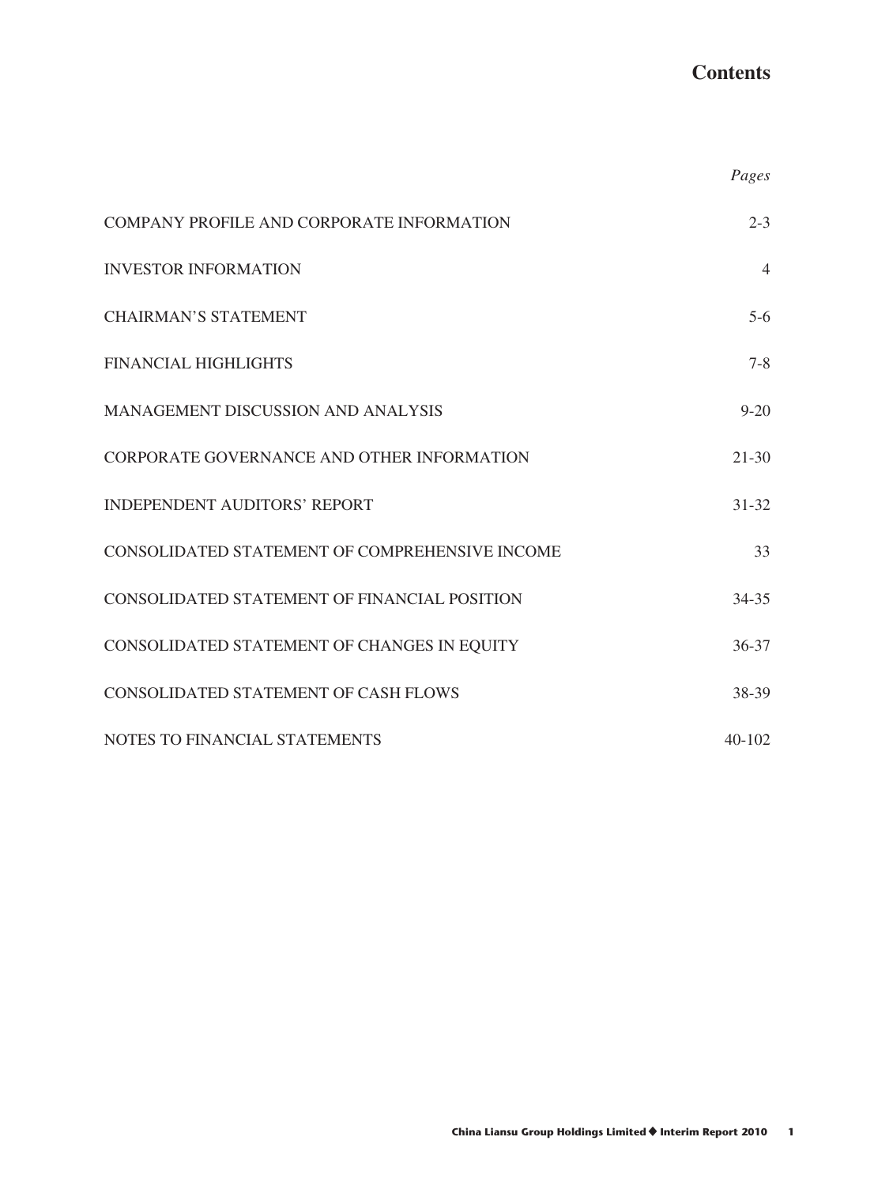# Contents

| | *Pages* |
|---|---|
| COMPANY PROFILE AND CORPORATE INFORMATION | 2-3 |
| INVESTOR INFORMATION | 4 |
| CHAIRMAN'S STATEMENT | 5-6 |
| FINANCIAL HIGHLIGHTS | 7-8 |
| MANAGEMENT DISCUSSION AND ANALYSIS | 9-20 |
| CORPORATE GOVERNANCE AND OTHER INFORMATION | 21-30 |
| INDEPENDENT AUDITORS' REPORT | 31-32 |
| CONSOLIDATED STATEMENT OF COMPREHENSIVE INCOME | 33 |
| CONSOLIDATED STATEMENT OF FINANCIAL POSITION | 34-35 |
| CONSOLIDATED STATEMENT OF CHANGES IN EQUITY | 36-37 |
| CONSOLIDATED STATEMENT OF CASH FLOWS | 38-39 |
| NOTES TO FINANCIAL STATEMENTS | 40-102 |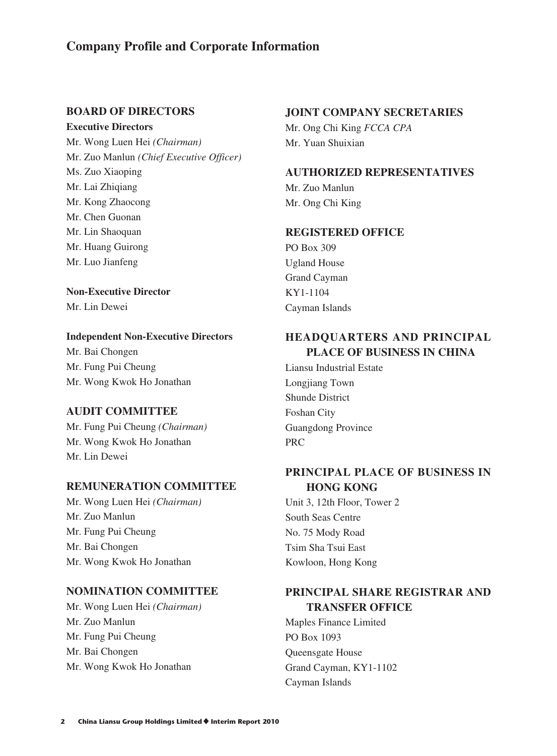# Company Profile and Corporate Information

## BOARD OF DIRECTORS

**Executive Directors**

Mr. Wong Luen Hei *(Chairman)*
Mr. Zuo Manlun *(Chief Executive Officer)*
Ms. Zuo Xiaoping
Mr. Lai Zhiqiang
Mr. Kong Zhaocong
Mr. Chen Guonan
Mr. Lin Shaoquan
Mr. Huang Guirong
Mr. Luo Jianfeng

**Non-Executive Director**

Mr. Lin Dewei

**Independent Non-Executive Directors**

Mr. Bai Chongen
Mr. Fung Pui Cheung
Mr. Wong Kwok Ho Jonathan

## AUDIT COMMITTEE

Mr. Fung Pui Cheung *(Chairman)*
Mr. Wong Kwok Ho Jonathan
Mr. Lin Dewei

## REMUNERATION COMMITTEE

Mr. Wong Luen Hei *(Chairman)*
Mr. Zuo Manlun
Mr. Fung Pui Cheung
Mr. Bai Chongen
Mr. Wong Kwok Ho Jonathan

## NOMINATION COMMITTEE

Mr. Wong Luen Hei *(Chairman)*
Mr. Zuo Manlun
Mr. Fung Pui Cheung
Mr. Bai Chongen
Mr. Wong Kwok Ho Jonathan

## JOINT COMPANY SECRETARIES

Mr. Ong Chi King *FCCA CPA*
Mr. Yuan Shuixian

## AUTHORIZED REPRESENTATIVES

Mr. Zuo Manlun
Mr. Ong Chi King

## REGISTERED OFFICE

PO Box 309
Ugland House
Grand Cayman
KY1-1104
Cayman Islands

## HEADQUARTERS AND PRINCIPAL PLACE OF BUSINESS IN CHINA

Liansu Industrial Estate
Longjiang Town
Shunde District
Foshan City
Guangdong Province
PRC

## PRINCIPAL PLACE OF BUSINESS IN HONG KONG

Unit 3, 12th Floor, Tower 2
South Seas Centre
No. 75 Mody Road
Tsim Sha Tsui East
Kowloon, Hong Kong

## PRINCIPAL SHARE REGISTRAR AND TRANSFER OFFICE

Maples Finance Limited
PO Box 1093
Queensgate House
Grand Cayman, KY1-1102
Cayman Islands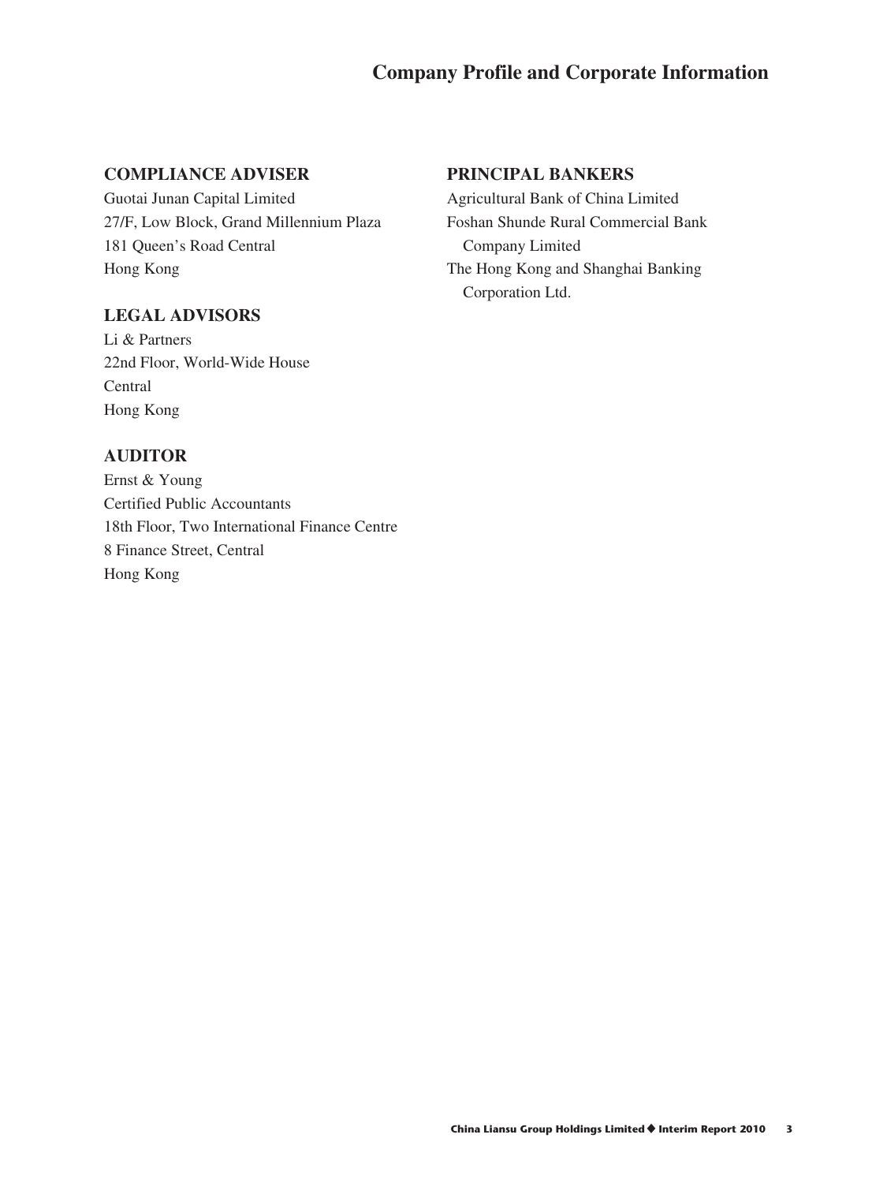# Company Profile and Corporate Information

## COMPLIANCE ADVISER

Guotai Junan Capital Limited
27/F, Low Block, Grand Millennium Plaza
181 Queen's Road Central
Hong Kong

## LEGAL ADVISORS

Li & Partners
22nd Floor, World-Wide House
Central
Hong Kong

## AUDITOR

Ernst & Young
Certified Public Accountants
18th Floor, Two International Finance Centre
8 Finance Street, Central
Hong Kong

## PRINCIPAL BANKERS

Agricultural Bank of China Limited
Foshan Shunde Rural Commercial Bank Company Limited
The Hong Kong and Shanghai Banking Corporation Ltd.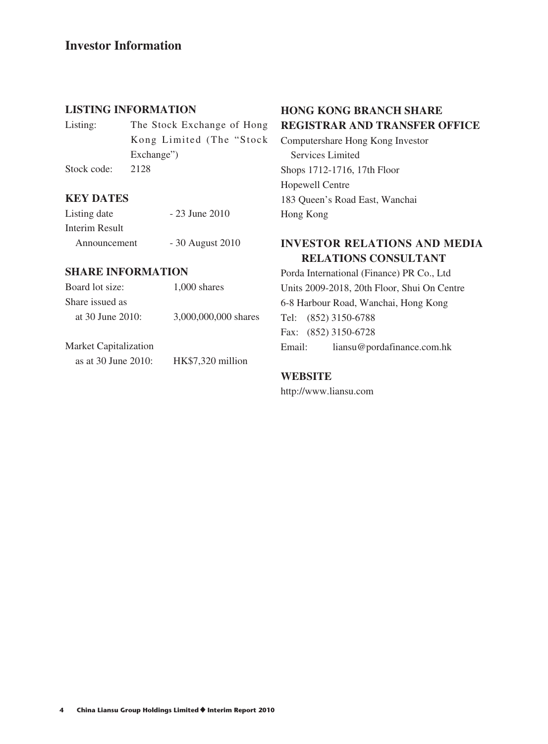# Investor Information

## LISTING INFORMATION

Listing: The Stock Exchange of Hong Kong Limited (The "Stock Exchange")

Stock code: 2128

## KEY DATES

Listing date - 23 June 2010

Interim Result Announcement - 30 August 2010

## SHARE INFORMATION

Board lot size: 1,000 shares

Share issued as at 30 June 2010: 3,000,000,000 shares

Market Capitalization as at 30 June 2010: HK$7,320 million

## HONG KONG BRANCH SHARE REGISTRAR AND TRANSFER OFFICE

Computershare Hong Kong Investor Services Limited
Shops 1712-1716, 17th Floor
Hopewell Centre
183 Queen's Road East, Wanchai
Hong Kong

## INVESTOR RELATIONS AND MEDIA RELATIONS CONSULTANT

Porda International (Finance) PR Co., Ltd
Units 2009-2018, 20th Floor, Shui On Centre
6-8 Harbour Road, Wanchai, Hong Kong
Tel: (852) 3150-6788
Fax: (852) 3150-6728
Email: liansu@pordafinance.com.hk

## WEBSITE

http://www.liansu.com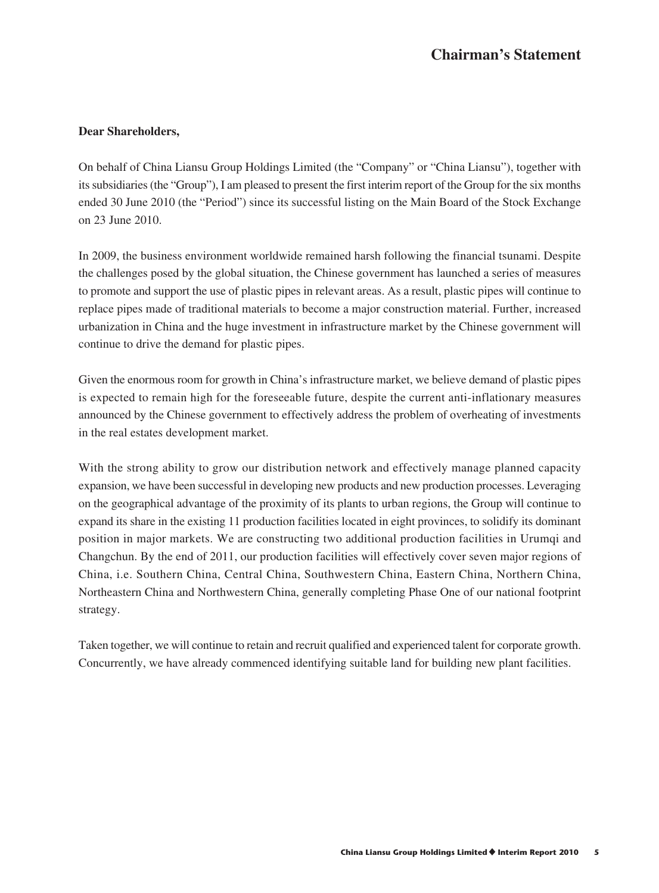# Chairman's Statement

**Dear Shareholders,**

On behalf of China Liansu Group Holdings Limited (the "Company" or "China Liansu"), together with its subsidiaries (the "Group"), I am pleased to present the first interim report of the Group for the six months ended 30 June 2010 (the "Period") since its successful listing on the Main Board of the Stock Exchange on 23 June 2010.

In 2009, the business environment worldwide remained harsh following the financial tsunami. Despite the challenges posed by the global situation, the Chinese government has launched a series of measures to promote and support the use of plastic pipes in relevant areas. As a result, plastic pipes will continue to replace pipes made of traditional materials to become a major construction material. Further, increased urbanization in China and the huge investment in infrastructure market by the Chinese government will continue to drive the demand for plastic pipes.

Given the enormous room for growth in China's infrastructure market, we believe demand of plastic pipes is expected to remain high for the foreseeable future, despite the current anti-inflationary measures announced by the Chinese government to effectively address the problem of overheating of investments in the real estates development market.

With the strong ability to grow our distribution network and effectively manage planned capacity expansion, we have been successful in developing new products and new production processes. Leveraging on the geographical advantage of the proximity of its plants to urban regions, the Group will continue to expand its share in the existing 11 production facilities located in eight provinces, to solidify its dominant position in major markets. We are constructing two additional production facilities in Urumqi and Changchun. By the end of 2011, our production facilities will effectively cover seven major regions of China, i.e. Southern China, Central China, Southwestern China, Eastern China, Northern China, Northeastern China and Northwestern China, generally completing Phase One of our national footprint strategy.

Taken together, we will continue to retain and recruit qualified and experienced talent for corporate growth. Concurrently, we have already commenced identifying suitable land for building new plant facilities.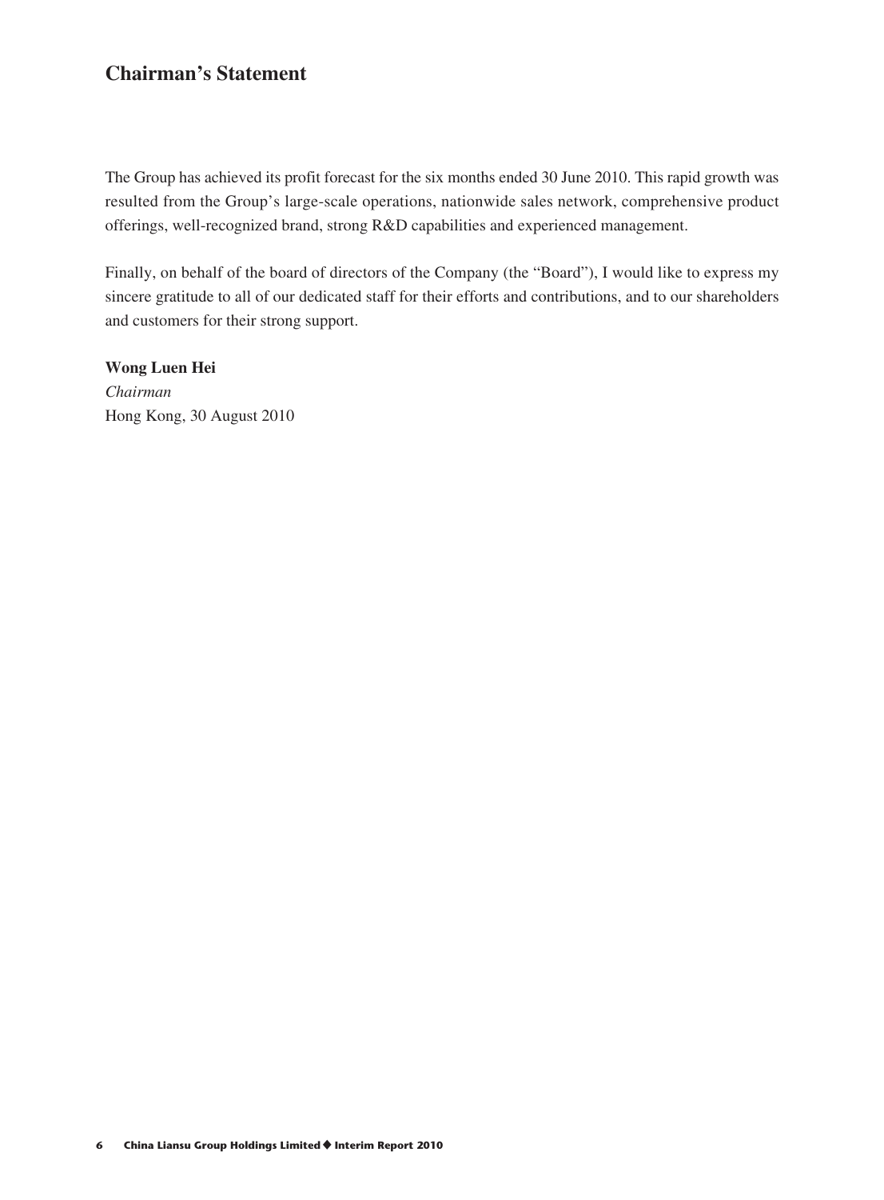## Chairman's Statement

The Group has achieved its profit forecast for the six months ended 30 June 2010. This rapid growth was resulted from the Group's large-scale operations, nationwide sales network, comprehensive product offerings, well-recognized brand, strong R&D capabilities and experienced management.

Finally, on behalf of the board of directors of the Company (the "Board"), I would like to express my sincere gratitude to all of our dedicated staff for their efforts and contributions, and to our shareholders and customers for their strong support.

**Wong Luen Hei**
*Chairman*
Hong Kong, 30 August 2010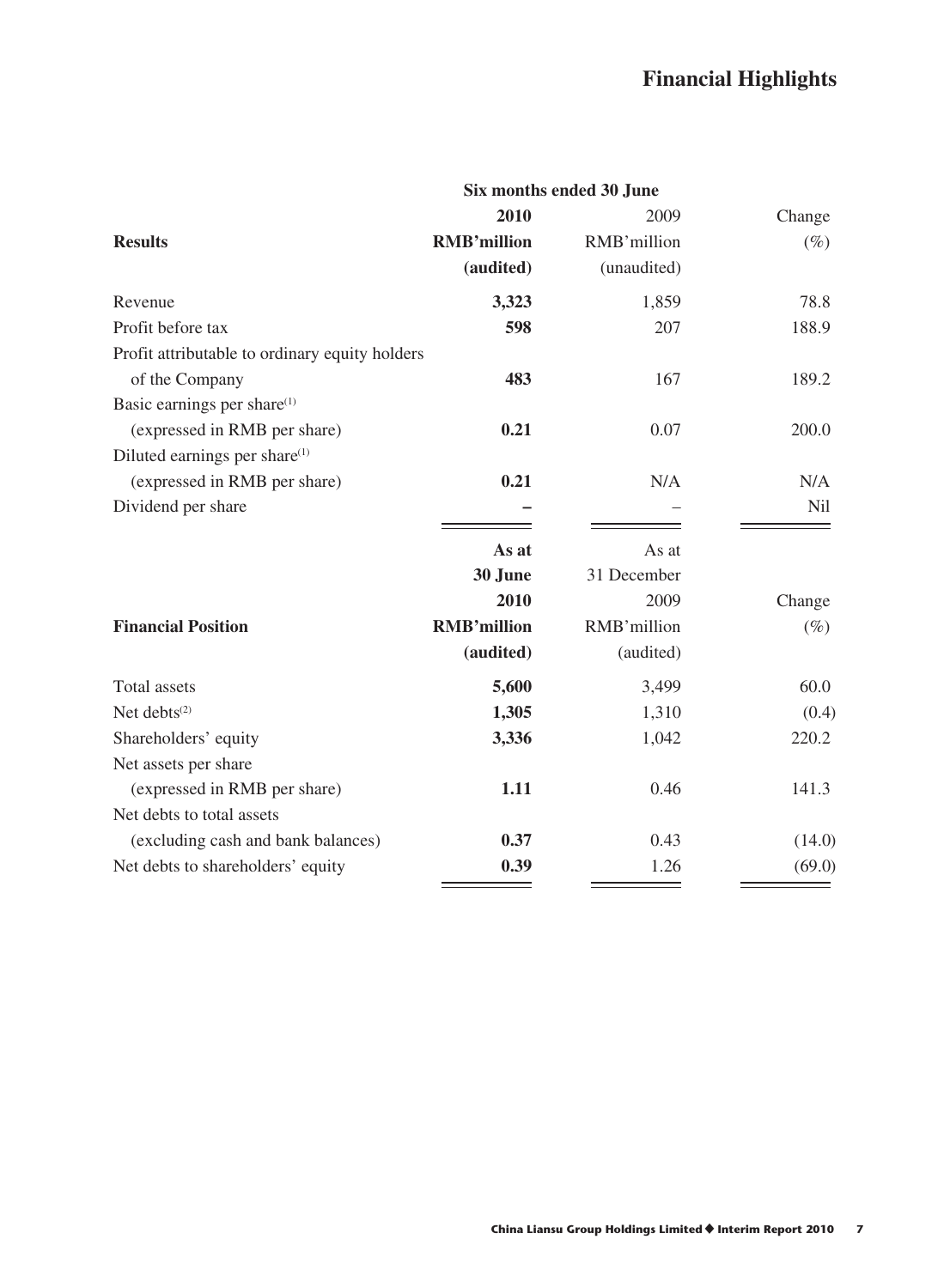# Financial Highlights

| Results | Six months ended 30 June 2010 RMB'million (audited) | 2009 RMB'million (unaudited) | Change (%) |
|---|---|---|---|
| Revenue | **3,323** | 1,859 | 78.8 |
| Profit before tax | **598** | 207 | 188.9 |
| Profit attributable to ordinary equity holders of the Company | **483** | 167 | 189.2 |
| Basic earnings per share[(1)] (expressed in RMB per share) | **0.21** | 0.07 | 200.0 |
| Diluted earnings per share[(1)] (expressed in RMB per share) | **0.21** | N/A | N/A |
| Dividend per share | **–** | – | Nil |

| Financial Position | As at 30 June 2010 RMB'million (audited) | As at 31 December 2009 RMB'million (audited) | Change (%) |
|---|---|---|---|
| Total assets | **5,600** | 3,499 | 60.0 |
| Net debts[(2)] | **1,305** | 1,310 | (0.4) |
| Shareholders' equity | **3,336** | 1,042 | 220.2 |
| Net assets per share (expressed in RMB per share) | **1.11** | 0.46 | 141.3 |
| Net debts to total assets (excluding cash and bank balances) | **0.37** | 0.43 | (14.0) |
| Net debts to shareholders' equity | **0.39** | 1.26 | (69.0) |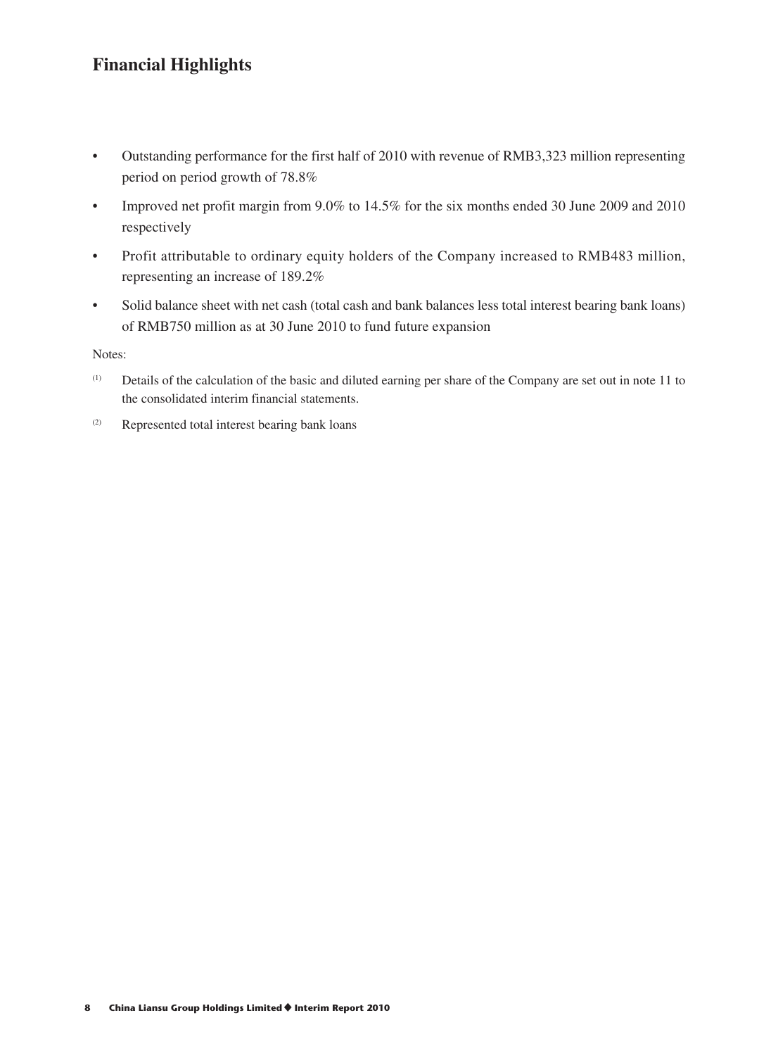## Financial Highlights

- Outstanding performance for the first half of 2010 with revenue of RMB3,323 million representing period on period growth of 78.8%
- Improved net profit margin from 9.0% to 14.5% for the six months ended 30 June 2009 and 2010 respectively
- Profit attributable to ordinary equity holders of the Company increased to RMB483 million, representing an increase of 189.2%
- Solid balance sheet with net cash (total cash and bank balances less total interest bearing bank loans) of RMB750 million as at 30 June 2010 to fund future expansion

Notes:

(1) Details of the calculation of the basic and diluted earning per share of the Company are set out in note 11 to the consolidated interim financial statements.

(2) Represented total interest bearing bank loans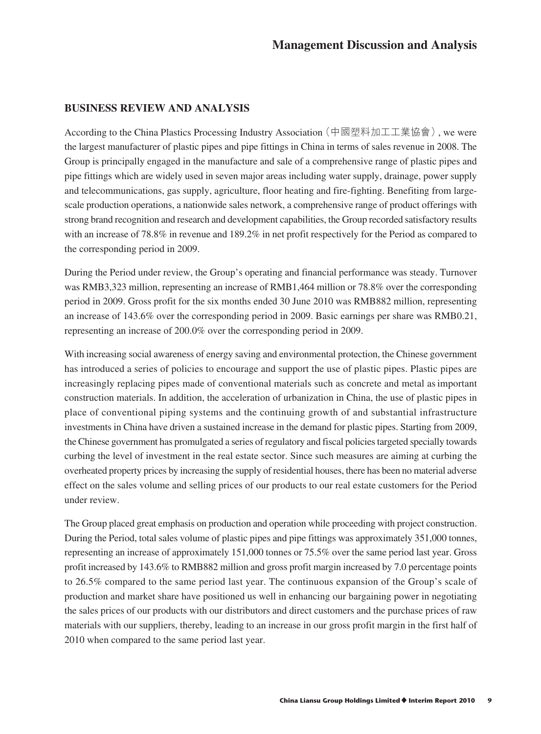# Management Discussion and Analysis

## BUSINESS REVIEW AND ANALYSIS

According to the China Plastics Processing Industry Association（中國塑料加工工業協會）, we were the largest manufacturer of plastic pipes and pipe fittings in China in terms of sales revenue in 2008. The Group is principally engaged in the manufacture and sale of a comprehensive range of plastic pipes and pipe fittings which are widely used in seven major areas including water supply, drainage, power supply and telecommunications, gas supply, agriculture, floor heating and fire-fighting. Benefiting from large-scale production operations, a nationwide sales network, a comprehensive range of product offerings with strong brand recognition and research and development capabilities, the Group recorded satisfactory results with an increase of 78.8% in revenue and 189.2% in net profit respectively for the Period as compared to the corresponding period in 2009.

During the Period under review, the Group's operating and financial performance was steady. Turnover was RMB3,323 million, representing an increase of RMB1,464 million or 78.8% over the corresponding period in 2009. Gross profit for the six months ended 30 June 2010 was RMB882 million, representing an increase of 143.6% over the corresponding period in 2009. Basic earnings per share was RMB0.21, representing an increase of 200.0% over the corresponding period in 2009.

With increasing social awareness of energy saving and environmental protection, the Chinese government has introduced a series of policies to encourage and support the use of plastic pipes. Plastic pipes are increasingly replacing pipes made of conventional materials such as concrete and metal as important construction materials. In addition, the acceleration of urbanization in China, the use of plastic pipes in place of conventional piping systems and the continuing growth of and substantial infrastructure investments in China have driven a sustained increase in the demand for plastic pipes. Starting from 2009, the Chinese government has promulgated a series of regulatory and fiscal policies targeted specially towards curbing the level of investment in the real estate sector. Since such measures are aiming at curbing the overheated property prices by increasing the supply of residential houses, there has been no material adverse effect on the sales volume and selling prices of our products to our real estate customers for the Period under review.

The Group placed great emphasis on production and operation while proceeding with project construction. During the Period, total sales volume of plastic pipes and pipe fittings was approximately 351,000 tonnes, representing an increase of approximately 151,000 tonnes or 75.5% over the same period last year. Gross profit increased by 143.6% to RMB882 million and gross profit margin increased by 7.0 percentage points to 26.5% compared to the same period last year. The continuous expansion of the Group's scale of production and market share have positioned us well in enhancing our bargaining power in negotiating the sales prices of our products with our distributors and direct customers and the purchase prices of raw materials with our suppliers, thereby, leading to an increase in our gross profit margin in the first half of 2010 when compared to the same period last year.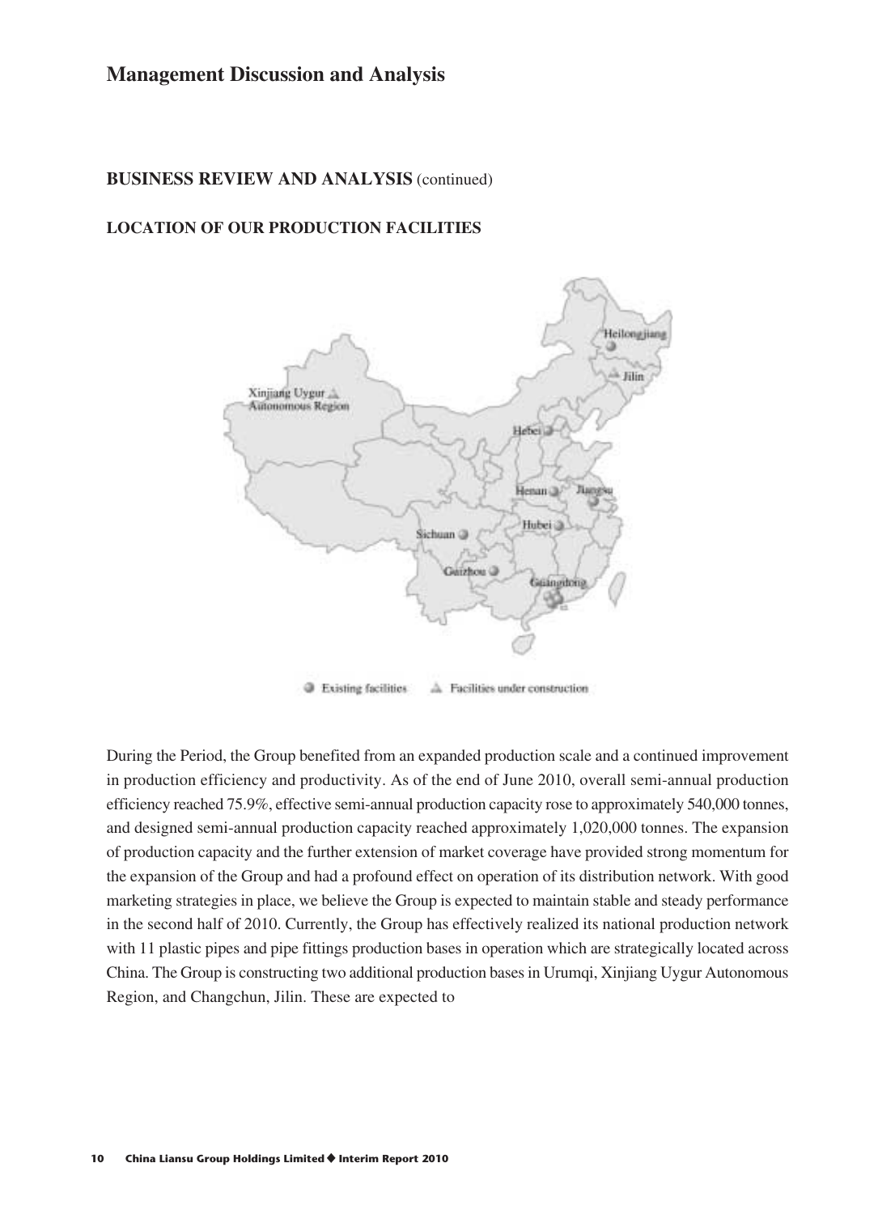## BUSINESS REVIEW AND ANALYSIS (continued)

### LOCATION OF OUR PRODUCTION FACILITIES

Heilongjiang
Jilin
Xinjiang Uygur Autonomous Region
Hebei
Henan
Jiangsu
Hubei
Sichuan
Guizhou
Guangdong

Existing facilities    Facilities under construction

During the Period, the Group benefited from an expanded production scale and a continued improvement in production efficiency and productivity. As of the end of June 2010, overall semi-annual production efficiency reached 75.9%, effective semi-annual production capacity rose to approximately 540,000 tonnes, and designed semi-annual production capacity reached approximately 1,020,000 tonnes. The expansion of production capacity and the further extension of market coverage have provided strong momentum for the expansion of the Group and had a profound effect on operation of its distribution network. With good marketing strategies in place, we believe the Group is expected to maintain stable and steady performance in the second half of 2010. Currently, the Group has effectively realized its national production network with 11 plastic pipes and pipe fittings production bases in operation which are strategically located across China. The Group is constructing two additional production bases in Urumqi, Xinjiang Uygur Autonomous Region, and Changchun, Jilin. These are expected to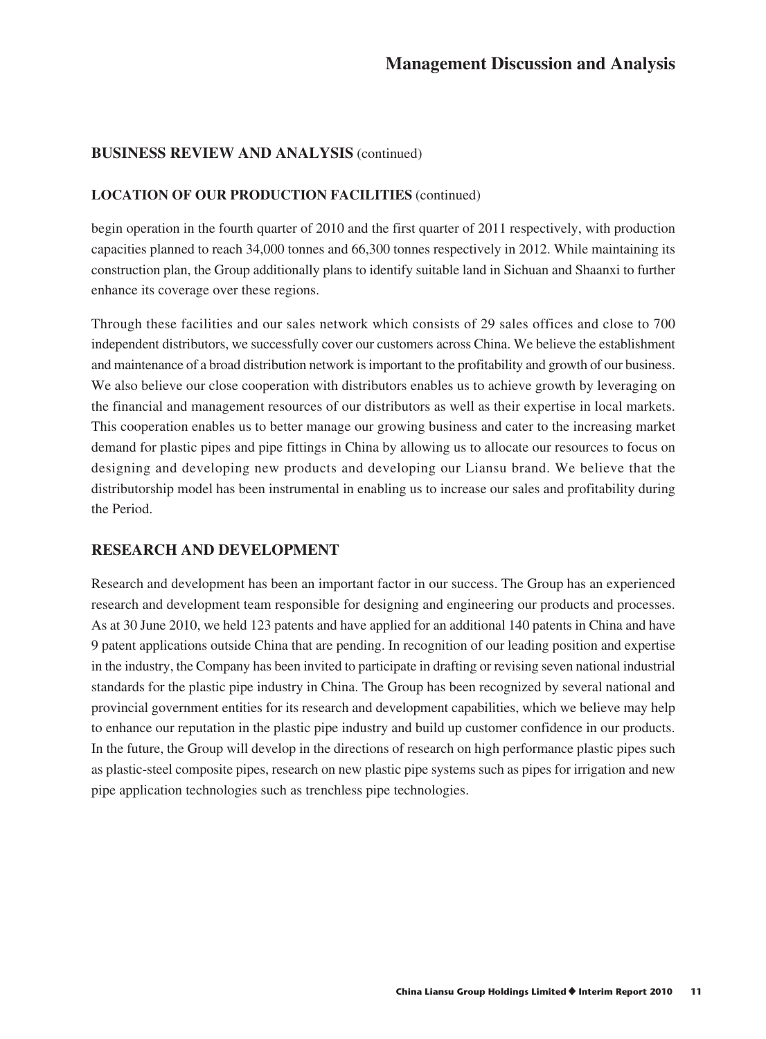## BUSINESS REVIEW AND ANALYSIS (continued)

### LOCATION OF OUR PRODUCTION FACILITIES (continued)

begin operation in the fourth quarter of 2010 and the first quarter of 2011 respectively, with production capacities planned to reach 34,000 tonnes and 66,300 tonnes respectively in 2012. While maintaining its construction plan, the Group additionally plans to identify suitable land in Sichuan and Shaanxi to further enhance its coverage over these regions.

Through these facilities and our sales network which consists of 29 sales offices and close to 700 independent distributors, we successfully cover our customers across China. We believe the establishment and maintenance of a broad distribution network is important to the profitability and growth of our business. We also believe our close cooperation with distributors enables us to achieve growth by leveraging on the financial and management resources of our distributors as well as their expertise in local markets. This cooperation enables us to better manage our growing business and cater to the increasing market demand for plastic pipes and pipe fittings in China by allowing us to allocate our resources to focus on designing and developing new products and developing our Liansu brand. We believe that the distributorship model has been instrumental in enabling us to increase our sales and profitability during the Period.

## RESEARCH AND DEVELOPMENT

Research and development has been an important factor in our success. The Group has an experienced research and development team responsible for designing and engineering our products and processes. As at 30 June 2010, we held 123 patents and have applied for an additional 140 patents in China and have 9 patent applications outside China that are pending. In recognition of our leading position and expertise in the industry, the Company has been invited to participate in drafting or revising seven national industrial standards for the plastic pipe industry in China. The Group has been recognized by several national and provincial government entities for its research and development capabilities, which we believe may help to enhance our reputation in the plastic pipe industry and build up customer confidence in our products. In the future, the Group will develop in the directions of research on high performance plastic pipes such as plastic-steel composite pipes, research on new plastic pipe systems such as pipes for irrigation and new pipe application technologies such as trenchless pipe technologies.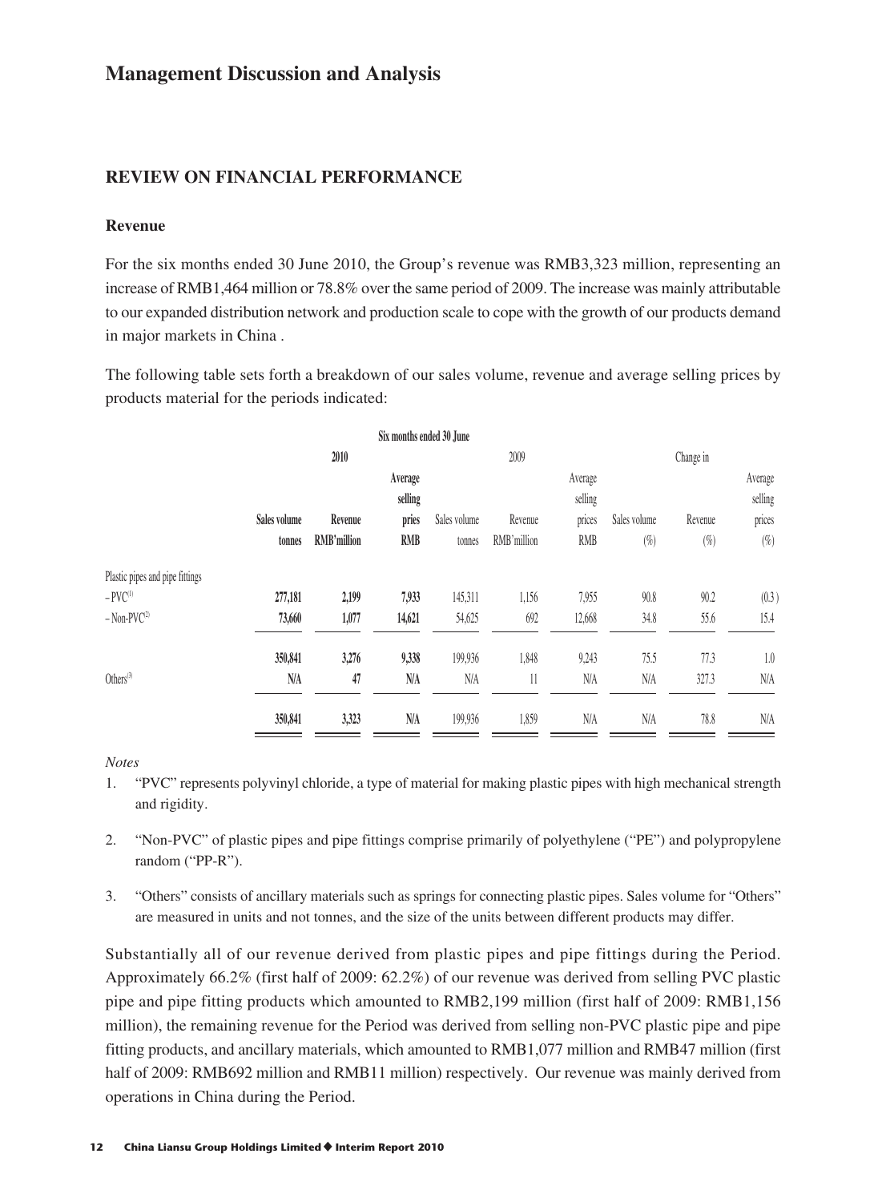# Management Discussion and Analysis

## REVIEW ON FINANCIAL PERFORMANCE

### Revenue

For the six months ended 30 June 2010, the Group's revenue was RMB3,323 million, representing an increase of RMB1,464 million or 78.8% over the same period of 2009. The increase was mainly attributable to our expanded distribution network and production scale to cope with the growth of our products demand in major markets in China .

The following table sets forth a breakdown of our sales volume, revenue and average selling prices by products material for the periods indicated:

| | Six months ended 30 June | | | | | | | | |
|---|---|---|---|---|---|---|---|---|---|
| | 2010 | | | 2009 | | | Change in | | |
| | Sales volume tonnes | Revenue RMB'million | Average selling pries RMB | Sales volume tonnes | Revenue RMB'million | Average selling prices RMB | Sales volume (%) | Revenue (%) | Average selling prices (%) |
| Plastic pipes and pipe fittings | | | | | | | | | |
| – PVC[1] | 277,181 | 2,199 | 7,933 | 145,311 | 1,156 | 7,955 | 90.8 | 90.2 | (0.3) |
| – Non-PVC[2] | 73,660 | 1,077 | 14,621 | 54,625 | 692 | 12,668 | 34.8 | 55.6 | 15.4 |
| | 350,841 | 3,276 | 9,338 | 199,936 | 1,848 | 9,243 | 75.5 | 77.3 | 1.0 |
| Others[3] | N/A | 47 | N/A | N/A | 11 | N/A | N/A | 327.3 | N/A |
| | 350,841 | 3,323 | N/A | 199,936 | 1,859 | N/A | N/A | 78.8 | N/A |

*Notes*

1. "PVC" represents polyvinyl chloride, a type of material for making plastic pipes with high mechanical strength and rigidity.
2. "Non-PVC" of plastic pipes and pipe fittings comprise primarily of polyethylene ("PE") and polypropylene random ("PP-R").
3. "Others" consists of ancillary materials such as springs for connecting plastic pipes. Sales volume for "Others" are measured in units and not tonnes, and the size of the units between different products may differ.

Substantially all of our revenue derived from plastic pipes and pipe fittings during the Period. Approximately 66.2% (first half of 2009: 62.2%) of our revenue was derived from selling PVC plastic pipe and pipe fitting products which amounted to RMB2,199 million (first half of 2009: RMB1,156 million), the remaining revenue for the Period was derived from selling non-PVC plastic pipe and pipe fitting products, and ancillary materials, which amounted to RMB1,077 million and RMB47 million (first half of 2009: RMB692 million and RMB11 million) respectively. Our revenue was mainly derived from operations in China during the Period.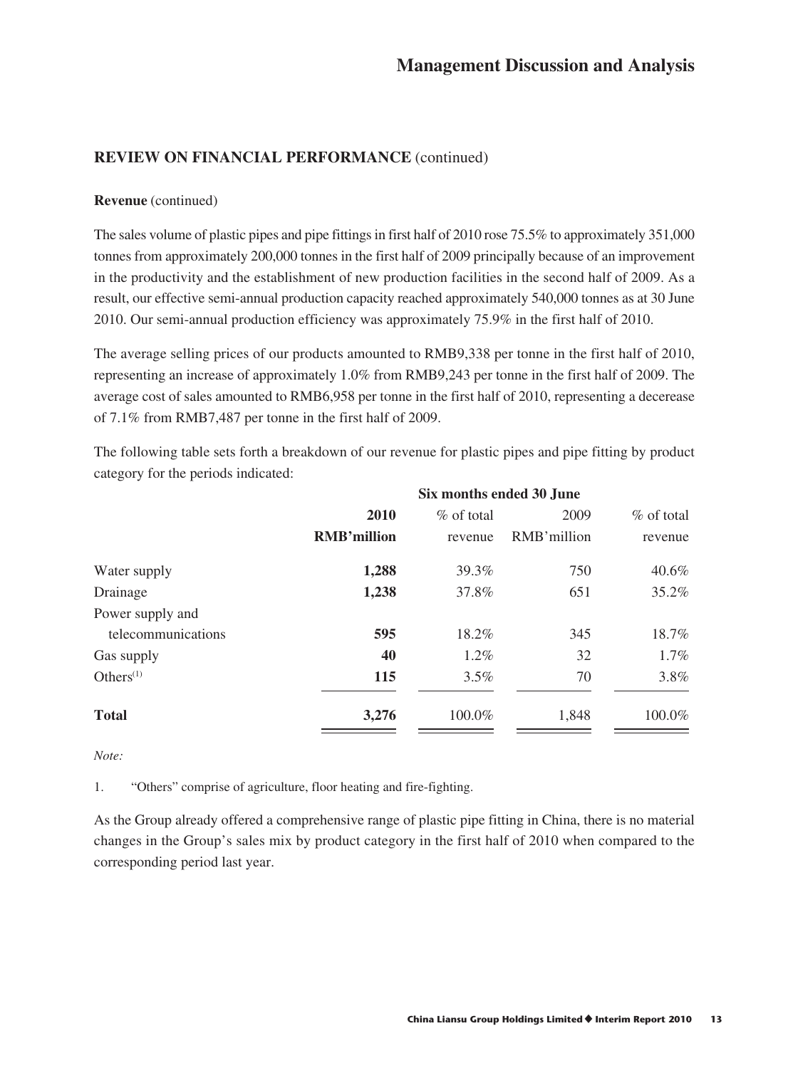## REVIEW ON FINANCIAL PERFORMANCE (continued)

### Revenue (continued)

The sales volume of plastic pipes and pipe fittings in first half of 2010 rose 75.5% to approximately 351,000 tonnes from approximately 200,000 tonnes in the first half of 2009 principally because of an improvement in the productivity and the establishment of new production facilities in the second half of 2009. As a result, our effective semi-annual production capacity reached approximately 540,000 tonnes as at 30 June 2010. Our semi-annual production efficiency was approximately 75.9% in the first half of 2010.

The average selling prices of our products amounted to RMB9,338 per tonne in the first half of 2010, representing an increase of approximately 1.0% from RMB9,243 per tonne in the first half of 2009. The average cost of sales amounted to RMB6,958 per tonne in the first half of 2010, representing a decerease of 7.1% from RMB7,487 per tonne in the first half of 2009.

The following table sets forth a breakdown of our revenue for plastic pipes and pipe fitting by product category for the periods indicated:

| | Six months ended 30 June | | | |
|---|---|---|---|---|
| | **2010 RMB'million** | % of total revenue | 2009 RMB'million | % of total revenue |
| Water supply | **1,288** | 39.3% | 750 | 40.6% |
| Drainage | **1,238** | 37.8% | 651 | 35.2% |
| Power supply and telecommunications | **595** | 18.2% | 345 | 18.7% |
| Gas supply | **40** | 1.2% | 32 | 1.7% |
| Others[(1)] | **115** | 3.5% | 70 | 3.8% |
| **Total** | **3,276** | 100.0% | 1,848 | 100.0% |

*Note:*

1. "Others" comprise of agriculture, floor heating and fire-fighting.

As the Group already offered a comprehensive range of plastic pipe fitting in China, there is no material changes in the Group's sales mix by product category in the first half of 2010 when compared to the corresponding period last year.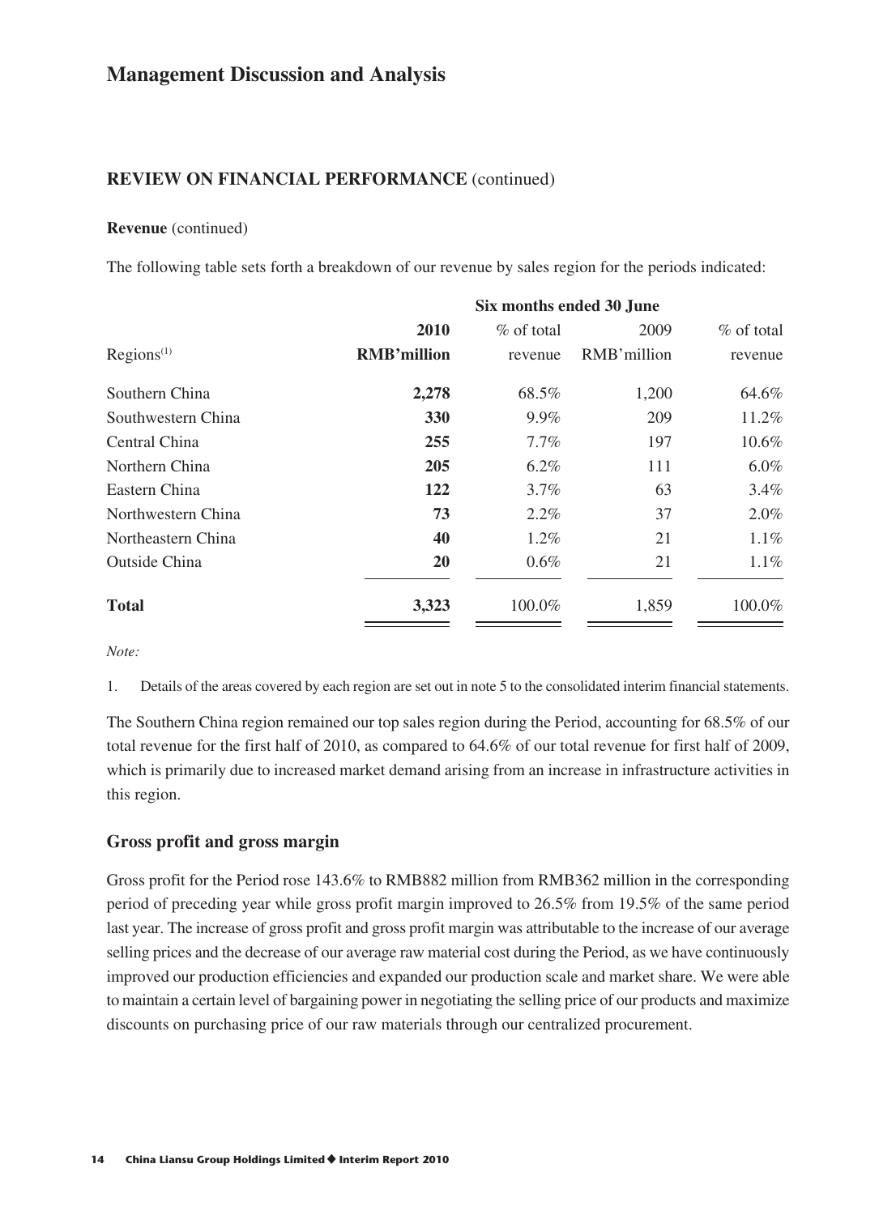# Management Discussion and Analysis

## REVIEW ON FINANCIAL PERFORMANCE (continued)

**Revenue** (continued)

The following table sets forth a breakdown of our revenue by sales region for the periods indicated:

| | Six months ended 30 June | | | |
|---|---|---|---|---|
| Regions[1] | **2010 RMB'million** | % of total revenue | 2009 RMB'million | % of total revenue |
| Southern China | **2,278** | 68.5% | 1,200 | 64.6% |
| Southwestern China | **330** | 9.9% | 209 | 11.2% |
| Central China | **255** | 7.7% | 197 | 10.6% |
| Northern China | **205** | 6.2% | 111 | 6.0% |
| Eastern China | **122** | 3.7% | 63 | 3.4% |
| Northwestern China | **73** | 2.2% | 37 | 2.0% |
| Northeastern China | **40** | 1.2% | 21 | 1.1% |
| Outside China | **20** | 0.6% | 21 | 1.1% |
| **Total** | **3,323** | 100.0% | 1,859 | 100.0% |

*Note:*

1. Details of the areas covered by each region are set out in note 5 to the consolidated interim financial statements.

The Southern China region remained our top sales region during the Period, accounting for 68.5% of our total revenue for the first half of 2010, as compared to 64.6% of our total revenue for first half of 2009, which is primarily due to increased market demand arising from an increase in infrastructure activities in this region.

### Gross profit and gross margin

Gross profit for the Period rose 143.6% to RMB882 million from RMB362 million in the corresponding period of preceding year while gross profit margin improved to 26.5% from 19.5% of the same period last year. The increase of gross profit and gross profit margin was attributable to the increase of our average selling prices and the decrease of our average raw material cost during the Period, as we have continuously improved our production efficiencies and expanded our production scale and market share. We were able to maintain a certain level of bargaining power in negotiating the selling price of our products and maximize discounts on purchasing price of our raw materials through our centralized procurement.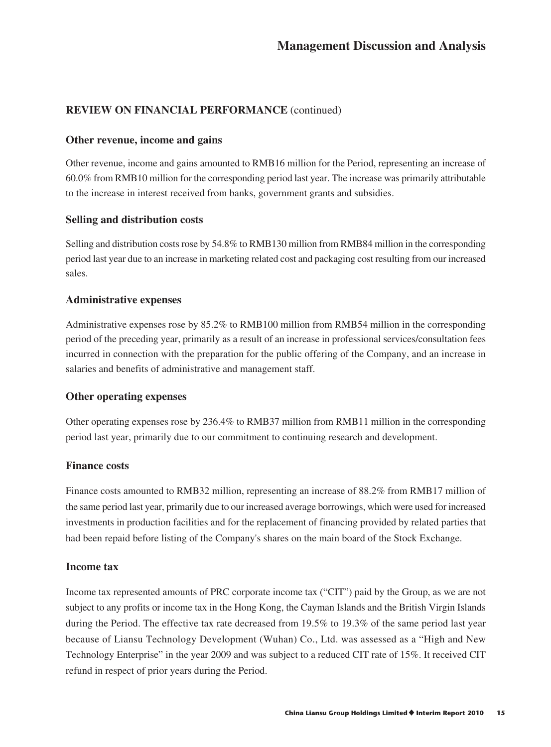## REVIEW ON FINANCIAL PERFORMANCE (continued)

### Other revenue, income and gains

Other revenue, income and gains amounted to RMB16 million for the Period, representing an increase of 60.0% from RMB10 million for the corresponding period last year. The increase was primarily attributable to the increase in interest received from banks, government grants and subsidies.

### Selling and distribution costs

Selling and distribution costs rose by 54.8% to RMB130 million from RMB84 million in the corresponding period last year due to an increase in marketing related cost and packaging cost resulting from our increased sales.

### Administrative expenses

Administrative expenses rose by 85.2% to RMB100 million from RMB54 million in the corresponding period of the preceding year, primarily as a result of an increase in professional services/consultation fees incurred in connection with the preparation for the public offering of the Company, and an increase in salaries and benefits of administrative and management staff.

### Other operating expenses

Other operating expenses rose by 236.4% to RMB37 million from RMB11 million in the corresponding period last year, primarily due to our commitment to continuing research and development.

### Finance costs

Finance costs amounted to RMB32 million, representing an increase of 88.2% from RMB17 million of the same period last year, primarily due to our increased average borrowings, which were used for increased investments in production facilities and for the replacement of financing provided by related parties that had been repaid before listing of the Company's shares on the main board of the Stock Exchange.

### Income tax

Income tax represented amounts of PRC corporate income tax ("CIT") paid by the Group, as we are not subject to any profits or income tax in the Hong Kong, the Cayman Islands and the British Virgin Islands during the Period. The effective tax rate decreased from 19.5% to 19.3% of the same period last year because of Liansu Technology Development (Wuhan) Co., Ltd. was assessed as a "High and New Technology Enterprise" in the year 2009 and was subject to a reduced CIT rate of 15%. It received CIT refund in respect of prior years during the Period.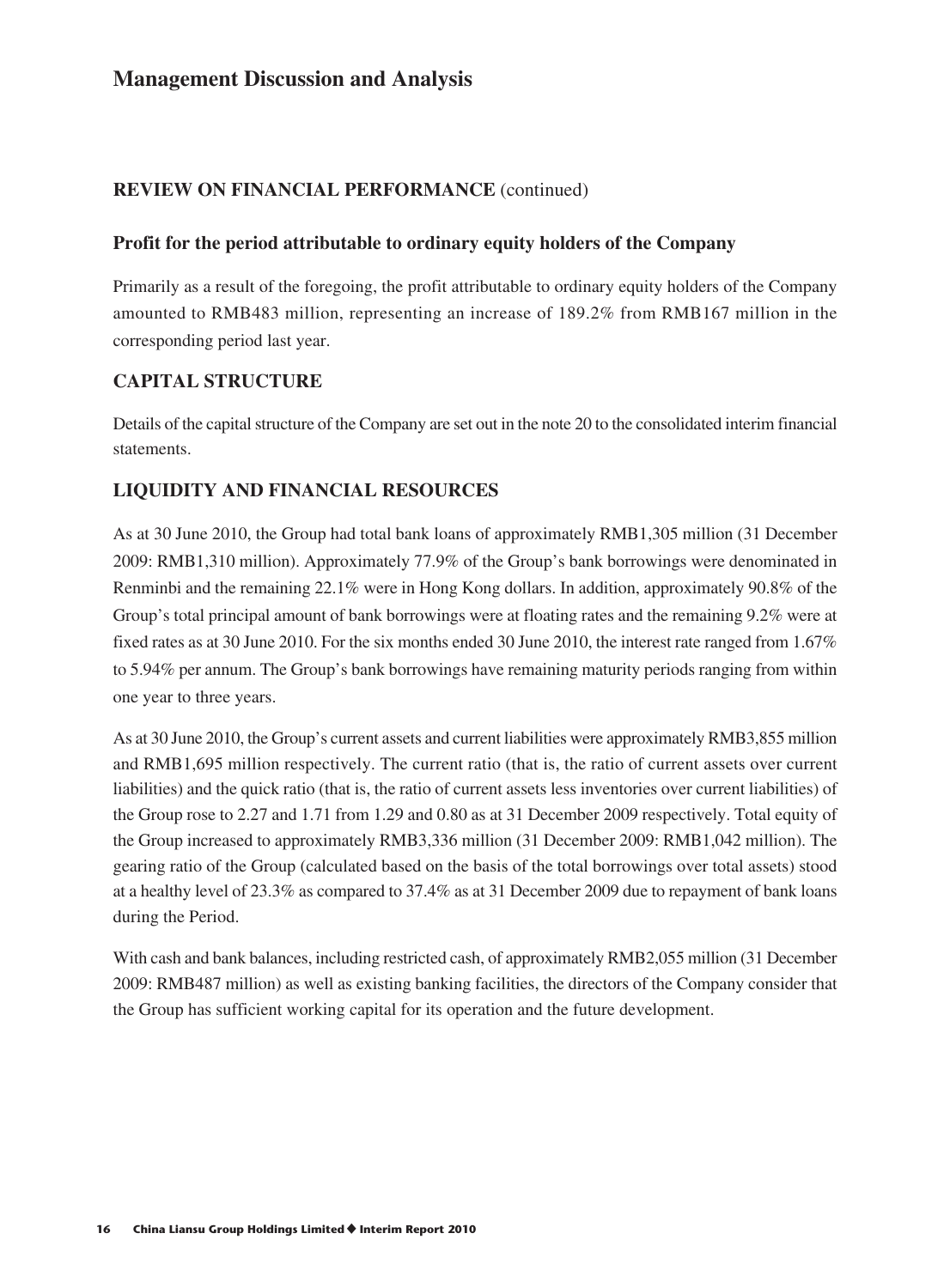# Management Discussion and Analysis

## REVIEW ON FINANCIAL PERFORMANCE (continued)

### Profit for the period attributable to ordinary equity holders of the Company

Primarily as a result of the foregoing, the profit attributable to ordinary equity holders of the Company amounted to RMB483 million, representing an increase of 189.2% from RMB167 million in the corresponding period last year.

## CAPITAL STRUCTURE

Details of the capital structure of the Company are set out in the note 20 to the consolidated interim financial statements.

## LIQUIDITY AND FINANCIAL RESOURCES

As at 30 June 2010, the Group had total bank loans of approximately RMB1,305 million (31 December 2009: RMB1,310 million). Approximately 77.9% of the Group's bank borrowings were denominated in Renminbi and the remaining 22.1% were in Hong Kong dollars. In addition, approximately 90.8% of the Group's total principal amount of bank borrowings were at floating rates and the remaining 9.2% were at fixed rates as at 30 June 2010. For the six months ended 30 June 2010, the interest rate ranged from 1.67% to 5.94% per annum. The Group's bank borrowings have remaining maturity periods ranging from within one year to three years.

As at 30 June 2010, the Group's current assets and current liabilities were approximately RMB3,855 million and RMB1,695 million respectively. The current ratio (that is, the ratio of current assets over current liabilities) and the quick ratio (that is, the ratio of current assets less inventories over current liabilities) of the Group rose to 2.27 and 1.71 from 1.29 and 0.80 as at 31 December 2009 respectively. Total equity of the Group increased to approximately RMB3,336 million (31 December 2009: RMB1,042 million). The gearing ratio of the Group (calculated based on the basis of the total borrowings over total assets) stood at a healthy level of 23.3% as compared to 37.4% as at 31 December 2009 due to repayment of bank loans during the Period.

With cash and bank balances, including restricted cash, of approximately RMB2,055 million (31 December 2009: RMB487 million) as well as existing banking facilities, the directors of the Company consider that the Group has sufficient working capital for its operation and the future development.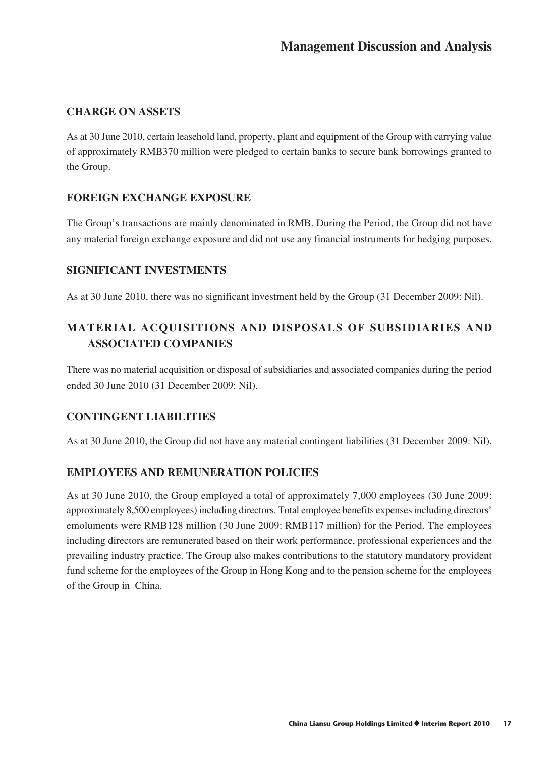## CHARGE ON ASSETS

As at 30 June 2010, certain leasehold land, property, plant and equipment of the Group with carrying value of approximately RMB370 million were pledged to certain banks to secure bank borrowings granted to the Group.

## FOREIGN EXCHANGE EXPOSURE

The Group's transactions are mainly denominated in RMB. During the Period, the Group did not have any material foreign exchange exposure and did not use any financial instruments for hedging purposes.

## SIGNIFICANT INVESTMENTS

As at 30 June 2010, there was no significant investment held by the Group (31 December 2009: Nil).

## MATERIAL ACQUISITIONS AND DISPOSALS OF SUBSIDIARIES AND ASSOCIATED COMPANIES

There was no material acquisition or disposal of subsidiaries and associated companies during the period ended 30 June 2010 (31 December 2009: Nil).

## CONTINGENT LIABILITIES

As at 30 June 2010, the Group did not have any material contingent liabilities (31 December 2009: Nil).

## EMPLOYEES AND REMUNERATION POLICIES

As at 30 June 2010, the Group employed a total of approximately 7,000 employees (30 June 2009: approximately 8,500 employees) including directors. Total employee benefits expenses including directors' emoluments were RMB128 million (30 June 2009: RMB117 million) for the Period. The employees including directors are remunerated based on their work performance, professional experiences and the prevailing industry practice. The Group also makes contributions to the statutory mandatory provident fund scheme for the employees of the Group in Hong Kong and to the pension scheme for the employees of the Group in China.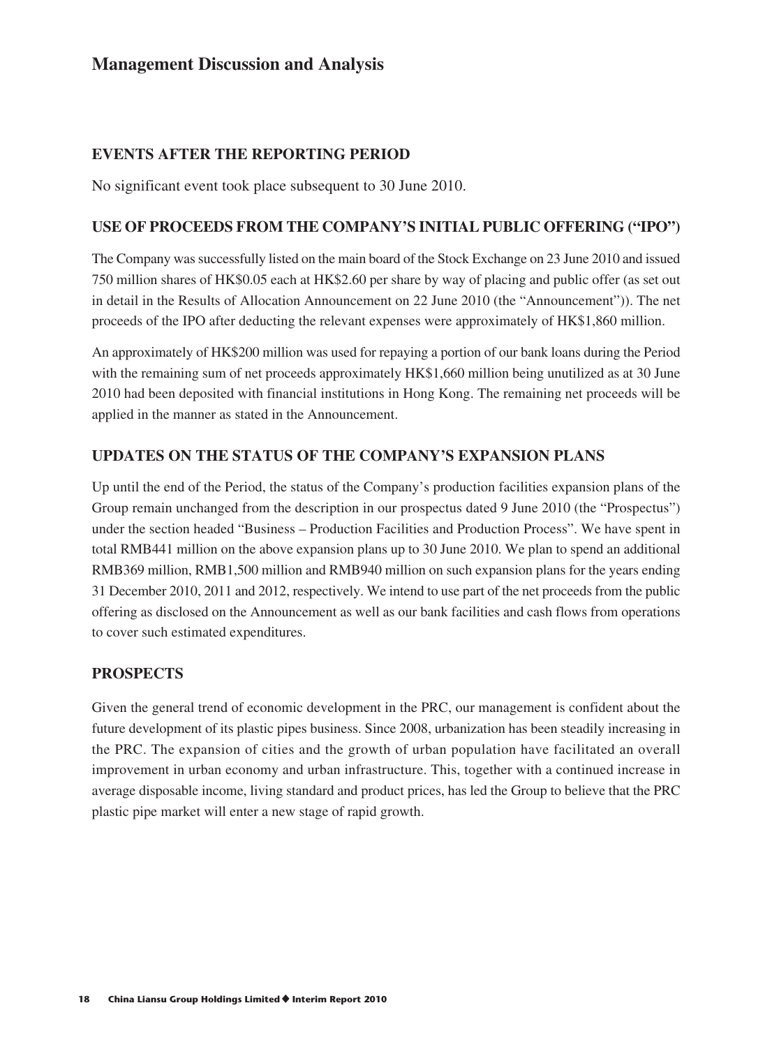# Management Discussion and Analysis

## EVENTS AFTER THE REPORTING PERIOD

No significant event took place subsequent to 30 June 2010.

## USE OF PROCEEDS FROM THE COMPANY'S INITIAL PUBLIC OFFERING ("IPO")

The Company was successfully listed on the main board of the Stock Exchange on 23 June 2010 and issued 750 million shares of HK$0.05 each at HK$2.60 per share by way of placing and public offer (as set out in detail in the Results of Allocation Announcement on 22 June 2010 (the "Announcement")). The net proceeds of the IPO after deducting the relevant expenses were approximately of HK$1,860 million.

An approximately of HK$200 million was used for repaying a portion of our bank loans during the Period with the remaining sum of net proceeds approximately HK$1,660 million being unutilized as at 30 June 2010 had been deposited with financial institutions in Hong Kong. The remaining net proceeds will be applied in the manner as stated in the Announcement.

## UPDATES ON THE STATUS OF THE COMPANY'S EXPANSION PLANS

Up until the end of the Period, the status of the Company's production facilities expansion plans of the Group remain unchanged from the description in our prospectus dated 9 June 2010 (the "Prospectus") under the section headed "Business – Production Facilities and Production Process". We have spent in total RMB441 million on the above expansion plans up to 30 June 2010. We plan to spend an additional RMB369 million, RMB1,500 million and RMB940 million on such expansion plans for the years ending 31 December 2010, 2011 and 2012, respectively. We intend to use part of the net proceeds from the public offering as disclosed on the Announcement as well as our bank facilities and cash flows from operations to cover such estimated expenditures.

## PROSPECTS

Given the general trend of economic development in the PRC, our management is confident about the future development of its plastic pipes business. Since 2008, urbanization has been steadily increasing in the PRC. The expansion of cities and the growth of urban population have facilitated an overall improvement in urban economy and urban infrastructure. This, together with a continued increase in average disposable income, living standard and product prices, has led the Group to believe that the PRC plastic pipe market will enter a new stage of rapid growth.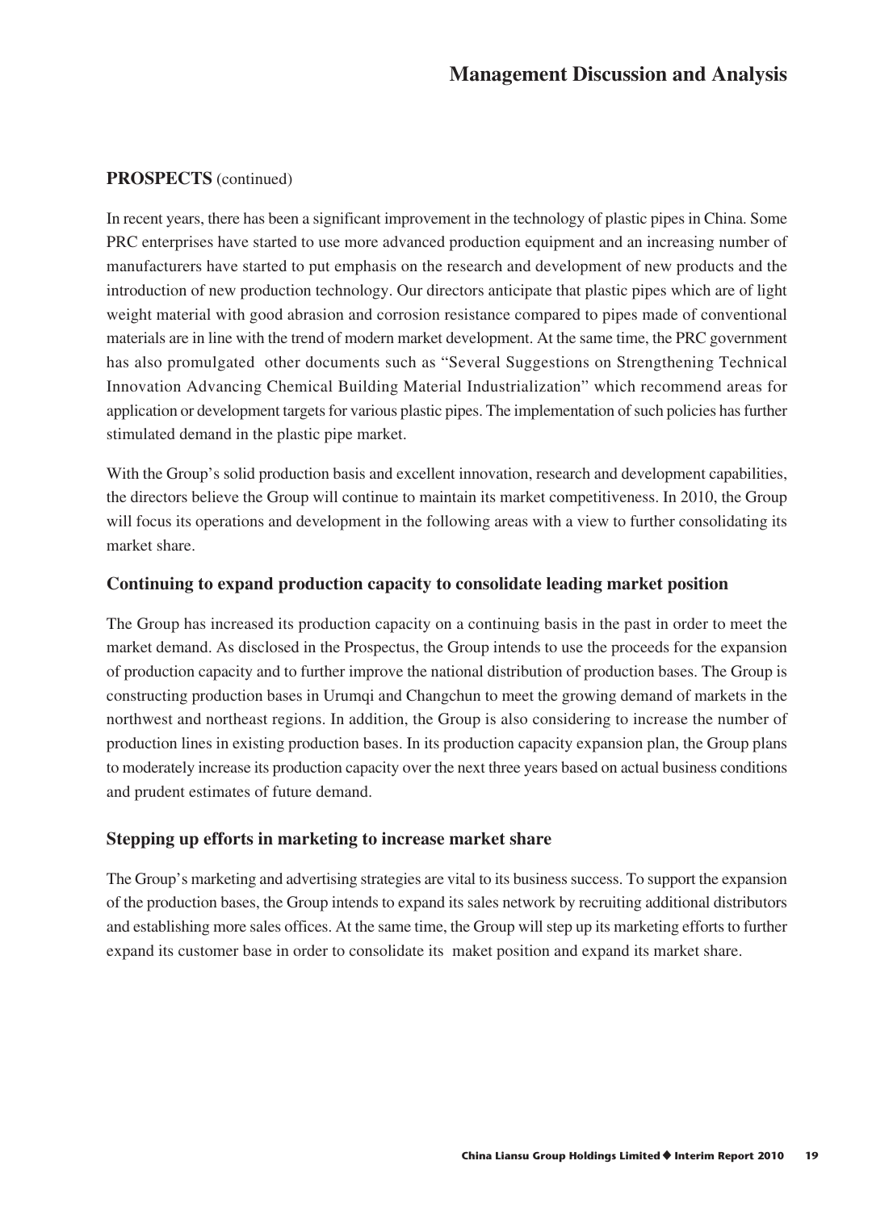## PROSPECTS (continued)

In recent years, there has been a significant improvement in the technology of plastic pipes in China. Some PRC enterprises have started to use more advanced production equipment and an increasing number of manufacturers have started to put emphasis on the research and development of new products and the introduction of new production technology. Our directors anticipate that plastic pipes which are of light weight material with good abrasion and corrosion resistance compared to pipes made of conventional materials are in line with the trend of modern market development. At the same time, the PRC government has also promulgated other documents such as "Several Suggestions on Strengthening Technical Innovation Advancing Chemical Building Material Industrialization" which recommend areas for application or development targets for various plastic pipes. The implementation of such policies has further stimulated demand in the plastic pipe market.

With the Group's solid production basis and excellent innovation, research and development capabilities, the directors believe the Group will continue to maintain its market competitiveness. In 2010, the Group will focus its operations and development in the following areas with a view to further consolidating its market share.

### Continuing to expand production capacity to consolidate leading market position

The Group has increased its production capacity on a continuing basis in the past in order to meet the market demand. As disclosed in the Prospectus, the Group intends to use the proceeds for the expansion of production capacity and to further improve the national distribution of production bases. The Group is constructing production bases in Urumqi and Changchun to meet the growing demand of markets in the northwest and northeast regions. In addition, the Group is also considering to increase the number of production lines in existing production bases. In its production capacity expansion plan, the Group plans to moderately increase its production capacity over the next three years based on actual business conditions and prudent estimates of future demand.

### Stepping up efforts in marketing to increase market share

The Group's marketing and advertising strategies are vital to its business success. To support the expansion of the production bases, the Group intends to expand its sales network by recruiting additional distributors and establishing more sales offices. At the same time, the Group will step up its marketing efforts to further expand its customer base in order to consolidate its maket position and expand its market share.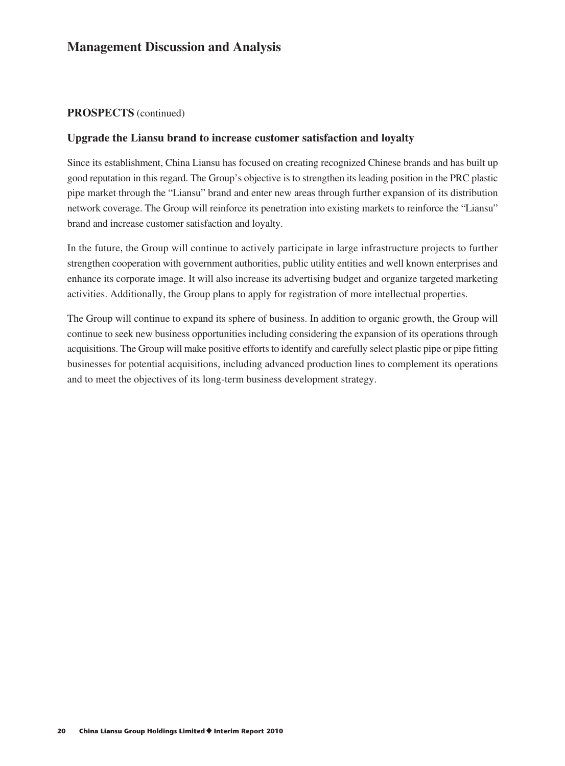# Management Discussion and Analysis

## PROSPECTS (continued)

### Upgrade the Liansu brand to increase customer satisfaction and loyalty

Since its establishment, China Liansu has focused on creating recognized Chinese brands and has built up good reputation in this regard. The Group's objective is to strengthen its leading position in the PRC plastic pipe market through the "Liansu" brand and enter new areas through further expansion of its distribution network coverage. The Group will reinforce its penetration into existing markets to reinforce the "Liansu" brand and increase customer satisfaction and loyalty.

In the future, the Group will continue to actively participate in large infrastructure projects to further strengthen cooperation with government authorities, public utility entities and well known enterprises and enhance its corporate image. It will also increase its advertising budget and organize targeted marketing activities. Additionally, the Group plans to apply for registration of more intellectual properties.

The Group will continue to expand its sphere of business. In addition to organic growth, the Group will continue to seek new business opportunities including considering the expansion of its operations through acquisitions. The Group will make positive efforts to identify and carefully select plastic pipe or pipe fitting businesses for potential acquisitions, including advanced production lines to complement its operations and to meet the objectives of its long-term business development strategy.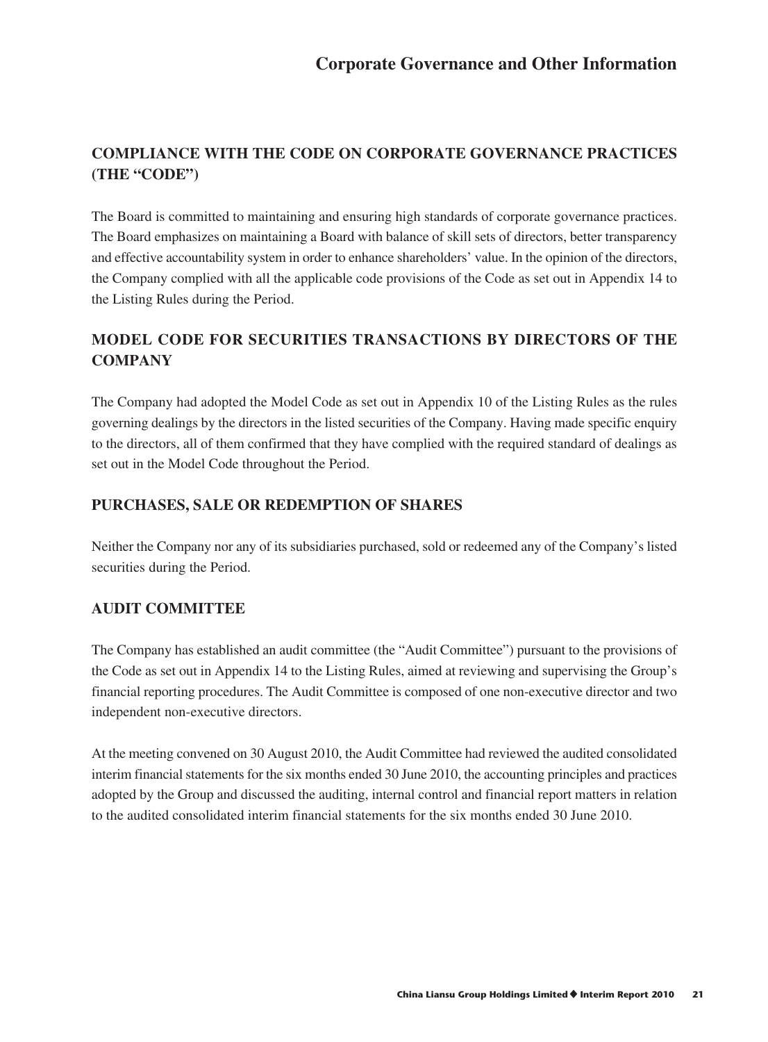## COMPLIANCE WITH THE CODE ON CORPORATE GOVERNANCE PRACTICES (THE "CODE")

The Board is committed to maintaining and ensuring high standards of corporate governance practices. The Board emphasizes on maintaining a Board with balance of skill sets of directors, better transparency and effective accountability system in order to enhance shareholders' value. In the opinion of the directors, the Company complied with all the applicable code provisions of the Code as set out in Appendix 14 to the Listing Rules during the Period.

## MODEL CODE FOR SECURITIES TRANSACTIONS BY DIRECTORS OF THE COMPANY

The Company had adopted the Model Code as set out in Appendix 10 of the Listing Rules as the rules governing dealings by the directors in the listed securities of the Company. Having made specific enquiry to the directors, all of them confirmed that they have complied with the required standard of dealings as set out in the Model Code throughout the Period.

## PURCHASES, SALE OR REDEMPTION OF SHARES

Neither the Company nor any of its subsidiaries purchased, sold or redeemed any of the Company's listed securities during the Period.

## AUDIT COMMITTEE

The Company has established an audit committee (the "Audit Committee") pursuant to the provisions of the Code as set out in Appendix 14 to the Listing Rules, aimed at reviewing and supervising the Group's financial reporting procedures. The Audit Committee is composed of one non-executive director and two independent non-executive directors.

At the meeting convened on 30 August 2010, the Audit Committee had reviewed the audited consolidated interim financial statements for the six months ended 30 June 2010, the accounting principles and practices adopted by the Group and discussed the auditing, internal control and financial report matters in relation to the audited consolidated interim financial statements for the six months ended 30 June 2010.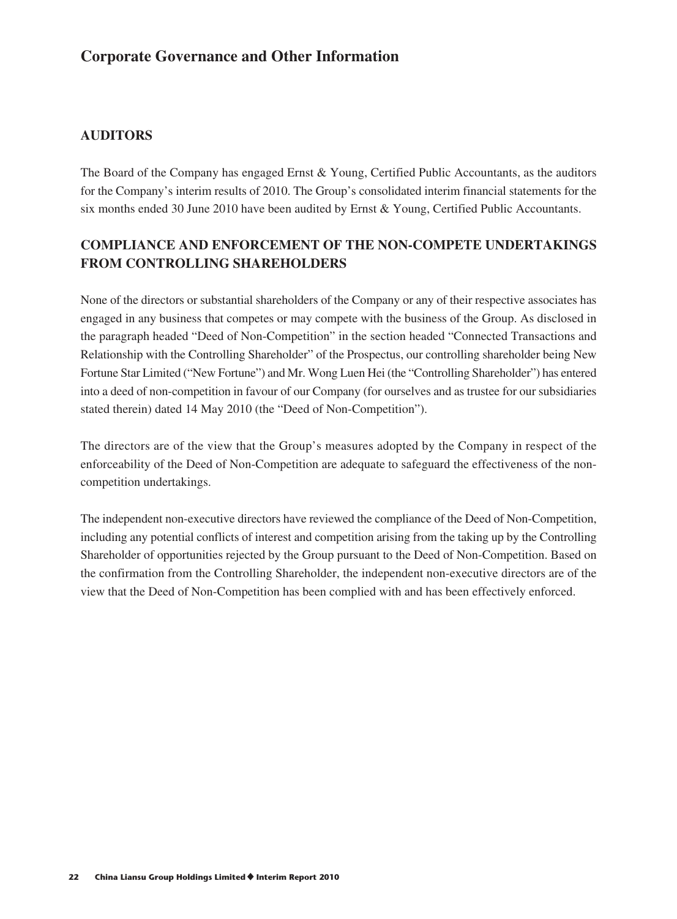# Corporate Governance and Other Information

## AUDITORS

The Board of the Company has engaged Ernst & Young, Certified Public Accountants, as the auditors for the Company's interim results of 2010. The Group's consolidated interim financial statements for the six months ended 30 June 2010 have been audited by Ernst & Young, Certified Public Accountants.

## COMPLIANCE AND ENFORCEMENT OF THE NON-COMPETE UNDERTAKINGS FROM CONTROLLING SHAREHOLDERS

None of the directors or substantial shareholders of the Company or any of their respective associates has engaged in any business that competes or may compete with the business of the Group. As disclosed in the paragraph headed "Deed of Non-Competition" in the section headed "Connected Transactions and Relationship with the Controlling Shareholder" of the Prospectus, our controlling shareholder being New Fortune Star Limited ("New Fortune") and Mr. Wong Luen Hei (the "Controlling Shareholder") has entered into a deed of non-competition in favour of our Company (for ourselves and as trustee for our subsidiaries stated therein) dated 14 May 2010 (the "Deed of Non-Competition").

The directors are of the view that the Group's measures adopted by the Company in respect of the enforceability of the Deed of Non-Competition are adequate to safeguard the effectiveness of the non-competition undertakings.

The independent non-executive directors have reviewed the compliance of the Deed of Non-Competition, including any potential conflicts of interest and competition arising from the taking up by the Controlling Shareholder of opportunities rejected by the Group pursuant to the Deed of Non-Competition. Based on the confirmation from the Controlling Shareholder, the independent non-executive directors are of the view that the Deed of Non-Competition has been complied with and has been effectively enforced.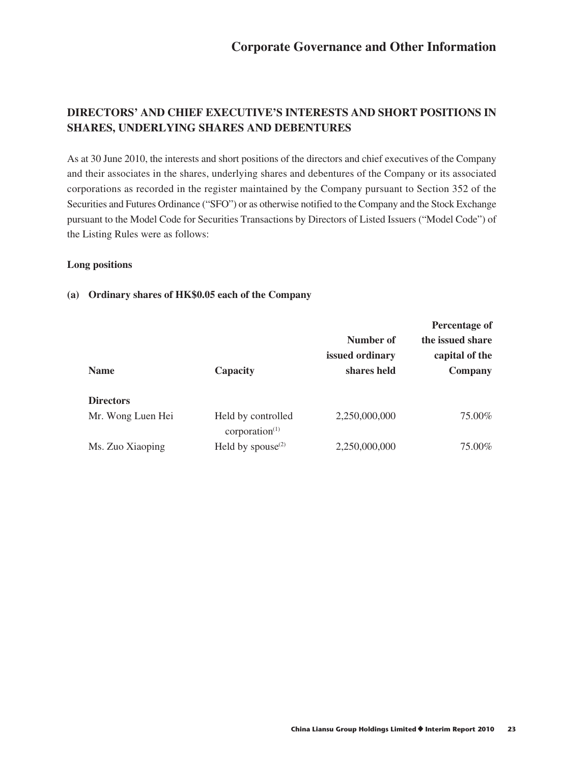## DIRECTORS' AND CHIEF EXECUTIVE'S INTERESTS AND SHORT POSITIONS IN SHARES, UNDERLYING SHARES AND DEBENTURES

As at 30 June 2010, the interests and short positions of the directors and chief executives of the Company and their associates in the shares, underlying shares and debentures of the Company or its associated corporations as recorded in the register maintained by the Company pursuant to Section 352 of the Securities and Futures Ordinance ("SFO") or as otherwise notified to the Company and the Stock Exchange pursuant to the Model Code for Securities Transactions by Directors of Listed Issuers ("Model Code") of the Listing Rules were as follows:

**Long positions**

**(a) Ordinary shares of HK$0.05 each of the Company**

| Name | Capacity | Number of issued ordinary shares held | Percentage of the issued share capital of the Company |
|---|---|---|---|
| **Directors** | | | |
| Mr. Wong Luen Hei | Held by controlled corporation[1] | 2,250,000,000 | 75.00% |
| Ms. Zuo Xiaoping | Held by spouse[2] | 2,250,000,000 | 75.00% |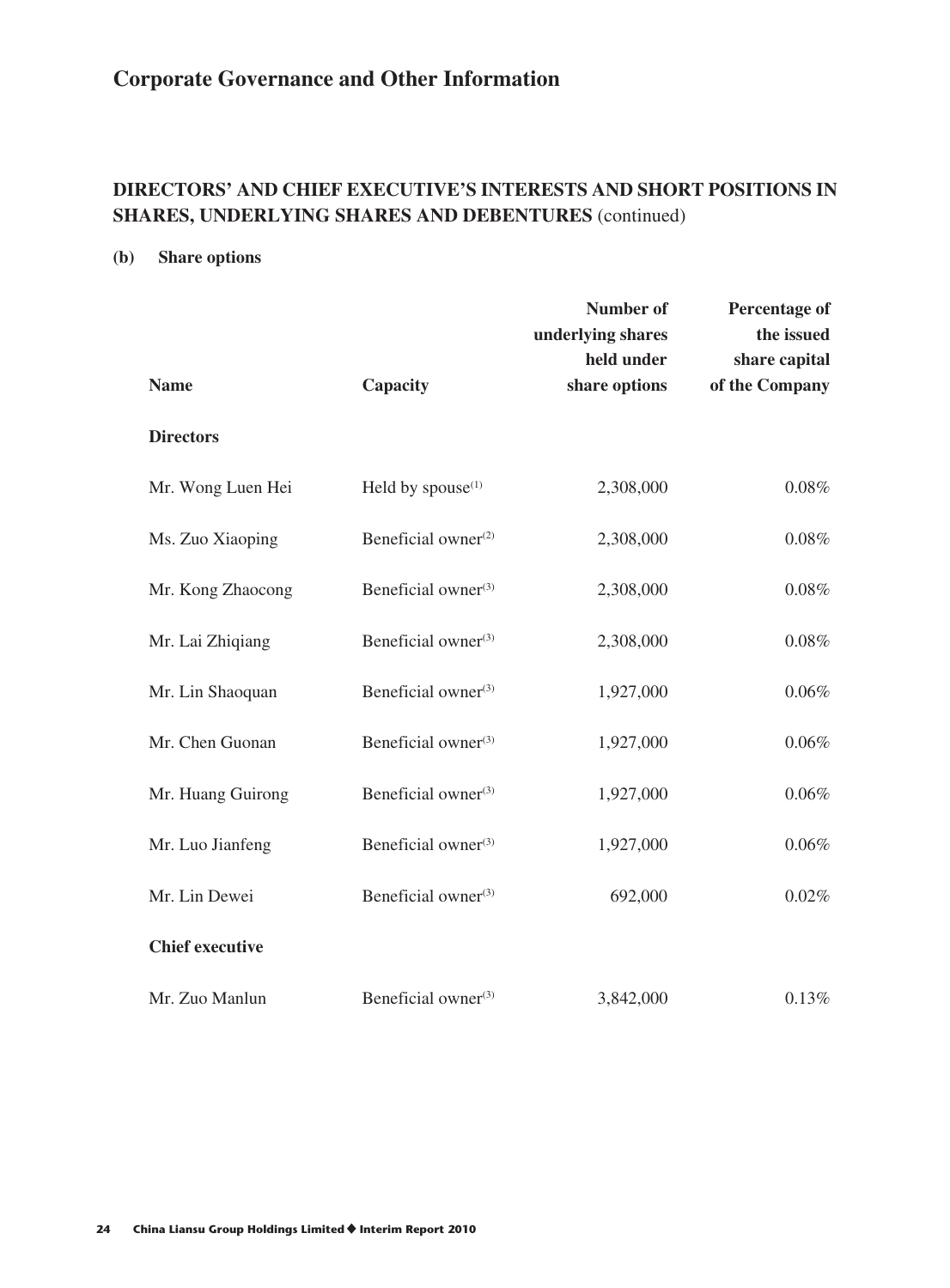# Corporate Governance and Other Information

## DIRECTORS' AND CHIEF EXECUTIVE'S INTERESTS AND SHORT POSITIONS IN SHARES, UNDERLYING SHARES AND DEBENTURES (continued)

**(b) Share options**

| Name | Capacity | Number of underlying shares held under share options | Percentage of the issued share capital of the Company |
|---|---|---|---|
| **Directors** | | | |
| Mr. Wong Luen Hei | Held by spouse[(1)] | 2,308,000 | 0.08% |
| Ms. Zuo Xiaoping | Beneficial owner[(2)] | 2,308,000 | 0.08% |
| Mr. Kong Zhaocong | Beneficial owner[(3)] | 2,308,000 | 0.08% |
| Mr. Lai Zhiqiang | Beneficial owner[(3)] | 2,308,000 | 0.08% |
| Mr. Lin Shaoquan | Beneficial owner[(3)] | 1,927,000 | 0.06% |
| Mr. Chen Guonan | Beneficial owner[(3)] | 1,927,000 | 0.06% |
| Mr. Huang Guirong | Beneficial owner[(3)] | 1,927,000 | 0.06% |
| Mr. Luo Jianfeng | Beneficial owner[(3)] | 1,927,000 | 0.06% |
| Mr. Lin Dewei | Beneficial owner[(3)] | 692,000 | 0.02% |
| **Chief executive** | | | |
| Mr. Zuo Manlun | Beneficial owner[(3)] | 3,842,000 | 0.13% |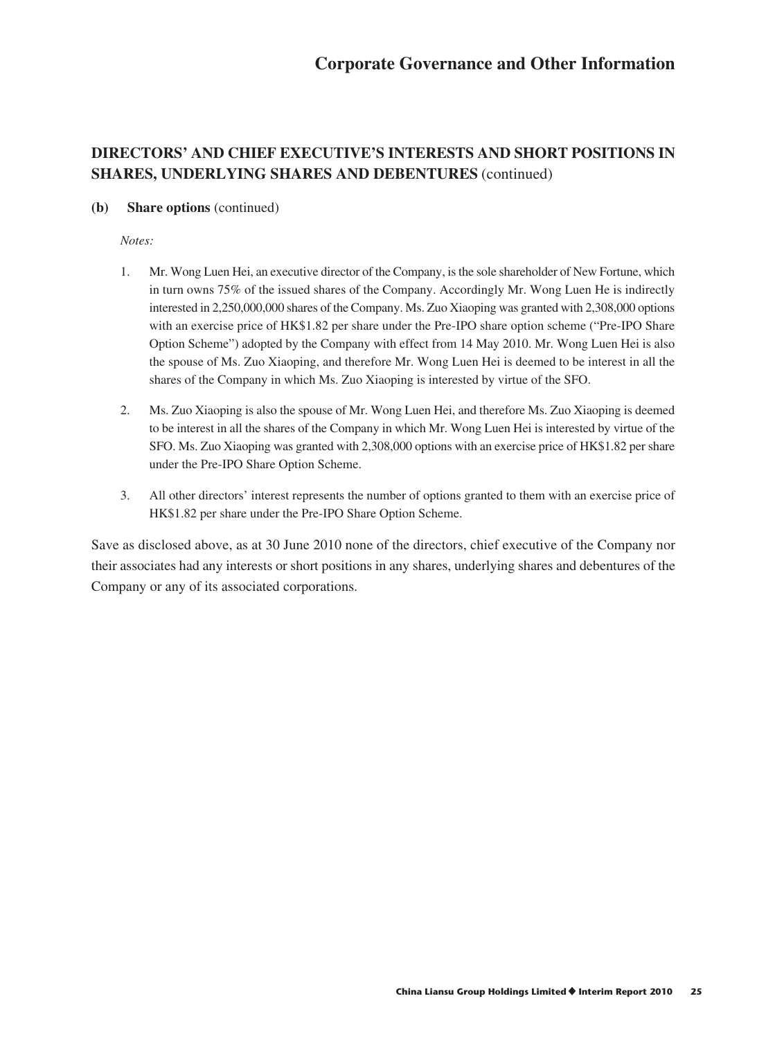# Corporate Governance and Other Information

## DIRECTORS' AND CHIEF EXECUTIVE'S INTERESTS AND SHORT POSITIONS IN SHARES, UNDERLYING SHARES AND DEBENTURES (continued)

### (b) Share options (continued)

*Notes:*

1. Mr. Wong Luen Hei, an executive director of the Company, is the sole shareholder of New Fortune, which in turn owns 75% of the issued shares of the Company. Accordingly Mr. Wong Luen He is indirectly interested in 2,250,000,000 shares of the Company. Ms. Zuo Xiaoping was granted with 2,308,000 options with an exercise price of HK$1.82 per share under the Pre-IPO share option scheme ("Pre-IPO Share Option Scheme") adopted by the Company with effect from 14 May 2010. Mr. Wong Luen Hei is also the spouse of Ms. Zuo Xiaoping, and therefore Mr. Wong Luen Hei is deemed to be interest in all the shares of the Company in which Ms. Zuo Xiaoping is interested by virtue of the SFO.

2. Ms. Zuo Xiaoping is also the spouse of Mr. Wong Luen Hei, and therefore Ms. Zuo Xiaoping is deemed to be interest in all the shares of the Company in which Mr. Wong Luen Hei is interested by virtue of the SFO. Ms. Zuo Xiaoping was granted with 2,308,000 options with an exercise price of HK$1.82 per share under the Pre-IPO Share Option Scheme.

3. All other directors' interest represents the number of options granted to them with an exercise price of HK$1.82 per share under the Pre-IPO Share Option Scheme.

Save as disclosed above, as at 30 June 2010 none of the directors, chief executive of the Company nor their associates had any interests or short positions in any shares, underlying shares and debentures of the Company or any of its associated corporations.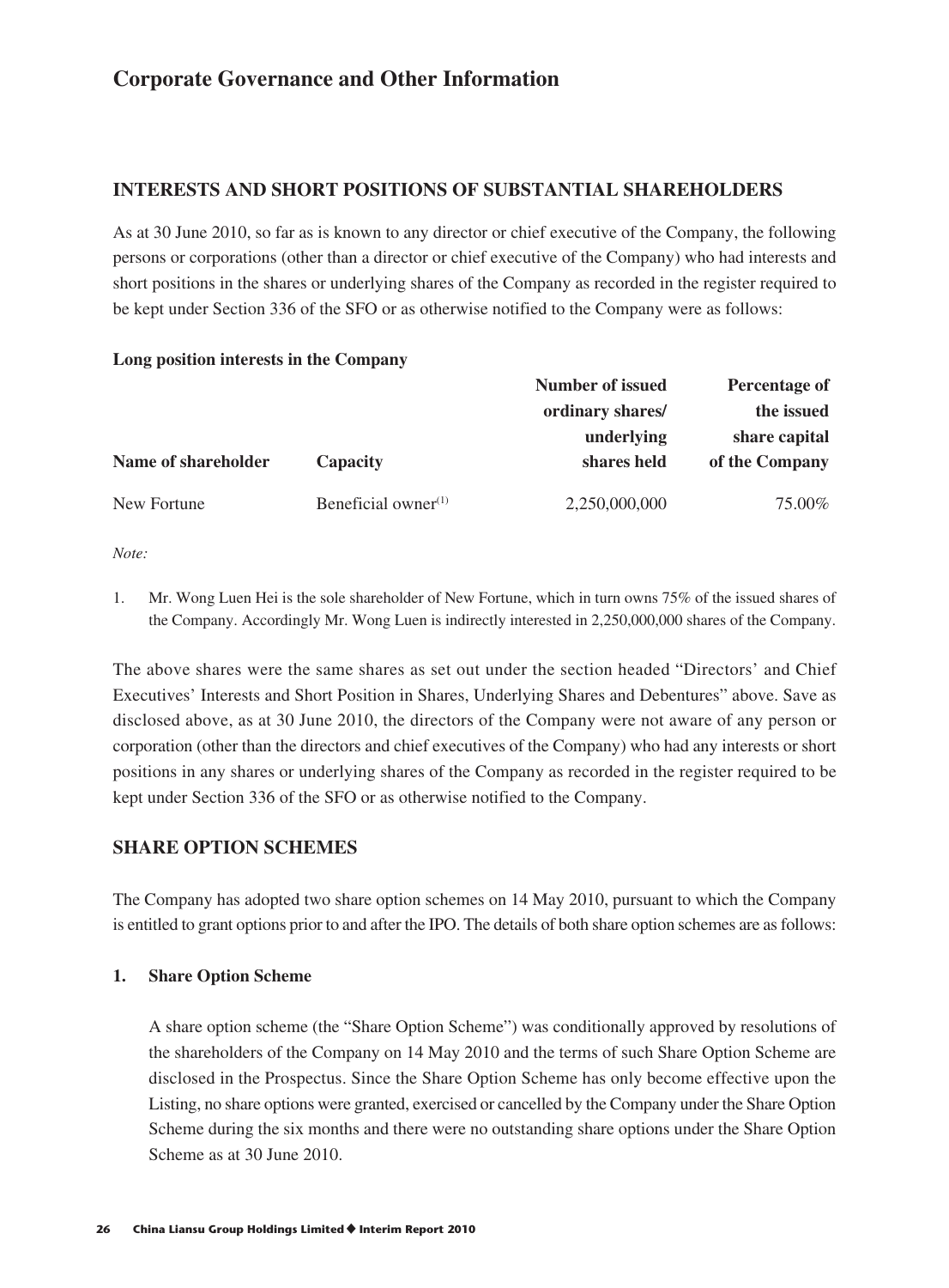# Corporate Governance and Other Information

## INTERESTS AND SHORT POSITIONS OF SUBSTANTIAL SHAREHOLDERS

As at 30 June 2010, so far as is known to any director or chief executive of the Company, the following persons or corporations (other than a director or chief executive of the Company) who had interests and short positions in the shares or underlying shares of the Company as recorded in the register required to be kept under Section 336 of the SFO or as otherwise notified to the Company were as follows:

**Long position interests in the Company**

| Name of shareholder | Capacity | Number of issued ordinary shares/ underlying shares held | Percentage of the issued share capital of the Company |
|---|---|---|---|
| New Fortune | Beneficial owner[1] | 2,250,000,000 | 75.00% |

*Note:*

1. Mr. Wong Luen Hei is the sole shareholder of New Fortune, which in turn owns 75% of the issued shares of the Company. Accordingly Mr. Wong Luen is indirectly interested in 2,250,000,000 shares of the Company.

The above shares were the same shares as set out under the section headed "Directors' and Chief Executives' Interests and Short Position in Shares, Underlying Shares and Debentures" above. Save as disclosed above, as at 30 June 2010, the directors of the Company were not aware of any person or corporation (other than the directors and chief executives of the Company) who had any interests or short positions in any shares or underlying shares of the Company as recorded in the register required to be kept under Section 336 of the SFO or as otherwise notified to the Company.

## SHARE OPTION SCHEMES

The Company has adopted two share option schemes on 14 May 2010, pursuant to which the Company is entitled to grant options prior to and after the IPO. The details of both share option schemes are as follows:

### 1. Share Option Scheme

A share option scheme (the "Share Option Scheme") was conditionally approved by resolutions of the shareholders of the Company on 14 May 2010 and the terms of such Share Option Scheme are disclosed in the Prospectus. Since the Share Option Scheme has only become effective upon the Listing, no share options were granted, exercised or cancelled by the Company under the Share Option Scheme during the six months and there were no outstanding share options under the Share Option Scheme as at 30 June 2010.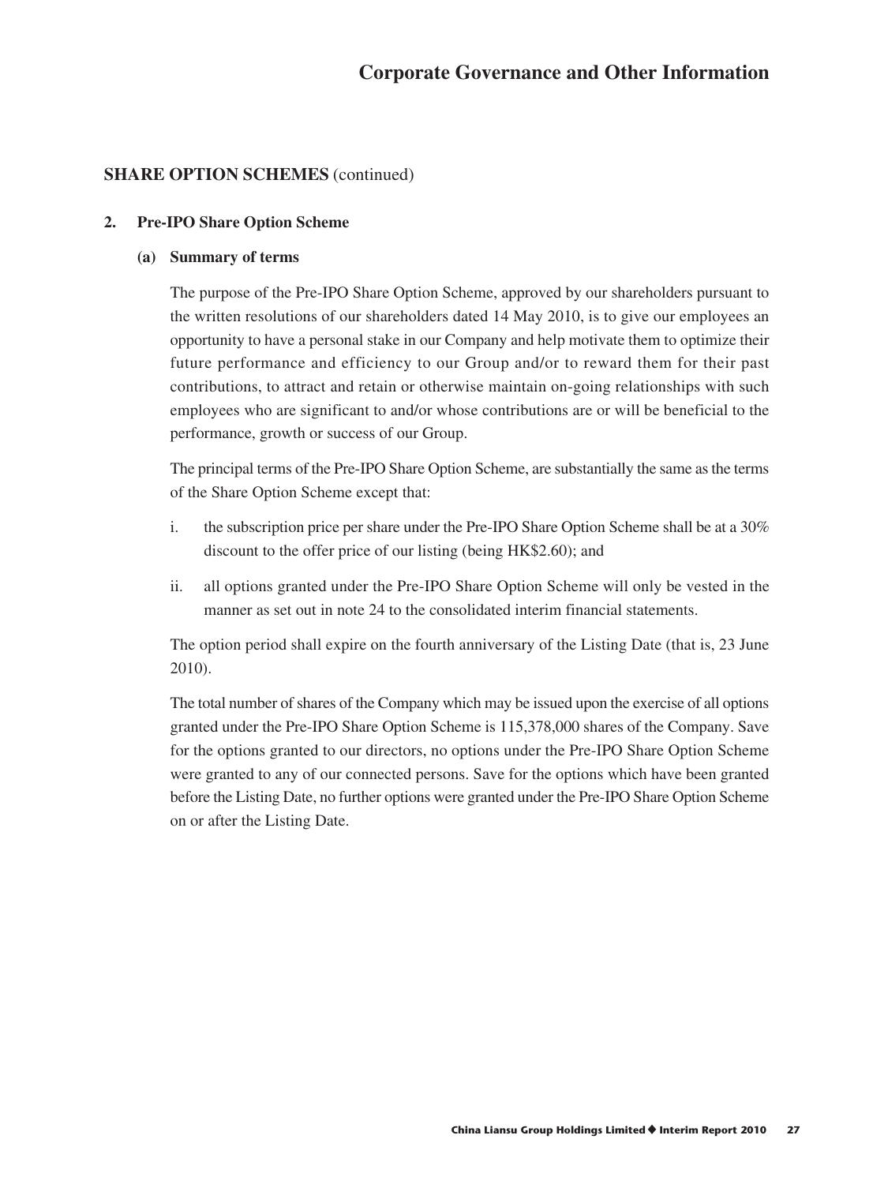# Corporate Governance and Other Information

## SHARE OPTION SCHEMES (continued)

### 2. Pre-IPO Share Option Scheme

#### (a) Summary of terms

The purpose of the Pre-IPO Share Option Scheme, approved by our shareholders pursuant to the written resolutions of our shareholders dated 14 May 2010, is to give our employees an opportunity to have a personal stake in our Company and help motivate them to optimize their future performance and efficiency to our Group and/or to reward them for their past contributions, to attract and retain or otherwise maintain on-going relationships with such employees who are significant to and/or whose contributions are or will be beneficial to the performance, growth or success of our Group.

The principal terms of the Pre-IPO Share Option Scheme, are substantially the same as the terms of the Share Option Scheme except that:

i. the subscription price per share under the Pre-IPO Share Option Scheme shall be at a 30% discount to the offer price of our listing (being HK$2.60); and

ii. all options granted under the Pre-IPO Share Option Scheme will only be vested in the manner as set out in note 24 to the consolidated interim financial statements.

The option period shall expire on the fourth anniversary of the Listing Date (that is, 23 June 2010).

The total number of shares of the Company which may be issued upon the exercise of all options granted under the Pre-IPO Share Option Scheme is 115,378,000 shares of the Company. Save for the options granted to our directors, no options under the Pre-IPO Share Option Scheme were granted to any of our connected persons. Save for the options which have been granted before the Listing Date, no further options were granted under the Pre-IPO Share Option Scheme on or after the Listing Date.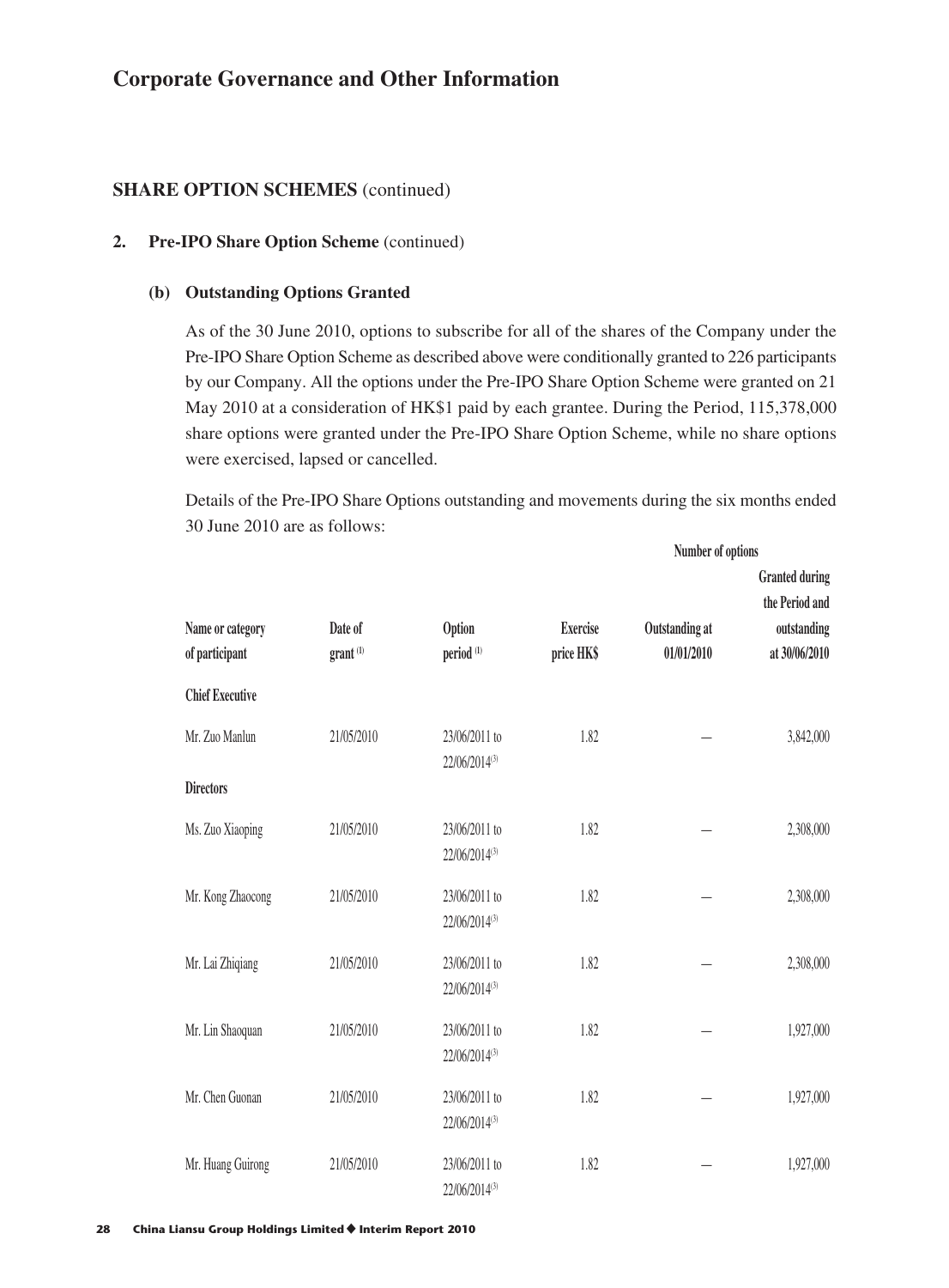# Corporate Governance and Other Information

## SHARE OPTION SCHEMES (continued)

### 2. Pre-IPO Share Option Scheme (continued)

#### (b) Outstanding Options Granted

As of the 30 June 2010, options to subscribe for all of the shares of the Company under the Pre-IPO Share Option Scheme as described above were conditionally granted to 226 participants by our Company. All the options under the Pre-IPO Share Option Scheme were granted on 21 May 2010 at a consideration of HK$1 paid by each grantee. During the Period, 115,378,000 share options were granted under the Pre-IPO Share Option Scheme, while no share options were exercised, lapsed or cancelled.

Details of the Pre-IPO Share Options outstanding and movements during the six months ended 30 June 2010 are as follows:

| Name or category of participant | Date of grant [1] | Option period [1] | Exercise price HK$ | Number of options: Outstanding at 01/01/2010 | Number of options: Granted during the Period and outstanding at 30/06/2010 |
|---|---|---|---|---|---|
| **Chief Executive** | | | | | |
| Mr. Zuo Manlun | 21/05/2010 | 23/06/2011 to 22/06/2014[3] | 1.82 | — | 3,842,000 |
| **Directors** | | | | | |
| Ms. Zuo Xiaoping | 21/05/2010 | 23/06/2011 to 22/06/2014[3] | 1.82 | — | 2,308,000 |
| Mr. Kong Zhaocong | 21/05/2010 | 23/06/2011 to 22/06/2014[3] | 1.82 | — | 2,308,000 |
| Mr. Lai Zhiqiang | 21/05/2010 | 23/06/2011 to 22/06/2014[3] | 1.82 | — | 2,308,000 |
| Mr. Lin Shaoquan | 21/05/2010 | 23/06/2011 to 22/06/2014[3] | 1.82 | — | 1,927,000 |
| Mr. Chen Guonan | 21/05/2010 | 23/06/2011 to 22/06/2014[3] | 1.82 | — | 1,927,000 |
| Mr. Huang Guirong | 21/05/2010 | 23/06/2011 to 22/06/2014[3] | 1.82 | — | 1,927,000 |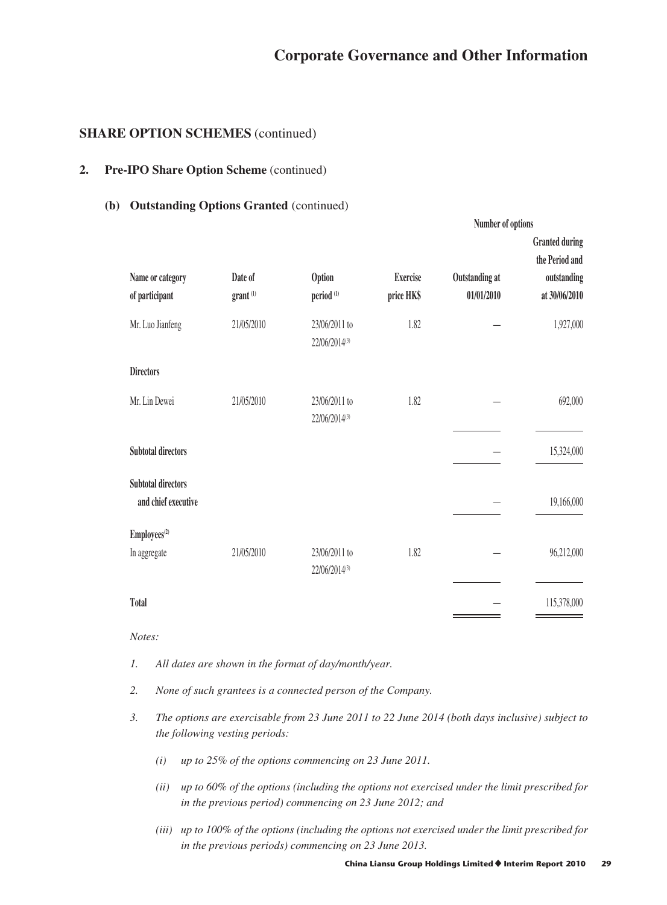## SHARE OPTION SCHEMES (continued)

### 2. Pre-IPO Share Option Scheme (continued)

#### (b) Outstanding Options Granted (continued)

| Name or category of participant | Date of grant [1] | Option period [1] | Exercise price HK$ | Number of options: Outstanding at 01/01/2010 | Number of options: Granted during the Period and outstanding at 30/06/2010 |
|---|---|---|---|---|---|
| Mr. Luo Jianfeng | 21/05/2010 | 23/06/2011 to 22/06/2014[3] | 1.82 | — | 1,927,000 |
| **Directors** | | | | | |
| Mr. Lin Dewei | 21/05/2010 | 23/06/2011 to 22/06/2014[3] | 1.82 | — | 692,000 |
| **Subtotal directors** | | | | — | 15,324,000 |
| **Subtotal directors and chief executive** | | | | — | 19,166,000 |
| **Employees[2]** | | | | | |
| In aggregate | 21/05/2010 | 23/06/2011 to 22/06/2014[3] | 1.82 | — | 96,212,000 |
| **Total** | | | | — | 115,378,000 |

*Notes:*

1. *All dates are shown in the format of day/month/year.*
2. *None of such grantees is a connected person of the Company.*
3. *The options are exercisable from 23 June 2011 to 22 June 2014 (both days inclusive) subject to the following vesting periods:*
   - *(i) up to 25% of the options commencing on 23 June 2011.*
   - *(ii) up to 60% of the options (including the options not exercised under the limit prescribed for in the previous period) commencing on 23 June 2012; and*
   - *(iii) up to 100% of the options (including the options not exercised under the limit prescribed for in the previous periods) commencing on 23 June 2013.*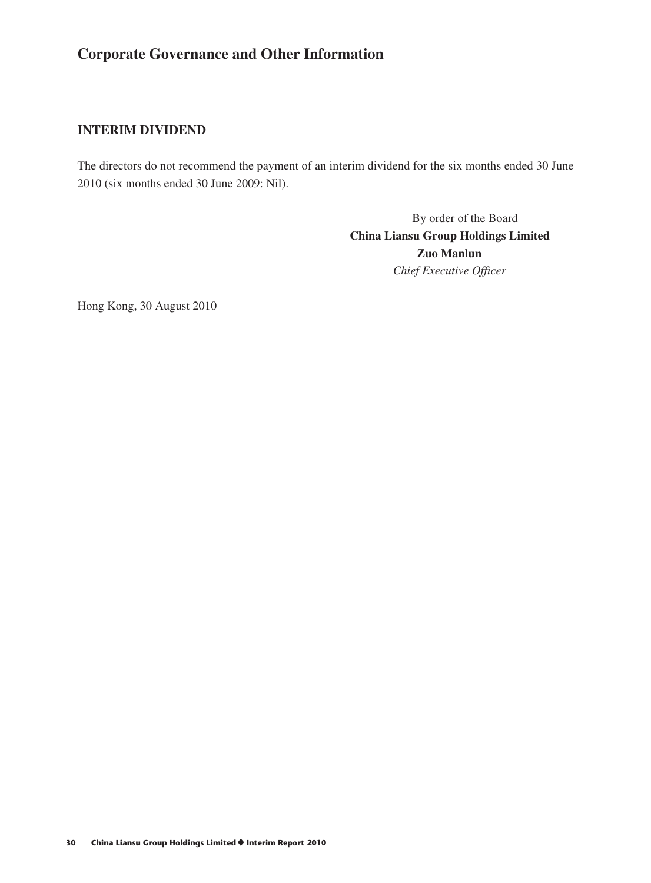# Corporate Governance and Other Information

## INTERIM DIVIDEND

The directors do not recommend the payment of an interim dividend for the six months ended 30 June 2010 (six months ended 30 June 2009: Nil).

By order of the Board
**China Liansu Group Holdings Limited**
**Zuo Manlun**
*Chief Executive Officer*

Hong Kong, 30 August 2010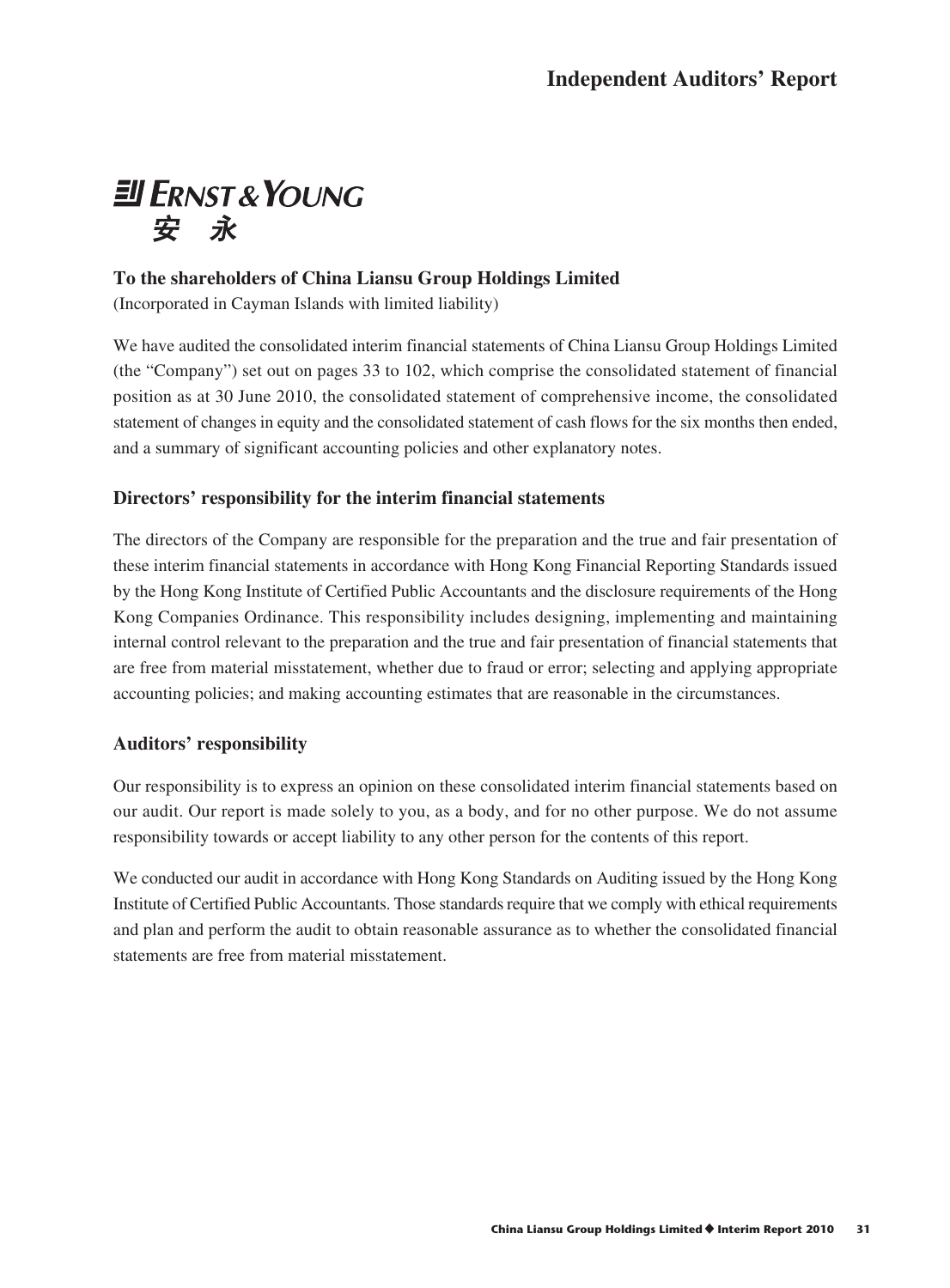# Independent Auditors' Report

ERNST & YOUNG
安 永

**To the shareholders of China Liansu Group Holdings Limited**
(Incorporated in Cayman Islands with limited liability)

We have audited the consolidated interim financial statements of China Liansu Group Holdings Limited (the "Company") set out on pages 33 to 102, which comprise the consolidated statement of financial position as at 30 June 2010, the consolidated statement of comprehensive income, the consolidated statement of changes in equity and the consolidated statement of cash flows for the six months then ended, and a summary of significant accounting policies and other explanatory notes.

## Directors' responsibility for the interim financial statements

The directors of the Company are responsible for the preparation and the true and fair presentation of these interim financial statements in accordance with Hong Kong Financial Reporting Standards issued by the Hong Kong Institute of Certified Public Accountants and the disclosure requirements of the Hong Kong Companies Ordinance. This responsibility includes designing, implementing and maintaining internal control relevant to the preparation and the true and fair presentation of financial statements that are free from material misstatement, whether due to fraud or error; selecting and applying appropriate accounting policies; and making accounting estimates that are reasonable in the circumstances.

## Auditors' responsibility

Our responsibility is to express an opinion on these consolidated interim financial statements based on our audit. Our report is made solely to you, as a body, and for no other purpose. We do not assume responsibility towards or accept liability to any other person for the contents of this report.

We conducted our audit in accordance with Hong Kong Standards on Auditing issued by the Hong Kong Institute of Certified Public Accountants. Those standards require that we comply with ethical requirements and plan and perform the audit to obtain reasonable assurance as to whether the consolidated financial statements are free from material misstatement.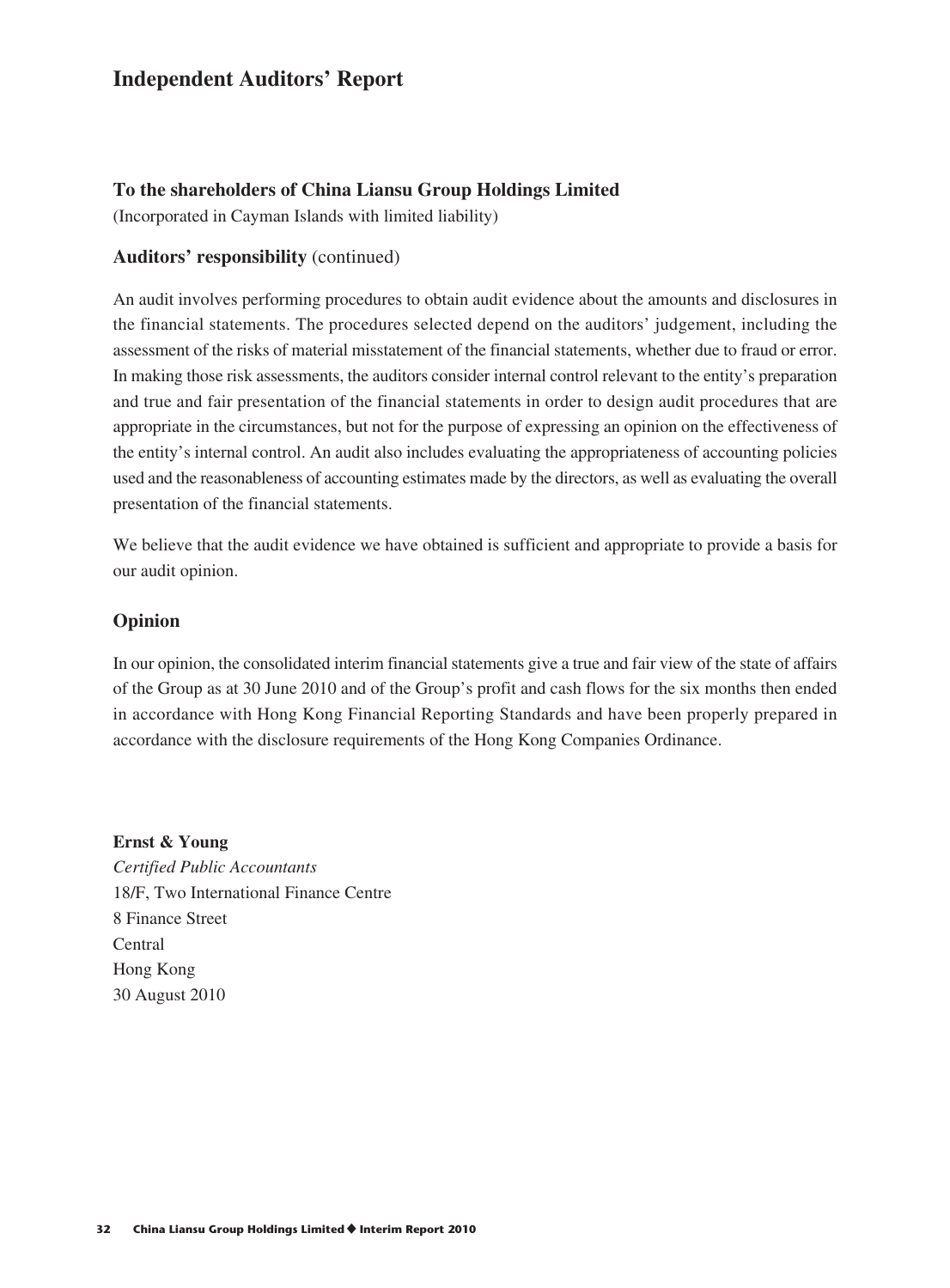# Independent Auditors' Report

**To the shareholders of China Liansu Group Holdings Limited**

(Incorporated in Cayman Islands with limited liability)

**Auditors' responsibility** (continued)

An audit involves performing procedures to obtain audit evidence about the amounts and disclosures in the financial statements. The procedures selected depend on the auditors' judgement, including the assessment of the risks of material misstatement of the financial statements, whether due to fraud or error. In making those risk assessments, the auditors consider internal control relevant to the entity's preparation and true and fair presentation of the financial statements in order to design audit procedures that are appropriate in the circumstances, but not for the purpose of expressing an opinion on the effectiveness of the entity's internal control. An audit also includes evaluating the appropriateness of accounting policies used and the reasonableness of accounting estimates made by the directors, as well as evaluating the overall presentation of the financial statements.

We believe that the audit evidence we have obtained is sufficient and appropriate to provide a basis for our audit opinion.

## Opinion

In our opinion, the consolidated interim financial statements give a true and fair view of the state of affairs of the Group as at 30 June 2010 and of the Group's profit and cash flows for the six months then ended in accordance with Hong Kong Financial Reporting Standards and have been properly prepared in accordance with the disclosure requirements of the Hong Kong Companies Ordinance.

**Ernst & Young**
*Certified Public Accountants*
18/F, Two International Finance Centre
8 Finance Street
Central
Hong Kong
30 August 2010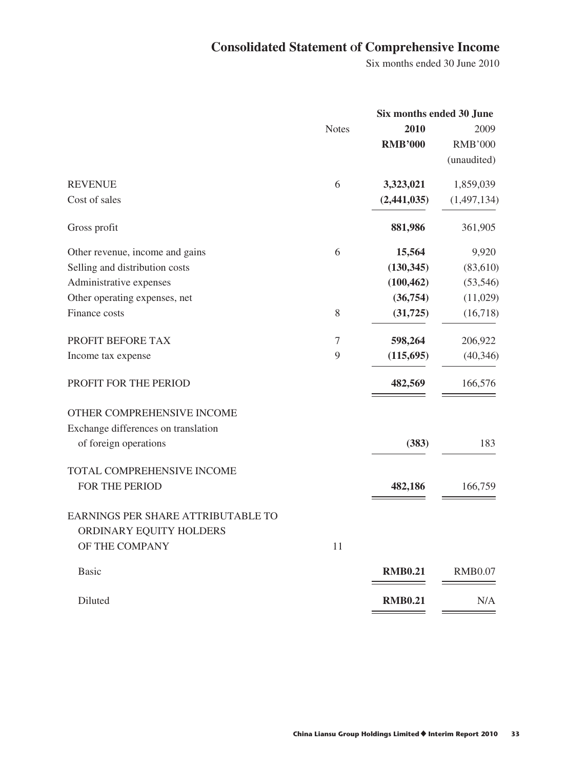# Consolidated Statement of Comprehensive Income

Six months ended 30 June 2010

| | Notes | Six months ended 30 June 2010 RMB'000 | 2009 RMB'000 (unaudited) |
|---|---|---|---|
| REVENUE | 6 | **3,323,021** | 1,859,039 |
| Cost of sales | | **(2,441,035)** | (1,497,134) |
| Gross profit | | **881,986** | 361,905 |
| Other revenue, income and gains | 6 | **15,564** | 9,920 |
| Selling and distribution costs | | **(130,345)** | (83,610) |
| Administrative expenses | | **(100,462)** | (53,546) |
| Other operating expenses, net | | **(36,754)** | (11,029) |
| Finance costs | 8 | **(31,725)** | (16,718) |
| PROFIT BEFORE TAX | 7 | **598,264** | 206,922 |
| Income tax expense | 9 | **(115,695)** | (40,346) |
| PROFIT FOR THE PERIOD | | **482,569** | 166,576 |
| OTHER COMPREHENSIVE INCOME | | | |
| Exchange differences on translation of foreign operations | | **(383)** | 183 |
| TOTAL COMPREHENSIVE INCOME FOR THE PERIOD | | **482,186** | 166,759 |
| EARNINGS PER SHARE ATTRIBUTABLE TO ORDINARY EQUITY HOLDERS OF THE COMPANY | 11 | | |
| Basic | | **RMB0.21** | RMB0.07 |
| Diluted | | **RMB0.21** | N/A |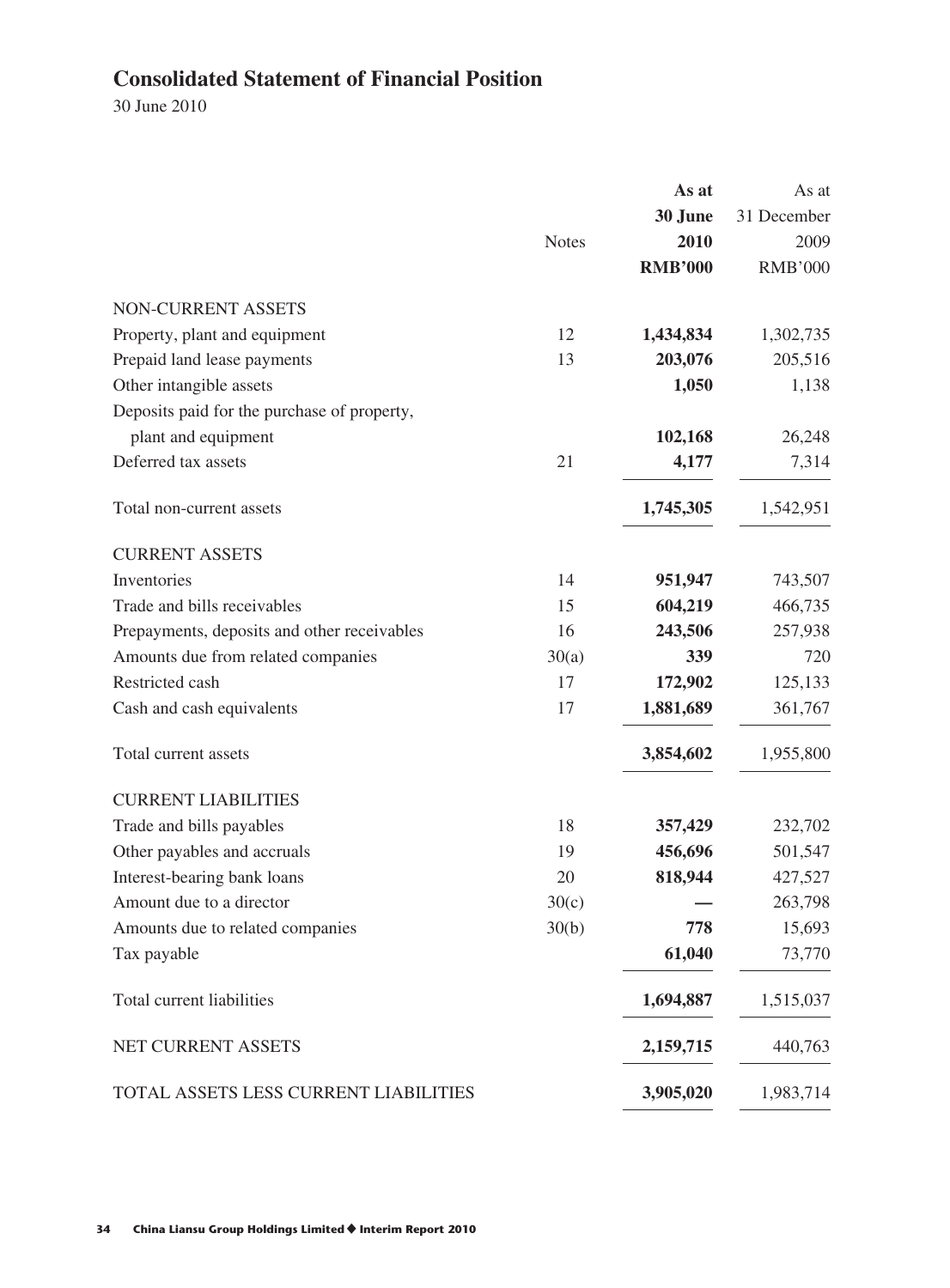## Consolidated Statement of Financial Position

30 June 2010

| | Notes | As at 30 June 2010 RMB'000 | As at 31 December 2009 RMB'000 |
|---|---|---|---|
| NON-CURRENT ASSETS | | | |
| Property, plant and equipment | 12 | **1,434,834** | 1,302,735 |
| Prepaid land lease payments | 13 | **203,076** | 205,516 |
| Other intangible assets | | **1,050** | 1,138 |
| Deposits paid for the purchase of property, plant and equipment | | **102,168** | 26,248 |
| Deferred tax assets | 21 | **4,177** | 7,314 |
| Total non-current assets | | **1,745,305** | 1,542,951 |
| CURRENT ASSETS | | | |
| Inventories | 14 | **951,947** | 743,507 |
| Trade and bills receivables | 15 | **604,219** | 466,735 |
| Prepayments, deposits and other receivables | 16 | **243,506** | 257,938 |
| Amounts due from related companies | 30(a) | **339** | 720 |
| Restricted cash | 17 | **172,902** | 125,133 |
| Cash and cash equivalents | 17 | **1,881,689** | 361,767 |
| Total current assets | | **3,854,602** | 1,955,800 |
| CURRENT LIABILITIES | | | |
| Trade and bills payables | 18 | **357,429** | 232,702 |
| Other payables and accruals | 19 | **456,696** | 501,547 |
| Interest-bearing bank loans | 20 | **818,944** | 427,527 |
| Amount due to a director | 30(c) | **—** | 263,798 |
| Amounts due to related companies | 30(b) | **778** | 15,693 |
| Tax payable | | **61,040** | 73,770 |
| Total current liabilities | | **1,694,887** | 1,515,037 |
| NET CURRENT ASSETS | | **2,159,715** | 440,763 |
| TOTAL ASSETS LESS CURRENT LIABILITIES | | **3,905,020** | 1,983,714 |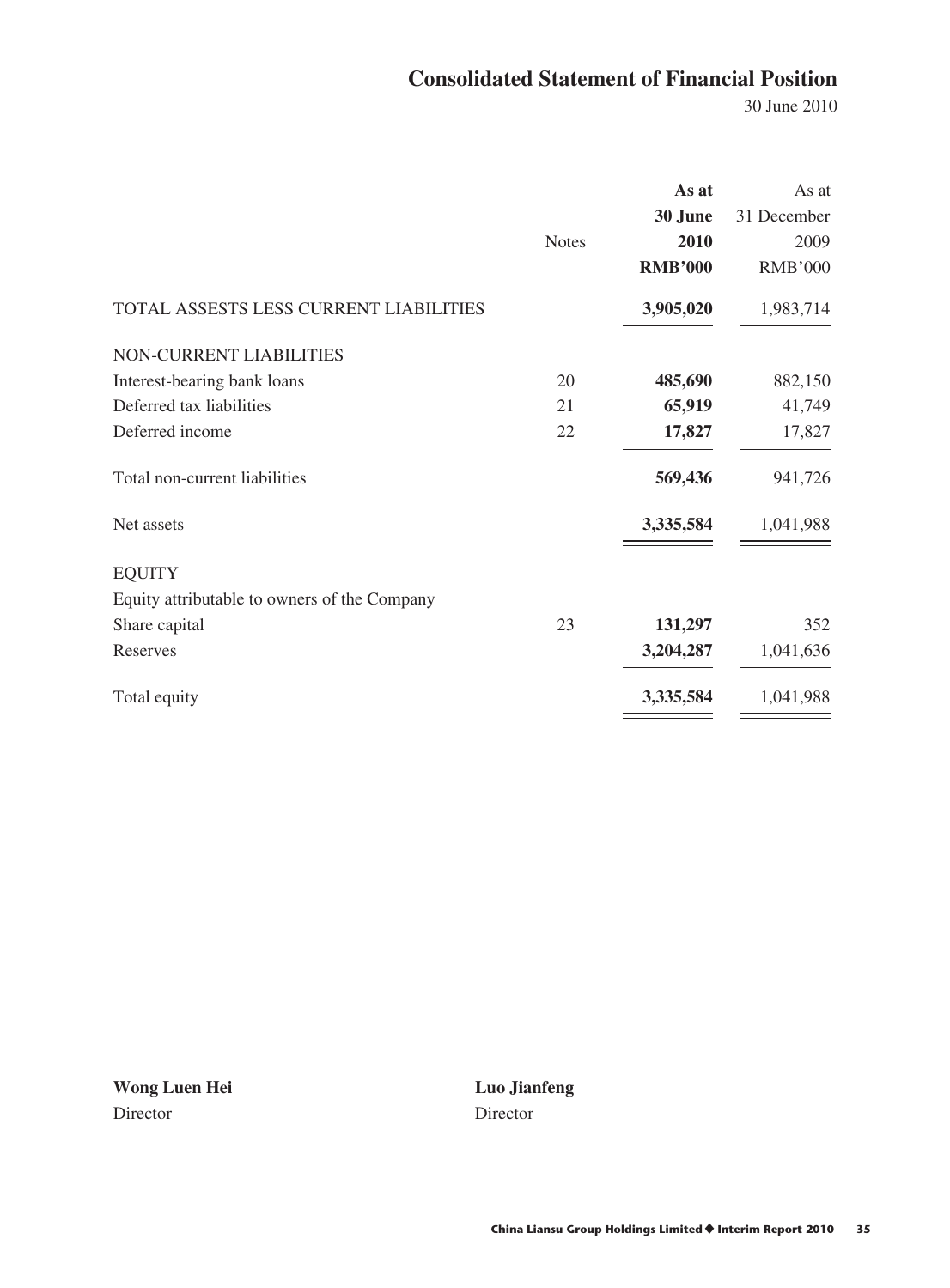# Consolidated Statement of Financial Position

30 June 2010

| | Notes | As at 30 June 2010 RMB'000 | As at 31 December 2009 RMB'000 |
|---|---|---|---|
| TOTAL ASSESTS LESS CURRENT LIABILITIES | | **3,905,020** | 1,983,714 |
| NON-CURRENT LIABILITIES | | | |
| Interest-bearing bank loans | 20 | **485,690** | 882,150 |
| Deferred tax liabilities | 21 | **65,919** | 41,749 |
| Deferred income | 22 | **17,827** | 17,827 |
| Total non-current liabilities | | **569,436** | 941,726 |
| Net assets | | **3,335,584** | 1,041,988 |
| EQUITY | | | |
| Equity attributable to owners of the Company | | | |
| Share capital | 23 | **131,297** | 352 |
| Reserves | | **3,204,287** | 1,041,636 |
| Total equity | | **3,335,584** | 1,041,988 |

**Wong Luen Hei**
Director

**Luo Jianfeng**
Director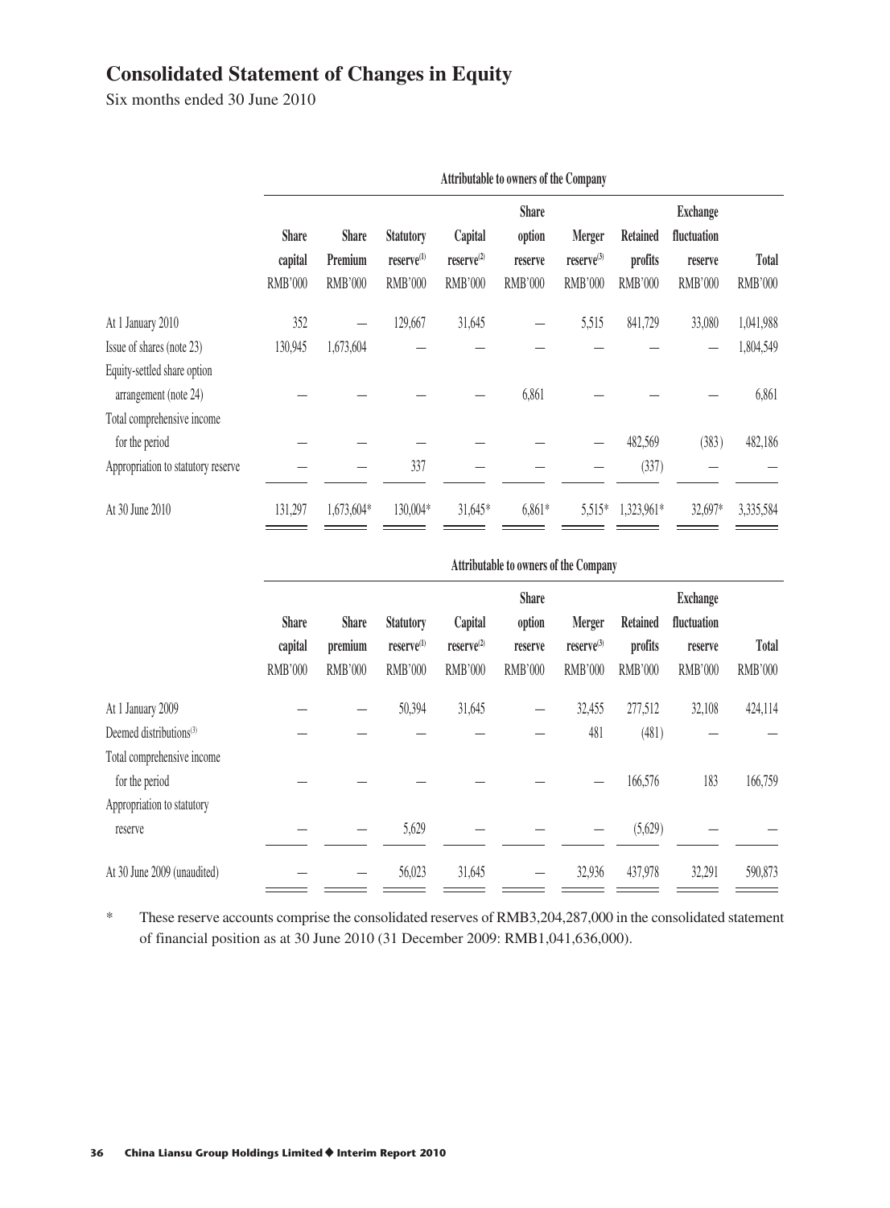# Consolidated Statement of Changes in Equity

Six months ended 30 June 2010

| | Attributable to owners of the Company | | | | | | | | |
|---|---|---|---|---|---|---|---|---|---|
| | Share capital RMB'000 | Share Premium RMB'000 | Statutory reserve(1) RMB'000 | Capital reserve(2) RMB'000 | Share option reserve RMB'000 | Merger reserve(3) RMB'000 | Retained profits RMB'000 | Exchange fluctuation reserve RMB'000 | Total RMB'000 |
| At 1 January 2010 | 352 | — | 129,667 | 31,645 | — | 5,515 | 841,729 | 33,080 | 1,041,988 |
| Issue of shares (note 23) | 130,945 | 1,673,604 | — | — | — | — | — | — | 1,804,549 |
| Equity-settled share option arrangement (note 24) | — | — | — | — | 6,861 | — | — | — | 6,861 |
| Total comprehensive income for the period | — | — | — | — | — | — | 482,569 | (383) | 482,186 |
| Appropriation to statutory reserve | — | — | 337 | — | — | — | (337) | — | — |
| At 30 June 2010 | 131,297 | 1,673,604* | 130,004* | 31,645* | 6,861* | 5,515* | 1,323,961* | 32,697* | 3,335,584 |

| | Attributable to owners of the Company | | | | | | | | |
|---|---|---|---|---|---|---|---|---|---|
| | Share capital RMB'000 | Share premium RMB'000 | Statutory reserve(1) RMB'000 | Capital reserve(2) RMB'000 | Share option reserve RMB'000 | Merger reserve(3) RMB'000 | Retained profits RMB'000 | Exchange fluctuation reserve RMB'000 | Total RMB'000 |
| At 1 January 2009 | — | — | 50,394 | 31,645 | — | 32,455 | 277,512 | 32,108 | 424,114 |
| Deemed distributions(3) | — | — | — | — | — | 481 | (481) | — | — |
| Total comprehensive income for the period | — | — | — | — | — | — | 166,576 | 183 | 166,759 |
| Appropriation to statutory reserve | — | — | 5,629 | — | — | — | (5,629) | — | — |
| At 30 June 2009 (unaudited) | — | — | 56,023 | 31,645 | — | 32,936 | 437,978 | 32,291 | 590,873 |

\* These reserve accounts comprise the consolidated reserves of RMB3,204,287,000 in the consolidated statement of financial position as at 30 June 2010 (31 December 2009: RMB1,041,636,000).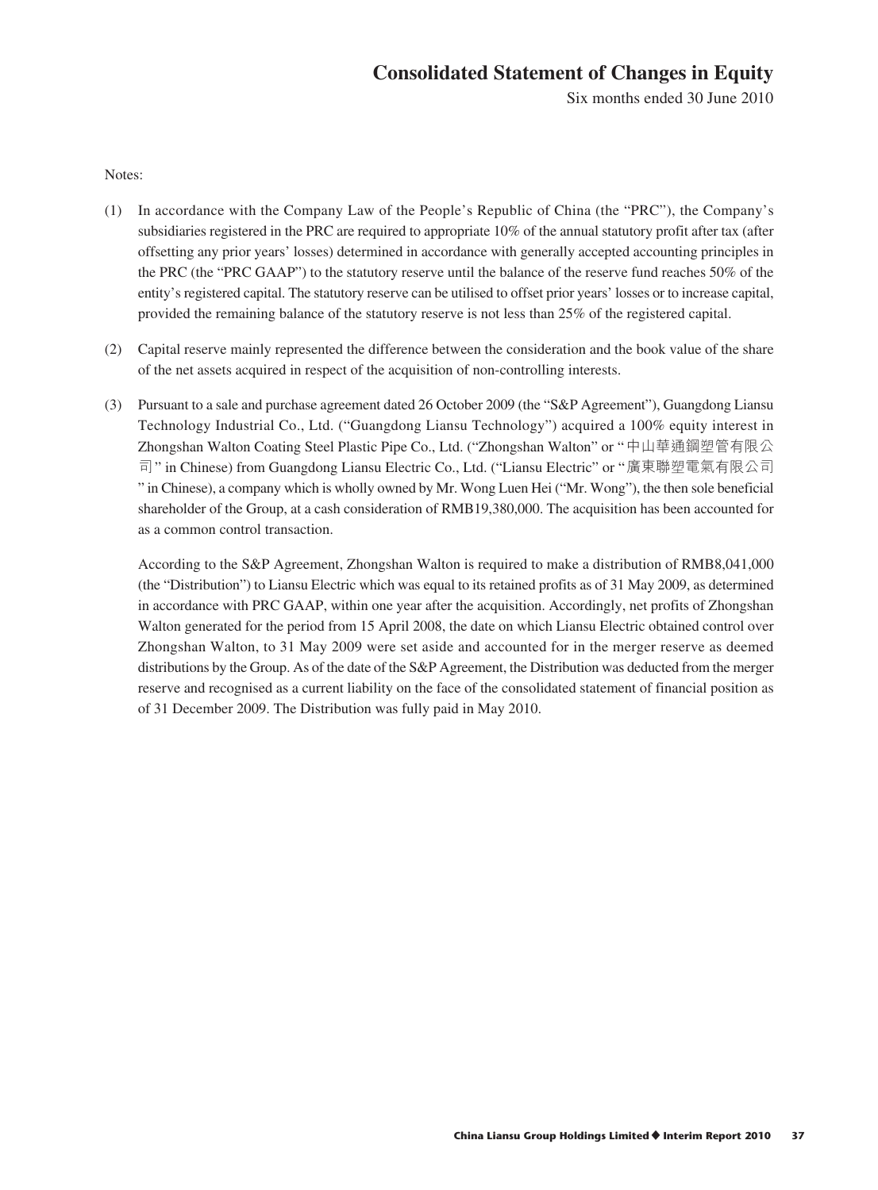# Consolidated Statement of Changes in Equity

Six months ended 30 June 2010

Notes:

(1) In accordance with the Company Law of the People's Republic of China (the "PRC"), the Company's subsidiaries registered in the PRC are required to appropriate 10% of the annual statutory profit after tax (after offsetting any prior years' losses) determined in accordance with generally accepted accounting principles in the PRC (the "PRC GAAP") to the statutory reserve until the balance of the reserve fund reaches 50% of the entity's registered capital. The statutory reserve can be utilised to offset prior years' losses or to increase capital, provided the remaining balance of the statutory reserve is not less than 25% of the registered capital.

(2) Capital reserve mainly represented the difference between the consideration and the book value of the share of the net assets acquired in respect of the acquisition of non-controlling interests.

(3) Pursuant to a sale and purchase agreement dated 26 October 2009 (the "S&P Agreement"), Guangdong Liansu Technology Industrial Co., Ltd. ("Guangdong Liansu Technology") acquired a 100% equity interest in Zhongshan Walton Coating Steel Plastic Pipe Co., Ltd. ("Zhongshan Walton" or "中山華通鋼塑管有限公司" in Chinese) from Guangdong Liansu Electric Co., Ltd. ("Liansu Electric" or "廣東聯塑電氣有限公司" in Chinese), a company which is wholly owned by Mr. Wong Luen Hei ("Mr. Wong"), the then sole beneficial shareholder of the Group, at a cash consideration of RMB19,380,000. The acquisition has been accounted for as a common control transaction.

   According to the S&P Agreement, Zhongshan Walton is required to make a distribution of RMB8,041,000 (the "Distribution") to Liansu Electric which was equal to its retained profits as of 31 May 2009, as determined in accordance with PRC GAAP, within one year after the acquisition. Accordingly, net profits of Zhongshan Walton generated for the period from 15 April 2008, the date on which Liansu Electric obtained control over Zhongshan Walton, to 31 May 2009 were set aside and accounted for in the merger reserve as deemed distributions by the Group. As of the date of the S&P Agreement, the Distribution was deducted from the merger reserve and recognised as a current liability on the face of the consolidated statement of financial position as of 31 December 2009. The Distribution was fully paid in May 2010.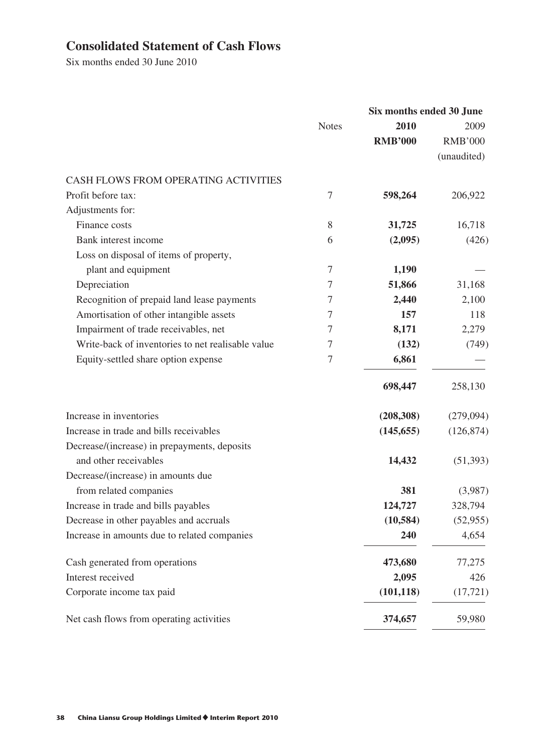## Consolidated Statement of Cash Flows

Six months ended 30 June 2010

| | Notes | Six months ended 30 June 2010 RMB'000 | Six months ended 30 June 2009 RMB'000 (unaudited) |
|---|---|---|---|
| CASH FLOWS FROM OPERATING ACTIVITIES | | | |
| Profit before tax: | 7 | **598,264** | 206,922 |
| Adjustments for: | | | |
| Finance costs | 8 | **31,725** | 16,718 |
| Bank interest income | 6 | **(2,095)** | (426) |
| Loss on disposal of items of property, plant and equipment | 7 | **1,190** | — |
| Depreciation | 7 | **51,866** | 31,168 |
| Recognition of prepaid land lease payments | 7 | **2,440** | 2,100 |
| Amortisation of other intangible assets | 7 | **157** | 118 |
| Impairment of trade receivables, net | 7 | **8,171** | 2,279 |
| Write-back of inventories to net realisable value | 7 | **(132)** | (749) |
| Equity-settled share option expense | 7 | **6,861** | — |
| | | **698,447** | 258,130 |
| Increase in inventories | | **(208,308)** | (279,094) |
| Increase in trade and bills receivables | | **(145,655)** | (126,874) |
| Decrease/(increase) in prepayments, deposits and other receivables | | **14,432** | (51,393) |
| Decrease/(increase) in amounts due from related companies | | **381** | (3,987) |
| Increase in trade and bills payables | | **124,727** | 328,794 |
| Decrease in other payables and accruals | | **(10,584)** | (52,955) |
| Increase in amounts due to related companies | | **240** | 4,654 |
| Cash generated from operations | | **473,680** | 77,275 |
| Interest received | | **2,095** | 426 |
| Corporate income tax paid | | **(101,118)** | (17,721) |
| Net cash flows from operating activities | | **374,657** | 59,980 |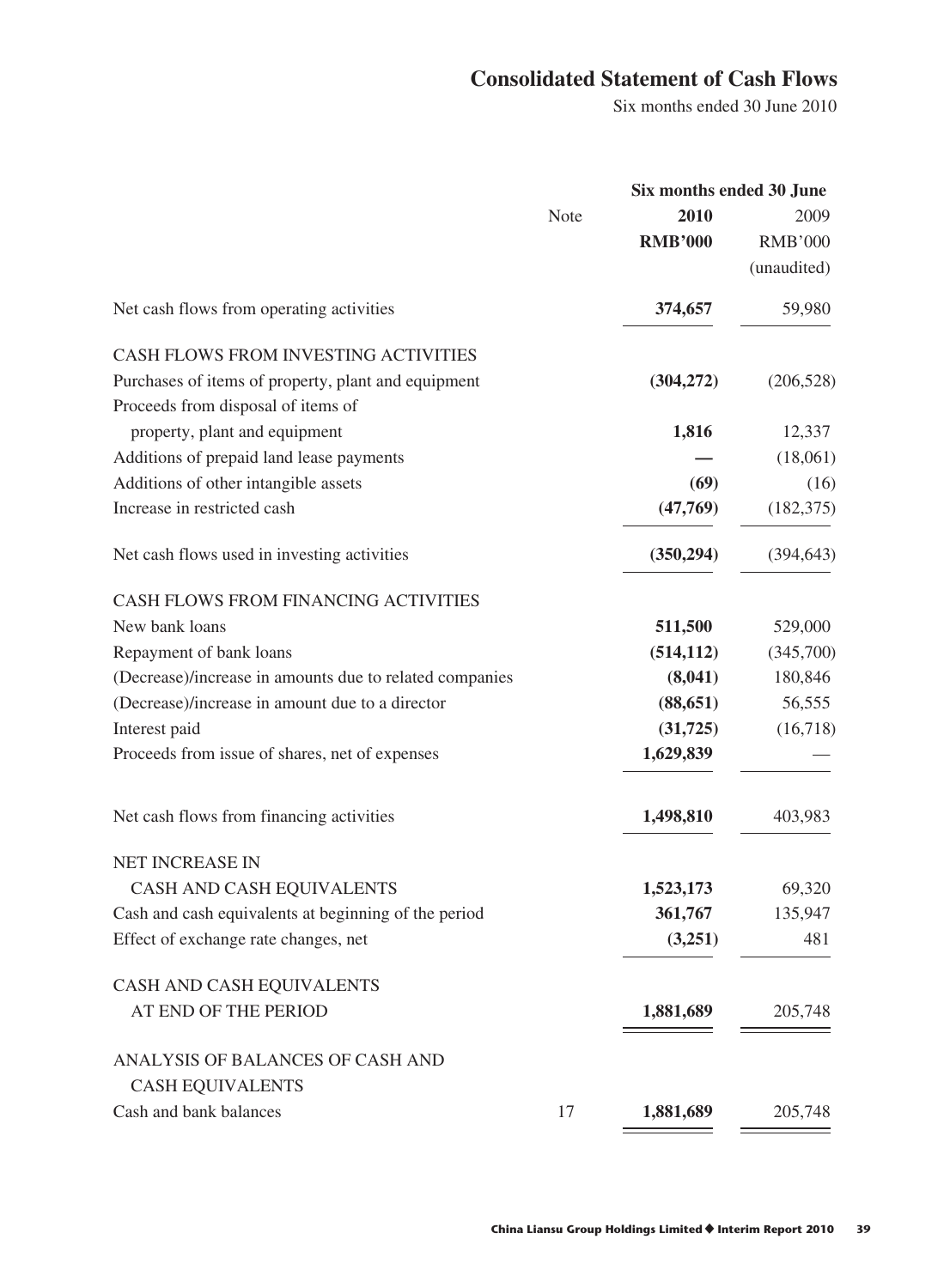# Consolidated Statement of Cash Flows

Six months ended 30 June 2010

| | Note | Six months ended 30 June | |
|---|---|---|---|
| | | **2010** | 2009 |
| | | **RMB'000** | RMB'000 |
| | | | (unaudited) |
| Net cash flows from operating activities | | **374,657** | 59,980 |
| CASH FLOWS FROM INVESTING ACTIVITIES | | | |
| Purchases of items of property, plant and equipment | | **(304,272)** | (206,528) |
| Proceeds from disposal of items of property, plant and equipment | | **1,816** | 12,337 |
| Additions of prepaid land lease payments | | **—** | (18,061) |
| Additions of other intangible assets | | **(69)** | (16) |
| Increase in restricted cash | | **(47,769)** | (182,375) |
| Net cash flows used in investing activities | | **(350,294)** | (394,643) |
| CASH FLOWS FROM FINANCING ACTIVITIES | | | |
| New bank loans | | **511,500** | 529,000 |
| Repayment of bank loans | | **(514,112)** | (345,700) |
| (Decrease)/increase in amounts due to related companies | | **(8,041)** | 180,846 |
| (Decrease)/increase in amount due to a director | | **(88,651)** | 56,555 |
| Interest paid | | **(31,725)** | (16,718) |
| Proceeds from issue of shares, net of expenses | | **1,629,839** | — |
| Net cash flows from financing activities | | **1,498,810** | 403,983 |
| NET INCREASE IN CASH AND CASH EQUIVALENTS | | **1,523,173** | 69,320 |
| Cash and cash equivalents at beginning of the period | | **361,767** | 135,947 |
| Effect of exchange rate changes, net | | **(3,251)** | 481 |
| CASH AND CASH EQUIVALENTS AT END OF THE PERIOD | | **1,881,689** | 205,748 |
| ANALYSIS OF BALANCES OF CASH AND CASH EQUIVALENTS | | | |
| Cash and bank balances | 17 | **1,881,689** | 205,748 |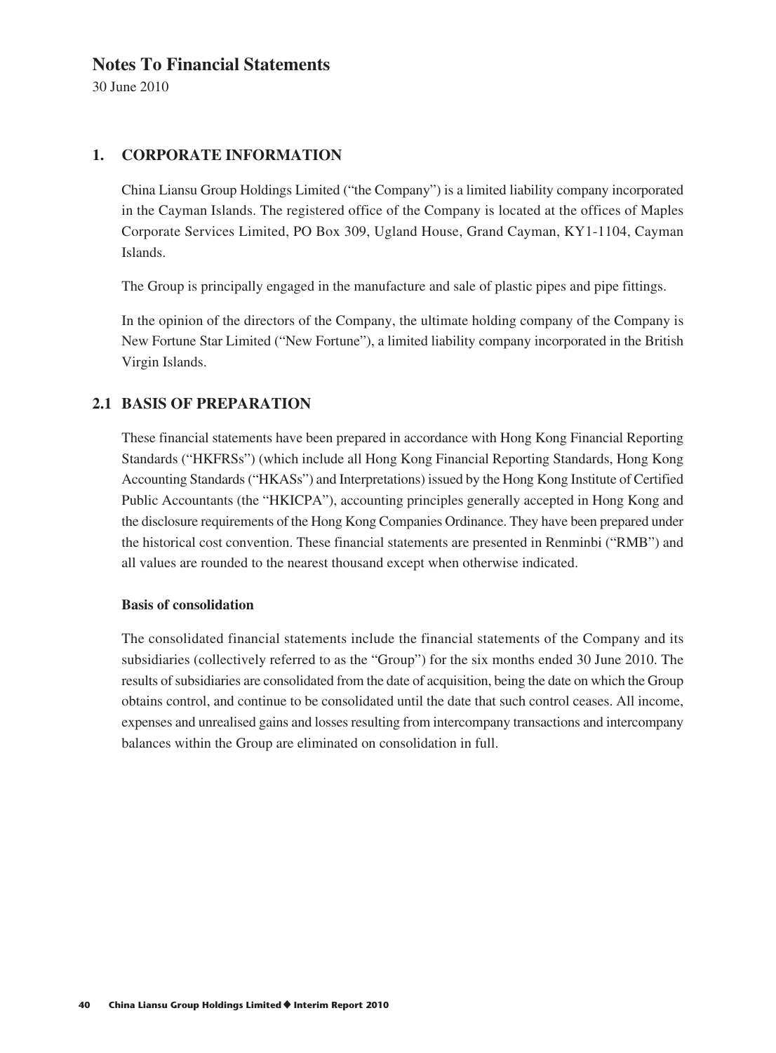# Notes To Financial Statements

30 June 2010

## 1. CORPORATE INFORMATION

China Liansu Group Holdings Limited ("the Company") is a limited liability company incorporated in the Cayman Islands. The registered office of the Company is located at the offices of Maples Corporate Services Limited, PO Box 309, Ugland House, Grand Cayman, KY1-1104, Cayman Islands.

The Group is principally engaged in the manufacture and sale of plastic pipes and pipe fittings.

In the opinion of the directors of the Company, the ultimate holding company of the Company is New Fortune Star Limited ("New Fortune"), a limited liability company incorporated in the British Virgin Islands.

## 2.1 BASIS OF PREPARATION

These financial statements have been prepared in accordance with Hong Kong Financial Reporting Standards ("HKFRSs") (which include all Hong Kong Financial Reporting Standards, Hong Kong Accounting Standards ("HKASs") and Interpretations) issued by the Hong Kong Institute of Certified Public Accountants (the "HKICPA"), accounting principles generally accepted in Hong Kong and the disclosure requirements of the Hong Kong Companies Ordinance. They have been prepared under the historical cost convention. These financial statements are presented in Renminbi ("RMB") and all values are rounded to the nearest thousand except when otherwise indicated.

### Basis of consolidation

The consolidated financial statements include the financial statements of the Company and its subsidiaries (collectively referred to as the "Group") for the six months ended 30 June 2010. The results of subsidiaries are consolidated from the date of acquisition, being the date on which the Group obtains control, and continue to be consolidated until the date that such control ceases. All income, expenses and unrealised gains and losses resulting from intercompany transactions and intercompany balances within the Group are eliminated on consolidation in full.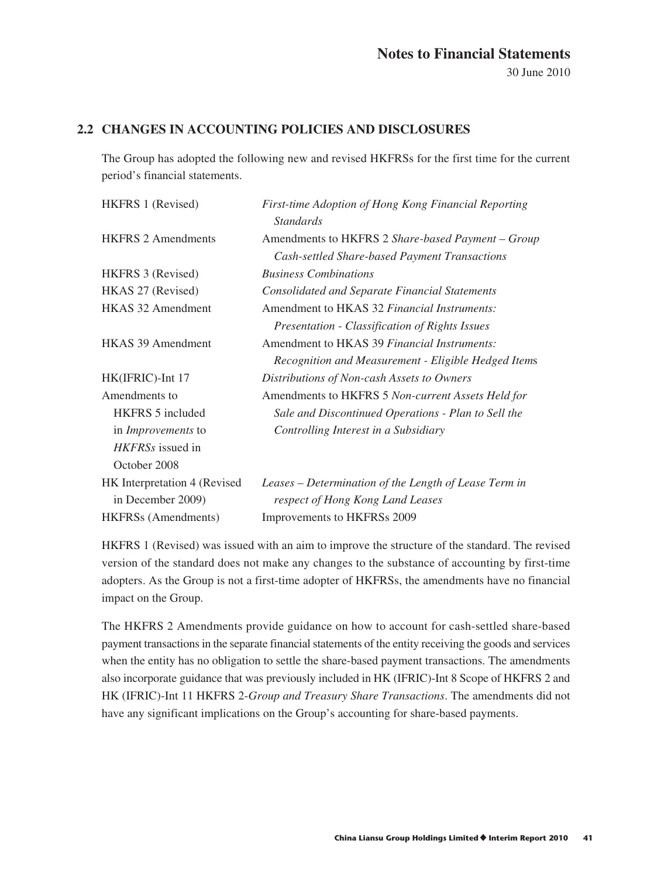## 2.2 CHANGES IN ACCOUNTING POLICIES AND DISCLOSURES

The Group has adopted the following new and revised HKFRSs for the first time for the current period's financial statements.

| | |
|---|---|
| HKFRS 1 (Revised) | *First-time Adoption of Hong Kong Financial Reporting Standards* |
| HKFRS 2 Amendments | Amendments to HKFRS 2 *Share-based Payment – Group Cash-settled Share-based Payment Transactions* |
| HKFRS 3 (Revised) | *Business Combinations* |
| HKAS 27 (Revised) | *Consolidated and Separate Financial Statements* |
| HKAS 32 Amendment | Amendment to HKAS 32 *Financial Instruments: Presentation - Classification of Rights Issues* |
| HKAS 39 Amendment | Amendment to HKAS 39 *Financial Instruments: Recognition and Measurement - Eligible Hedged Items* |
| HK(IFRIC)-Int 17 | *Distributions of Non-cash Assets to Owners* |
| Amendments to HKFRS 5 included in *Improvements to HKFRSs* issued in October 2008 | Amendments to HKFRS 5 *Non-current Assets Held for Sale and Discontinued Operations - Plan to Sell the Controlling Interest in a Subsidiary* |
| HK Interpretation 4 (Revised in December 2009) | *Leases – Determination of the Length of Lease Term in respect of Hong Kong Land Leases* |
| HKFRSs (Amendments) | Improvements to HKFRSs 2009 |

HKFRS 1 (Revised) was issued with an aim to improve the structure of the standard. The revised version of the standard does not make any changes to the substance of accounting by first-time adopters. As the Group is not a first-time adopter of HKFRSs, the amendments have no financial impact on the Group.

The HKFRS 2 Amendments provide guidance on how to account for cash-settled share-based payment transactions in the separate financial statements of the entity receiving the goods and services when the entity has no obligation to settle the share-based payment transactions. The amendments also incorporate guidance that was previously included in HK (IFRIC)-Int 8 Scope of HKFRS 2 and HK (IFRIC)-Int 11 HKFRS 2-*Group and Treasury Share Transactions*. The amendments did not have any significant implications on the Group's accounting for share-based payments.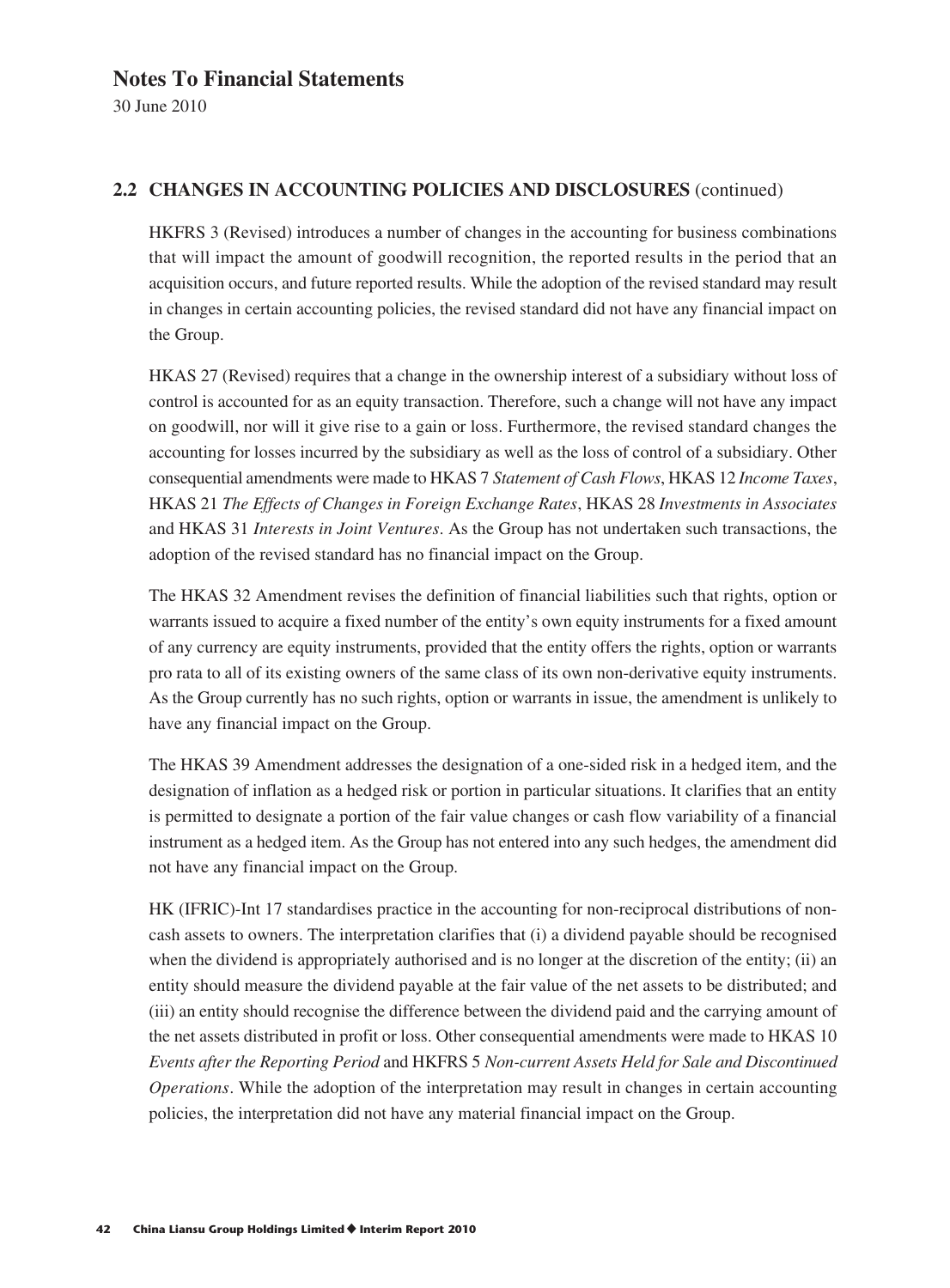## 2.2 CHANGES IN ACCOUNTING POLICIES AND DISCLOSURES (continued)

HKFRS 3 (Revised) introduces a number of changes in the accounting for business combinations that will impact the amount of goodwill recognition, the reported results in the period that an acquisition occurs, and future reported results. While the adoption of the revised standard may result in changes in certain accounting policies, the revised standard did not have any financial impact on the Group.

HKAS 27 (Revised) requires that a change in the ownership interest of a subsidiary without loss of control is accounted for as an equity transaction. Therefore, such a change will not have any impact on goodwill, nor will it give rise to a gain or loss. Furthermore, the revised standard changes the accounting for losses incurred by the subsidiary as well as the loss of control of a subsidiary. Other consequential amendments were made to HKAS 7 *Statement of Cash Flows*, HKAS 12 *Income Taxes*, HKAS 21 *The Effects of Changes in Foreign Exchange Rates*, HKAS 28 *Investments in Associates* and HKAS 31 *Interests in Joint Ventures*. As the Group has not undertaken such transactions, the adoption of the revised standard has no financial impact on the Group.

The HKAS 32 Amendment revises the definition of financial liabilities such that rights, option or warrants issued to acquire a fixed number of the entity's own equity instruments for a fixed amount of any currency are equity instruments, provided that the entity offers the rights, option or warrants pro rata to all of its existing owners of the same class of its own non-derivative equity instruments. As the Group currently has no such rights, option or warrants in issue, the amendment is unlikely to have any financial impact on the Group.

The HKAS 39 Amendment addresses the designation of a one-sided risk in a hedged item, and the designation of inflation as a hedged risk or portion in particular situations. It clarifies that an entity is permitted to designate a portion of the fair value changes or cash flow variability of a financial instrument as a hedged item. As the Group has not entered into any such hedges, the amendment did not have any financial impact on the Group.

HK (IFRIC)-Int 17 standardises practice in the accounting for non-reciprocal distributions of non-cash assets to owners. The interpretation clarifies that (i) a dividend payable should be recognised when the dividend is appropriately authorised and is no longer at the discretion of the entity; (ii) an entity should measure the dividend payable at the fair value of the net assets to be distributed; and (iii) an entity should recognise the difference between the dividend paid and the carrying amount of the net assets distributed in profit or loss. Other consequential amendments were made to HKAS 10 *Events after the Reporting Period* and HKFRS 5 *Non-current Assets Held for Sale and Discontinued Operations*. While the adoption of the interpretation may result in changes in certain accounting policies, the interpretation did not have any material financial impact on the Group.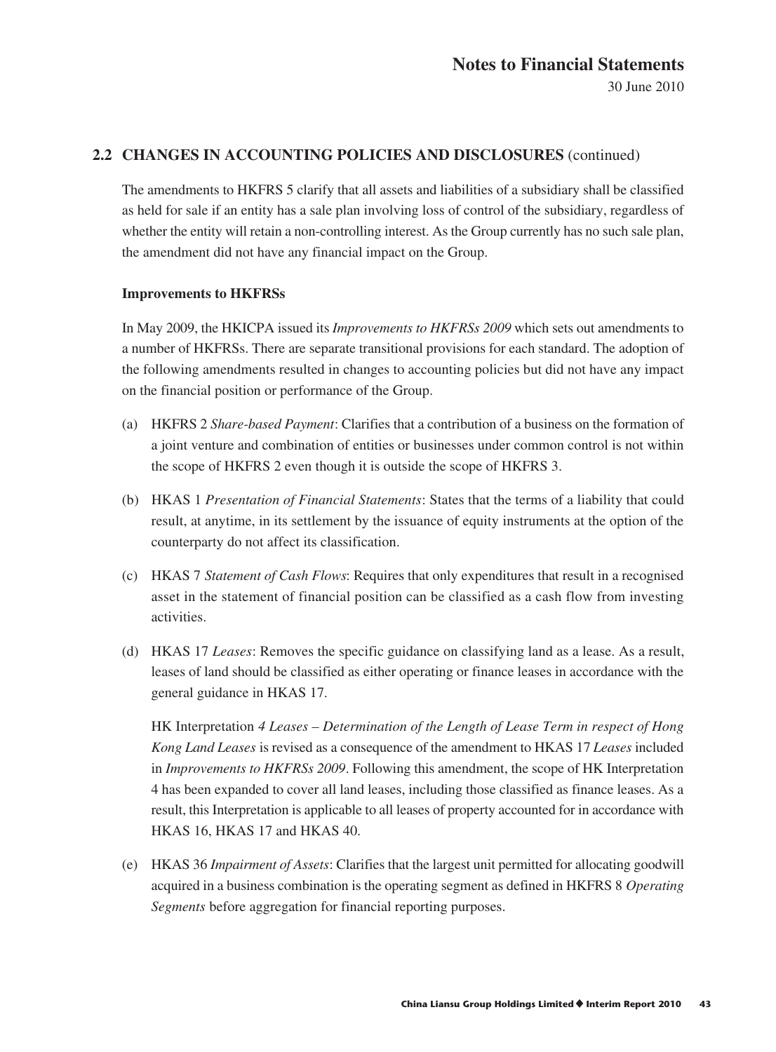## 2.2 CHANGES IN ACCOUNTING POLICIES AND DISCLOSURES (continued)

The amendments to HKFRS 5 clarify that all assets and liabilities of a subsidiary shall be classified as held for sale if an entity has a sale plan involving loss of control of the subsidiary, regardless of whether the entity will retain a non-controlling interest. As the Group currently has no such sale plan, the amendment did not have any financial impact on the Group.

**Improvements to HKFRSs**

In May 2009, the HKICPA issued its *Improvements to HKFRSs 2009* which sets out amendments to a number of HKFRSs. There are separate transitional provisions for each standard. The adoption of the following amendments resulted in changes to accounting policies but did not have any impact on the financial position or performance of the Group.

(a) HKFRS 2 *Share-based Payment*: Clarifies that a contribution of a business on the formation of a joint venture and combination of entities or businesses under common control is not within the scope of HKFRS 2 even though it is outside the scope of HKFRS 3.

(b) HKAS 1 *Presentation of Financial Statements*: States that the terms of a liability that could result, at anytime, in its settlement by the issuance of equity instruments at the option of the counterparty do not affect its classification.

(c) HKAS 7 *Statement of Cash Flows*: Requires that only expenditures that result in a recognised asset in the statement of financial position can be classified as a cash flow from investing activities.

(d) HKAS 17 *Leases*: Removes the specific guidance on classifying land as a lease. As a result, leases of land should be classified as either operating or finance leases in accordance with the general guidance in HKAS 17.

    HK Interpretation *4 Leases – Determination of the Length of Lease Term in respect of Hong Kong Land Leases* is revised as a consequence of the amendment to HKAS 17 *Leases* included in *Improvements to HKFRSs 2009*. Following this amendment, the scope of HK Interpretation 4 has been expanded to cover all land leases, including those classified as finance leases. As a result, this Interpretation is applicable to all leases of property accounted for in accordance with HKAS 16, HKAS 17 and HKAS 40.

(e) HKAS 36 *Impairment of Assets*: Clarifies that the largest unit permitted for allocating goodwill acquired in a business combination is the operating segment as defined in HKFRS 8 *Operating Segments* before aggregation for financial reporting purposes.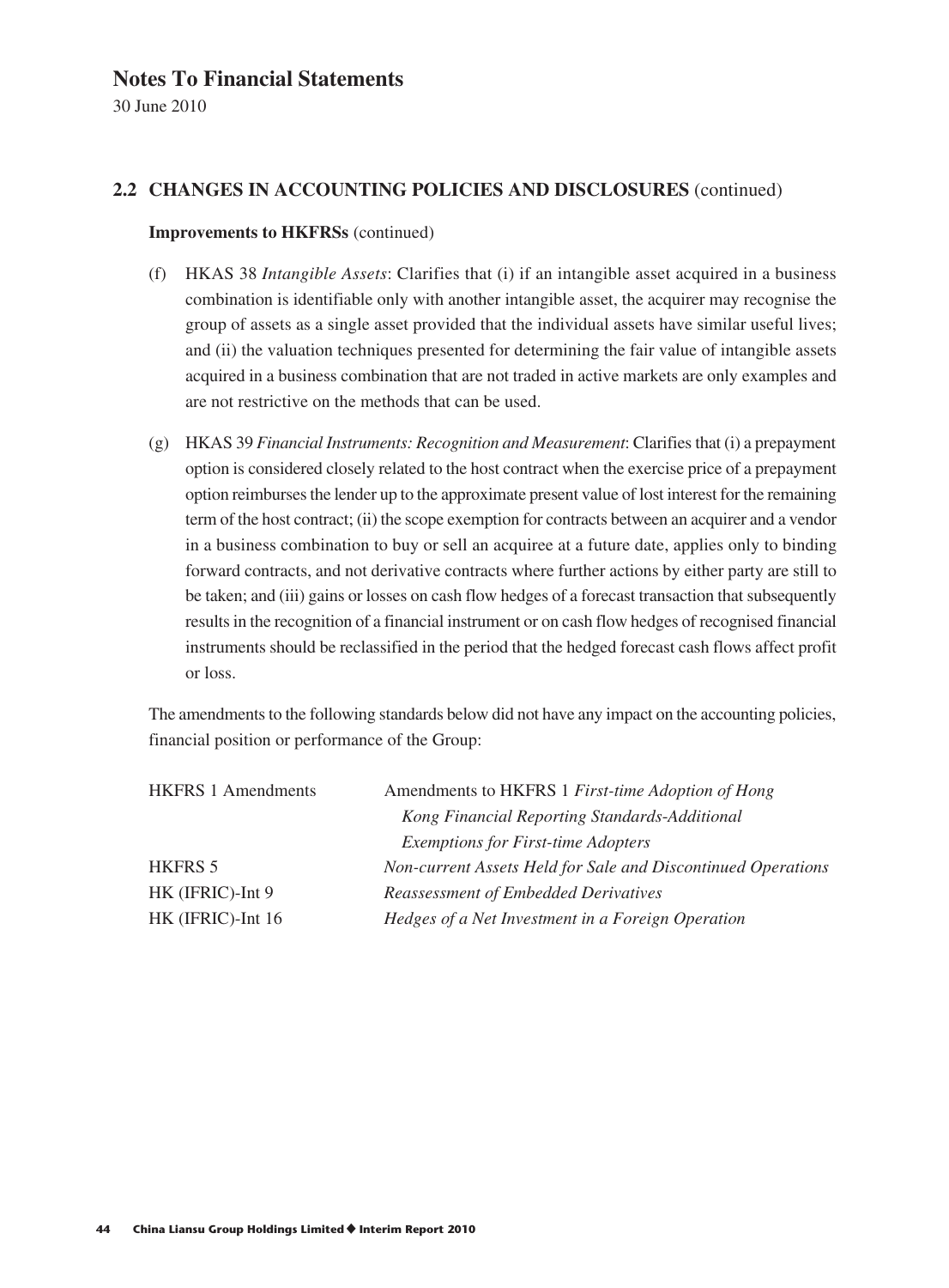# Notes To Financial Statements

30 June 2010

## 2.2 CHANGES IN ACCOUNTING POLICIES AND DISCLOSURES (continued)

**Improvements to HKFRSs** (continued)

(f) HKAS 38 *Intangible Assets*: Clarifies that (i) if an intangible asset acquired in a business combination is identifiable only with another intangible asset, the acquirer may recognise the group of assets as a single asset provided that the individual assets have similar useful lives; and (ii) the valuation techniques presented for determining the fair value of intangible assets acquired in a business combination that are not traded in active markets are only examples and are not restrictive on the methods that can be used.

(g) HKAS 39 *Financial Instruments: Recognition and Measurement*: Clarifies that (i) a prepayment option is considered closely related to the host contract when the exercise price of a prepayment option reimburses the lender up to the approximate present value of lost interest for the remaining term of the host contract; (ii) the scope exemption for contracts between an acquirer and a vendor in a business combination to buy or sell an acquiree at a future date, applies only to binding forward contracts, and not derivative contracts where further actions by either party are still to be taken; and (iii) gains or losses on cash flow hedges of a forecast transaction that subsequently results in the recognition of a financial instrument or on cash flow hedges of recognised financial instruments should be reclassified in the period that the hedged forecast cash flows affect profit or loss.

The amendments to the following standards below did not have any impact on the accounting policies, financial position or performance of the Group:

| | |
|---|---|
| HKFRS 1 Amendments | Amendments to HKFRS 1 *First-time Adoption of Hong Kong Financial Reporting Standards-Additional Exemptions for First-time Adopters* |
| HKFRS 5 | *Non-current Assets Held for Sale and Discontinued Operations* |
| HK (IFRIC)-Int 9 | *Reassessment of Embedded Derivatives* |
| HK (IFRIC)-Int 16 | *Hedges of a Net Investment in a Foreign Operation* |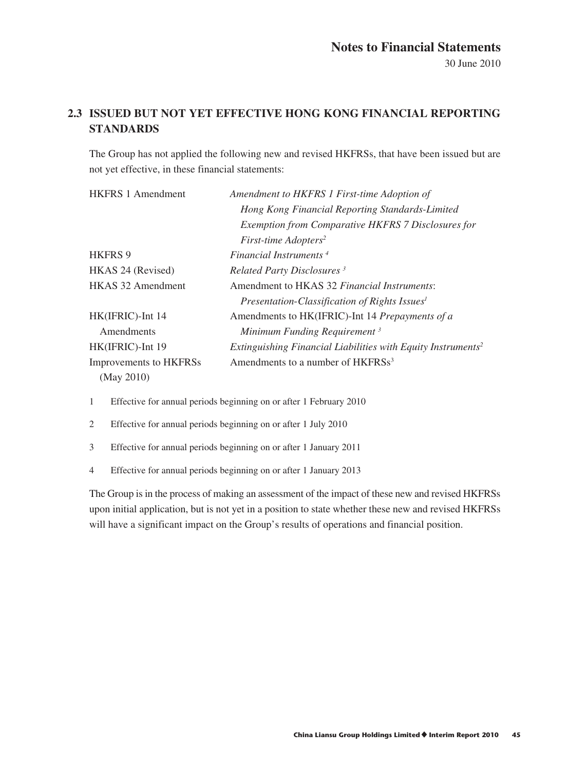## 2.3 ISSUED BUT NOT YET EFFECTIVE HONG KONG FINANCIAL REPORTING STANDARDS

The Group has not applied the following new and revised HKFRSs, that have been issued but are not yet effective, in these financial statements:

| | |
|---|---|
| HKFRS 1 Amendment | *Amendment to HKFRS 1 First-time Adoption of Hong Kong Financial Reporting Standards-Limited Exemption from Comparative HKFRS 7 Disclosures for First-time Adopters*[2] |
| HKFRS 9 | *Financial Instruments* [4] |
| HKAS 24 (Revised) | *Related Party Disclosures* [3] |
| HKAS 32 Amendment | Amendment to HKAS 32 *Financial Instruments: Presentation-Classification of Rights Issues*[1] |
| HK(IFRIC)-Int 14 Amendments | Amendments to HK(IFRIC)-Int 14 *Prepayments of a Minimum Funding Requirement* [3] |
| HK(IFRIC)-Int 19 | *Extinguishing Financial Liabilities with Equity Instruments*[2] |
| Improvements to HKFRSs (May 2010) | Amendments to a number of HKFRSs[3] |

1 Effective for annual periods beginning on or after 1 February 2010

2 Effective for annual periods beginning on or after 1 July 2010

3 Effective for annual periods beginning on or after 1 January 2011

4 Effective for annual periods beginning on or after 1 January 2013

The Group is in the process of making an assessment of the impact of these new and revised HKFRSs upon initial application, but is not yet in a position to state whether these new and revised HKFRSs will have a significant impact on the Group's results of operations and financial position.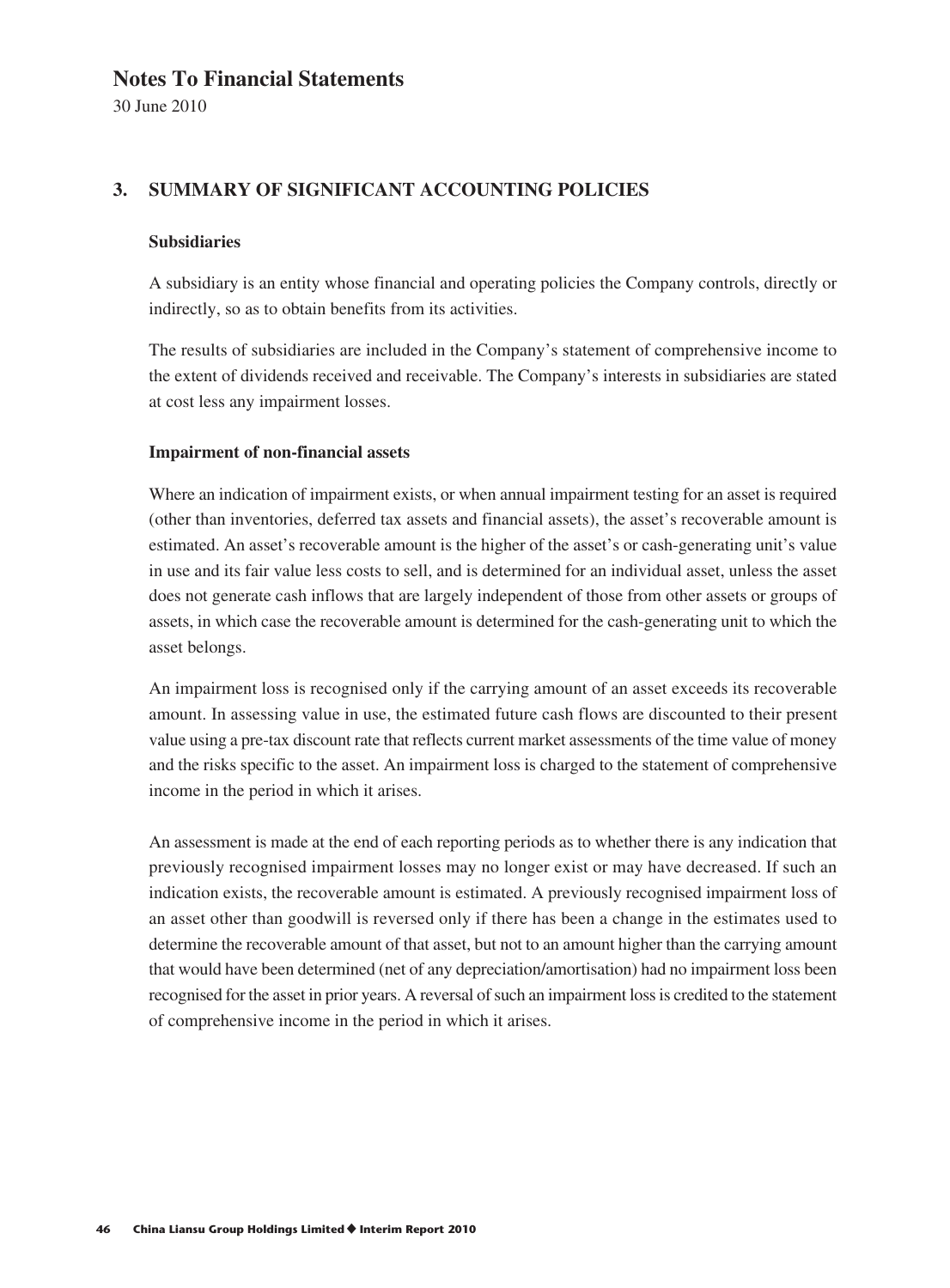## 3. SUMMARY OF SIGNIFICANT ACCOUNTING POLICIES

### Subsidiaries

A subsidiary is an entity whose financial and operating policies the Company controls, directly or indirectly, so as to obtain benefits from its activities.

The results of subsidiaries are included in the Company's statement of comprehensive income to the extent of dividends received and receivable. The Company's interests in subsidiaries are stated at cost less any impairment losses.

### Impairment of non-financial assets

Where an indication of impairment exists, or when annual impairment testing for an asset is required (other than inventories, deferred tax assets and financial assets), the asset's recoverable amount is estimated. An asset's recoverable amount is the higher of the asset's or cash-generating unit's value in use and its fair value less costs to sell, and is determined for an individual asset, unless the asset does not generate cash inflows that are largely independent of those from other assets or groups of assets, in which case the recoverable amount is determined for the cash-generating unit to which the asset belongs.

An impairment loss is recognised only if the carrying amount of an asset exceeds its recoverable amount. In assessing value in use, the estimated future cash flows are discounted to their present value using a pre-tax discount rate that reflects current market assessments of the time value of money and the risks specific to the asset. An impairment loss is charged to the statement of comprehensive income in the period in which it arises.

An assessment is made at the end of each reporting periods as to whether there is any indication that previously recognised impairment losses may no longer exist or may have decreased. If such an indication exists, the recoverable amount is estimated. A previously recognised impairment loss of an asset other than goodwill is reversed only if there has been a change in the estimates used to determine the recoverable amount of that asset, but not to an amount higher than the carrying amount that would have been determined (net of any depreciation/amortisation) had no impairment loss been recognised for the asset in prior years. A reversal of such an impairment loss is credited to the statement of comprehensive income in the period in which it arises.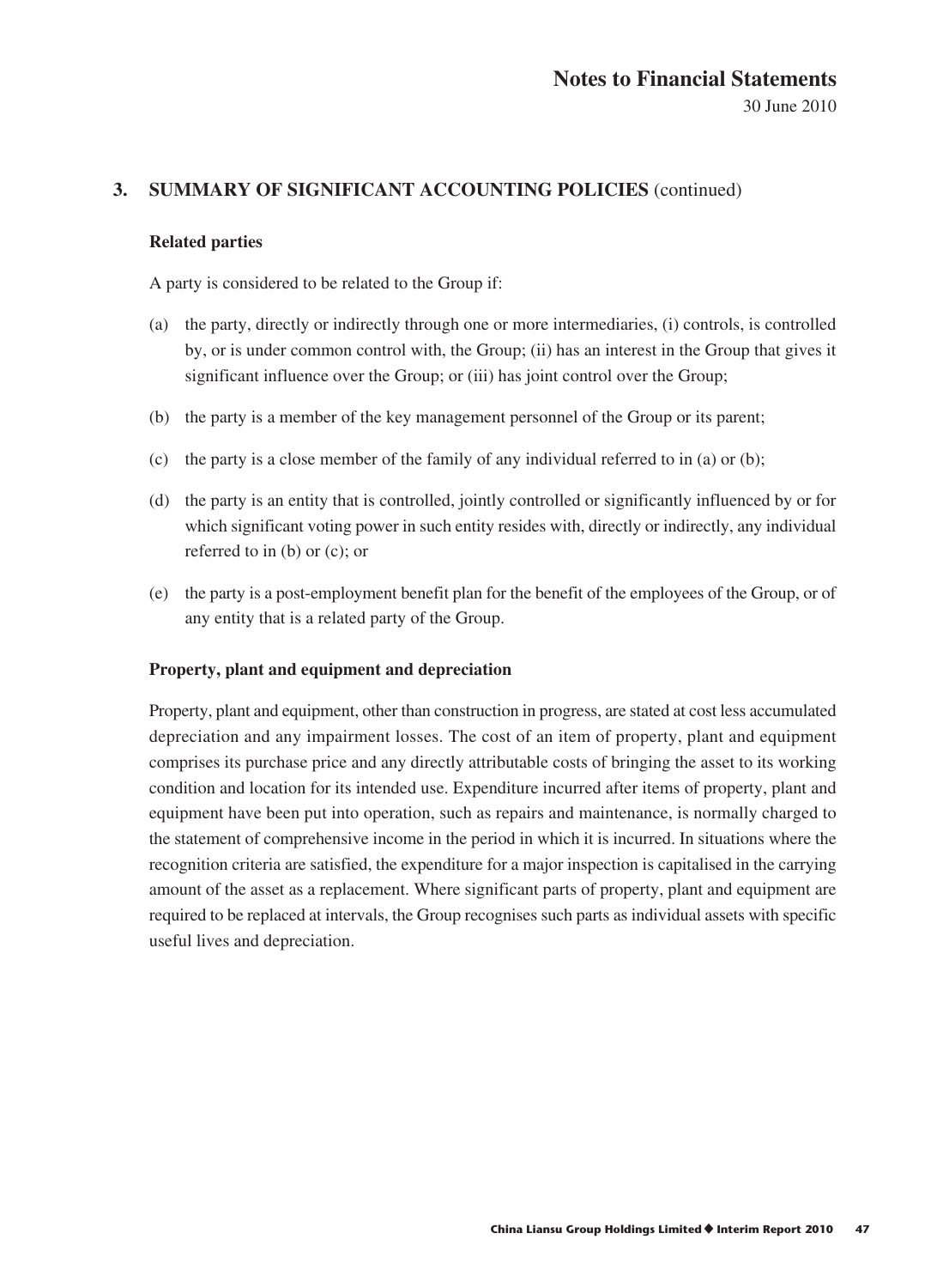## 3. SUMMARY OF SIGNIFICANT ACCOUNTING POLICIES (continued)

### Related parties

A party is considered to be related to the Group if:

(a) the party, directly or indirectly through one or more intermediaries, (i) controls, is controlled by, or is under common control with, the Group; (ii) has an interest in the Group that gives it significant influence over the Group; or (iii) has joint control over the Group;

(b) the party is a member of the key management personnel of the Group or its parent;

(c) the party is a close member of the family of any individual referred to in (a) or (b);

(d) the party is an entity that is controlled, jointly controlled or significantly influenced by or for which significant voting power in such entity resides with, directly or indirectly, any individual referred to in (b) or (c); or

(e) the party is a post-employment benefit plan for the benefit of the employees of the Group, or of any entity that is a related party of the Group.

### Property, plant and equipment and depreciation

Property, plant and equipment, other than construction in progress, are stated at cost less accumulated depreciation and any impairment losses. The cost of an item of property, plant and equipment comprises its purchase price and any directly attributable costs of bringing the asset to its working condition and location for its intended use. Expenditure incurred after items of property, plant and equipment have been put into operation, such as repairs and maintenance, is normally charged to the statement of comprehensive income in the period in which it is incurred. In situations where the recognition criteria are satisfied, the expenditure for a major inspection is capitalised in the carrying amount of the asset as a replacement. Where significant parts of property, plant and equipment are required to be replaced at intervals, the Group recognises such parts as individual assets with specific useful lives and depreciation.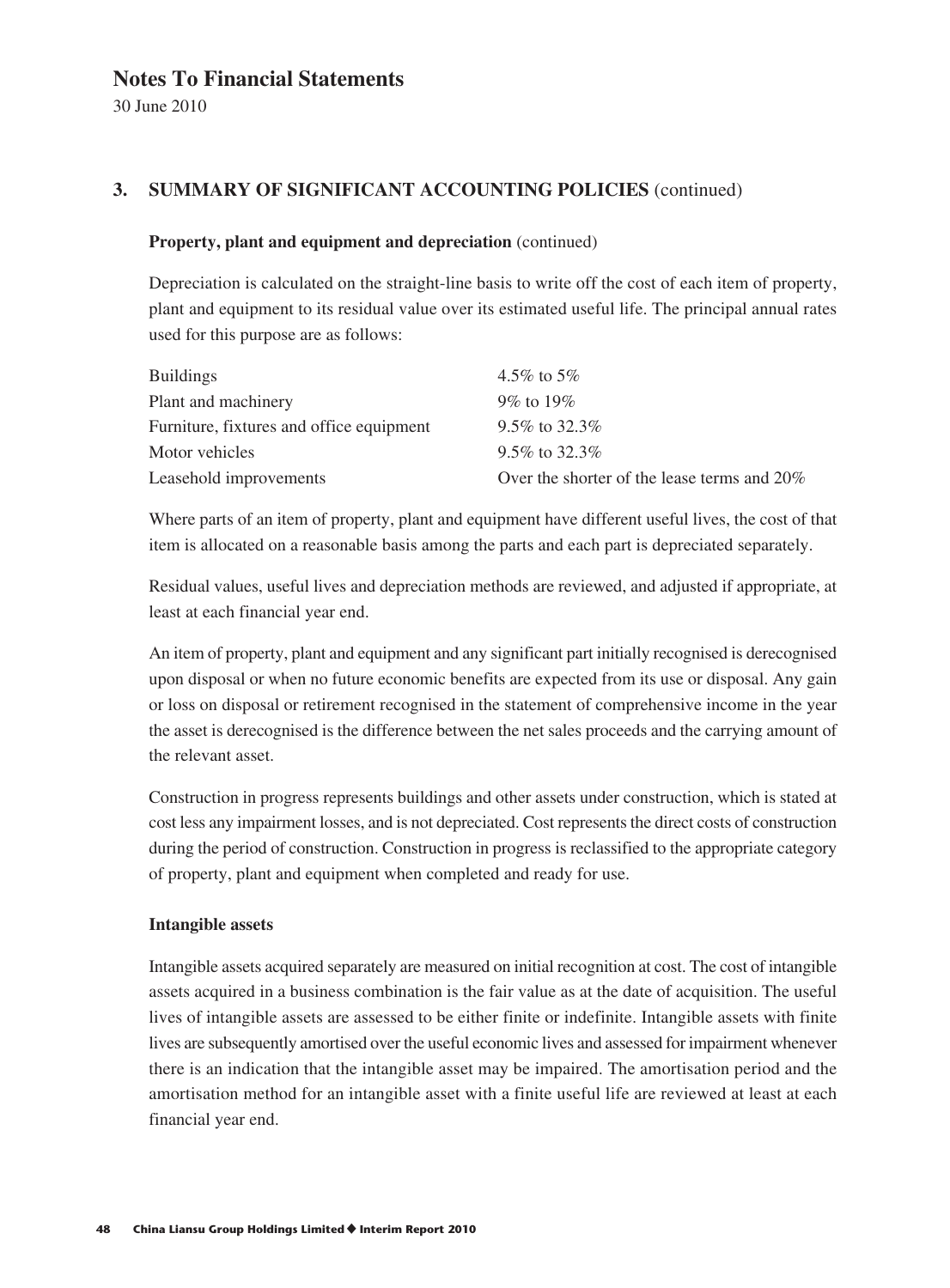# Notes To Financial Statements

30 June 2010

## 3. SUMMARY OF SIGNIFICANT ACCOUNTING POLICIES (continued)

### Property, plant and equipment and depreciation (continued)

Depreciation is calculated on the straight-line basis to write off the cost of each item of property, plant and equipment to its residual value over its estimated useful life. The principal annual rates used for this purpose are as follows:

| | |
|---|---|
| Buildings | 4.5% to 5% |
| Plant and machinery | 9% to 19% |
| Furniture, fixtures and office equipment | 9.5% to 32.3% |
| Motor vehicles | 9.5% to 32.3% |
| Leasehold improvements | Over the shorter of the lease terms and 20% |

Where parts of an item of property, plant and equipment have different useful lives, the cost of that item is allocated on a reasonable basis among the parts and each part is depreciated separately.

Residual values, useful lives and depreciation methods are reviewed, and adjusted if appropriate, at least at each financial year end.

An item of property, plant and equipment and any significant part initially recognised is derecognised upon disposal or when no future economic benefits are expected from its use or disposal. Any gain or loss on disposal or retirement recognised in the statement of comprehensive income in the year the asset is derecognised is the difference between the net sales proceeds and the carrying amount of the relevant asset.

Construction in progress represents buildings and other assets under construction, which is stated at cost less any impairment losses, and is not depreciated. Cost represents the direct costs of construction during the period of construction. Construction in progress is reclassified to the appropriate category of property, plant and equipment when completed and ready for use.

### Intangible assets

Intangible assets acquired separately are measured on initial recognition at cost. The cost of intangible assets acquired in a business combination is the fair value as at the date of acquisition. The useful lives of intangible assets are assessed to be either finite or indefinite. Intangible assets with finite lives are subsequently amortised over the useful economic lives and assessed for impairment whenever there is an indication that the intangible asset may be impaired. The amortisation period and the amortisation method for an intangible asset with a finite useful life are reviewed at least at each financial year end.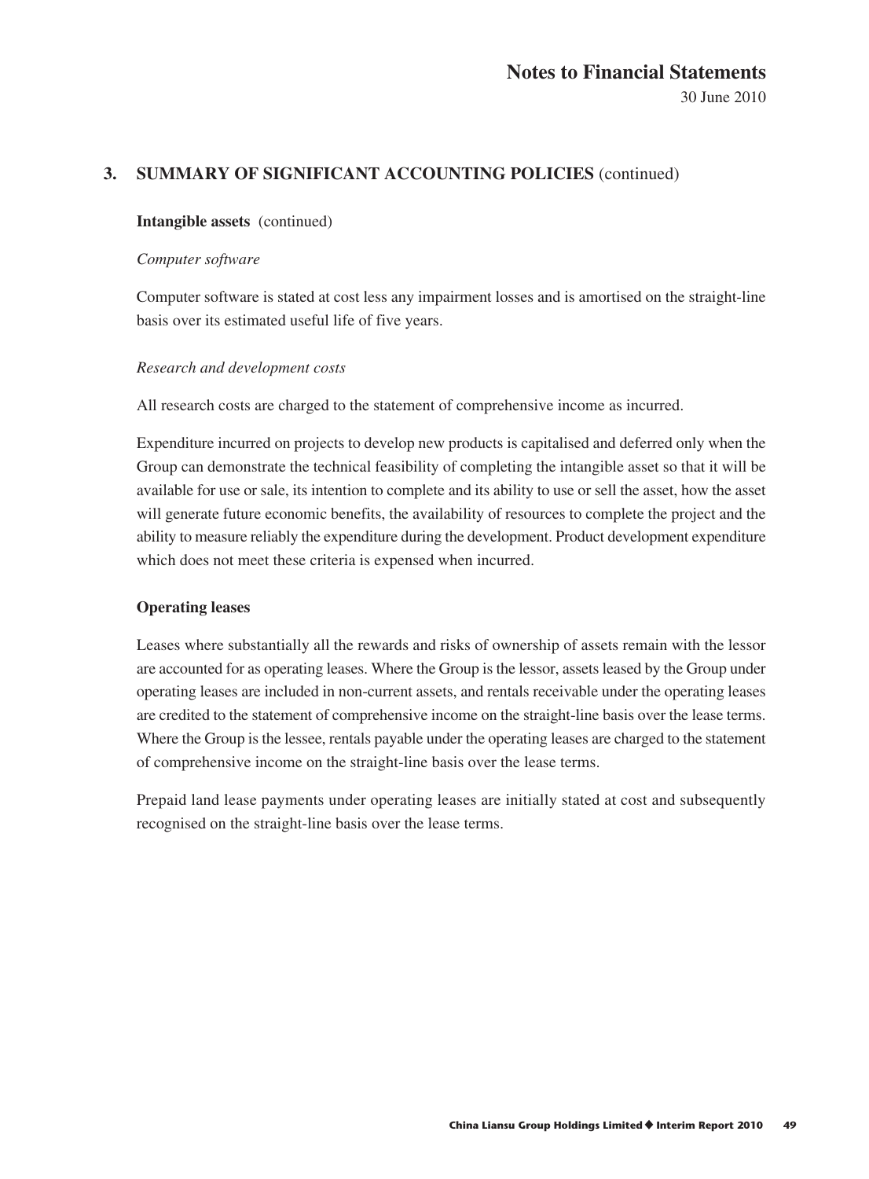## 3. SUMMARY OF SIGNIFICANT ACCOUNTING POLICIES (continued)

**Intangible assets** (continued)

*Computer software*

Computer software is stated at cost less any impairment losses and is amortised on the straight-line basis over its estimated useful life of five years.

*Research and development costs*

All research costs are charged to the statement of comprehensive income as incurred.

Expenditure incurred on projects to develop new products is capitalised and deferred only when the Group can demonstrate the technical feasibility of completing the intangible asset so that it will be available for use or sale, its intention to complete and its ability to use or sell the asset, how the asset will generate future economic benefits, the availability of resources to complete the project and the ability to measure reliably the expenditure during the development. Product development expenditure which does not meet these criteria is expensed when incurred.

**Operating leases**

Leases where substantially all the rewards and risks of ownership of assets remain with the lessor are accounted for as operating leases. Where the Group is the lessor, assets leased by the Group under operating leases are included in non-current assets, and rentals receivable under the operating leases are credited to the statement of comprehensive income on the straight-line basis over the lease terms. Where the Group is the lessee, rentals payable under the operating leases are charged to the statement of comprehensive income on the straight-line basis over the lease terms.

Prepaid land lease payments under operating leases are initially stated at cost and subsequently recognised on the straight-line basis over the lease terms.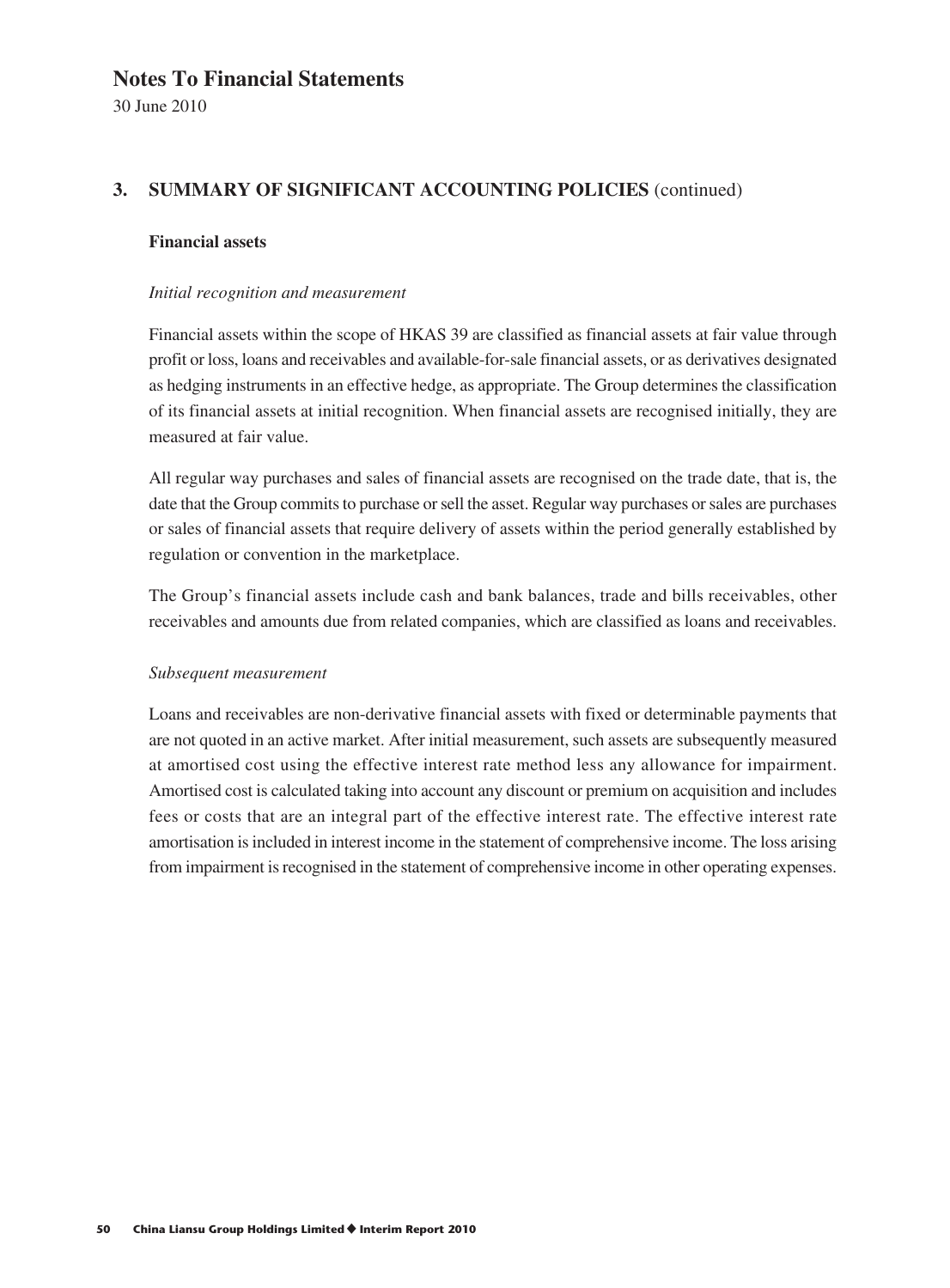# Notes To Financial Statements

30 June 2010

## 3. SUMMARY OF SIGNIFICANT ACCOUNTING POLICIES (continued)

### Financial assets

*Initial recognition and measurement*

Financial assets within the scope of HKAS 39 are classified as financial assets at fair value through profit or loss, loans and receivables and available-for-sale financial assets, or as derivatives designated as hedging instruments in an effective hedge, as appropriate. The Group determines the classification of its financial assets at initial recognition. When financial assets are recognised initially, they are measured at fair value.

All regular way purchases and sales of financial assets are recognised on the trade date, that is, the date that the Group commits to purchase or sell the asset. Regular way purchases or sales are purchases or sales of financial assets that require delivery of assets within the period generally established by regulation or convention in the marketplace.

The Group's financial assets include cash and bank balances, trade and bills receivables, other receivables and amounts due from related companies, which are classified as loans and receivables.

*Subsequent measurement*

Loans and receivables are non-derivative financial assets with fixed or determinable payments that are not quoted in an active market. After initial measurement, such assets are subsequently measured at amortised cost using the effective interest rate method less any allowance for impairment. Amortised cost is calculated taking into account any discount or premium on acquisition and includes fees or costs that are an integral part of the effective interest rate. The effective interest rate amortisation is included in interest income in the statement of comprehensive income. The loss arising from impairment is recognised in the statement of comprehensive income in other operating expenses.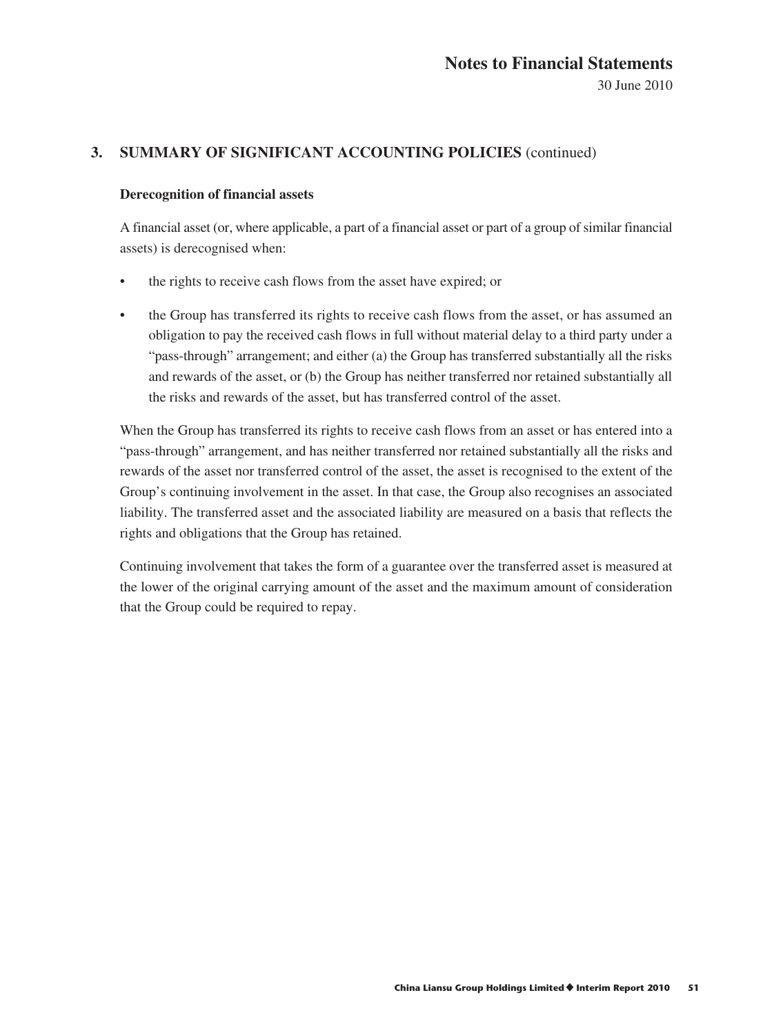## 3. SUMMARY OF SIGNIFICANT ACCOUNTING POLICIES (continued)

### Derecognition of financial assets

A financial asset (or, where applicable, a part of a financial asset or part of a group of similar financial assets) is derecognised when:

- the rights to receive cash flows from the asset have expired; or
- the Group has transferred its rights to receive cash flows from the asset, or has assumed an obligation to pay the received cash flows in full without material delay to a third party under a "pass-through" arrangement; and either (a) the Group has transferred substantially all the risks and rewards of the asset, or (b) the Group has neither transferred nor retained substantially all the risks and rewards of the asset, but has transferred control of the asset.

When the Group has transferred its rights to receive cash flows from an asset or has entered into a "pass-through" arrangement, and has neither transferred nor retained substantially all the risks and rewards of the asset nor transferred control of the asset, the asset is recognised to the extent of the Group's continuing involvement in the asset. In that case, the Group also recognises an associated liability. The transferred asset and the associated liability are measured on a basis that reflects the rights and obligations that the Group has retained.

Continuing involvement that takes the form of a guarantee over the transferred asset is measured at the lower of the original carrying amount of the asset and the maximum amount of consideration that the Group could be required to repay.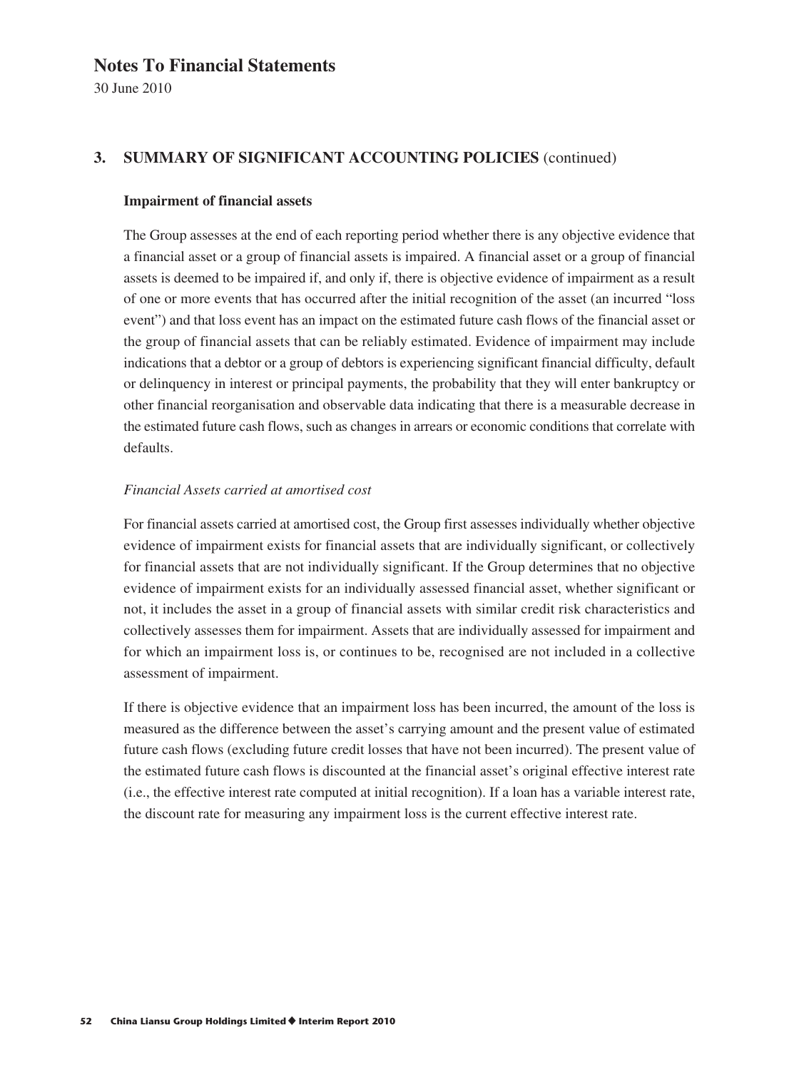## 3. SUMMARY OF SIGNIFICANT ACCOUNTING POLICIES (continued)

### Impairment of financial assets

The Group assesses at the end of each reporting period whether there is any objective evidence that a financial asset or a group of financial assets is impaired. A financial asset or a group of financial assets is deemed to be impaired if, and only if, there is objective evidence of impairment as a result of one or more events that has occurred after the initial recognition of the asset (an incurred "loss event") and that loss event has an impact on the estimated future cash flows of the financial asset or the group of financial assets that can be reliably estimated. Evidence of impairment may include indications that a debtor or a group of debtors is experiencing significant financial difficulty, default or delinquency in interest or principal payments, the probability that they will enter bankruptcy or other financial reorganisation and observable data indicating that there is a measurable decrease in the estimated future cash flows, such as changes in arrears or economic conditions that correlate with defaults.

*Financial Assets carried at amortised cost*

For financial assets carried at amortised cost, the Group first assesses individually whether objective evidence of impairment exists for financial assets that are individually significant, or collectively for financial assets that are not individually significant. If the Group determines that no objective evidence of impairment exists for an individually assessed financial asset, whether significant or not, it includes the asset in a group of financial assets with similar credit risk characteristics and collectively assesses them for impairment. Assets that are individually assessed for impairment and for which an impairment loss is, or continues to be, recognised are not included in a collective assessment of impairment.

If there is objective evidence that an impairment loss has been incurred, the amount of the loss is measured as the difference between the asset's carrying amount and the present value of estimated future cash flows (excluding future credit losses that have not been incurred). The present value of the estimated future cash flows is discounted at the financial asset's original effective interest rate (i.e., the effective interest rate computed at initial recognition). If a loan has a variable interest rate, the discount rate for measuring any impairment loss is the current effective interest rate.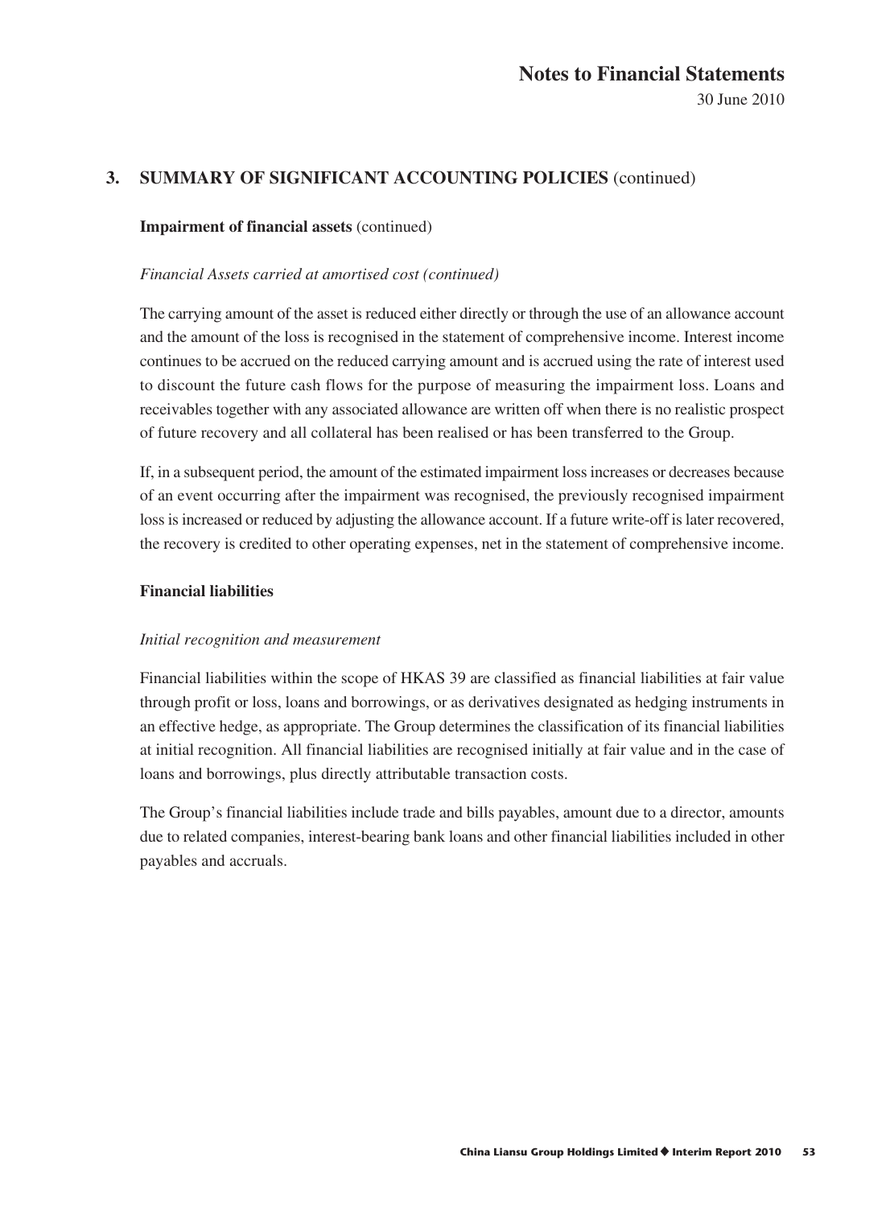## 3. SUMMARY OF SIGNIFICANT ACCOUNTING POLICIES (continued)

**Impairment of financial assets** (continued)

*Financial Assets carried at amortised cost (continued)*

The carrying amount of the asset is reduced either directly or through the use of an allowance account and the amount of the loss is recognised in the statement of comprehensive income. Interest income continues to be accrued on the reduced carrying amount and is accrued using the rate of interest used to discount the future cash flows for the purpose of measuring the impairment loss. Loans and receivables together with any associated allowance are written off when there is no realistic prospect of future recovery and all collateral has been realised or has been transferred to the Group.

If, in a subsequent period, the amount of the estimated impairment loss increases or decreases because of an event occurring after the impairment was recognised, the previously recognised impairment loss is increased or reduced by adjusting the allowance account. If a future write-off is later recovered, the recovery is credited to other operating expenses, net in the statement of comprehensive income.

**Financial liabilities**

*Initial recognition and measurement*

Financial liabilities within the scope of HKAS 39 are classified as financial liabilities at fair value through profit or loss, loans and borrowings, or as derivatives designated as hedging instruments in an effective hedge, as appropriate. The Group determines the classification of its financial liabilities at initial recognition. All financial liabilities are recognised initially at fair value and in the case of loans and borrowings, plus directly attributable transaction costs.

The Group's financial liabilities include trade and bills payables, amount due to a director, amounts due to related companies, interest-bearing bank loans and other financial liabilities included in other payables and accruals.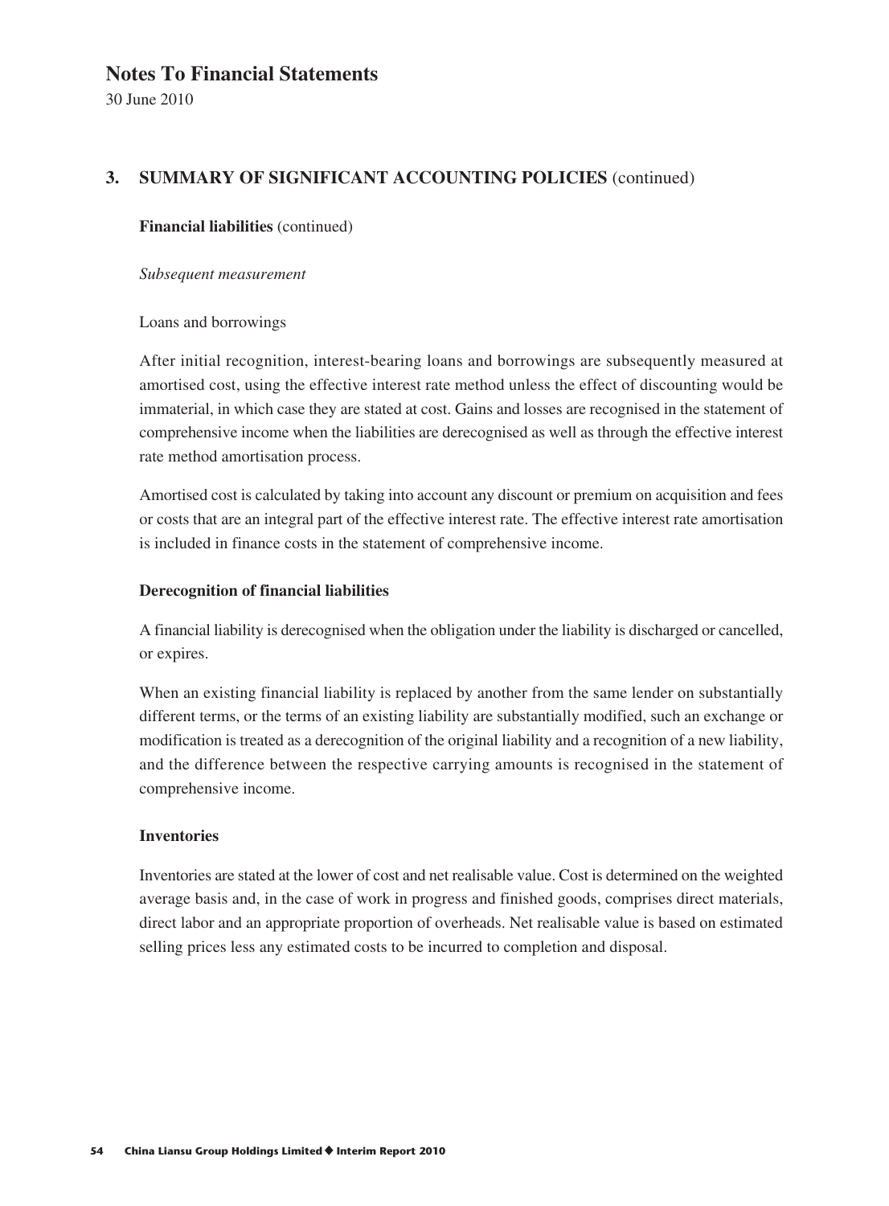# Notes To Financial Statements

30 June 2010

## 3. SUMMARY OF SIGNIFICANT ACCOUNTING POLICIES (continued)

**Financial liabilities** (continued)

*Subsequent measurement*

Loans and borrowings

After initial recognition, interest-bearing loans and borrowings are subsequently measured at amortised cost, using the effective interest rate method unless the effect of discounting would be immaterial, in which case they are stated at cost. Gains and losses are recognised in the statement of comprehensive income when the liabilities are derecognised as well as through the effective interest rate method amortisation process.

Amortised cost is calculated by taking into account any discount or premium on acquisition and fees or costs that are an integral part of the effective interest rate. The effective interest rate amortisation is included in finance costs in the statement of comprehensive income.

**Derecognition of financial liabilities**

A financial liability is derecognised when the obligation under the liability is discharged or cancelled, or expires.

When an existing financial liability is replaced by another from the same lender on substantially different terms, or the terms of an existing liability are substantially modified, such an exchange or modification is treated as a derecognition of the original liability and a recognition of a new liability, and the difference between the respective carrying amounts is recognised in the statement of comprehensive income.

**Inventories**

Inventories are stated at the lower of cost and net realisable value. Cost is determined on the weighted average basis and, in the case of work in progress and finished goods, comprises direct materials, direct labor and an appropriate proportion of overheads. Net realisable value is based on estimated selling prices less any estimated costs to be incurred to completion and disposal.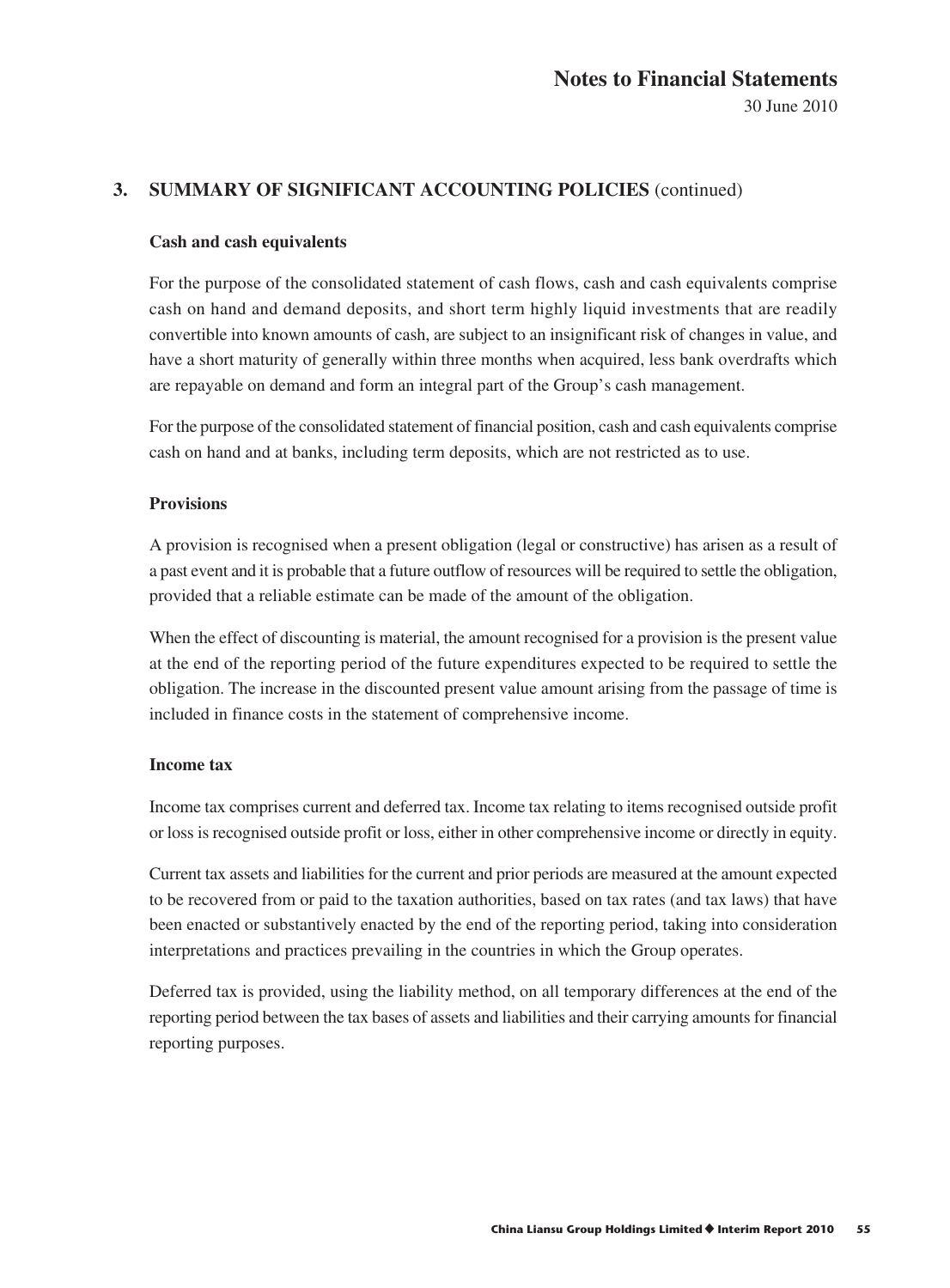## 3. SUMMARY OF SIGNIFICANT ACCOUNTING POLICIES (continued)

### Cash and cash equivalents

For the purpose of the consolidated statement of cash flows, cash and cash equivalents comprise cash on hand and demand deposits, and short term highly liquid investments that are readily convertible into known amounts of cash, are subject to an insignificant risk of changes in value, and have a short maturity of generally within three months when acquired, less bank overdrafts which are repayable on demand and form an integral part of the Group's cash management.

For the purpose of the consolidated statement of financial position, cash and cash equivalents comprise cash on hand and at banks, including term deposits, which are not restricted as to use.

### Provisions

A provision is recognised when a present obligation (legal or constructive) has arisen as a result of a past event and it is probable that a future outflow of resources will be required to settle the obligation, provided that a reliable estimate can be made of the amount of the obligation.

When the effect of discounting is material, the amount recognised for a provision is the present value at the end of the reporting period of the future expenditures expected to be required to settle the obligation. The increase in the discounted present value amount arising from the passage of time is included in finance costs in the statement of comprehensive income.

### Income tax

Income tax comprises current and deferred tax. Income tax relating to items recognised outside profit or loss is recognised outside profit or loss, either in other comprehensive income or directly in equity.

Current tax assets and liabilities for the current and prior periods are measured at the amount expected to be recovered from or paid to the taxation authorities, based on tax rates (and tax laws) that have been enacted or substantively enacted by the end of the reporting period, taking into consideration interpretations and practices prevailing in the countries in which the Group operates.

Deferred tax is provided, using the liability method, on all temporary differences at the end of the reporting period between the tax bases of assets and liabilities and their carrying amounts for financial reporting purposes.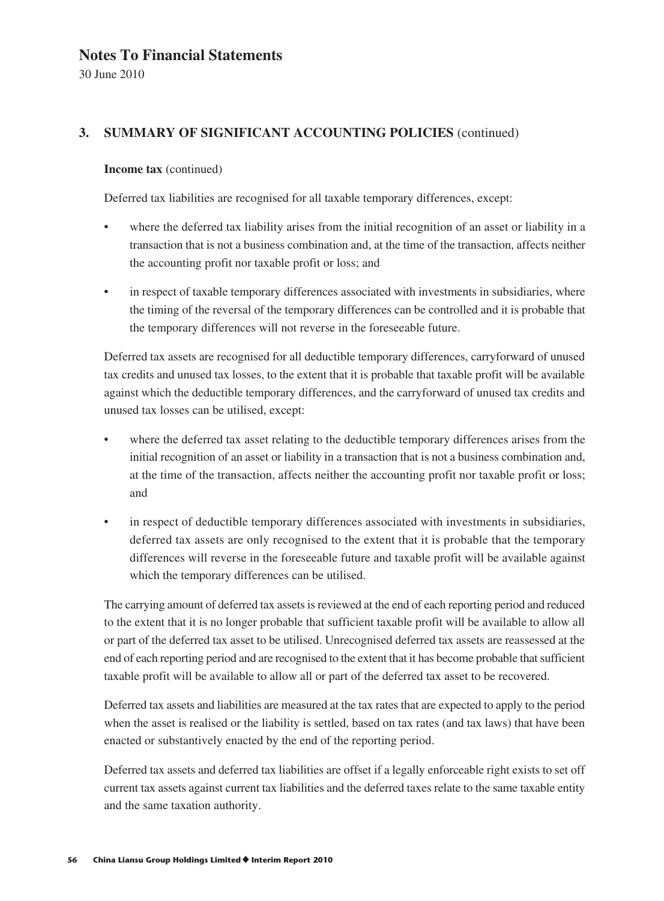## 3. SUMMARY OF SIGNIFICANT ACCOUNTING POLICIES (continued)

**Income tax** (continued)

Deferred tax liabilities are recognised for all taxable temporary differences, except:

- where the deferred tax liability arises from the initial recognition of an asset or liability in a transaction that is not a business combination and, at the time of the transaction, affects neither the accounting profit nor taxable profit or loss; and

- in respect of taxable temporary differences associated with investments in subsidiaries, where the timing of the reversal of the temporary differences can be controlled and it is probable that the temporary differences will not reverse in the foreseeable future.

Deferred tax assets are recognised for all deductible temporary differences, carryforward of unused tax credits and unused tax losses, to the extent that it is probable that taxable profit will be available against which the deductible temporary differences, and the carryforward of unused tax credits and unused tax losses can be utilised, except:

- where the deferred tax asset relating to the deductible temporary differences arises from the initial recognition of an asset or liability in a transaction that is not a business combination and, at the time of the transaction, affects neither the accounting profit nor taxable profit or loss; and

- in respect of deductible temporary differences associated with investments in subsidiaries, deferred tax assets are only recognised to the extent that it is probable that the temporary differences will reverse in the foreseeable future and taxable profit will be available against which the temporary differences can be utilised.

The carrying amount of deferred tax assets is reviewed at the end of each reporting period and reduced to the extent that it is no longer probable that sufficient taxable profit will be available to allow all or part of the deferred tax asset to be utilised. Unrecognised deferred tax assets are reassessed at the end of each reporting period and are recognised to the extent that it has become probable that sufficient taxable profit will be available to allow all or part of the deferred tax asset to be recovered.

Deferred tax assets and liabilities are measured at the tax rates that are expected to apply to the period when the asset is realised or the liability is settled, based on tax rates (and tax laws) that have been enacted or substantively enacted by the end of the reporting period.

Deferred tax assets and deferred tax liabilities are offset if a legally enforceable right exists to set off current tax assets against current tax liabilities and the deferred taxes relate to the same taxable entity and the same taxation authority.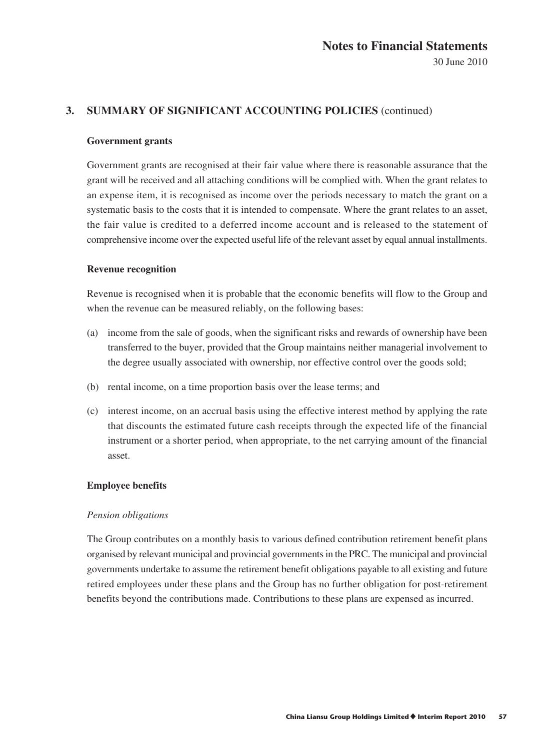## 3. SUMMARY OF SIGNIFICANT ACCOUNTING POLICIES (continued)

### Government grants

Government grants are recognised at their fair value where there is reasonable assurance that the grant will be received and all attaching conditions will be complied with. When the grant relates to an expense item, it is recognised as income over the periods necessary to match the grant on a systematic basis to the costs that it is intended to compensate. Where the grant relates to an asset, the fair value is credited to a deferred income account and is released to the statement of comprehensive income over the expected useful life of the relevant asset by equal annual installments.

### Revenue recognition

Revenue is recognised when it is probable that the economic benefits will flow to the Group and when the revenue can be measured reliably, on the following bases:

(a) income from the sale of goods, when the significant risks and rewards of ownership have been transferred to the buyer, provided that the Group maintains neither managerial involvement to the degree usually associated with ownership, nor effective control over the goods sold;

(b) rental income, on a time proportion basis over the lease terms; and

(c) interest income, on an accrual basis using the effective interest method by applying the rate that discounts the estimated future cash receipts through the expected life of the financial instrument or a shorter period, when appropriate, to the net carrying amount of the financial asset.

### Employee benefits

*Pension obligations*

The Group contributes on a monthly basis to various defined contribution retirement benefit plans organised by relevant municipal and provincial governments in the PRC. The municipal and provincial governments undertake to assume the retirement benefit obligations payable to all existing and future retired employees under these plans and the Group has no further obligation for post-retirement benefits beyond the contributions made. Contributions to these plans are expensed as incurred.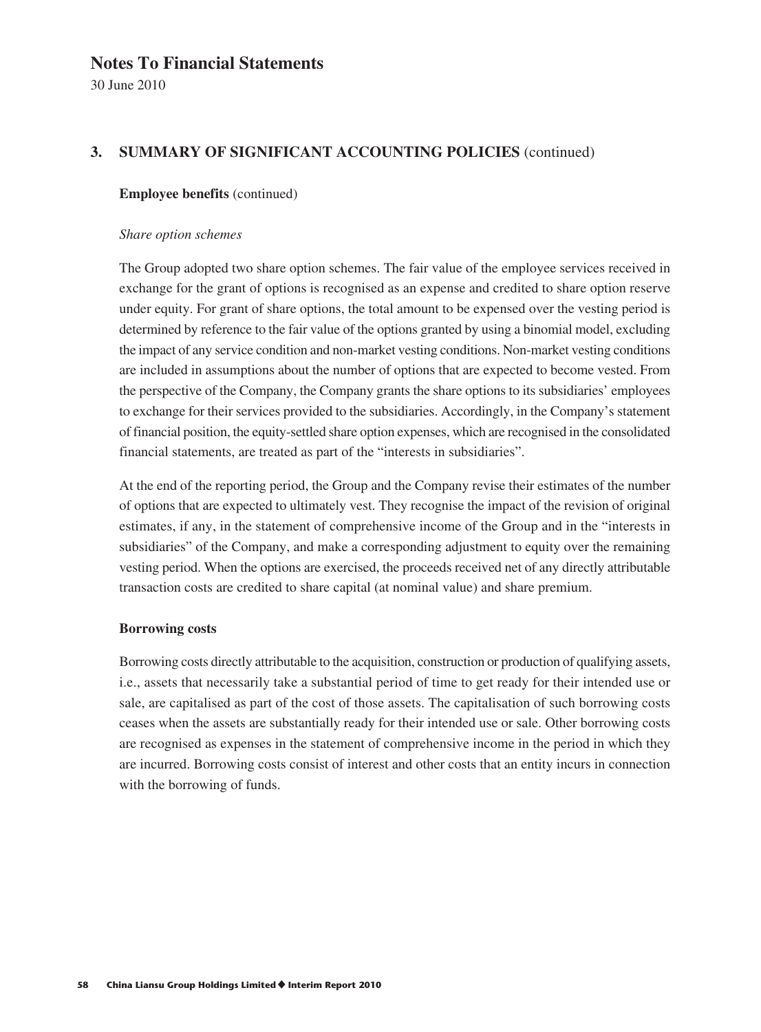# Notes To Financial Statements

30 June 2010

## 3. SUMMARY OF SIGNIFICANT ACCOUNTING POLICIES (continued)

### Employee benefits (continued)

*Share option schemes*

The Group adopted two share option schemes. The fair value of the employee services received in exchange for the grant of options is recognised as an expense and credited to share option reserve under equity. For grant of share options, the total amount to be expensed over the vesting period is determined by reference to the fair value of the options granted by using a binomial model, excluding the impact of any service condition and non-market vesting conditions. Non-market vesting conditions are included in assumptions about the number of options that are expected to become vested. From the perspective of the Company, the Company grants the share options to its subsidiaries' employees to exchange for their services provided to the subsidiaries. Accordingly, in the Company's statement of financial position, the equity-settled share option expenses, which are recognised in the consolidated financial statements, are treated as part of the "interests in subsidiaries".

At the end of the reporting period, the Group and the Company revise their estimates of the number of options that are expected to ultimately vest. They recognise the impact of the revision of original estimates, if any, in the statement of comprehensive income of the Group and in the "interests in subsidiaries" of the Company, and make a corresponding adjustment to equity over the remaining vesting period. When the options are exercised, the proceeds received net of any directly attributable transaction costs are credited to share capital (at nominal value) and share premium.

### Borrowing costs

Borrowing costs directly attributable to the acquisition, construction or production of qualifying assets, i.e., assets that necessarily take a substantial period of time to get ready for their intended use or sale, are capitalised as part of the cost of those assets. The capitalisation of such borrowing costs ceases when the assets are substantially ready for their intended use or sale. Other borrowing costs are recognised as expenses in the statement of comprehensive income in the period in which they are incurred. Borrowing costs consist of interest and other costs that an entity incurs in connection with the borrowing of funds.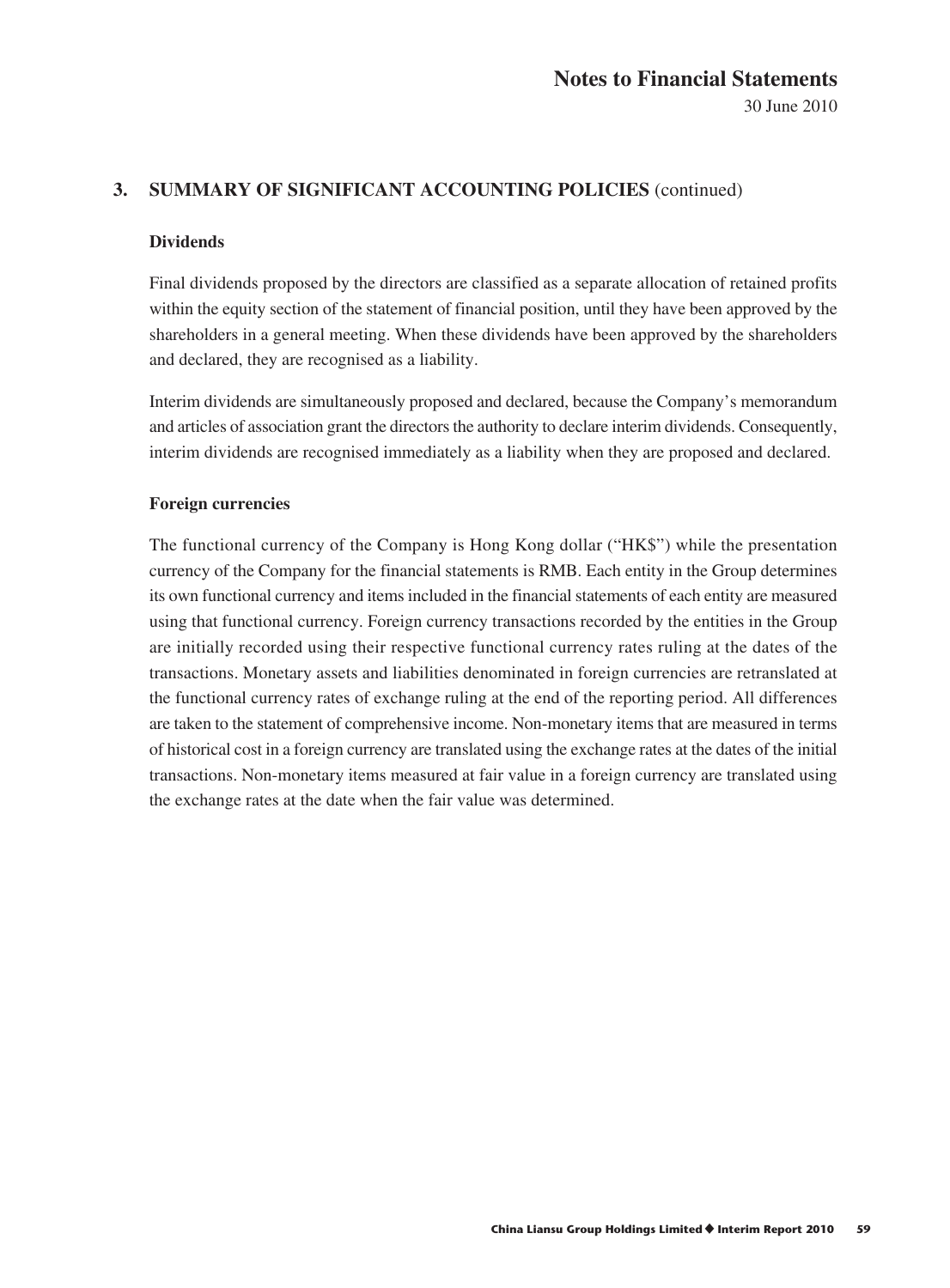## 3. SUMMARY OF SIGNIFICANT ACCOUNTING POLICIES (continued)

### Dividends

Final dividends proposed by the directors are classified as a separate allocation of retained profits within the equity section of the statement of financial position, until they have been approved by the shareholders in a general meeting. When these dividends have been approved by the shareholders and declared, they are recognised as a liability.

Interim dividends are simultaneously proposed and declared, because the Company's memorandum and articles of association grant the directors the authority to declare interim dividends. Consequently, interim dividends are recognised immediately as a liability when they are proposed and declared.

### Foreign currencies

The functional currency of the Company is Hong Kong dollar ("HK$") while the presentation currency of the Company for the financial statements is RMB. Each entity in the Group determines its own functional currency and items included in the financial statements of each entity are measured using that functional currency. Foreign currency transactions recorded by the entities in the Group are initially recorded using their respective functional currency rates ruling at the dates of the transactions. Monetary assets and liabilities denominated in foreign currencies are retranslated at the functional currency rates of exchange ruling at the end of the reporting period. All differences are taken to the statement of comprehensive income. Non-monetary items that are measured in terms of historical cost in a foreign currency are translated using the exchange rates at the dates of the initial transactions. Non-monetary items measured at fair value in a foreign currency are translated using the exchange rates at the date when the fair value was determined.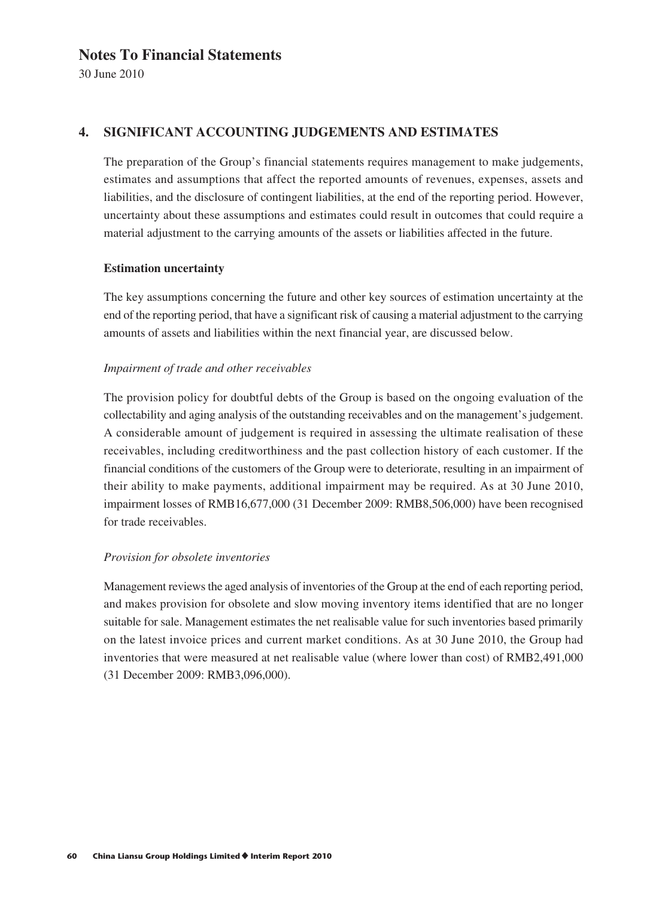# Notes To Financial Statements

30 June 2010

## 4. SIGNIFICANT ACCOUNTING JUDGEMENTS AND ESTIMATES

The preparation of the Group's financial statements requires management to make judgements, estimates and assumptions that affect the reported amounts of revenues, expenses, assets and liabilities, and the disclosure of contingent liabilities, at the end of the reporting period. However, uncertainty about these assumptions and estimates could result in outcomes that could require a material adjustment to the carrying amounts of the assets or liabilities affected in the future.

### Estimation uncertainty

The key assumptions concerning the future and other key sources of estimation uncertainty at the end of the reporting period, that have a significant risk of causing a material adjustment to the carrying amounts of assets and liabilities within the next financial year, are discussed below.

*Impairment of trade and other receivables*

The provision policy for doubtful debts of the Group is based on the ongoing evaluation of the collectability and aging analysis of the outstanding receivables and on the management's judgement. A considerable amount of judgement is required in assessing the ultimate realisation of these receivables, including creditworthiness and the past collection history of each customer. If the financial conditions of the customers of the Group were to deteriorate, resulting in an impairment of their ability to make payments, additional impairment may be required. As at 30 June 2010, impairment losses of RMB16,677,000 (31 December 2009: RMB8,506,000) have been recognised for trade receivables.

*Provision for obsolete inventories*

Management reviews the aged analysis of inventories of the Group at the end of each reporting period, and makes provision for obsolete and slow moving inventory items identified that are no longer suitable for sale. Management estimates the net realisable value for such inventories based primarily on the latest invoice prices and current market conditions. As at 30 June 2010, the Group had inventories that were measured at net realisable value (where lower than cost) of RMB2,491,000 (31 December 2009: RMB3,096,000).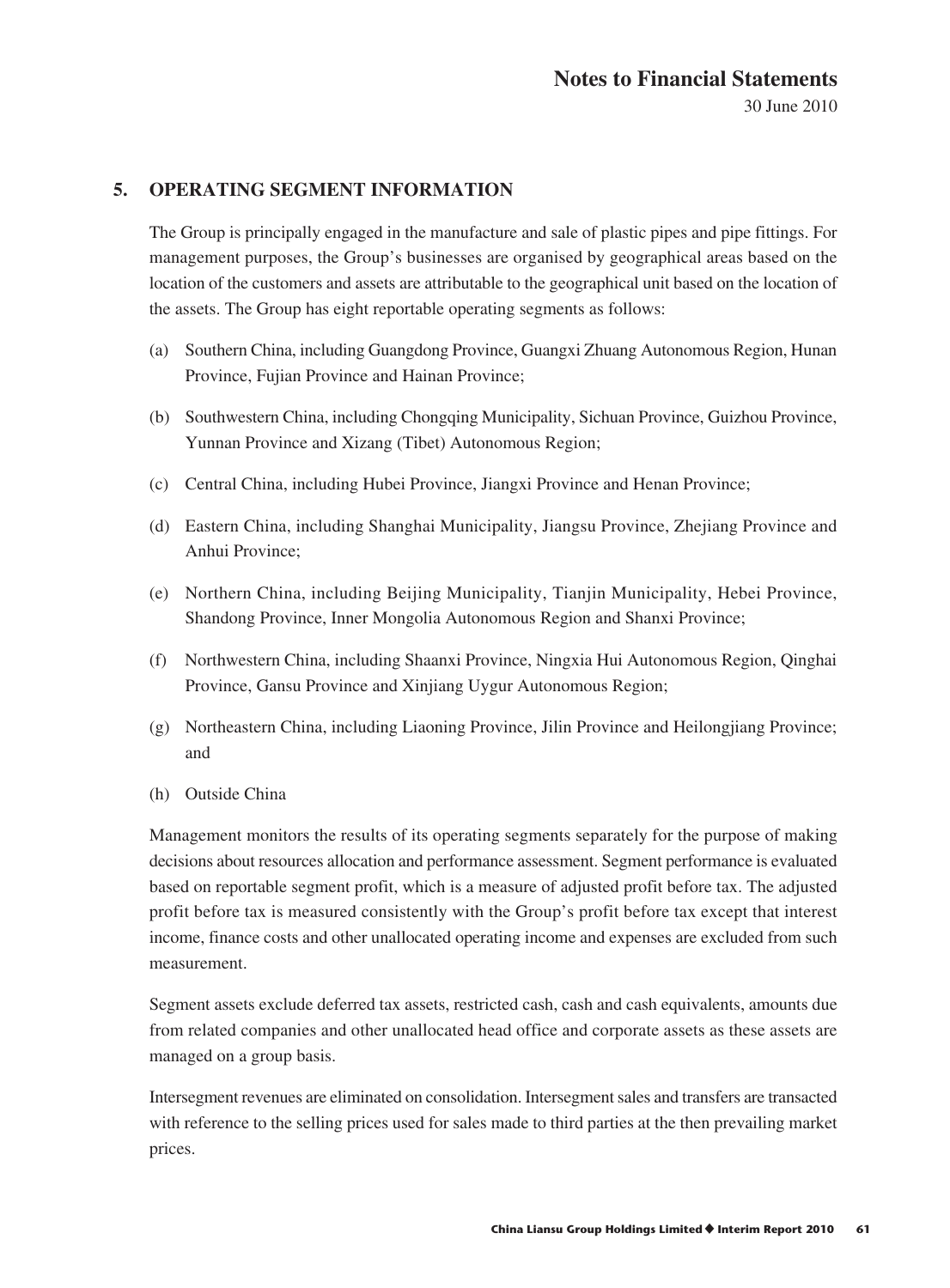## 5. OPERATING SEGMENT INFORMATION

The Group is principally engaged in the manufacture and sale of plastic pipes and pipe fittings. For management purposes, the Group's businesses are organised by geographical areas based on the location of the customers and assets are attributable to the geographical unit based on the location of the assets. The Group has eight reportable operating segments as follows:

(a) Southern China, including Guangdong Province, Guangxi Zhuang Autonomous Region, Hunan Province, Fujian Province and Hainan Province;

(b) Southwestern China, including Chongqing Municipality, Sichuan Province, Guizhou Province, Yunnan Province and Xizang (Tibet) Autonomous Region;

(c) Central China, including Hubei Province, Jiangxi Province and Henan Province;

(d) Eastern China, including Shanghai Municipality, Jiangsu Province, Zhejiang Province and Anhui Province;

(e) Northern China, including Beijing Municipality, Tianjin Municipality, Hebei Province, Shandong Province, Inner Mongolia Autonomous Region and Shanxi Province;

(f) Northwestern China, including Shaanxi Province, Ningxia Hui Autonomous Region, Qinghai Province, Gansu Province and Xinjiang Uygur Autonomous Region;

(g) Northeastern China, including Liaoning Province, Jilin Province and Heilongjiang Province; and

(h) Outside China

Management monitors the results of its operating segments separately for the purpose of making decisions about resources allocation and performance assessment. Segment performance is evaluated based on reportable segment profit, which is a measure of adjusted profit before tax. The adjusted profit before tax is measured consistently with the Group's profit before tax except that interest income, finance costs and other unallocated operating income and expenses are excluded from such measurement.

Segment assets exclude deferred tax assets, restricted cash, cash and cash equivalents, amounts due from related companies and other unallocated head office and corporate assets as these assets are managed on a group basis.

Intersegment revenues are eliminated on consolidation. Intersegment sales and transfers are transacted with reference to the selling prices used for sales made to third parties at the then prevailing market prices.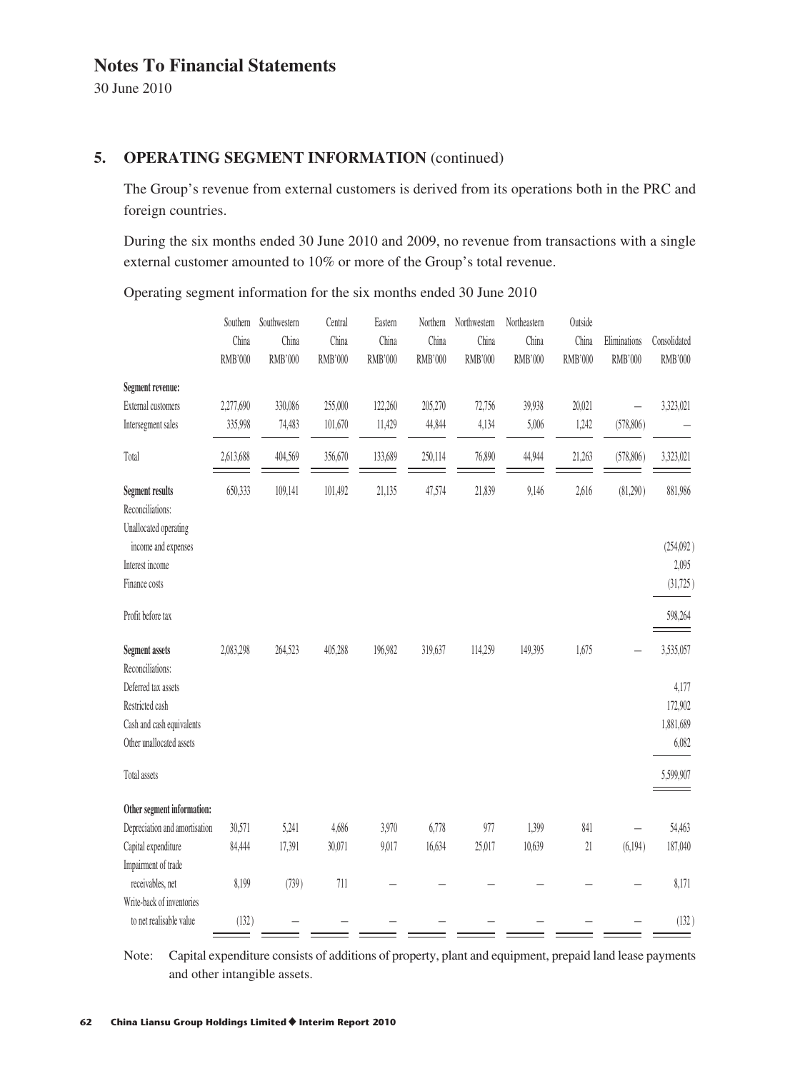# Notes To Financial Statements

30 June 2010

## 5. OPERATING SEGMENT INFORMATION (continued)

The Group's revenue from external customers is derived from its operations both in the PRC and foreign countries.

During the six months ended 30 June 2010 and 2009, no revenue from transactions with a single external customer amounted to 10% or more of the Group's total revenue.

Operating segment information for the six months ended 30 June 2010

| | Southern China RMB'000 | Southwestern China RMB'000 | Central China RMB'000 | Eastern China RMB'000 | Northern China RMB'000 | Northwestern China RMB'000 | Northeastern China RMB'000 | Outside China RMB'000 | Eliminations RMB'000 | Consolidated RMB'000 |
|---|---|---|---|---|---|---|---|---|---|---|
| **Segment revenue:** | | | | | | | | | | |
| External customers | 2,277,690 | 330,086 | 255,000 | 122,260 | 205,270 | 72,756 | 39,938 | 20,021 | – | 3,323,021 |
| Intersegment sales | 335,998 | 74,483 | 101,670 | 11,429 | 44,844 | 4,134 | 5,006 | 1,242 | (578,806) | – |
| Total | 2,613,688 | 404,569 | 356,670 | 133,689 | 250,114 | 76,890 | 44,944 | 21,263 | (578,806) | 3,323,021 |
| **Segment results** | 650,333 | 109,141 | 101,492 | 21,135 | 47,574 | 21,839 | 9,146 | 2,616 | (81,290) | 881,986 |
| Reconciliations: | | | | | | | | | | |
| Unallocated operating income and expenses | | | | | | | | | | (254,092) |
| Interest income | | | | | | | | | | 2,095 |
| Finance costs | | | | | | | | | | (31,725) |
| Profit before tax | | | | | | | | | | 598,264 |
| **Segment assets** | 2,083,298 | 264,523 | 405,288 | 196,982 | 319,637 | 114,259 | 149,395 | 1,675 | – | 3,535,057 |
| Reconciliations: | | | | | | | | | | |
| Deferred tax assets | | | | | | | | | | 4,177 |
| Restricted cash | | | | | | | | | | 172,902 |
| Cash and cash equivalents | | | | | | | | | | 1,881,689 |
| Other unallocated assets | | | | | | | | | | 6,082 |
| Total assets | | | | | | | | | | 5,599,907 |
| **Other segment information:** | | | | | | | | | | |
| Depreciation and amortisation | 30,571 | 5,241 | 4,686 | 3,970 | 6,778 | 977 | 1,399 | 841 | – | 54,463 |
| Capital expenditure | 84,444 | 17,391 | 30,071 | 9,017 | 16,634 | 25,017 | 10,639 | 21 | (6,194) | 187,040 |
| Impairment of trade receivables, net | 8,199 | (739) | 711 | – | – | – | – | – | – | 8,171 |
| Write-back of inventories to net realisable value | (132) | – | – | – | – | – | – | – | – | (132) |

Note: Capital expenditure consists of additions of property, plant and equipment, prepaid land lease payments and other intangible assets.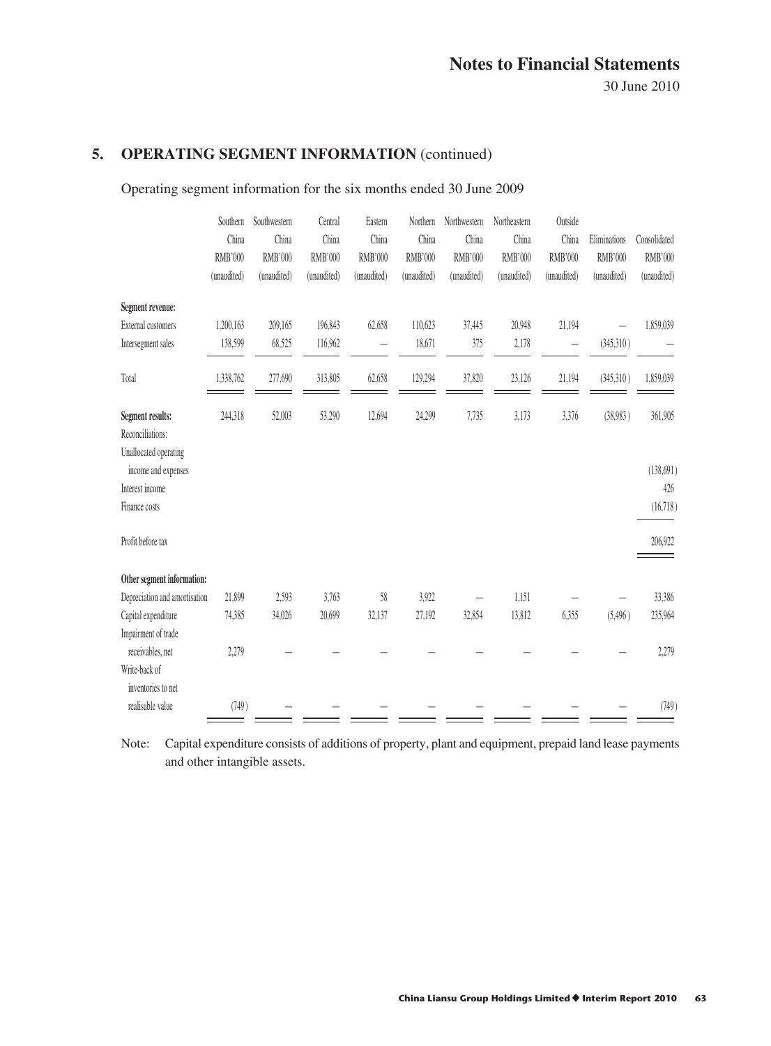## 5. OPERATING SEGMENT INFORMATION (continued)

Operating segment information for the six months ended 30 June 2009

| | Southern China RMB'000 (unaudited) | Southwestern China RMB'000 (unaudited) | Central China RMB'000 (unaudited) | Eastern China RMB'000 (unaudited) | Northern China RMB'000 (unaudited) | Northwestern China RMB'000 (unaudited) | Northeastern China RMB'000 (unaudited) | Outside China RMB'000 (unaudited) | Eliminations RMB'000 (unaudited) | Consolidated RMB'000 (unaudited) |
|---|---|---|---|---|---|---|---|---|---|---|
| **Segment revenue:** | | | | | | | | | | |
| External customers | 1,200,163 | 209,165 | 196,843 | 62,658 | 110,623 | 37,445 | 20,948 | 21,194 | – | 1,859,039 |
| Intersegment sales | 138,599 | 68,525 | 116,962 | – | 18,671 | 375 | 2,178 | – | (345,310) | – |
| Total | 1,338,762 | 277,690 | 313,805 | 62,658 | 129,294 | 37,820 | 23,126 | 21,194 | (345,310) | 1,859,039 |
| **Segment results:** | 244,318 | 52,003 | 53,290 | 12,694 | 24,299 | 7,735 | 3,173 | 3,376 | (38,983) | 361,905 |
| Reconciliations: | | | | | | | | | | |
| Unallocated operating income and expenses | | | | | | | | | | (138,691) |
| Interest income | | | | | | | | | | 426 |
| Finance costs | | | | | | | | | | (16,718) |
| Profit before tax | | | | | | | | | | 206,922 |
| **Other segment information:** | | | | | | | | | | |
| Depreciation and amortisation | 21,899 | 2,593 | 3,763 | 58 | 3,922 | – | 1,151 | – | – | 33,386 |
| Capital expenditure | 74,385 | 34,026 | 20,699 | 32,137 | 27,192 | 32,854 | 13,812 | 6,355 | (5,496) | 235,964 |
| Impairment of trade receivables, net | 2,279 | – | – | – | – | – | – | – | – | 2,279 |
| Write-back of inventories to net realisable value | (749) | – | – | – | – | – | – | – | – | (749) |

Note: Capital expenditure consists of additions of property, plant and equipment, prepaid land lease payments and other intangible assets.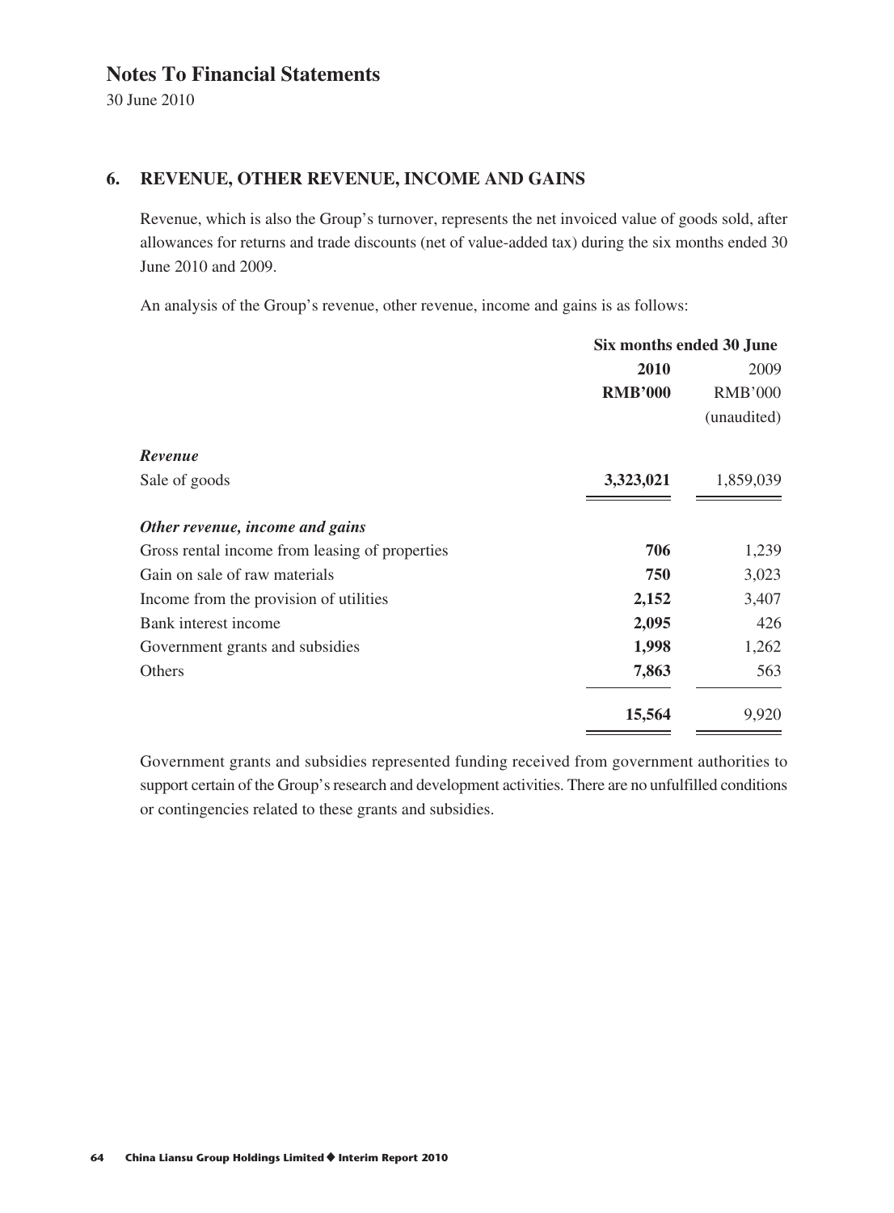# Notes To Financial Statements

30 June 2010

## 6. REVENUE, OTHER REVENUE, INCOME AND GAINS

Revenue, which is also the Group's turnover, represents the net invoiced value of goods sold, after allowances for returns and trade discounts (net of value-added tax) during the six months ended 30 June 2010 and 2009.

An analysis of the Group's revenue, other revenue, income and gains is as follows:

| | Six months ended 30 June | |
|---|---|---|
| | **2010** | 2009 |
| | **RMB'000** | RMB'000 |
| | | (unaudited) |
| ***Revenue*** | | |
| Sale of goods | **3,323,021** | 1,859,039 |
| ***Other revenue, income and gains*** | | |
| Gross rental income from leasing of properties | **706** | 1,239 |
| Gain on sale of raw materials | **750** | 3,023 |
| Income from the provision of utilities | **2,152** | 3,407 |
| Bank interest income | **2,095** | 426 |
| Government grants and subsidies | **1,998** | 1,262 |
| Others | **7,863** | 563 |
| | **15,564** | 9,920 |

Government grants and subsidies represented funding received from government authorities to support certain of the Group's research and development activities. There are no unfulfilled conditions or contingencies related to these grants and subsidies.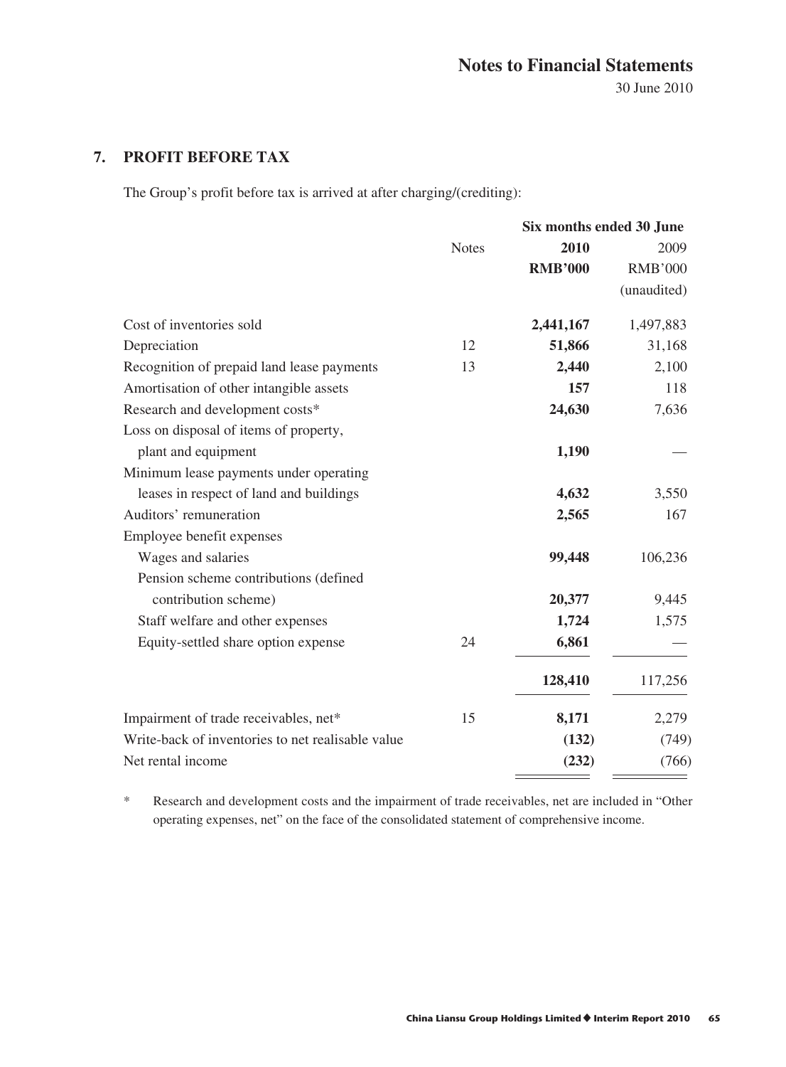## 7. PROFIT BEFORE TAX

The Group's profit before tax is arrived at after charging/(crediting):

| | Notes | Six months ended 30 June 2010 RMB'000 | 2009 RMB'000 (unaudited) |
|---|---|---|---|
| Cost of inventories sold | | **2,441,167** | 1,497,883 |
| Depreciation | 12 | **51,866** | 31,168 |
| Recognition of prepaid land lease payments | 13 | **2,440** | 2,100 |
| Amortisation of other intangible assets | | **157** | 118 |
| Research and development costs* | | **24,630** | 7,636 |
| Loss on disposal of items of property, plant and equipment | | **1,190** | — |
| Minimum lease payments under operating leases in respect of land and buildings | | **4,632** | 3,550 |
| Auditors' remuneration | | **2,565** | 167 |
| Employee benefit expenses | | | |
| Wages and salaries | | **99,448** | 106,236 |
| Pension scheme contributions (defined contribution scheme) | | **20,377** | 9,445 |
| Staff welfare and other expenses | | **1,724** | 1,575 |
| Equity-settled share option expense | 24 | **6,861** | — |
| | | **128,410** | 117,256 |
| Impairment of trade receivables, net* | 15 | **8,171** | 2,279 |
| Write-back of inventories to net realisable value | | **(132)** | (749) |
| Net rental income | | **(232)** | (766) |

\* Research and development costs and the impairment of trade receivables, net are included in "Other operating expenses, net" on the face of the consolidated statement of comprehensive income.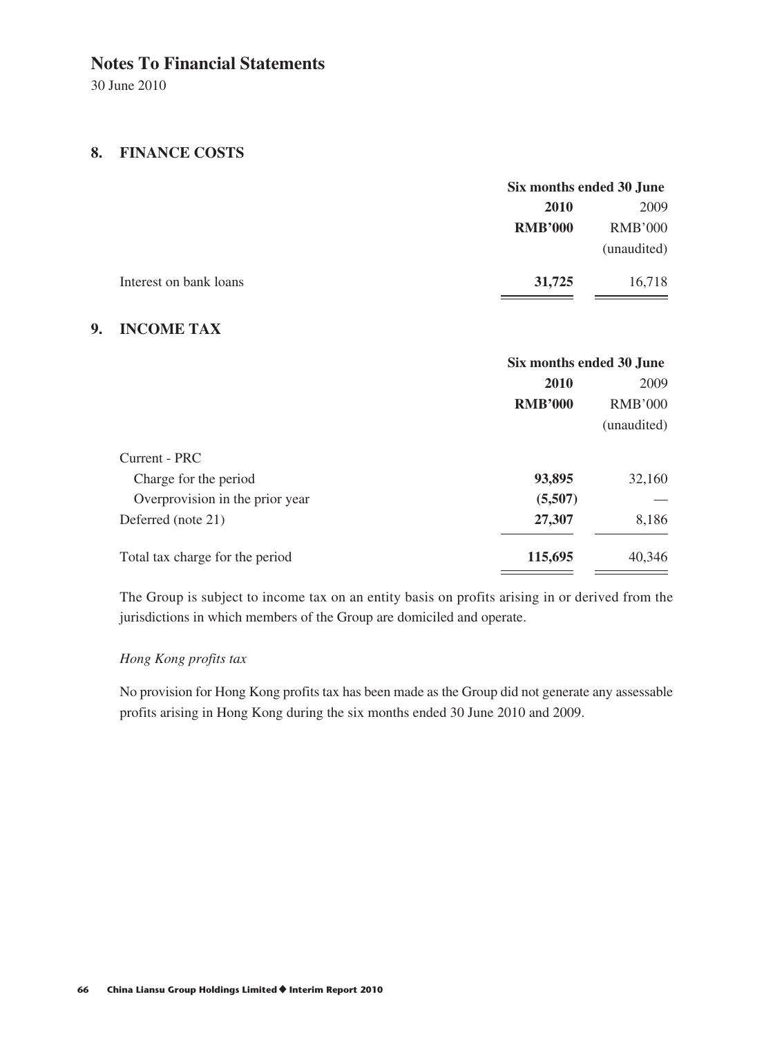# Notes To Financial Statements

30 June 2010

## 8. FINANCE COSTS

| | Six months ended 30 June | |
|---|---|---|
| | **2010** | 2009 |
| | **RMB'000** | RMB'000 |
| | | (unaudited) |
| Interest on bank loans | **31,725** | 16,718 |

## 9. INCOME TAX

| | Six months ended 30 June | |
|---|---|---|
| | **2010** | 2009 |
| | **RMB'000** | RMB'000 |
| | | (unaudited) |
| Current - PRC | | |
| Charge for the period | **93,895** | 32,160 |
| Overprovision in the prior year | **(5,507)** | — |
| Deferred (note 21) | **27,307** | 8,186 |
| Total tax charge for the period | **115,695** | 40,346 |

The Group is subject to income tax on an entity basis on profits arising in or derived from the jurisdictions in which members of the Group are domiciled and operate.

*Hong Kong profits tax*

No provision for Hong Kong profits tax has been made as the Group did not generate any assessable profits arising in Hong Kong during the six months ended 30 June 2010 and 2009.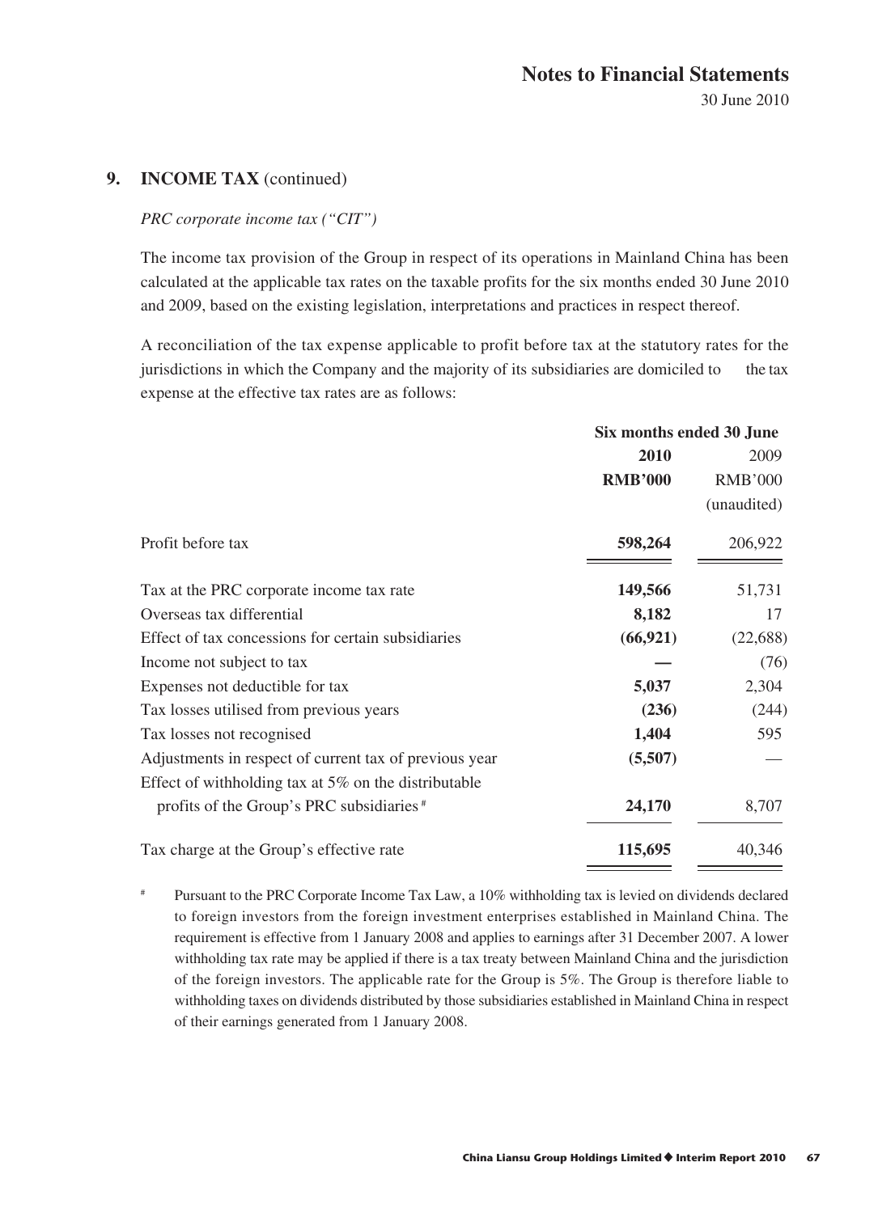## 9. INCOME TAX (continued)

*PRC corporate income tax ("CIT")*

The income tax provision of the Group in respect of its operations in Mainland China has been calculated at the applicable tax rates on the taxable profits for the six months ended 30 June 2010 and 2009, based on the existing legislation, interpretations and practices in respect thereof.

A reconciliation of the tax expense applicable to profit before tax at the statutory rates for the jurisdictions in which the Company and the majority of its subsidiaries are domiciled to the tax expense at the effective tax rates are as follows:

| | Six months ended 30 June | |
|---|---|---|
| | **2010** | 2009 |
| | **RMB'000** | RMB'000 |
| | | (unaudited) |
| Profit before tax | **598,264** | 206,922 |
| Tax at the PRC corporate income tax rate | **149,566** | 51,731 |
| Overseas tax differential | **8,182** | 17 |
| Effect of tax concessions for certain subsidiaries | **(66,921)** | (22,688) |
| Income not subject to tax | **—** | (76) |
| Expenses not deductible for tax | **5,037** | 2,304 |
| Tax losses utilised from previous years | **(236)** | (244) |
| Tax losses not recognised | **1,404** | 595 |
| Adjustments in respect of current tax of previous year | **(5,507)** | — |
| Effect of withholding tax at 5% on the distributable profits of the Group's PRC subsidiaries [#] | **24,170** | 8,707 |
| Tax charge at the Group's effective rate | **115,695** | 40,346 |

[#] Pursuant to the PRC Corporate Income Tax Law, a 10% withholding tax is levied on dividends declared to foreign investors from the foreign investment enterprises established in Mainland China. The requirement is effective from 1 January 2008 and applies to earnings after 31 December 2007. A lower withholding tax rate may be applied if there is a tax treaty between Mainland China and the jurisdiction of the foreign investors. The applicable rate for the Group is 5%. The Group is therefore liable to withholding taxes on dividends distributed by those subsidiaries established in Mainland China in respect of their earnings generated from 1 January 2008.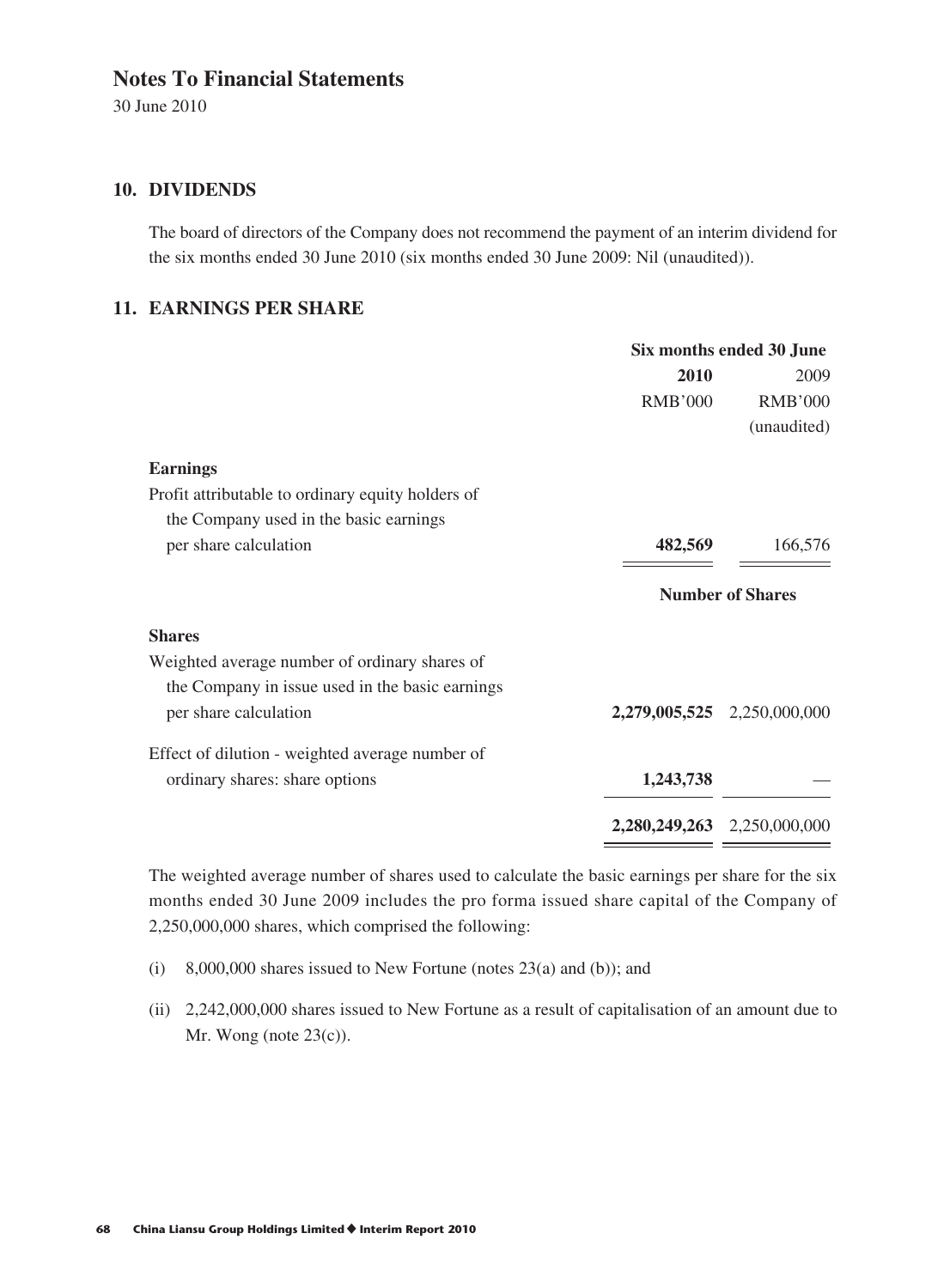# Notes To Financial Statements

30 June 2010

## 10. DIVIDENDS

The board of directors of the Company does not recommend the payment of an interim dividend for the six months ended 30 June 2010 (six months ended 30 June 2009: Nil (unaudited)).

## 11. EARNINGS PER SHARE

| | Six months ended 30 June | |
|---|---|---|
| | **2010** | 2009 |
| | RMB'000 | RMB'000 |
| | | (unaudited) |
| **Earnings** | | |
| Profit attributable to ordinary equity holders of the Company used in the basic earnings per share calculation | **482,569** | 166,576 |
| | **Number of Shares** | |
| **Shares** | | |
| Weighted average number of ordinary shares of the Company in issue used in the basic earnings per share calculation | **2,279,005,525** | 2,250,000,000 |
| Effect of dilution - weighted average number of ordinary shares: share options | **1,243,738** | — |
| | **2,280,249,263** | 2,250,000,000 |

The weighted average number of shares used to calculate the basic earnings per share for the six months ended 30 June 2009 includes the pro forma issued share capital of the Company of 2,250,000,000 shares, which comprised the following:

(i) 8,000,000 shares issued to New Fortune (notes 23(a) and (b)); and

(ii) 2,242,000,000 shares issued to New Fortune as a result of capitalisation of an amount due to Mr. Wong (note 23(c)).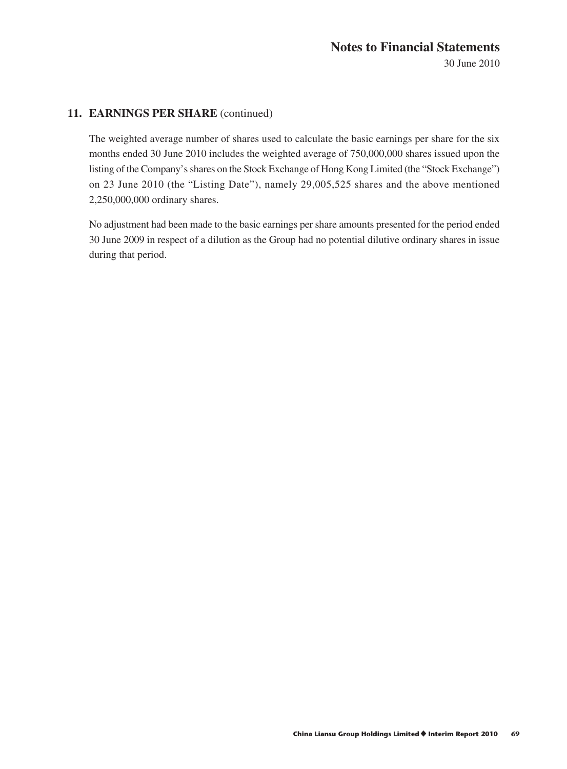## 11. EARNINGS PER SHARE (continued)

The weighted average number of shares used to calculate the basic earnings per share for the six months ended 30 June 2010 includes the weighted average of 750,000,000 shares issued upon the listing of the Company's shares on the Stock Exchange of Hong Kong Limited (the "Stock Exchange") on 23 June 2010 (the "Listing Date"), namely 29,005,525 shares and the above mentioned 2,250,000,000 ordinary shares.

No adjustment had been made to the basic earnings per share amounts presented for the period ended 30 June 2009 in respect of a dilution as the Group had no potential dilutive ordinary shares in issue during that period.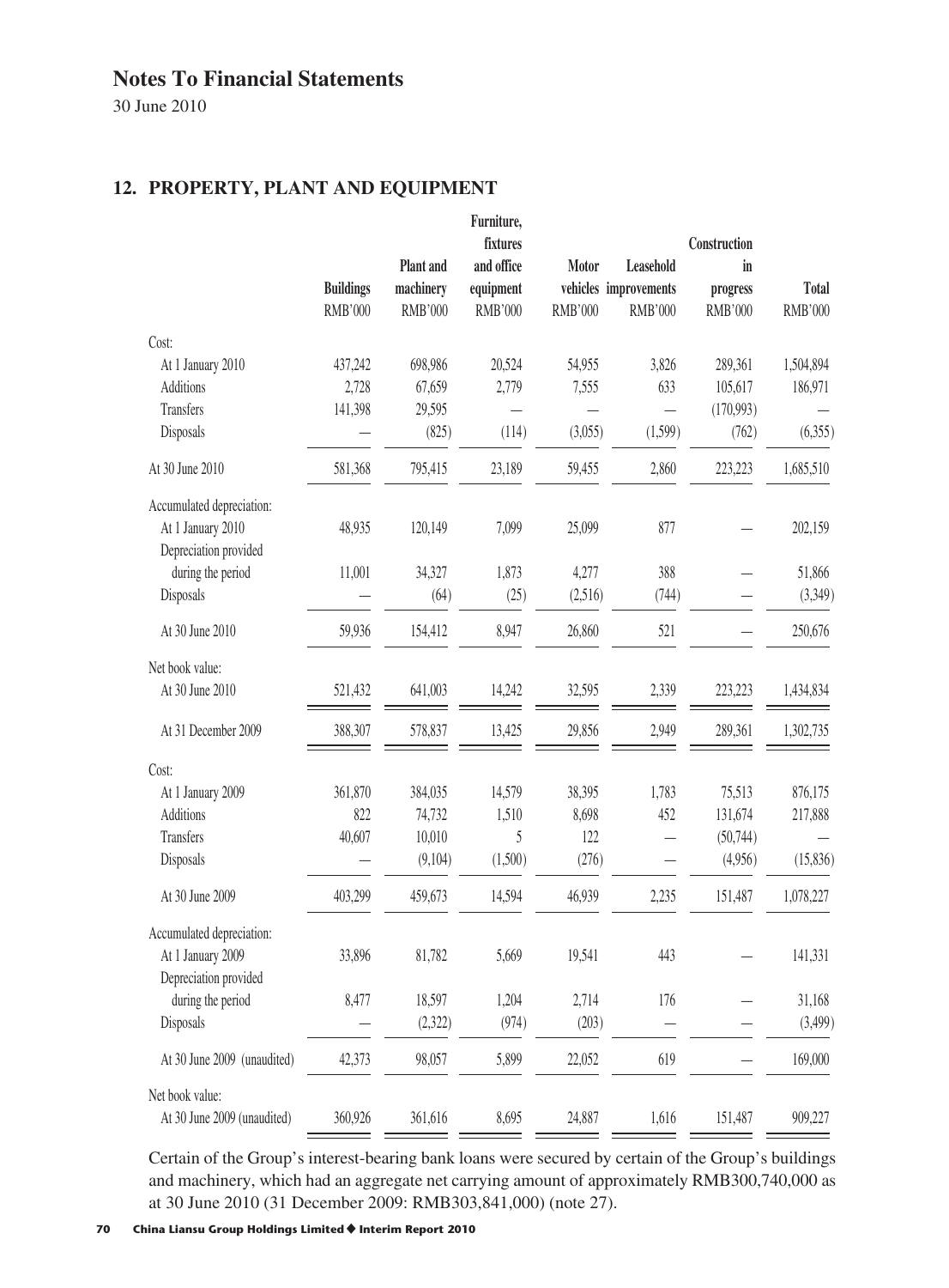# Notes To Financial Statements

30 June 2010

## 12. PROPERTY, PLANT AND EQUIPMENT

| | Buildings | Plant and machinery | Furniture, fixtures and office equipment | Motor vehicles | Leasehold improvements | Construction in progress | Total |
|---|---|---|---|---|---|---|---|
| | RMB'000 | RMB'000 | RMB'000 | RMB'000 | RMB'000 | RMB'000 | RMB'000 |
| Cost: | | | | | | | |
| At 1 January 2010 | 437,242 | 698,986 | 20,524 | 54,955 | 3,826 | 289,361 | 1,504,894 |
| Additions | 2,728 | 67,659 | 2,779 | 7,555 | 633 | 105,617 | 186,971 |
| Transfers | 141,398 | 29,595 | — | — | — | (170,993) | — |
| Disposals | — | (825) | (114) | (3,055) | (1,599) | (762) | (6,355) |
| At 30 June 2010 | 581,368 | 795,415 | 23,189 | 59,455 | 2,860 | 223,223 | 1,685,510 |
| Accumulated depreciation: | | | | | | | |
| At 1 January 2010 | 48,935 | 120,149 | 7,099 | 25,099 | 877 | — | 202,159 |
| Depreciation provided during the period | 11,001 | 34,327 | 1,873 | 4,277 | 388 | — | 51,866 |
| Disposals | — | (64) | (25) | (2,516) | (744) | — | (3,349) |
| At 30 June 2010 | 59,936 | 154,412 | 8,947 | 26,860 | 521 | — | 250,676 |
| Net book value: | | | | | | | |
| At 30 June 2010 | 521,432 | 641,003 | 14,242 | 32,595 | 2,339 | 223,223 | 1,434,834 |
| At 31 December 2009 | 388,307 | 578,837 | 13,425 | 29,856 | 2,949 | 289,361 | 1,302,735 |
| Cost: | | | | | | | |
| At 1 January 2009 | 361,870 | 384,035 | 14,579 | 38,395 | 1,783 | 75,513 | 876,175 |
| Additions | 822 | 74,732 | 1,510 | 8,698 | 452 | 131,674 | 217,888 |
| Transfers | 40,607 | 10,010 | 5 | 122 | — | (50,744) | — |
| Disposals | — | (9,104) | (1,500) | (276) | — | (4,956) | (15,836) |
| At 30 June 2009 | 403,299 | 459,673 | 14,594 | 46,939 | 2,235 | 151,487 | 1,078,227 |
| Accumulated depreciation: | | | | | | | |
| At 1 January 2009 | 33,896 | 81,782 | 5,669 | 19,541 | 443 | — | 141,331 |
| Depreciation provided during the period | 8,477 | 18,597 | 1,204 | 2,714 | 176 | — | 31,168 |
| Disposals | — | (2,322) | (974) | (203) | — | — | (3,499) |
| At 30 June 2009 (unaudited) | 42,373 | 98,057 | 5,899 | 22,052 | 619 | — | 169,000 |
| Net book value: | | | | | | | |
| At 30 June 2009 (unaudited) | 360,926 | 361,616 | 8,695 | 24,887 | 1,616 | 151,487 | 909,227 |

Certain of the Group's interest-bearing bank loans were secured by certain of the Group's buildings and machinery, which had an aggregate net carrying amount of approximately RMB300,740,000 as at 30 June 2010 (31 December 2009: RMB303,841,000) (note 27).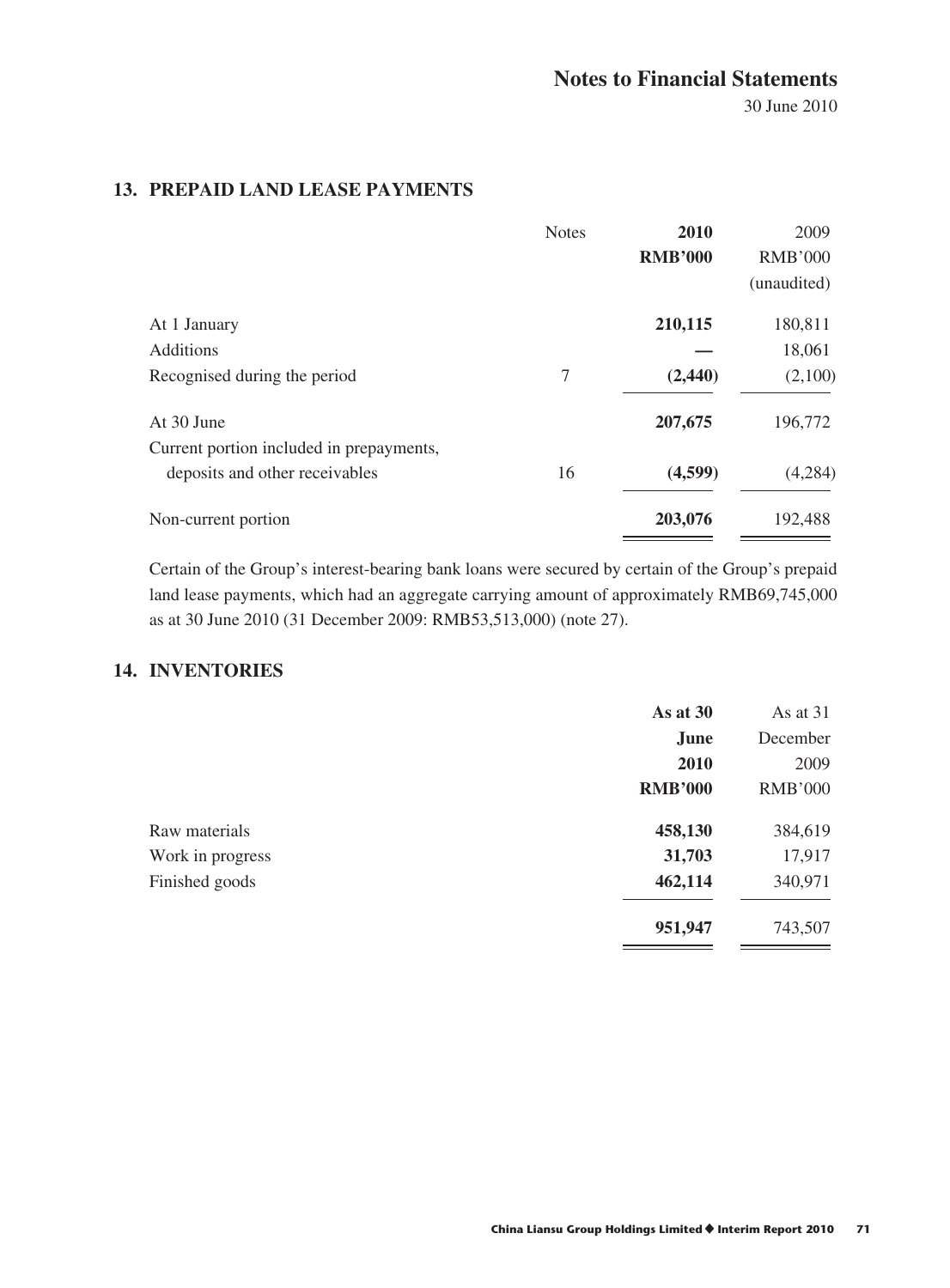## 13. PREPAID LAND LEASE PAYMENTS

| | Notes | 2010<br>RMB'000 | 2009<br>RMB'000<br>(unaudited) |
|---|---|---|---|
| At 1 January | | **210,115** | 180,811 |
| Additions | | **—** | 18,061 |
| Recognised during the period | 7 | **(2,440)** | (2,100) |
| At 30 June | | **207,675** | 196,772 |
| Current portion included in prepayments, deposits and other receivables | 16 | **(4,599)** | (4,284) |
| Non-current portion | | **203,076** | 192,488 |

Certain of the Group's interest-bearing bank loans were secured by certain of the Group's prepaid land lease payments, which had an aggregate carrying amount of approximately RMB69,745,000 as at 30 June 2010 (31 December 2009: RMB53,513,000) (note 27).

## 14. INVENTORIES

| | As at 30 June 2010<br>RMB'000 | As at 31 December 2009<br>RMB'000 |
|---|---|---|
| Raw materials | **458,130** | 384,619 |
| Work in progress | **31,703** | 17,917 |
| Finished goods | **462,114** | 340,971 |
| | **951,947** | 743,507 |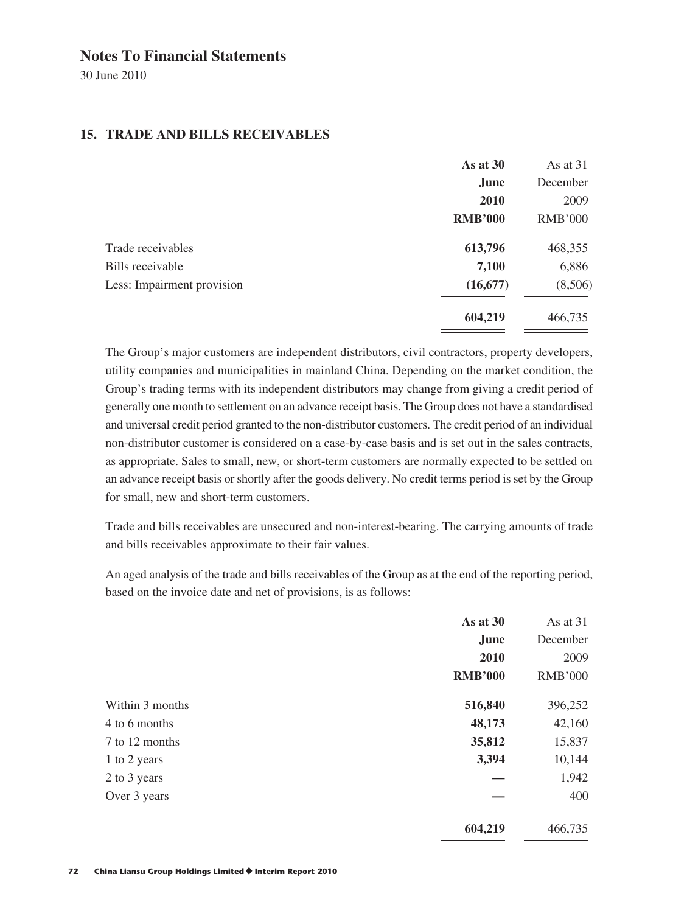# Notes To Financial Statements

30 June 2010

## 15. TRADE AND BILLS RECEIVABLES

| | **As at 30 June 2010 RMB'000** | As at 31 December 2009 RMB'000 |
|---|---|---|
| Trade receivables | **613,796** | 468,355 |
| Bills receivable | **7,100** | 6,886 |
| Less: Impairment provision | **(16,677)** | (8,506) |
| | **604,219** | 466,735 |

The Group's major customers are independent distributors, civil contractors, property developers, utility companies and municipalities in mainland China. Depending on the market condition, the Group's trading terms with its independent distributors may change from giving a credit period of generally one month to settlement on an advance receipt basis. The Group does not have a standardised and universal credit period granted to the non-distributor customers. The credit period of an individual non-distributor customer is considered on a case-by-case basis and is set out in the sales contracts, as appropriate. Sales to small, new, or short-term customers are normally expected to be settled on an advance receipt basis or shortly after the goods delivery. No credit terms period is set by the Group for small, new and short-term customers.

Trade and bills receivables are unsecured and non-interest-bearing. The carrying amounts of trade and bills receivables approximate to their fair values.

An aged analysis of the trade and bills receivables of the Group as at the end of the reporting period, based on the invoice date and net of provisions, is as follows:

| | **As at 30 June 2010 RMB'000** | As at 31 December 2009 RMB'000 |
|---|---|---|
| Within 3 months | **516,840** | 396,252 |
| 4 to 6 months | **48,173** | 42,160 |
| 7 to 12 months | **35,812** | 15,837 |
| 1 to 2 years | **3,394** | 10,144 |
| 2 to 3 years | **—** | 1,942 |
| Over 3 years | **—** | 400 |
| | **604,219** | 466,735 |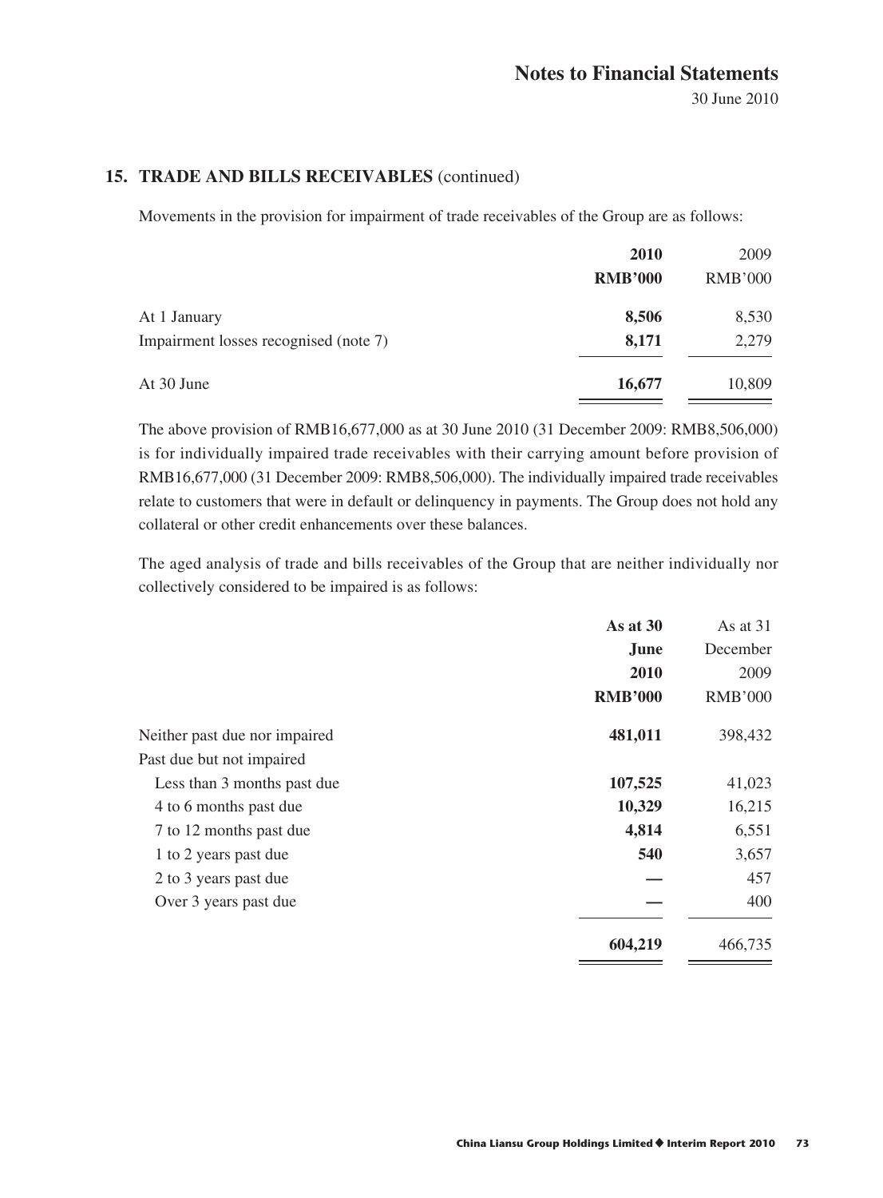## 15. TRADE AND BILLS RECEIVABLES (continued)

Movements in the provision for impairment of trade receivables of the Group are as follows:

| | **2010** | 2009 |
|---|---|---|
| | **RMB'000** | RMB'000 |
| At 1 January | **8,506** | 8,530 |
| Impairment losses recognised (note 7) | **8,171** | 2,279 |
| At 30 June | **16,677** | 10,809 |

The above provision of RMB16,677,000 as at 30 June 2010 (31 December 2009: RMB8,506,000) is for individually impaired trade receivables with their carrying amount before provision of RMB16,677,000 (31 December 2009: RMB8,506,000). The individually impaired trade receivables relate to customers that were in default or delinquency in payments. The Group does not hold any collateral or other credit enhancements over these balances.

The aged analysis of trade and bills receivables of the Group that are neither individually nor collectively considered to be impaired is as follows:

| | **As at 30 June 2010** | As at 31 December 2009 |
|---|---|---|
| | **RMB'000** | RMB'000 |
| Neither past due nor impaired | **481,011** | 398,432 |
| Past due but not impaired | | |
| Less than 3 months past due | **107,525** | 41,023 |
| 4 to 6 months past due | **10,329** | 16,215 |
| 7 to 12 months past due | **4,814** | 6,551 |
| 1 to 2 years past due | **540** | 3,657 |
| 2 to 3 years past due | **—** | 457 |
| Over 3 years past due | **—** | 400 |
| | **604,219** | 466,735 |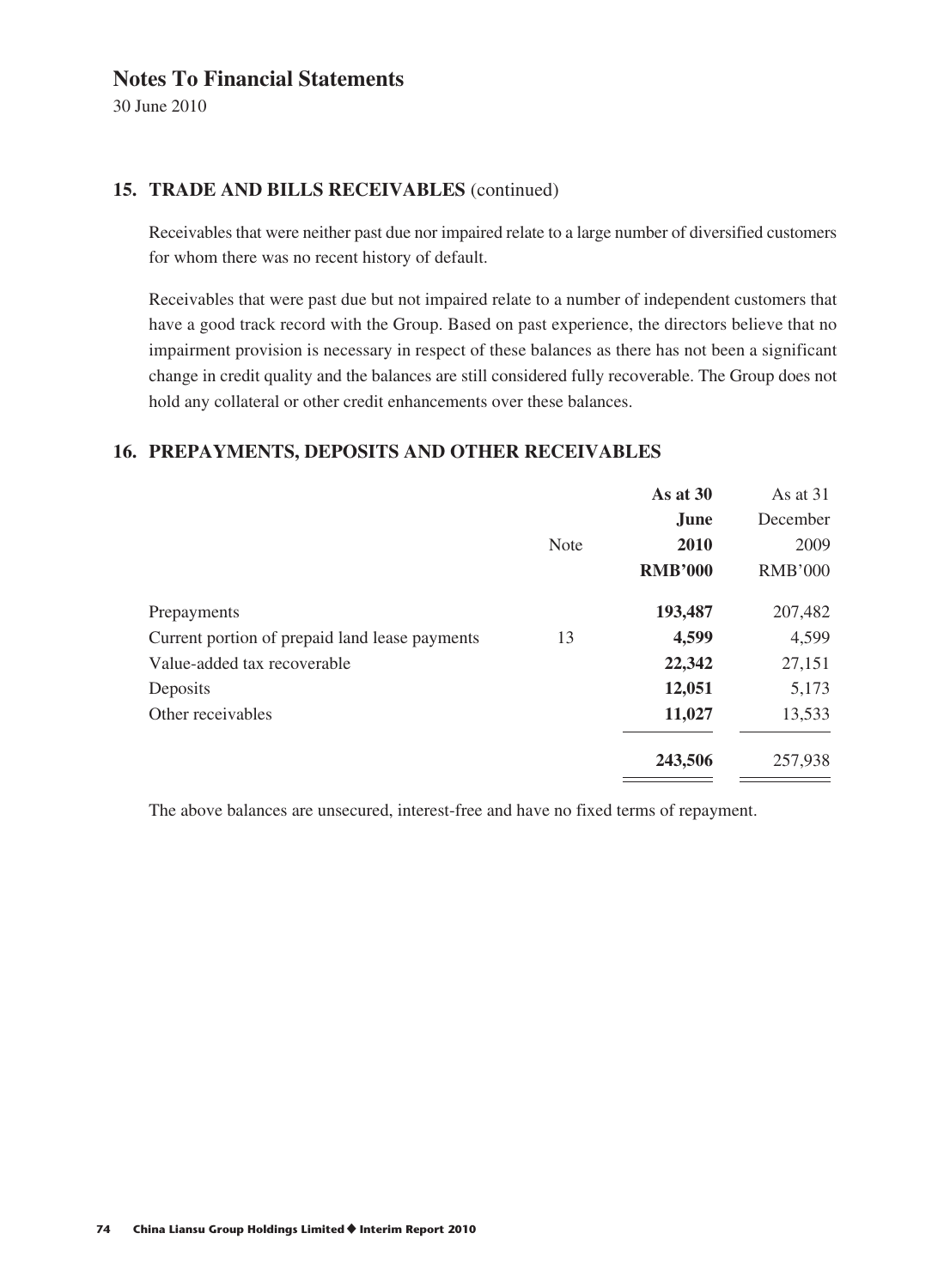# Notes To Financial Statements

30 June 2010

## 15. TRADE AND BILLS RECEIVABLES (continued)

Receivables that were neither past due nor impaired relate to a large number of diversified customers for whom there was no recent history of default.

Receivables that were past due but not impaired relate to a number of independent customers that have a good track record with the Group. Based on past experience, the directors believe that no impairment provision is necessary in respect of these balances as there has not been a significant change in credit quality and the balances are still considered fully recoverable. The Group does not hold any collateral or other credit enhancements over these balances.

## 16. PREPAYMENTS, DEPOSITS AND OTHER RECEIVABLES

| | Note | **As at 30 June 2010 RMB'000** | As at 31 December 2009 RMB'000 |
|---|---|---|---|
| Prepayments | | **193,487** | 207,482 |
| Current portion of prepaid land lease payments | 13 | **4,599** | 4,599 |
| Value-added tax recoverable | | **22,342** | 27,151 |
| Deposits | | **12,051** | 5,173 |
| Other receivables | | **11,027** | 13,533 |
| | | **243,506** | 257,938 |

The above balances are unsecured, interest-free and have no fixed terms of repayment.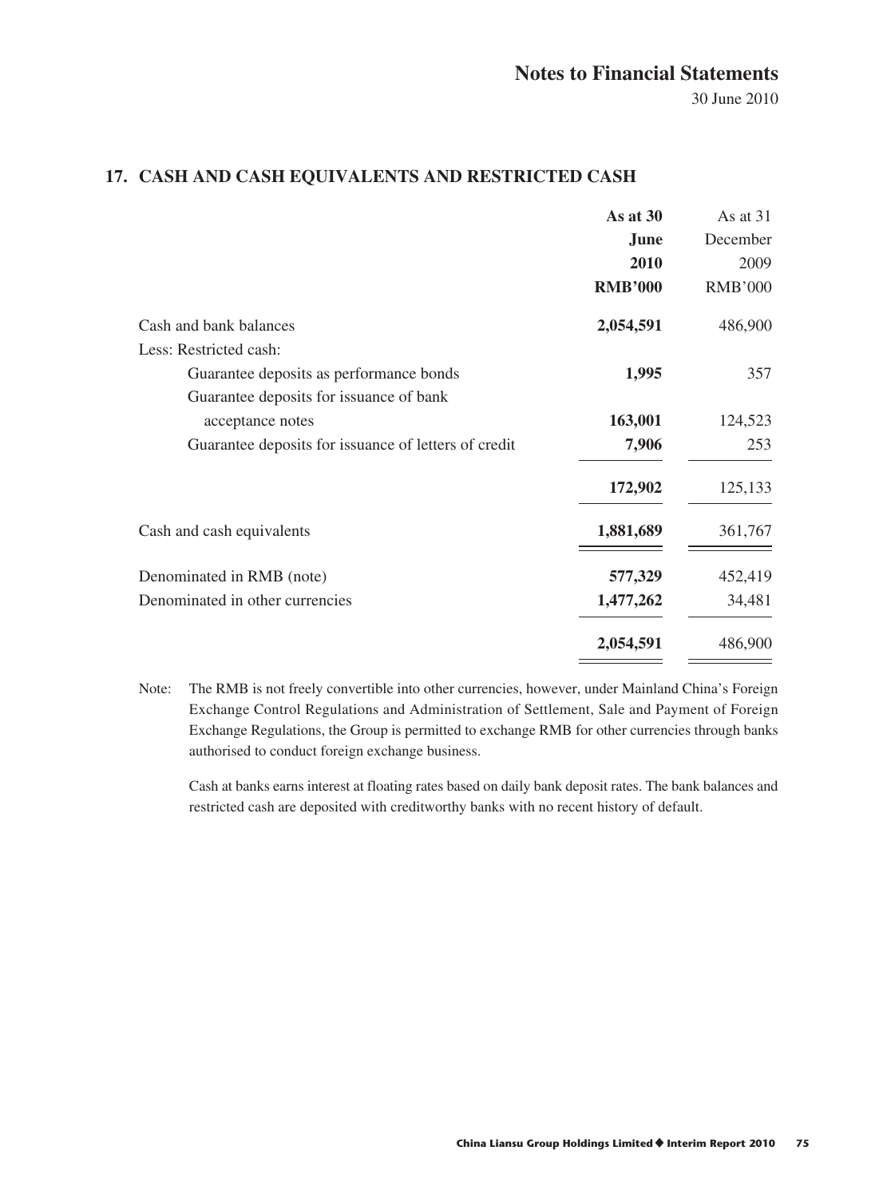## 17. CASH AND CASH EQUIVALENTS AND RESTRICTED CASH

| | **As at 30 June 2010 RMB'000** | As at 31 December 2009 RMB'000 |
|---|---|---|
| Cash and bank balances | **2,054,591** | 486,900 |
| Less: Restricted cash: | | |
| Guarantee deposits as performance bonds | **1,995** | 357 |
| Guarantee deposits for issuance of bank acceptance notes | **163,001** | 124,523 |
| Guarantee deposits for issuance of letters of credit | **7,906** | 253 |
| | **172,902** | 125,133 |
| Cash and cash equivalents | **1,881,689** | 361,767 |
| Denominated in RMB (note) | **577,329** | 452,419 |
| Denominated in other currencies | **1,477,262** | 34,481 |
| | **2,054,591** | 486,900 |

Note: The RMB is not freely convertible into other currencies, however, under Mainland China's Foreign Exchange Control Regulations and Administration of Settlement, Sale and Payment of Foreign Exchange Regulations, the Group is permitted to exchange RMB for other currencies through banks authorised to conduct foreign exchange business.

Cash at banks earns interest at floating rates based on daily bank deposit rates. The bank balances and restricted cash are deposited with creditworthy banks with no recent history of default.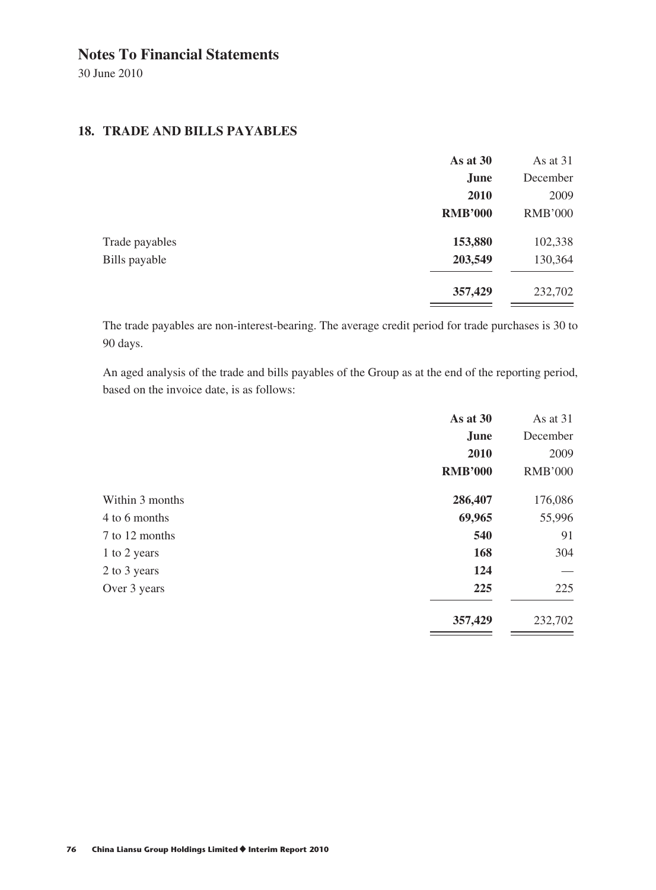# Notes To Financial Statements

30 June 2010

## 18. TRADE AND BILLS PAYABLES

| | **As at 30 June 2010 RMB'000** | As at 31 December 2009 RMB'000 |
|---|---|---|
| Trade payables | **153,880** | 102,338 |
| Bills payable | **203,549** | 130,364 |
| | **357,429** | 232,702 |

The trade payables are non-interest-bearing. The average credit period for trade purchases is 30 to 90 days.

An aged analysis of the trade and bills payables of the Group as at the end of the reporting period, based on the invoice date, is as follows:

| | **As at 30 June 2010 RMB'000** | As at 31 December 2009 RMB'000 |
|---|---|---|
| Within 3 months | **286,407** | 176,086 |
| 4 to 6 months | **69,965** | 55,996 |
| 7 to 12 months | **540** | 91 |
| 1 to 2 years | **168** | 304 |
| 2 to 3 years | **124** | — |
| Over 3 years | **225** | 225 |
| | **357,429** | 232,702 |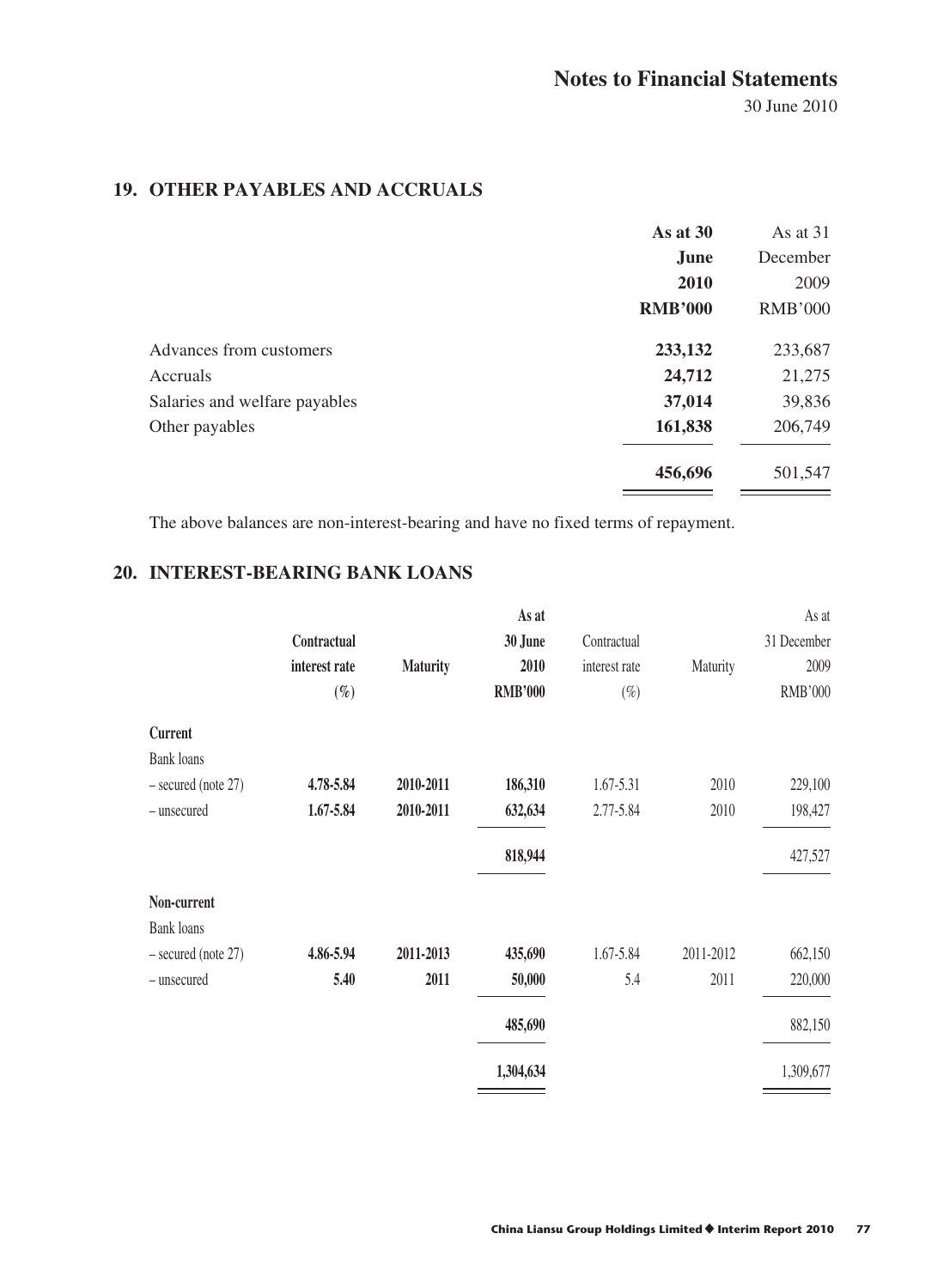## 19. OTHER PAYABLES AND ACCRUALS

| | As at 30 June 2010 RMB'000 | As at 31 December 2009 RMB'000 |
|---|---|---|
| Advances from customers | 233,132 | 233,687 |
| Accruals | 24,712 | 21,275 |
| Salaries and welfare payables | 37,014 | 39,836 |
| Other payables | 161,838 | 206,749 |
| | 456,696 | 501,547 |

The above balances are non-interest-bearing and have no fixed terms of repayment.

## 20. INTEREST-BEARING BANK LOANS

| | Contractual interest rate (%) | Maturity | As at 30 June 2010 RMB'000 | Contractual interest rate (%) | Maturity | As at 31 December 2009 RMB'000 |
|---|---|---|---|---|---|---|
| **Current** | | | | | | |
| Bank loans | | | | | | |
| – secured (note 27) | 4.78-5.84 | 2010-2011 | 186,310 | 1.67-5.31 | 2010 | 229,100 |
| – unsecured | 1.67-5.84 | 2010-2011 | 632,634 | 2.77-5.84 | 2010 | 198,427 |
| | | | 818,944 | | | 427,527 |
| **Non-current** | | | | | | |
| Bank loans | | | | | | |
| – secured (note 27) | 4.86-5.94 | 2011-2013 | 435,690 | 1.67-5.84 | 2011-2012 | 662,150 |
| – unsecured | 5.40 | 2011 | 50,000 | 5.4 | 2011 | 220,000 |
| | | | 485,690 | | | 882,150 |
| | | | 1,304,634 | | | 1,309,677 |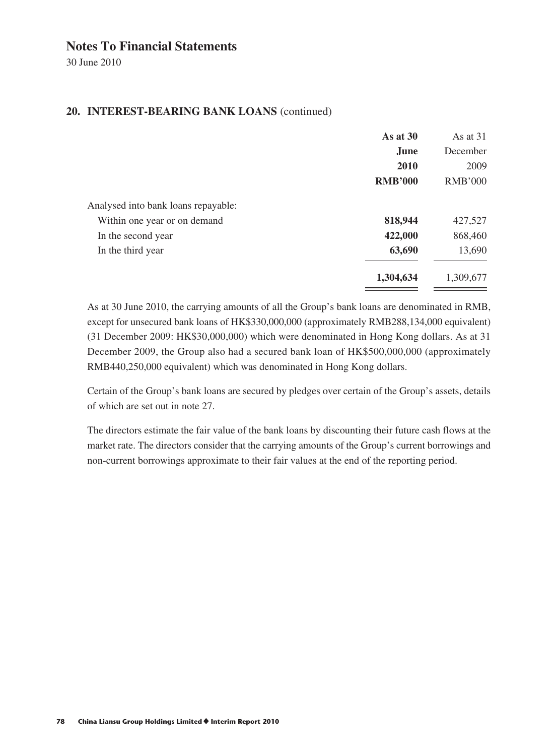## 20. INTEREST-BEARING BANK LOANS (continued)

| | **As at 30 June 2010 RMB'000** | As at 31 December 2009 RMB'000 |
|---|---|---|
| Analysed into bank loans repayable: | | |
| Within one year or on demand | **818,944** | 427,527 |
| In the second year | **422,000** | 868,460 |
| In the third year | **63,690** | 13,690 |
| | **1,304,634** | 1,309,677 |

As at 30 June 2010, the carrying amounts of all the Group's bank loans are denominated in RMB, except for unsecured bank loans of HK$330,000,000 (approximately RMB288,134,000 equivalent) (31 December 2009: HK$30,000,000) which were denominated in Hong Kong dollars. As at 31 December 2009, the Group also had a secured bank loan of HK$500,000,000 (approximately RMB440,250,000 equivalent) which was denominated in Hong Kong dollars.

Certain of the Group's bank loans are secured by pledges over certain of the Group's assets, details of which are set out in note 27.

The directors estimate the fair value of the bank loans by discounting their future cash flows at the market rate. The directors consider that the carrying amounts of the Group's current borrowings and non-current borrowings approximate to their fair values at the end of the reporting period.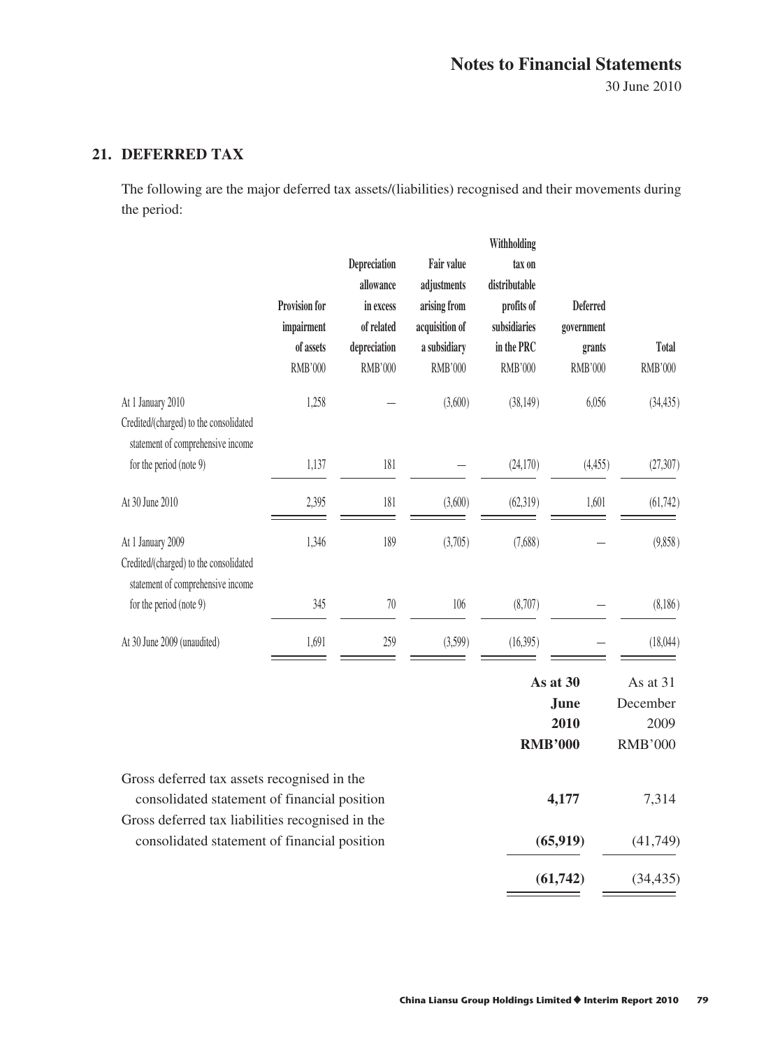## 21. DEFERRED TAX

The following are the major deferred tax assets/(liabilities) recognised and their movements during the period:

| | Provision for impairment of assets | Depreciation allowance in excess of related depreciation | Fair value adjustments arising from acquisition of a subsidiary | Withholding tax on distributable profits of subsidiaries in the PRC | Deferred government grants | Total |
|---|---|---|---|---|---|---|
| | RMB'000 | RMB'000 | RMB'000 | RMB'000 | RMB'000 | RMB'000 |
| At 1 January 2010 | 1,258 | — | (3,600) | (38,149) | 6,056 | (34,435) |
| Credited/(charged) to the consolidated statement of comprehensive income for the period (note 9) | 1,137 | 181 | — | (24,170) | (4,455) | (27,307) |
| At 30 June 2010 | 2,395 | 181 | (3,600) | (62,319) | 1,601 | (61,742) |
| At 1 January 2009 | 1,346 | 189 | (3,705) | (7,688) | — | (9,858) |
| Credited/(charged) to the consolidated statement of comprehensive income for the period (note 9) | 345 | 70 | 106 | (8,707) | — | (8,186) |
| At 30 June 2009 (unaudited) | 1,691 | 259 | (3,599) | (16,395) | — | (18,044) |

| | **As at 30 June 2010** | As at 31 December 2009 |
|---|---|---|
| | **RMB'000** | RMB'000 |
| Gross deferred tax assets recognised in the consolidated statement of financial position | **4,177** | 7,314 |
| Gross deferred tax liabilities recognised in the consolidated statement of financial position | **(65,919)** | (41,749) |
| | **(61,742)** | (34,435) |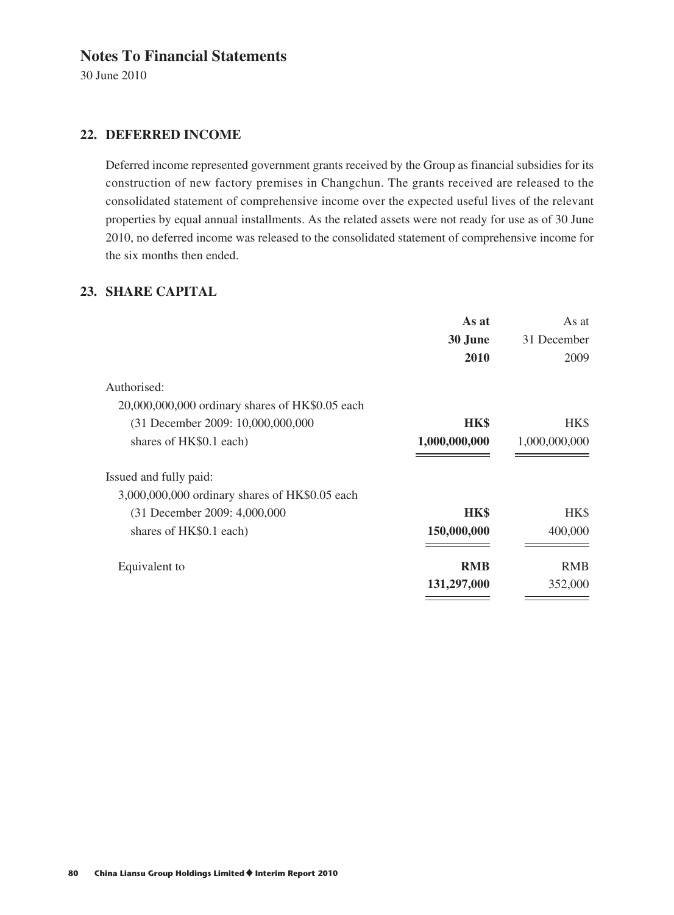# Notes To Financial Statements

30 June 2010

## 22. DEFERRED INCOME

Deferred income represented government grants received by the Group as financial subsidies for its construction of new factory premises in Changchun. The grants received are released to the consolidated statement of comprehensive income over the expected useful lives of the relevant properties by equal annual installments. As the related assets were not ready for use as of 30 June 2010, no deferred income was released to the consolidated statement of comprehensive income for the six months then ended.

## 23. SHARE CAPITAL

| | **As at 30 June 2010** | As at 31 December 2009 |
|---|---|---|
| Authorised: | | |
| 20,000,000,000 ordinary shares of HK$0.05 each (31 December 2009: 10,000,000,000 shares of HK$0.1 each) | **HK$ 1,000,000,000** | HK$ 1,000,000,000 |
| Issued and fully paid: | | |
| 3,000,000,000 ordinary shares of HK$0.05 each (31 December 2009: 4,000,000 shares of HK$0.1 each) | **HK$ 150,000,000** | HK$ 400,000 |
| Equivalent to | **RMB 131,297,000** | RMB 352,000 |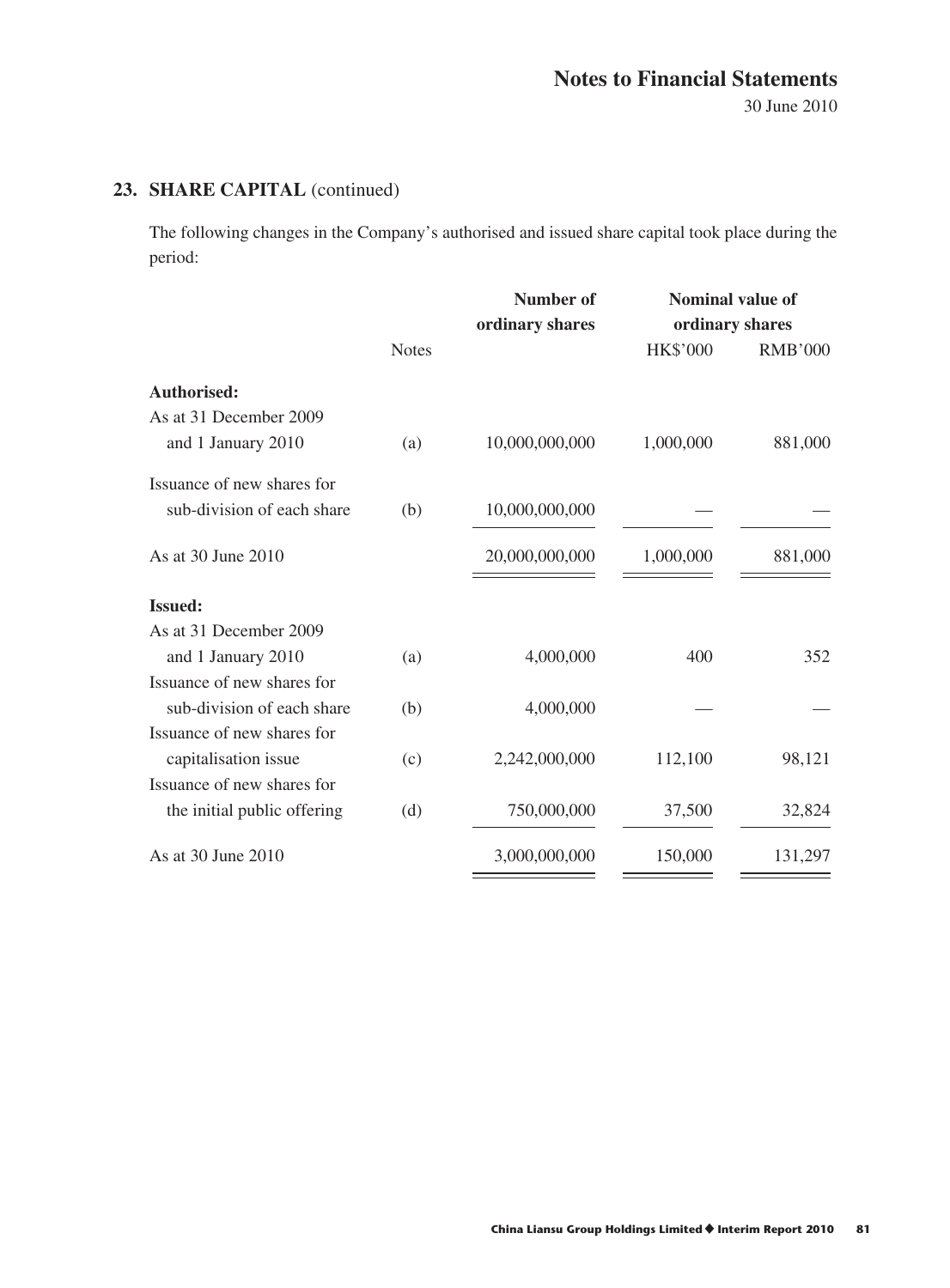## 23. SHARE CAPITAL (continued)

The following changes in the Company's authorised and issued share capital took place during the period:

| | Notes | Number of ordinary shares | Nominal value of ordinary shares | |
|---|---|---|---|---|
| | | | HK$'000 | RMB'000 |
| **Authorised:** | | | | |
| As at 31 December 2009 and 1 January 2010 | (a) | 10,000,000,000 | 1,000,000 | 881,000 |
| Issuance of new shares for sub-division of each share | (b) | 10,000,000,000 | — | — |
| As at 30 June 2010 | | 20,000,000,000 | 1,000,000 | 881,000 |
| **Issued:** | | | | |
| As at 31 December 2009 and 1 January 2010 | (a) | 4,000,000 | 400 | 352 |
| Issuance of new shares for sub-division of each share | (b) | 4,000,000 | — | — |
| Issuance of new shares for capitalisation issue | (c) | 2,242,000,000 | 112,100 | 98,121 |
| Issuance of new shares for the initial public offering | (d) | 750,000,000 | 37,500 | 32,824 |
| As at 30 June 2010 | | 3,000,000,000 | 150,000 | 131,297 |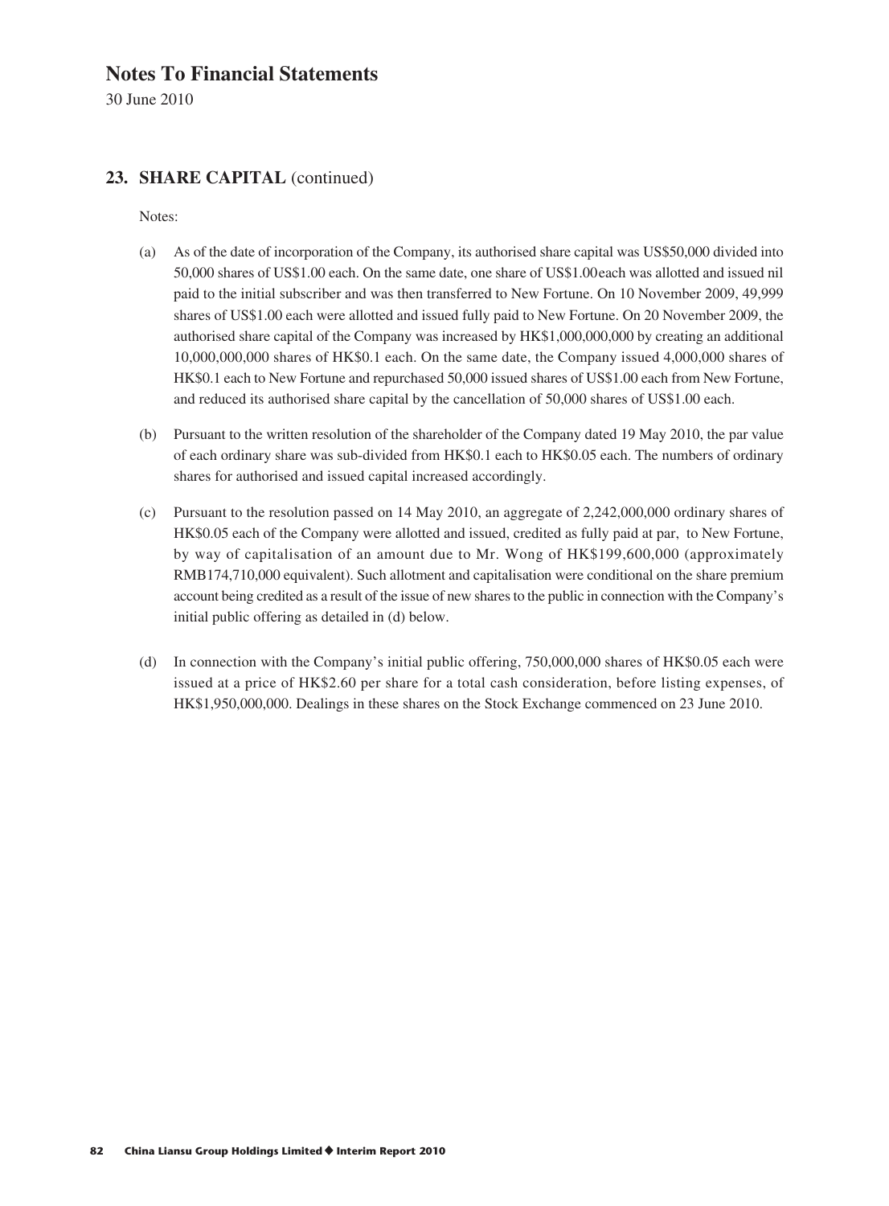# Notes To Financial Statements

30 June 2010

## 23. SHARE CAPITAL (continued)

Notes:

(a) As of the date of incorporation of the Company, its authorised share capital was US$50,000 divided into 50,000 shares of US$1.00 each. On the same date, one share of US$1.00 each was allotted and issued nil paid to the initial subscriber and was then transferred to New Fortune. On 10 November 2009, 49,999 shares of US$1.00 each were allotted and issued fully paid to New Fortune. On 20 November 2009, the authorised share capital of the Company was increased by HK$1,000,000,000 by creating an additional 10,000,000,000 shares of HK$0.1 each. On the same date, the Company issued 4,000,000 shares of HK$0.1 each to New Fortune and repurchased 50,000 issued shares of US$1.00 each from New Fortune, and reduced its authorised share capital by the cancellation of 50,000 shares of US$1.00 each.

(b) Pursuant to the written resolution of the shareholder of the Company dated 19 May 2010, the par value of each ordinary share was sub-divided from HK$0.1 each to HK$0.05 each. The numbers of ordinary shares for authorised and issued capital increased accordingly.

(c) Pursuant to the resolution passed on 14 May 2010, an aggregate of 2,242,000,000 ordinary shares of HK$0.05 each of the Company were allotted and issued, credited as fully paid at par, to New Fortune, by way of capitalisation of an amount due to Mr. Wong of HK$199,600,000 (approximately RMB174,710,000 equivalent). Such allotment and capitalisation were conditional on the share premium account being credited as a result of the issue of new shares to the public in connection with the Company's initial public offering as detailed in (d) below.

(d) In connection with the Company's initial public offering, 750,000,000 shares of HK$0.05 each were issued at a price of HK$2.60 per share for a total cash consideration, before listing expenses, of HK$1,950,000,000. Dealings in these shares on the Stock Exchange commenced on 23 June 2010.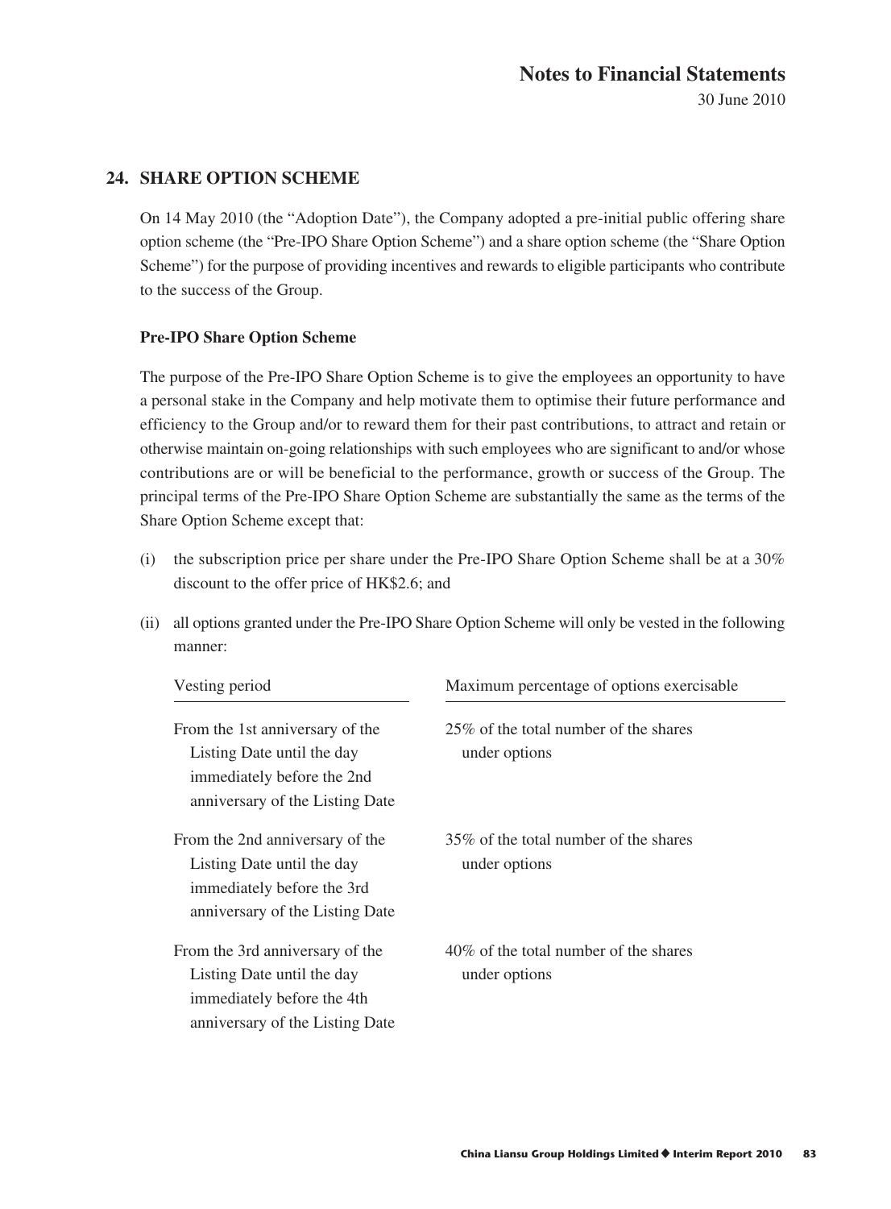## 24. SHARE OPTION SCHEME

On 14 May 2010 (the "Adoption Date"), the Company adopted a pre-initial public offering share option scheme (the "Pre-IPO Share Option Scheme") and a share option scheme (the "Share Option Scheme") for the purpose of providing incentives and rewards to eligible participants who contribute to the success of the Group.

### Pre-IPO Share Option Scheme

The purpose of the Pre-IPO Share Option Scheme is to give the employees an opportunity to have a personal stake in the Company and help motivate them to optimise their future performance and efficiency to the Group and/or to reward them for their past contributions, to attract and retain or otherwise maintain on-going relationships with such employees who are significant to and/or whose contributions are or will be beneficial to the performance, growth or success of the Group. The principal terms of the Pre-IPO Share Option Scheme are substantially the same as the terms of the Share Option Scheme except that:

(i) the subscription price per share under the Pre-IPO Share Option Scheme shall be at a 30% discount to the offer price of HK$2.6; and

(ii) all options granted under the Pre-IPO Share Option Scheme will only be vested in the following manner:

| Vesting period | Maximum percentage of options exercisable |
|---|---|
| From the 1st anniversary of the Listing Date until the day immediately before the 2nd anniversary of the Listing Date | 25% of the total number of the shares under options |
| From the 2nd anniversary of the Listing Date until the day immediately before the 3rd anniversary of the Listing Date | 35% of the total number of the shares under options |
| From the 3rd anniversary of the Listing Date until the day immediately before the 4th anniversary of the Listing Date | 40% of the total number of the shares under options |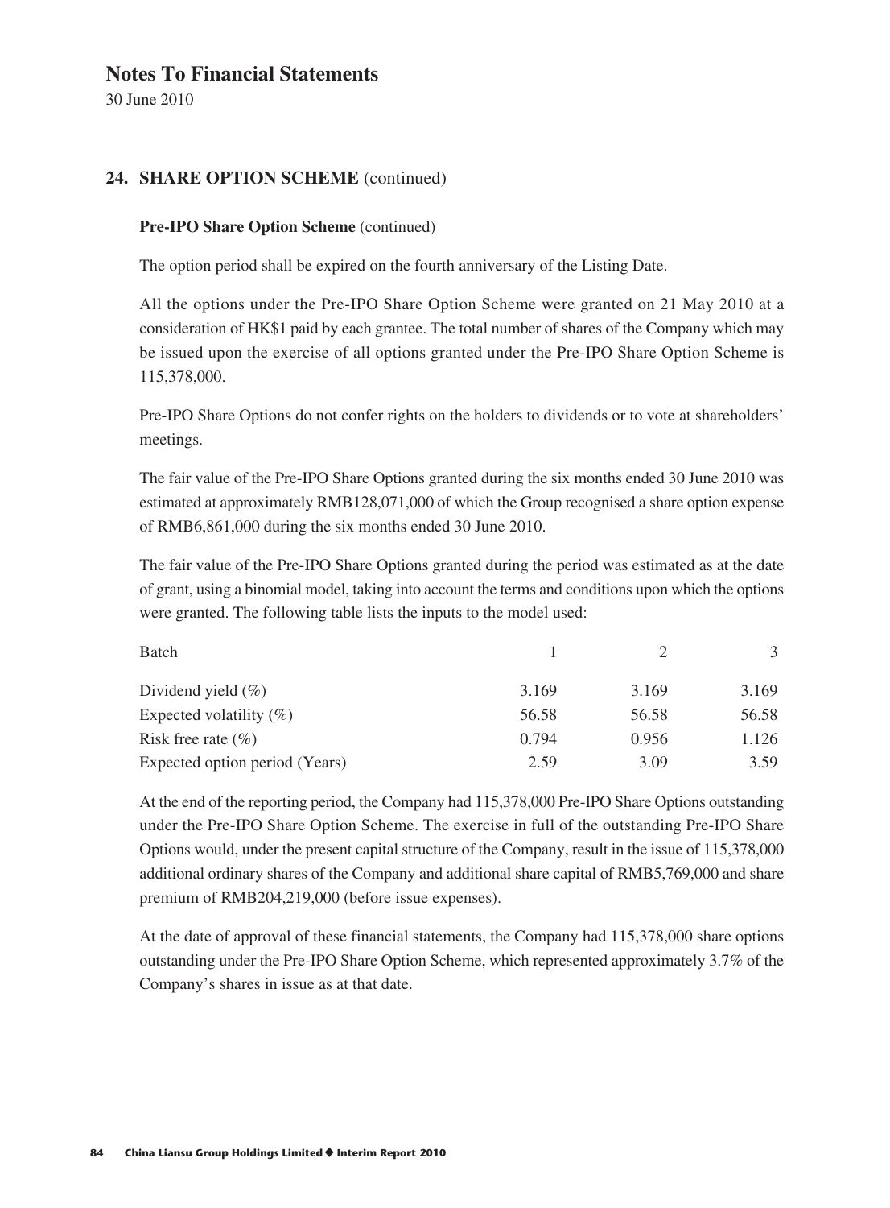# Notes To Financial Statements

30 June 2010

## 24. SHARE OPTION SCHEME (continued)

**Pre-IPO Share Option Scheme** (continued)

The option period shall be expired on the fourth anniversary of the Listing Date.

All the options under the Pre-IPO Share Option Scheme were granted on 21 May 2010 at a consideration of HK$1 paid by each grantee. The total number of shares of the Company which may be issued upon the exercise of all options granted under the Pre-IPO Share Option Scheme is 115,378,000.

Pre-IPO Share Options do not confer rights on the holders to dividends or to vote at shareholders' meetings.

The fair value of the Pre-IPO Share Options granted during the six months ended 30 June 2010 was estimated at approximately RMB128,071,000 of which the Group recognised a share option expense of RMB6,861,000 during the six months ended 30 June 2010.

The fair value of the Pre-IPO Share Options granted during the period was estimated as at the date of grant, using a binomial model, taking into account the terms and conditions upon which the options were granted. The following table lists the inputs to the model used:

| Batch | 1 | 2 | 3 |
|---|---|---|---|
| Dividend yield (%) | 3.169 | 3.169 | 3.169 |
| Expected volatility (%) | 56.58 | 56.58 | 56.58 |
| Risk free rate (%) | 0.794 | 0.956 | 1.126 |
| Expected option period (Years) | 2.59 | 3.09 | 3.59 |

At the end of the reporting period, the Company had 115,378,000 Pre-IPO Share Options outstanding under the Pre-IPO Share Option Scheme. The exercise in full of the outstanding Pre-IPO Share Options would, under the present capital structure of the Company, result in the issue of 115,378,000 additional ordinary shares of the Company and additional share capital of RMB5,769,000 and share premium of RMB204,219,000 (before issue expenses).

At the date of approval of these financial statements, the Company had 115,378,000 share options outstanding under the Pre-IPO Share Option Scheme, which represented approximately 3.7% of the Company's shares in issue as at that date.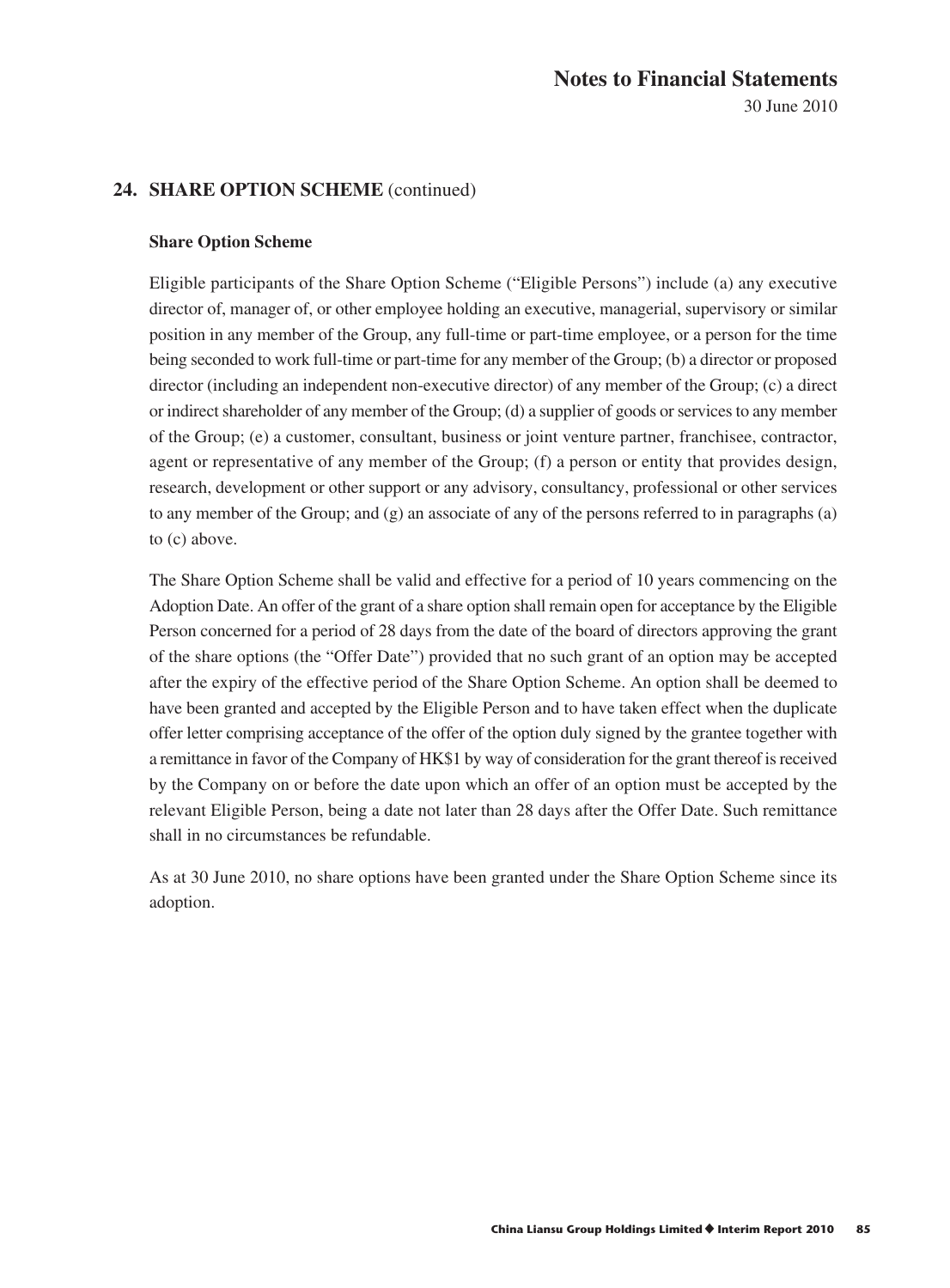## 24. SHARE OPTION SCHEME (continued)

### Share Option Scheme

Eligible participants of the Share Option Scheme ("Eligible Persons") include (a) any executive director of, manager of, or other employee holding an executive, managerial, supervisory or similar position in any member of the Group, any full-time or part-time employee, or a person for the time being seconded to work full-time or part-time for any member of the Group; (b) a director or proposed director (including an independent non-executive director) of any member of the Group; (c) a direct or indirect shareholder of any member of the Group; (d) a supplier of goods or services to any member of the Group; (e) a customer, consultant, business or joint venture partner, franchisee, contractor, agent or representative of any member of the Group; (f) a person or entity that provides design, research, development or other support or any advisory, consultancy, professional or other services to any member of the Group; and (g) an associate of any of the persons referred to in paragraphs (a) to (c) above.

The Share Option Scheme shall be valid and effective for a period of 10 years commencing on the Adoption Date. An offer of the grant of a share option shall remain open for acceptance by the Eligible Person concerned for a period of 28 days from the date of the board of directors approving the grant of the share options (the "Offer Date") provided that no such grant of an option may be accepted after the expiry of the effective period of the Share Option Scheme. An option shall be deemed to have been granted and accepted by the Eligible Person and to have taken effect when the duplicate offer letter comprising acceptance of the offer of the option duly signed by the grantee together with a remittance in favor of the Company of HK$1 by way of consideration for the grant thereof is received by the Company on or before the date upon which an offer of an option must be accepted by the relevant Eligible Person, being a date not later than 28 days after the Offer Date. Such remittance shall in no circumstances be refundable.

As at 30 June 2010, no share options have been granted under the Share Option Scheme since its adoption.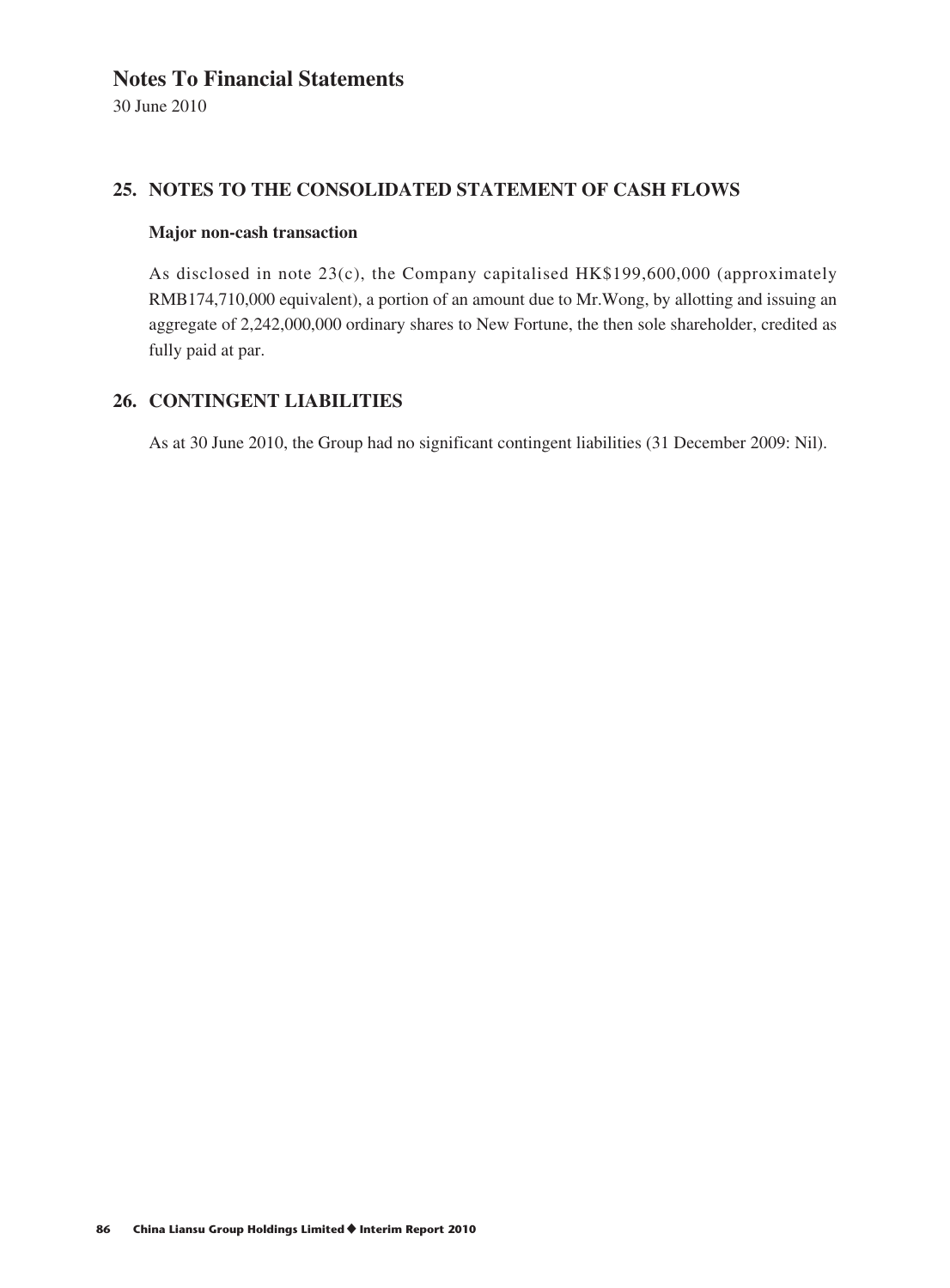# Notes To Financial Statements

30 June 2010

## 25. NOTES TO THE CONSOLIDATED STATEMENT OF CASH FLOWS

**Major non-cash transaction**

As disclosed in note 23(c), the Company capitalised HK$199,600,000 (approximately RMB174,710,000 equivalent), a portion of an amount due to Mr.Wong, by allotting and issuing an aggregate of 2,242,000,000 ordinary shares to New Fortune, the then sole shareholder, credited as fully paid at par.

## 26. CONTINGENT LIABILITIES

As at 30 June 2010, the Group had no significant contingent liabilities (31 December 2009: Nil).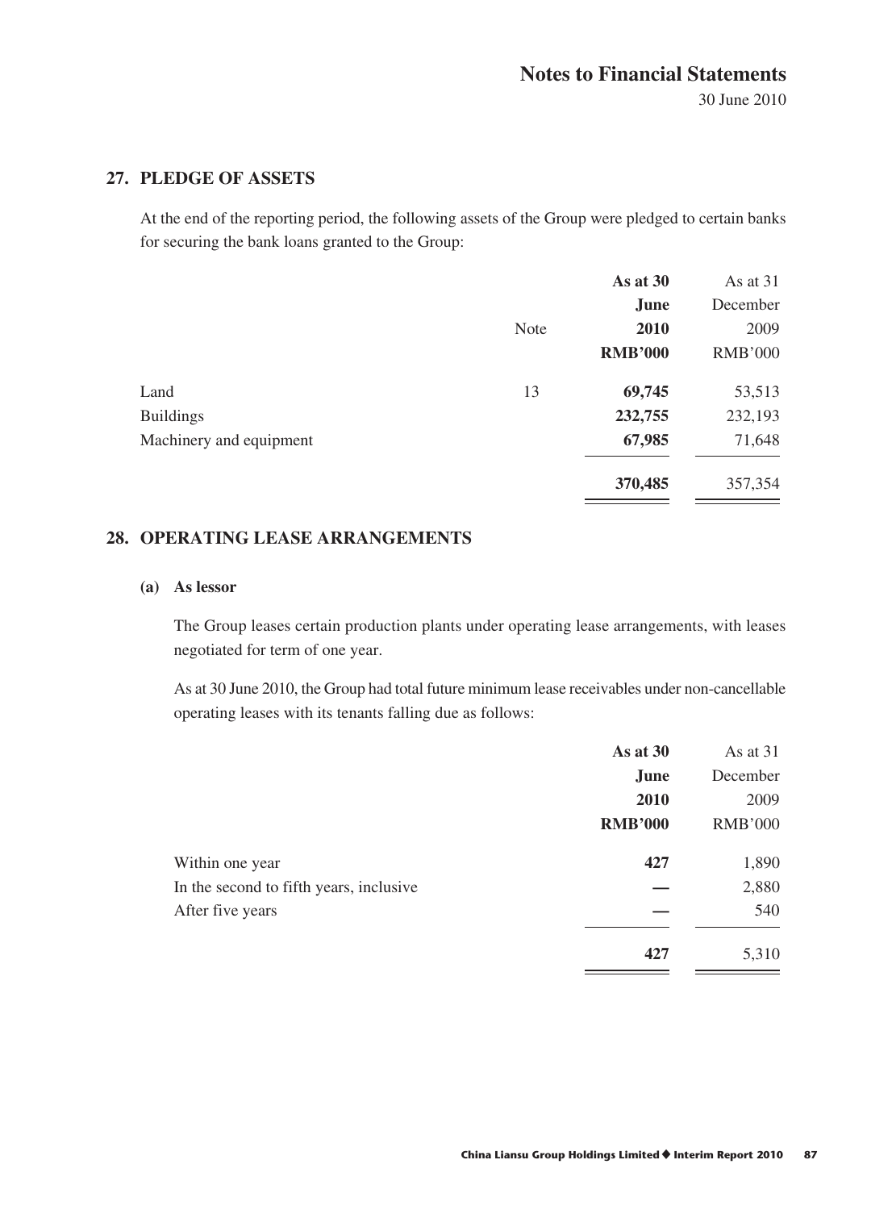## 27. PLEDGE OF ASSETS

At the end of the reporting period, the following assets of the Group were pledged to certain banks for securing the bank loans granted to the Group:

| | Note | **As at 30 June 2010 RMB'000** | As at 31 December 2009 RMB'000 |
|---|---|---|---|
| Land | 13 | **69,745** | 53,513 |
| Buildings | | **232,755** | 232,193 |
| Machinery and equipment | | **67,985** | 71,648 |
| | | **370,485** | 357,354 |

## 28. OPERATING LEASE ARRANGEMENTS

### (a) As lessor

The Group leases certain production plants under operating lease arrangements, with leases negotiated for term of one year.

As at 30 June 2010, the Group had total future minimum lease receivables under non-cancellable operating leases with its tenants falling due as follows:

| | **As at 30 June 2010 RMB'000** | As at 31 December 2009 RMB'000 |
|---|---|---|
| Within one year | **427** | 1,890 |
| In the second to fifth years, inclusive | **—** | 2,880 |
| After five years | **—** | 540 |
| | **427** | 5,310 |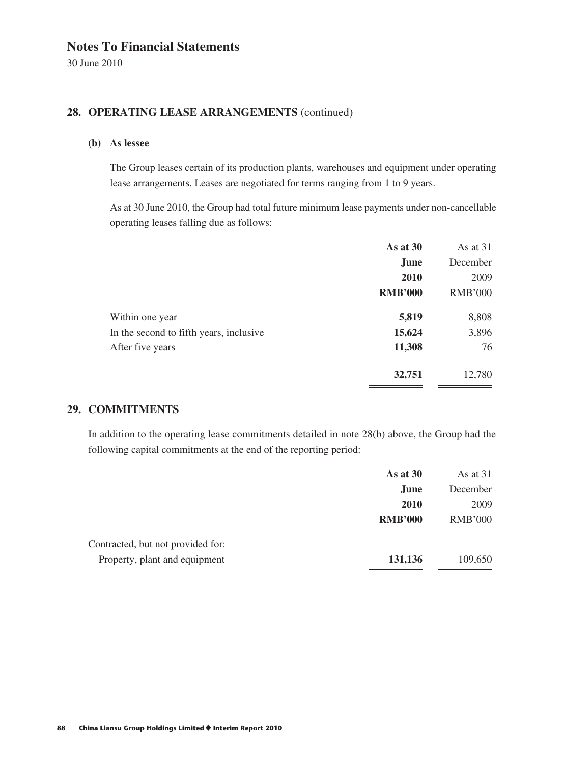# Notes To Financial Statements

30 June 2010

## 28. OPERATING LEASE ARRANGEMENTS (continued)

### (b) As lessee

The Group leases certain of its production plants, warehouses and equipment under operating lease arrangements. Leases are negotiated for terms ranging from 1 to 9 years.

As at 30 June 2010, the Group had total future minimum lease payments under non-cancellable operating leases falling due as follows:

| | **As at 30 June 2010 RMB'000** | As at 31 December 2009 RMB'000 |
|---|---|---|
| Within one year | **5,819** | 8,808 |
| In the second to fifth years, inclusive | **15,624** | 3,896 |
| After five years | **11,308** | 76 |
| | **32,751** | 12,780 |

## 29. COMMITMENTS

In addition to the operating lease commitments detailed in note 28(b) above, the Group had the following capital commitments at the end of the reporting period:

| | **As at 30 June 2010 RMB'000** | As at 31 December 2009 RMB'000 |
|---|---|---|
| Contracted, but not provided for: | | |
| Property, plant and equipment | **131,136** | 109,650 |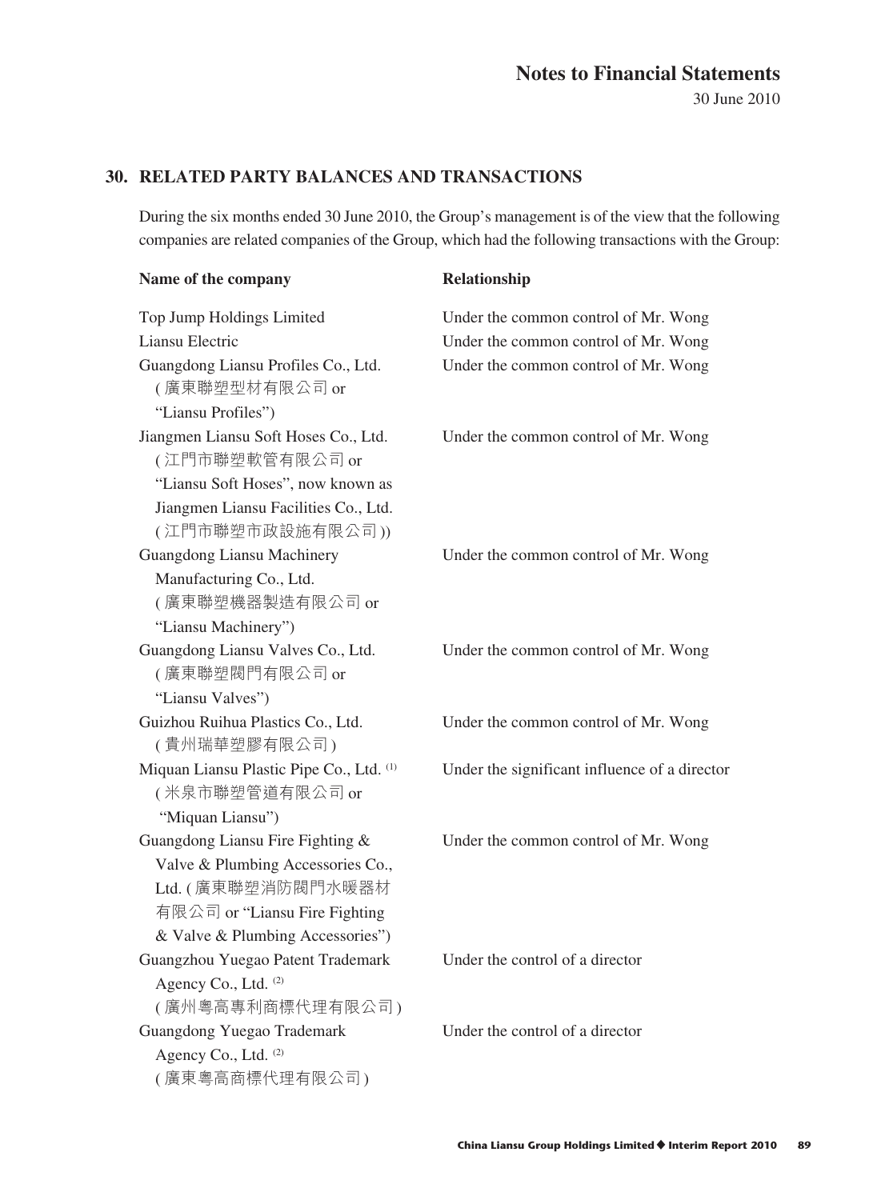## 30. RELATED PARTY BALANCES AND TRANSACTIONS

During the six months ended 30 June 2010, the Group's management is of the view that the following companies are related companies of the Group, which had the following transactions with the Group:

| Name of the company | Relationship |
|---|---|
| Top Jump Holdings Limited | Under the common control of Mr. Wong |
| Liansu Electric | Under the common control of Mr. Wong |
| Guangdong Liansu Profiles Co., Ltd. (廣東聯塑型材有限公司 or "Liansu Profiles") | Under the common control of Mr. Wong |
| Jiangmen Liansu Soft Hoses Co., Ltd. (江門市聯塑軟管有限公司 or "Liansu Soft Hoses", now known as Jiangmen Liansu Facilities Co., Ltd. (江門市聯塑市政設施有限公司)) | Under the common control of Mr. Wong |
| Guangdong Liansu Machinery Manufacturing Co., Ltd. (廣東聯塑機器製造有限公司 or "Liansu Machinery") | Under the common control of Mr. Wong |
| Guangdong Liansu Valves Co., Ltd. (廣東聯塑閥門有限公司 or "Liansu Valves") | Under the common control of Mr. Wong |
| Guizhou Ruihua Plastics Co., Ltd. (貴州瑞華塑膠有限公司) | Under the common control of Mr. Wong |
| Miquan Liansu Plastic Pipe Co., Ltd. [(1)] (米泉市聯塑管道有限公司 or "Miquan Liansu") | Under the significant influence of a director |
| Guangdong Liansu Fire Fighting & Valve & Plumbing Accessories Co., Ltd. (廣東聯塑消防閥門水暖器材有限公司 or "Liansu Fire Fighting & Valve & Plumbing Accessories") | Under the common control of Mr. Wong |
| Guangzhou Yuegao Patent Trademark Agency Co., Ltd. [(2)] (廣州粵高專利商標代理有限公司) | Under the control of a director |
| Guangdong Yuegao Trademark Agency Co., Ltd. [(2)] (廣東粵高商標代理有限公司) | Under the control of a director |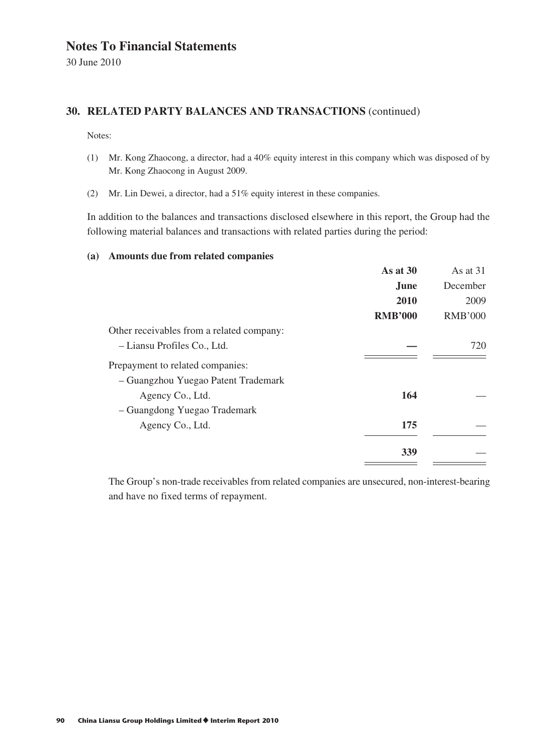# Notes To Financial Statements

30 June 2010

## 30. RELATED PARTY BALANCES AND TRANSACTIONS (continued)

Notes:

(1) Mr. Kong Zhaocong, a director, had a 40% equity interest in this company which was disposed of by Mr. Kong Zhaocong in August 2009.

(2) Mr. Lin Dewei, a director, had a 51% equity interest in these companies.

In addition to the balances and transactions disclosed elsewhere in this report, the Group had the following material balances and transactions with related parties during the period:

### (a) Amounts due from related companies

| | **As at 30 June 2010 RMB'000** | As at 31 December 2009 RMB'000 |
|---|---|---|
| Other receivables from a related company: | | |
| – Liansu Profiles Co., Ltd. | **—** | 720 |
| Prepayment to related companies: | | |
| – Guangzhou Yuegao Patent Trademark Agency Co., Ltd. | **164** | — |
| – Guangdong Yuegao Trademark Agency Co., Ltd. | **175** | — |
| | **339** | — |

The Group's non-trade receivables from related companies are unsecured, non-interest-bearing and have no fixed terms of repayment.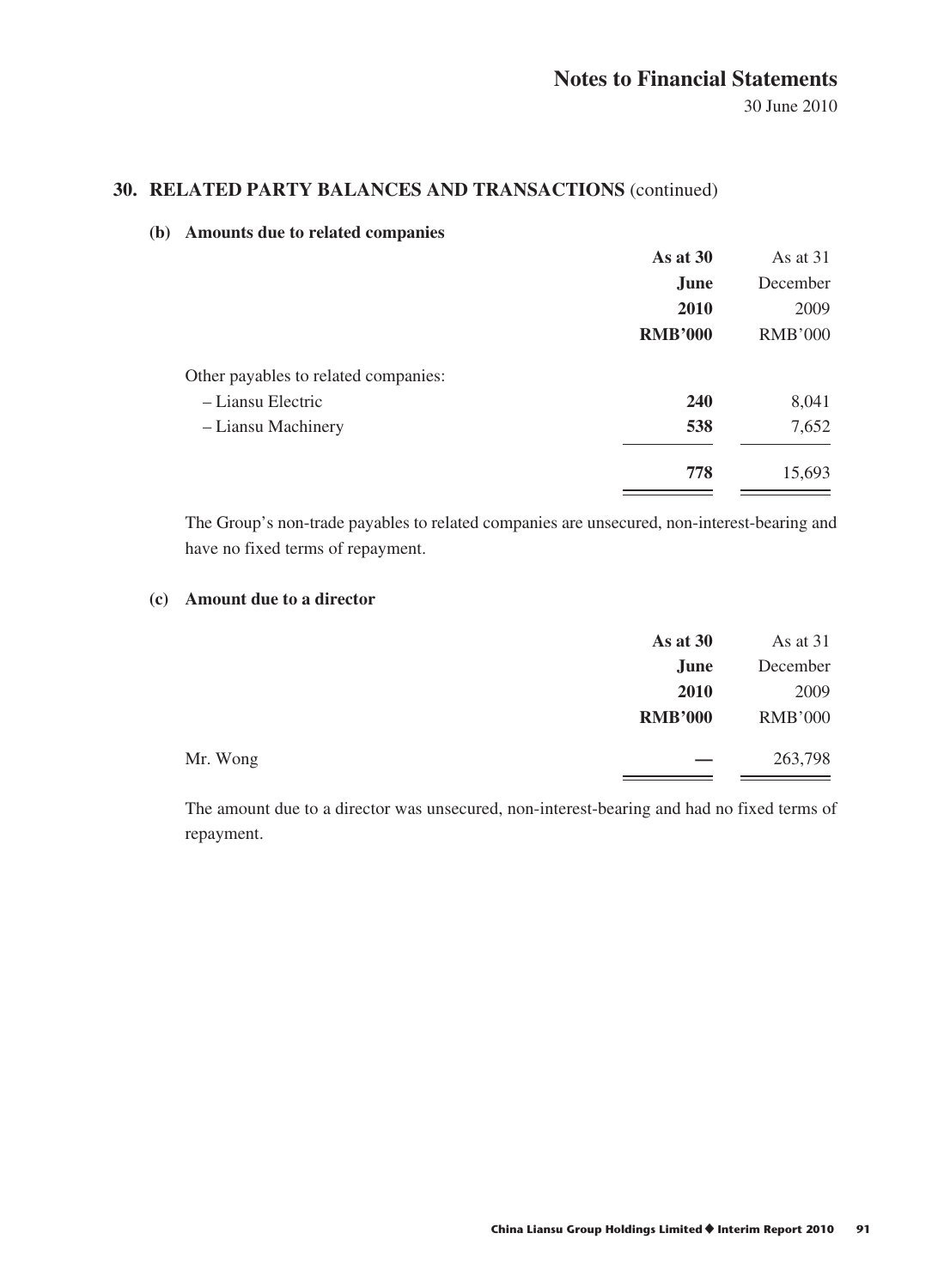## 30. RELATED PARTY BALANCES AND TRANSACTIONS (continued)

### (b) Amounts due to related companies

| | **As at 30 June 2010 RMB'000** | As at 31 December 2009 RMB'000 |
|---|---|---|
| Other payables to related companies: | | |
| – Liansu Electric | **240** | 8,041 |
| – Liansu Machinery | **538** | 7,652 |
| | **778** | 15,693 |

The Group's non-trade payables to related companies are unsecured, non-interest-bearing and have no fixed terms of repayment.

### (c) Amount due to a director

| | **As at 30 June 2010 RMB'000** | As at 31 December 2009 RMB'000 |
|---|---|---|
| Mr. Wong | **—** | 263,798 |

The amount due to a director was unsecured, non-interest-bearing and had no fixed terms of repayment.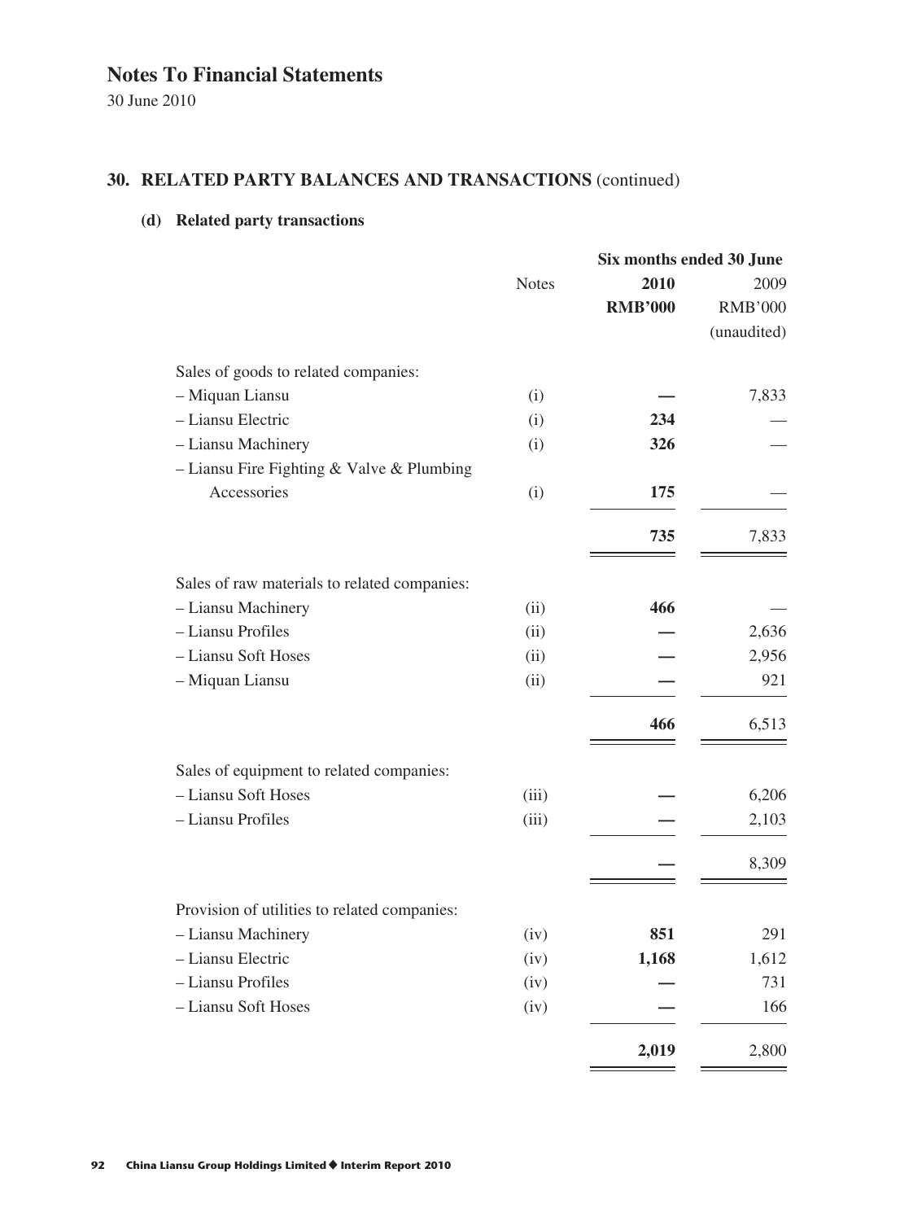# Notes To Financial Statements

30 June 2010

## 30. RELATED PARTY BALANCES AND TRANSACTIONS (continued)

### (d) Related party transactions

| | Notes | Six months ended 30 June 2010 RMB'000 | Six months ended 30 June 2009 RMB'000 (unaudited) |
|---|---|---|---|
| Sales of goods to related companies: | | | |
| – Miquan Liansu | (i) | **—** | 7,833 |
| – Liansu Electric | (i) | **234** | — |
| – Liansu Machinery | (i) | **326** | — |
| – Liansu Fire Fighting & Valve & Plumbing Accessories | (i) | **175** | — |
| | | **735** | 7,833 |
| Sales of raw materials to related companies: | | | |
| – Liansu Machinery | (ii) | **466** | — |
| – Liansu Profiles | (ii) | **—** | 2,636 |
| – Liansu Soft Hoses | (ii) | **—** | 2,956 |
| – Miquan Liansu | (ii) | **—** | 921 |
| | | **466** | 6,513 |
| Sales of equipment to related companies: | | | |
| – Liansu Soft Hoses | (iii) | **—** | 6,206 |
| – Liansu Profiles | (iii) | **—** | 2,103 |
| | | **—** | 8,309 |
| Provision of utilities to related companies: | | | |
| – Liansu Machinery | (iv) | **851** | 291 |
| – Liansu Electric | (iv) | **1,168** | 1,612 |
| – Liansu Profiles | (iv) | **—** | 731 |
| – Liansu Soft Hoses | (iv) | **—** | 166 |
| | | **2,019** | 2,800 |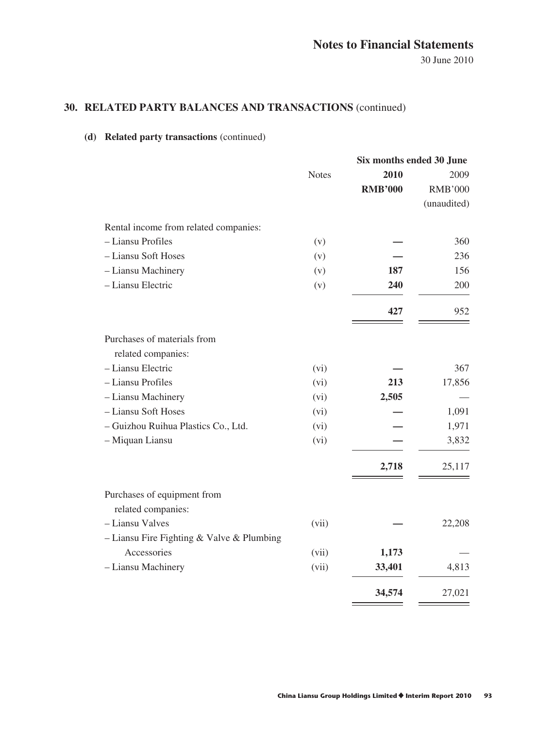## 30. RELATED PARTY BALANCES AND TRANSACTIONS (continued)

### (d) Related party transactions (continued)

| | Notes | Six months ended 30 June 2010 RMB'000 | 2009 RMB'000 (unaudited) |
|---|---|---|---|
| Rental income from related companies: | | | |
| – Liansu Profiles | (v) | — | 360 |
| – Liansu Soft Hoses | (v) | — | 236 |
| – Liansu Machinery | (v) | **187** | 156 |
| – Liansu Electric | (v) | **240** | 200 |
| | | **427** | 952 |
| Purchases of materials from related companies: | | | |
| – Liansu Electric | (vi) | — | 367 |
| – Liansu Profiles | (vi) | **213** | 17,856 |
| – Liansu Machinery | (vi) | **2,505** | — |
| – Liansu Soft Hoses | (vi) | — | 1,091 |
| – Guizhou Ruihua Plastics Co., Ltd. | (vi) | — | 1,971 |
| – Miquan Liansu | (vi) | — | 3,832 |
| | | **2,718** | 25,117 |
| Purchases of equipment from related companies: | | | |
| – Liansu Valves | (vii) | — | 22,208 |
| – Liansu Fire Fighting & Valve & Plumbing Accessories | (vii) | **1,173** | — |
| – Liansu Machinery | (vii) | **33,401** | 4,813 |
| | | **34,574** | 27,021 |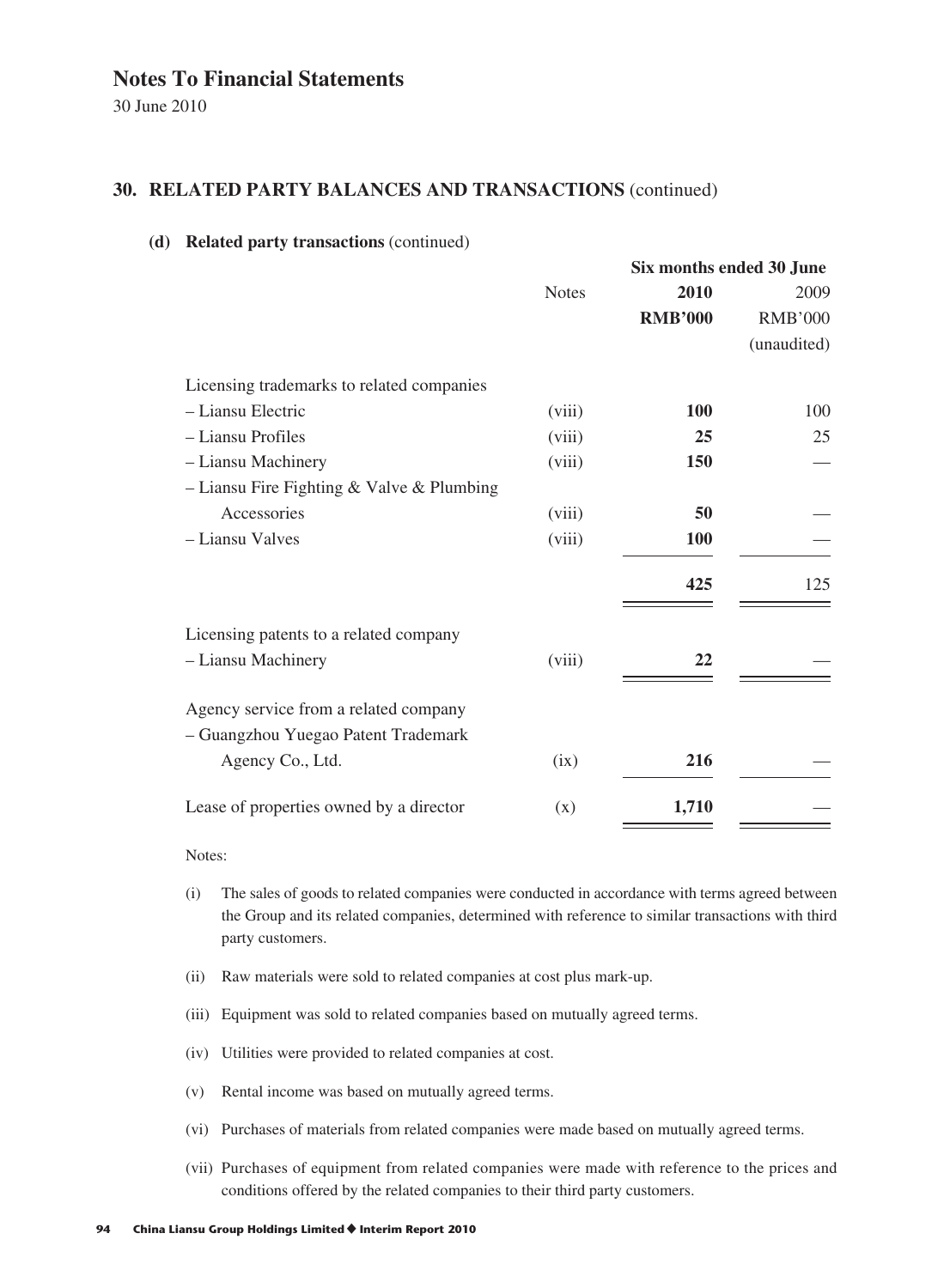# Notes To Financial Statements

30 June 2010

## 30. RELATED PARTY BALANCES AND TRANSACTIONS (continued)

### (d) Related party transactions (continued)

| | Notes | Six months ended 30 June 2010 RMB'000 | 2009 RMB'000 (unaudited) |
|---|---|---|---|
| Licensing trademarks to related companies | | | |
| – Liansu Electric | (viii) | **100** | 100 |
| – Liansu Profiles | (viii) | **25** | 25 |
| – Liansu Machinery | (viii) | **150** | — |
| – Liansu Fire Fighting & Valve & Plumbing Accessories | (viii) | **50** | — |
| – Liansu Valves | (viii) | **100** | — |
| | | **425** | 125 |
| Licensing patents to a related company | | | |
| – Liansu Machinery | (viii) | **22** | — |
| Agency service from a related company | | | |
| – Guangzhou Yuegao Patent Trademark Agency Co., Ltd. | (ix) | **216** | — |
| Lease of properties owned by a director | (x) | **1,710** | — |

Notes:

(i) The sales of goods to related companies were conducted in accordance with terms agreed between the Group and its related companies, determined with reference to similar transactions with third party customers.

(ii) Raw materials were sold to related companies at cost plus mark-up.

(iii) Equipment was sold to related companies based on mutually agreed terms.

(iv) Utilities were provided to related companies at cost.

(v) Rental income was based on mutually agreed terms.

(vi) Purchases of materials from related companies were made based on mutually agreed terms.

(vii) Purchases of equipment from related companies were made with reference to the prices and conditions offered by the related companies to their third party customers.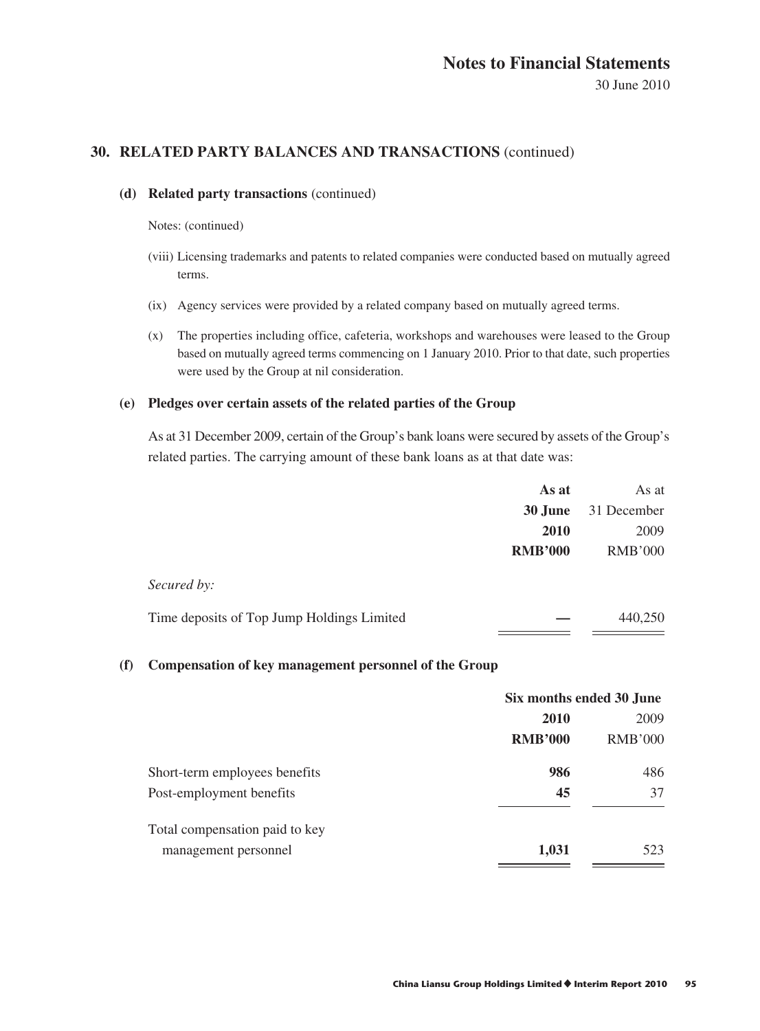## 30. RELATED PARTY BALANCES AND TRANSACTIONS (continued)

### (d) Related party transactions (continued)

Notes: (continued)

(viii) Licensing trademarks and patents to related companies were conducted based on mutually agreed terms.

(ix) Agency services were provided by a related company based on mutually agreed terms.

(x) The properties including office, cafeteria, workshops and warehouses were leased to the Group based on mutually agreed terms commencing on 1 January 2010. Prior to that date, such properties were used by the Group at nil consideration.

### (e) Pledges over certain assets of the related parties of the Group

As at 31 December 2009, certain of the Group's bank loans were secured by assets of the Group's related parties. The carrying amount of these bank loans as at that date was:

| | **As at 30 June 2010 RMB'000** | As at 31 December 2009 RMB'000 |
|---|---|---|
| *Secured by:* | | |
| Time deposits of Top Jump Holdings Limited | **—** | 440,250 |

### (f) Compensation of key management personnel of the Group

| | Six months ended 30 June | |
|---|---|---|
| | **2010 RMB'000** | 2009 RMB'000 |
| Short-term employees benefits | **986** | 486 |
| Post-employment benefits | **45** | 37 |
| Total compensation paid to key management personnel | **1,031** | 523 |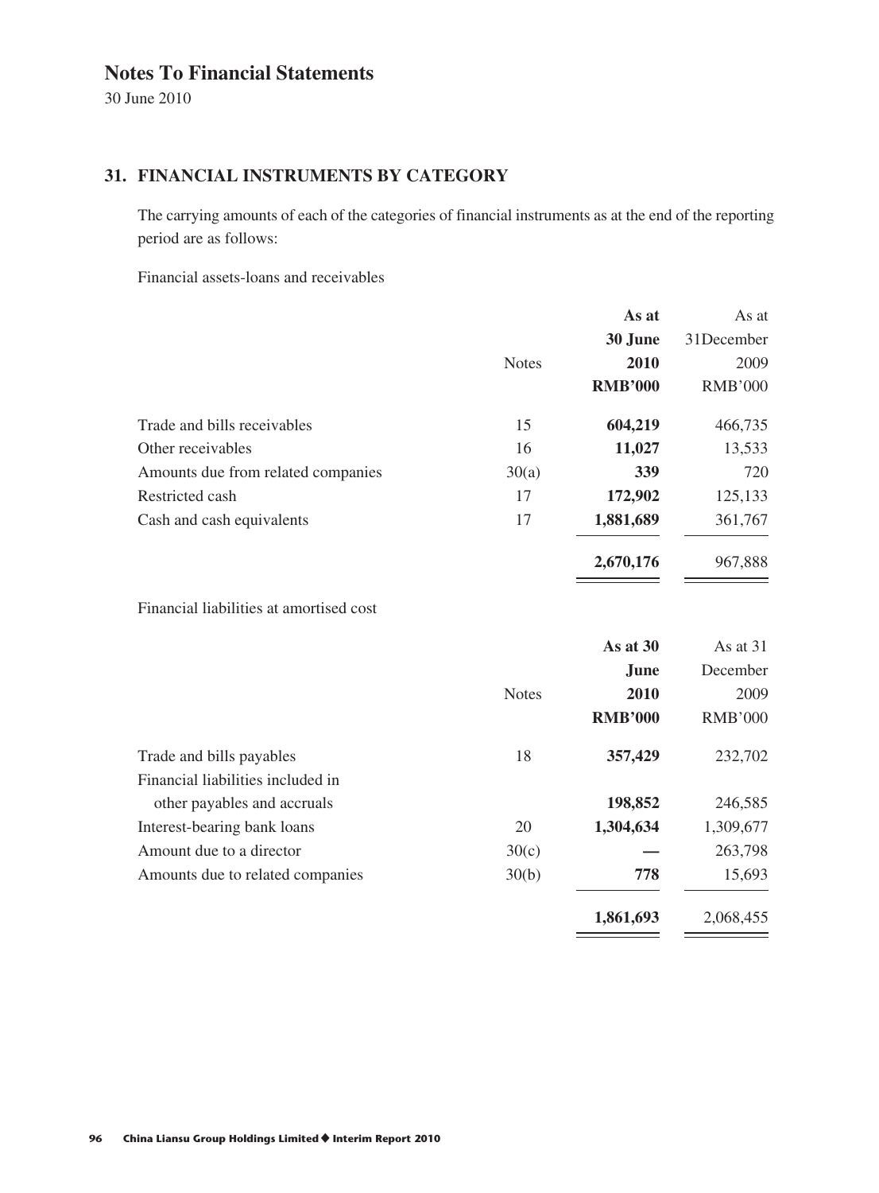# Notes To Financial Statements

30 June 2010

## 31. FINANCIAL INSTRUMENTS BY CATEGORY

The carrying amounts of each of the categories of financial instruments as at the end of the reporting period are as follows:

Financial assets-loans and receivables

| | Notes | **As at 30 June 2010 RMB'000** | As at 31December 2009 RMB'000 |
|---|---|---|---|
| Trade and bills receivables | 15 | **604,219** | 466,735 |
| Other receivables | 16 | **11,027** | 13,533 |
| Amounts due from related companies | 30(a) | **339** | 720 |
| Restricted cash | 17 | **172,902** | 125,133 |
| Cash and cash equivalents | 17 | **1,881,689** | 361,767 |
| | | **2,670,176** | 967,888 |

Financial liabilities at amortised cost

| | Notes | **As at 30 June 2010 RMB'000** | As at 31 December 2009 RMB'000 |
|---|---|---|---|
| Trade and bills payables | 18 | **357,429** | 232,702 |
| Financial liabilities included in other payables and accruals | | **198,852** | 246,585 |
| Interest-bearing bank loans | 20 | **1,304,634** | 1,309,677 |
| Amount due to a director | 30(c) | **—** | 263,798 |
| Amounts due to related companies | 30(b) | **778** | 15,693 |
| | | **1,861,693** | 2,068,455 |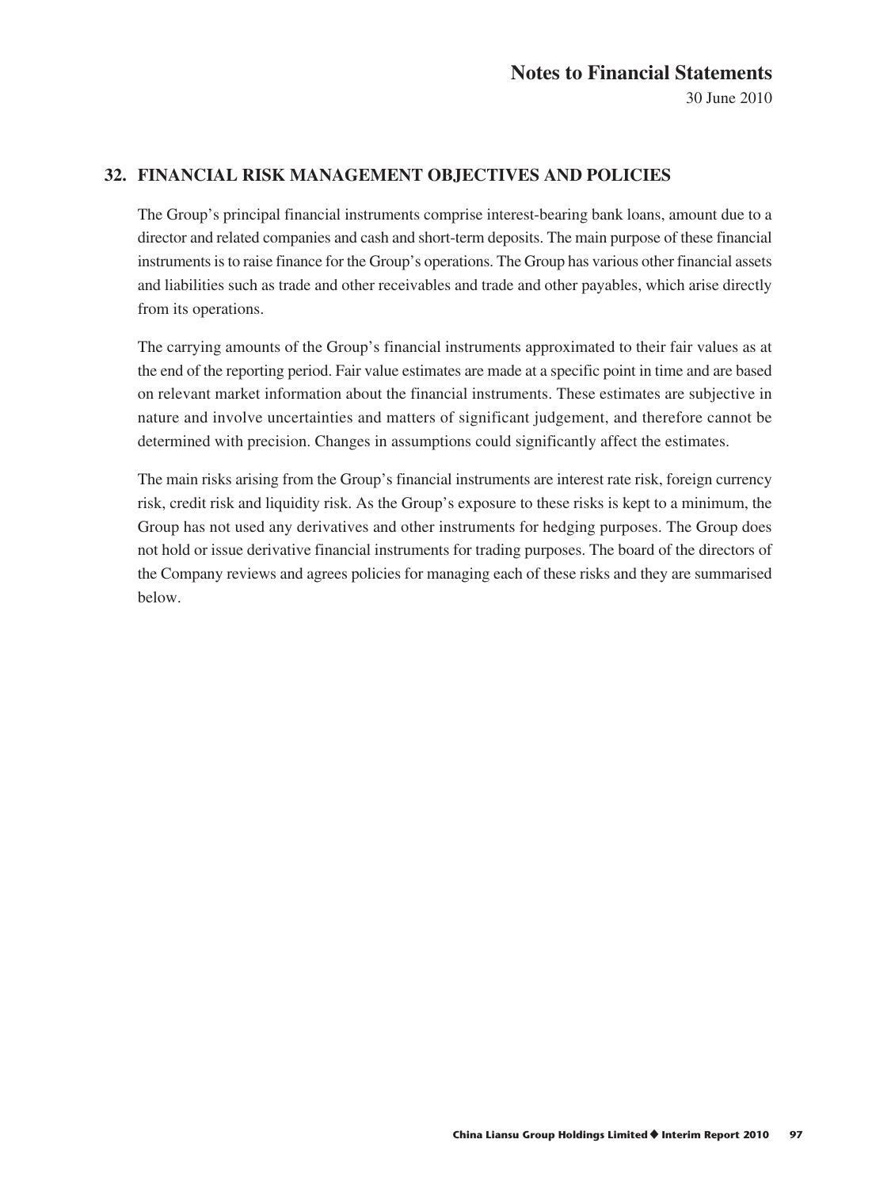## 32. FINANCIAL RISK MANAGEMENT OBJECTIVES AND POLICIES

The Group's principal financial instruments comprise interest-bearing bank loans, amount due to a director and related companies and cash and short-term deposits. The main purpose of these financial instruments is to raise finance for the Group's operations. The Group has various other financial assets and liabilities such as trade and other receivables and trade and other payables, which arise directly from its operations.

The carrying amounts of the Group's financial instruments approximated to their fair values as at the end of the reporting period. Fair value estimates are made at a specific point in time and are based on relevant market information about the financial instruments. These estimates are subjective in nature and involve uncertainties and matters of significant judgement, and therefore cannot be determined with precision. Changes in assumptions could significantly affect the estimates.

The main risks arising from the Group's financial instruments are interest rate risk, foreign currency risk, credit risk and liquidity risk. As the Group's exposure to these risks is kept to a minimum, the Group has not used any derivatives and other instruments for hedging purposes. The Group does not hold or issue derivative financial instruments for trading purposes. The board of the directors of the Company reviews and agrees policies for managing each of these risks and they are summarised below.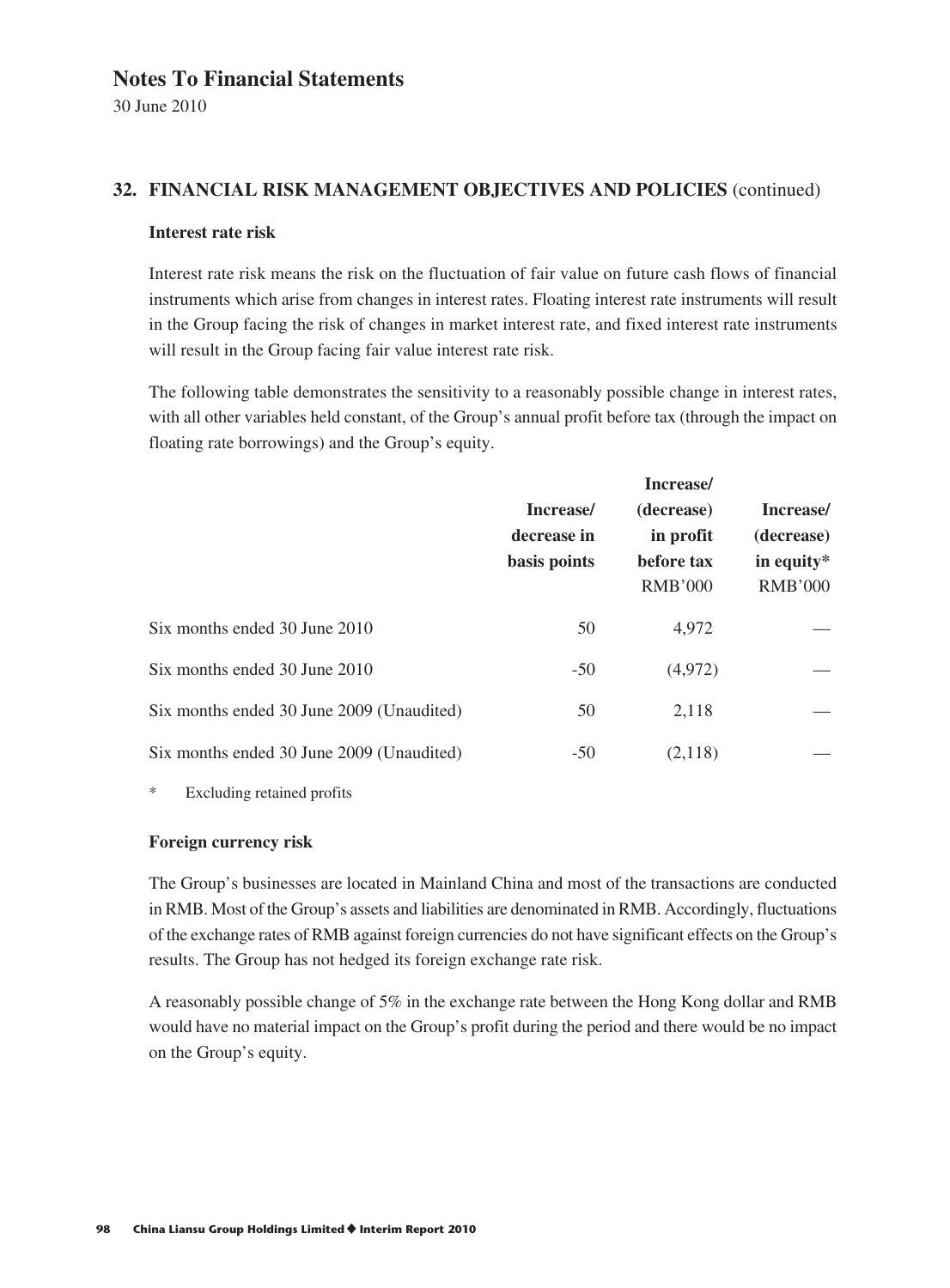# Notes To Financial Statements

30 June 2010

## 32. FINANCIAL RISK MANAGEMENT OBJECTIVES AND POLICIES (continued)

### Interest rate risk

Interest rate risk means the risk on the fluctuation of fair value on future cash flows of financial instruments which arise from changes in interest rates. Floating interest rate instruments will result in the Group facing the risk of changes in market interest rate, and fixed interest rate instruments will result in the Group facing fair value interest rate risk.

The following table demonstrates the sensitivity to a reasonably possible change in interest rates, with all other variables held constant, of the Group's annual profit before tax (through the impact on floating rate borrowings) and the Group's equity.

| | Increase/ decrease in basis points | Increase/ (decrease) in profit before tax RMB'000 | Increase/ (decrease) in equity* RMB'000 |
|---|---|---|---|
| Six months ended 30 June 2010 | 50 | 4,972 | — |
| Six months ended 30 June 2010 | -50 | (4,972) | — |
| Six months ended 30 June 2009 (Unaudited) | 50 | 2,118 | — |
| Six months ended 30 June 2009 (Unaudited) | -50 | (2,118) | — |

\* Excluding retained profits

### Foreign currency risk

The Group's businesses are located in Mainland China and most of the transactions are conducted in RMB. Most of the Group's assets and liabilities are denominated in RMB. Accordingly, fluctuations of the exchange rates of RMB against foreign currencies do not have significant effects on the Group's results. The Group has not hedged its foreign exchange rate risk.

A reasonably possible change of 5% in the exchange rate between the Hong Kong dollar and RMB would have no material impact on the Group's profit during the period and there would be no impact on the Group's equity.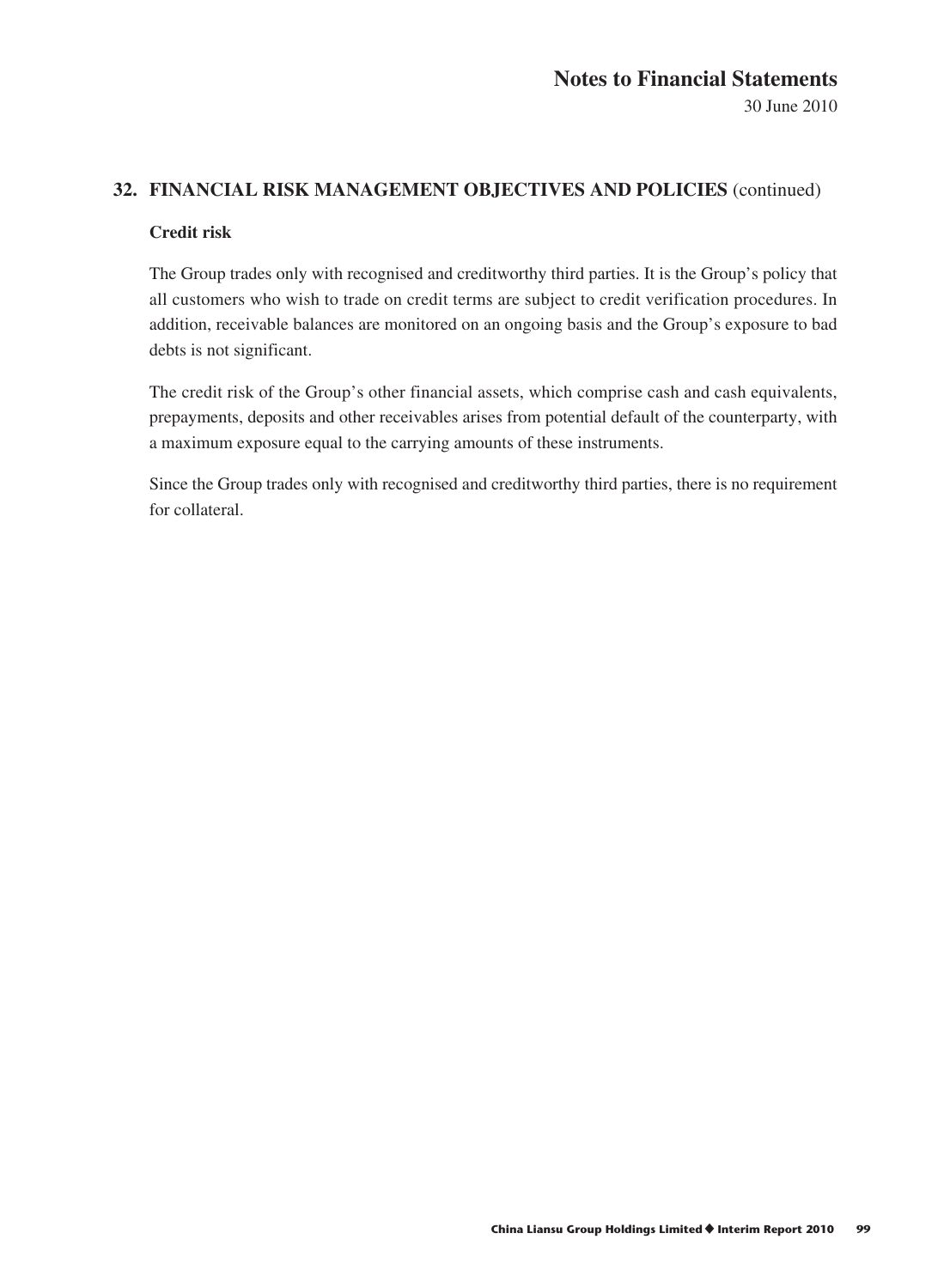## 32. FINANCIAL RISK MANAGEMENT OBJECTIVES AND POLICIES (continued)

### Credit risk

The Group trades only with recognised and creditworthy third parties. It is the Group's policy that all customers who wish to trade on credit terms are subject to credit verification procedures. In addition, receivable balances are monitored on an ongoing basis and the Group's exposure to bad debts is not significant.

The credit risk of the Group's other financial assets, which comprise cash and cash equivalents, prepayments, deposits and other receivables arises from potential default of the counterparty, with a maximum exposure equal to the carrying amounts of these instruments.

Since the Group trades only with recognised and creditworthy third parties, there is no requirement for collateral.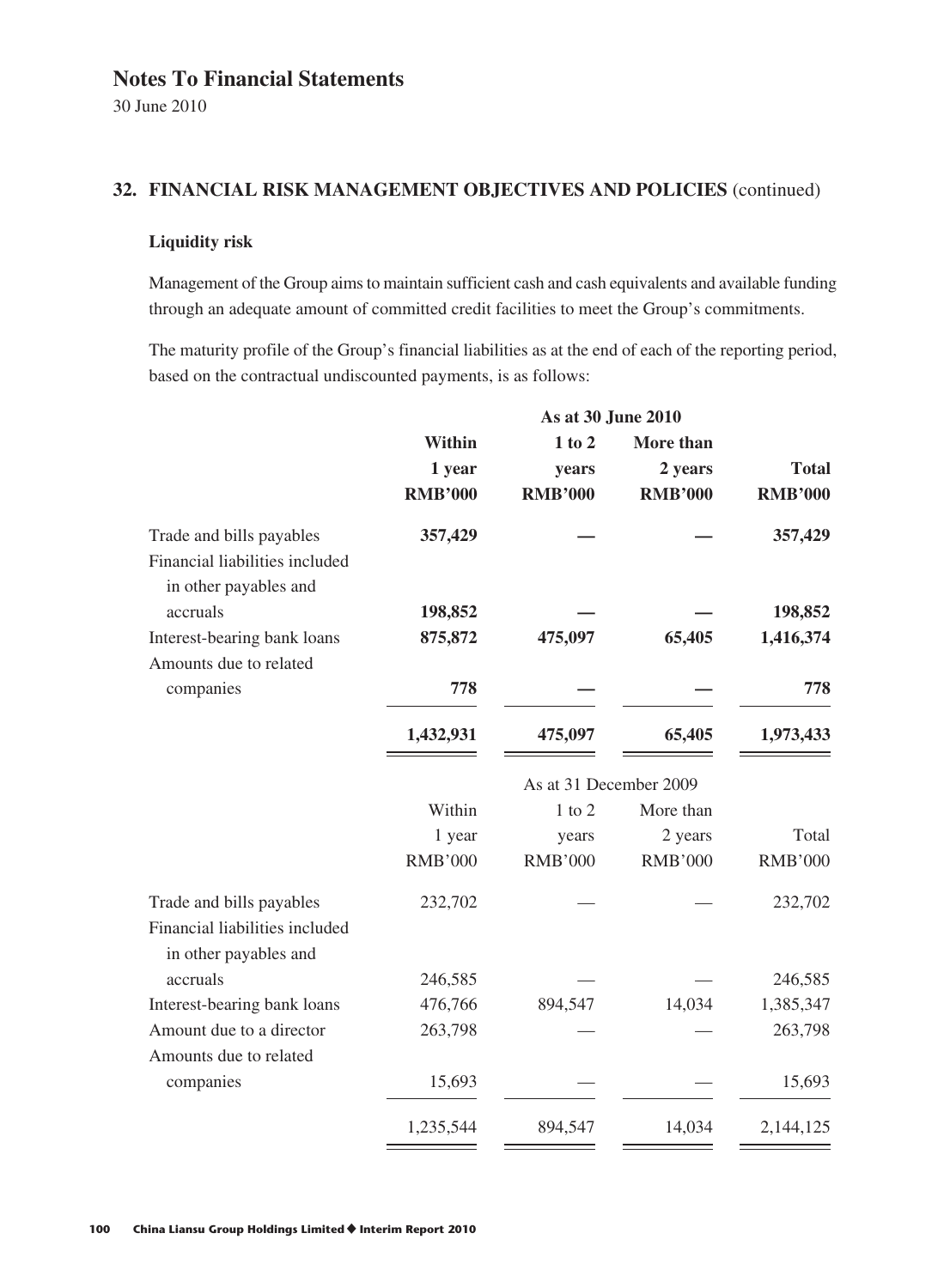# Notes To Financial Statements

30 June 2010

## 32. FINANCIAL RISK MANAGEMENT OBJECTIVES AND POLICIES (continued)

### Liquidity risk

Management of the Group aims to maintain sufficient cash and cash equivalents and available funding through an adequate amount of committed credit facilities to meet the Group's commitments.

The maturity profile of the Group's financial liabilities as at the end of each of the reporting period, based on the contractual undiscounted payments, is as follows:

| | **As at 30 June 2010** | | | |
|---|---|---|---|---|
| | **Within 1 year RMB'000** | **1 to 2 years RMB'000** | **More than 2 years RMB'000** | **Total RMB'000** |
| Trade and bills payables | **357,429** | **—** | **—** | **357,429** |
| Financial liabilities included in other payables and accruals | **198,852** | **—** | **—** | **198,852** |
| Interest-bearing bank loans | **875,872** | **475,097** | **65,405** | **1,416,374** |
| Amounts due to related companies | **778** | **—** | **—** | **778** |
| | **1,432,931** | **475,097** | **65,405** | **1,973,433** |

| | As at 31 December 2009 | | | |
|---|---|---|---|---|
| | Within 1 year RMB'000 | 1 to 2 years RMB'000 | More than 2 years RMB'000 | Total RMB'000 |
| Trade and bills payables | 232,702 | — | — | 232,702 |
| Financial liabilities included in other payables and accruals | 246,585 | — | — | 246,585 |
| Interest-bearing bank loans | 476,766 | 894,547 | 14,034 | 1,385,347 |
| Amount due to a director | 263,798 | — | — | 263,798 |
| Amounts due to related companies | 15,693 | — | — | 15,693 |
| | 1,235,544 | 894,547 | 14,034 | 2,144,125 |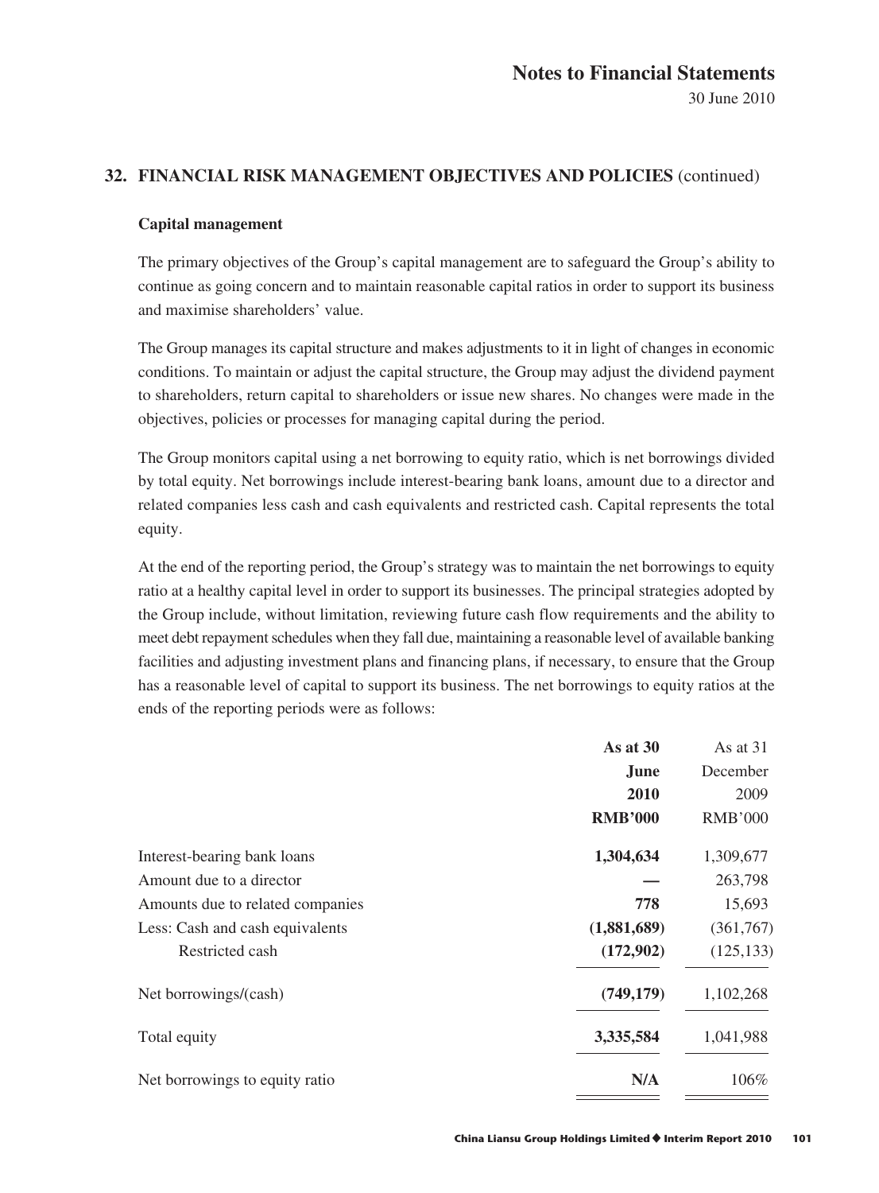## 32. FINANCIAL RISK MANAGEMENT OBJECTIVES AND POLICIES (continued)

### Capital management

The primary objectives of the Group's capital management are to safeguard the Group's ability to continue as going concern and to maintain reasonable capital ratios in order to support its business and maximise shareholders' value.

The Group manages its capital structure and makes adjustments to it in light of changes in economic conditions. To maintain or adjust the capital structure, the Group may adjust the dividend payment to shareholders, return capital to shareholders or issue new shares. No changes were made in the objectives, policies or processes for managing capital during the period.

The Group monitors capital using a net borrowing to equity ratio, which is net borrowings divided by total equity. Net borrowings include interest-bearing bank loans, amount due to a director and related companies less cash and cash equivalents and restricted cash. Capital represents the total equity.

At the end of the reporting period, the Group's strategy was to maintain the net borrowings to equity ratio at a healthy capital level in order to support its businesses. The principal strategies adopted by the Group include, without limitation, reviewing future cash flow requirements and the ability to meet debt repayment schedules when they fall due, maintaining a reasonable level of available banking facilities and adjusting investment plans and financing plans, if necessary, to ensure that the Group has a reasonable level of capital to support its business. The net borrowings to equity ratios at the ends of the reporting periods were as follows:

| | **As at 30 June 2010 RMB'000** | As at 31 December 2009 RMB'000 |
|---|---|---|
| Interest-bearing bank loans | **1,304,634** | 1,309,677 |
| Amount due to a director | **—** | 263,798 |
| Amounts due to related companies | **778** | 15,693 |
| Less: Cash and cash equivalents | **(1,881,689)** | (361,767) |
| Restricted cash | **(172,902)** | (125,133) |
| Net borrowings/(cash) | **(749,179)** | 1,102,268 |
| Total equity | **3,335,584** | 1,041,988 |
| Net borrowings to equity ratio | **N/A** | 106% |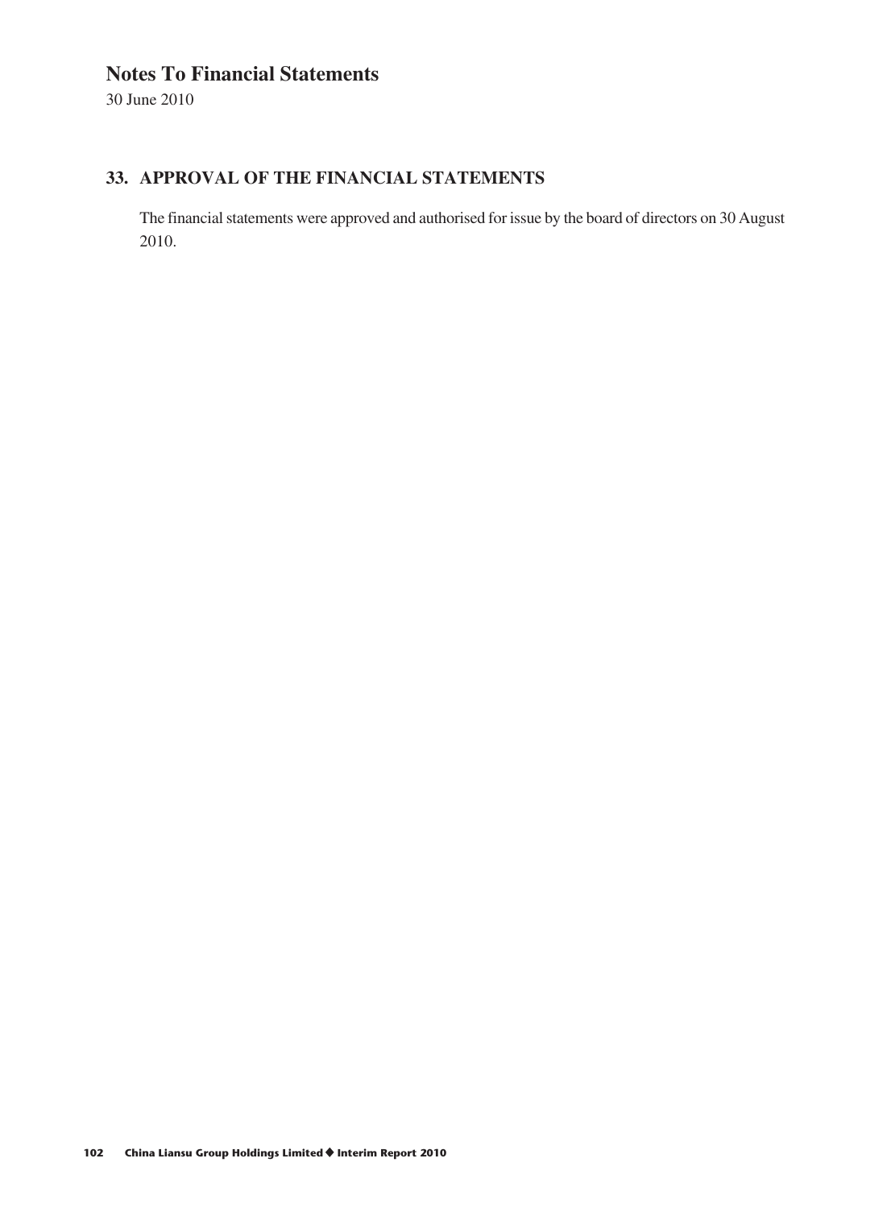# Notes To Financial Statements

30 June 2010

## 33. APPROVAL OF THE FINANCIAL STATEMENTS

The financial statements were approved and authorised for issue by the board of directors on 30 August 2010.